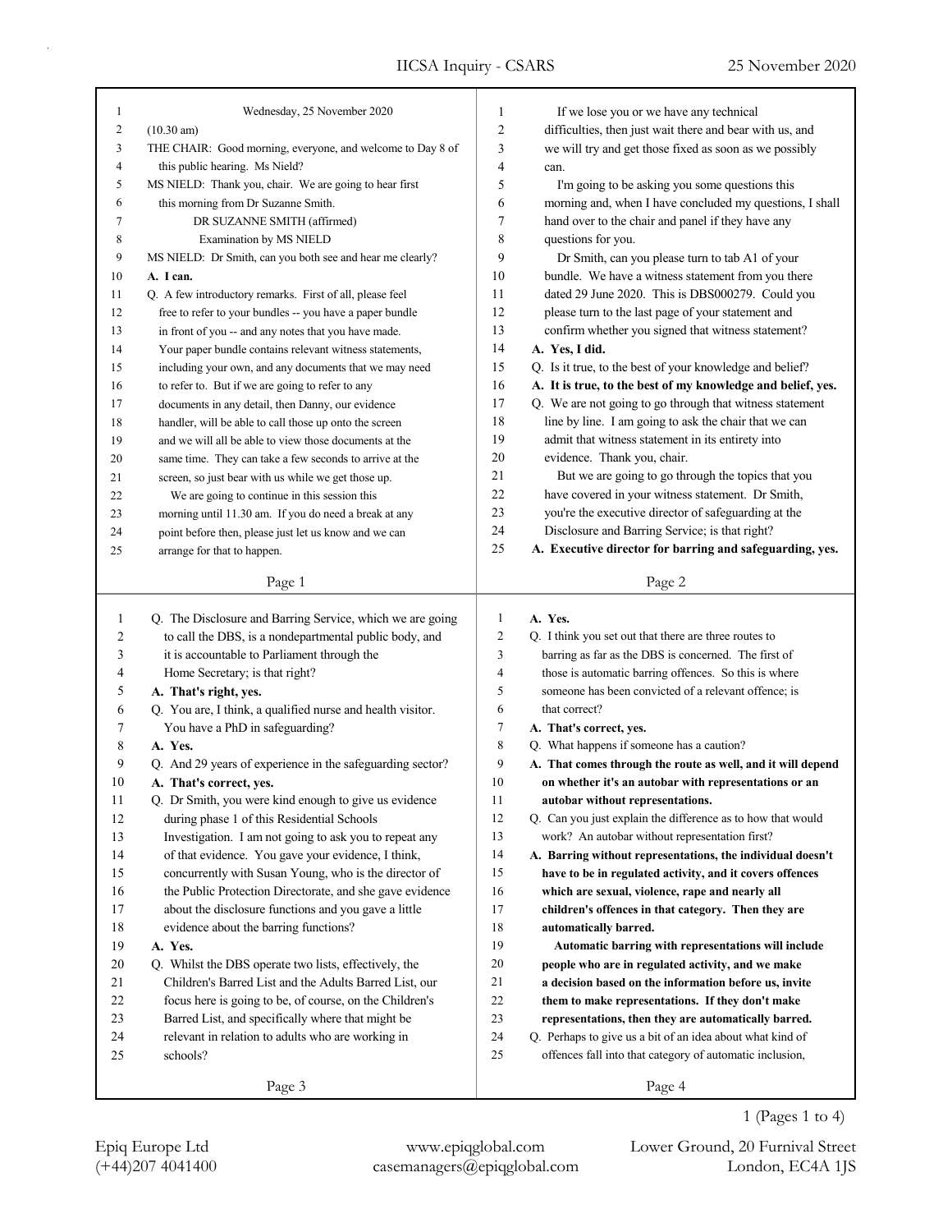Wednesday, 25 November 2020

(10.30 am)

THE CHAIR: Good morning, everyone, and welcome to Day 8 of this public hearing. Ms Nield?

MS NIELD: Thank you, chair. We are going to hear first this morning from Dr Suzanne Smith.

DR SUZANNE SMITH (affirmed)

Examination by MS NIELD

MS NIELD: Dr Smith, can you both see and hear me clearly?

**A. I can.**

Q. A few introductory remarks. First of all, please feel free to refer to your bundles -- you have a paper bundle in front of you -- and any notes that you have made. Your paper bundle contains relevant witness statements, including your own, and any documents that we may need to refer to. But if we are going to refer to any documents in any detail, then Danny, our evidence handler, will be able to call those up onto the screen and we will all be able to view those documents at the same time. They can take a few seconds to arrive at the screen, so just bear with us while we get those up.

We are going to continue in this session this morning until 11.30 am. If you do need a break at any point before then, please just let us know and we can arrange for that to happen.

If we lose you or we have any technical difficulties, then just wait there and bear with us, and we will try and get those fixed as soon as we possibly can.

I'm going to be asking you some questions this morning and, when I have concluded my questions, I shall hand over to the chair and panel if they have any questions for you.

Dr Smith, can you please turn to tab A1 of your bundle. We have a witness statement from you there dated 29 June 2020. This is DBS000279. Could you please turn to the last page of your statement and confirm whether you signed that witness statement?

**A. Yes, I did.**

Q. Is it true, to the best of your knowledge and belief?

**A. It is true, to the best of my knowledge and belief, yes.**

Q. We are not going to go through that witness statement line by line. I am going to ask the chair that we can admit that witness statement in its entirety into evidence. Thank you, chair.

But we are going to go through the topics that you have covered in your witness statement. Dr Smith, you're the executive director of safeguarding at the Disclosure and Barring Service; is that right?

**A. Executive director for barring and safeguarding, yes.**

Q. The Disclosure and Barring Service, which we are going to call the DBS, is a nondepartmental public body, and it is accountable to Parliament through the Home Secretary; is that right?

**A. That's right, yes.**

Q. You are, I think, a qualified nurse and health visitor. You have a PhD in safeguarding?

**A. Yes.**

Q. And 29 years of experience in the safeguarding sector?

**A. That's correct, yes.**

Q. Dr Smith, you were kind enough to give us evidence during phase 1 of this Residential Schools Investigation. I am not going to ask you to repeat any of that evidence. You gave your evidence, I think, concurrently with Susan Young, who is the director of the Public Protection Directorate, and she gave evidence about the disclosure functions and you gave a little evidence about the barring functions?

**A. Yes.**

Q. Whilst the DBS operate two lists, effectively, the Children's Barred List and the Adults Barred List, our focus here is going to be, of course, on the Children's Barred List, and specifically where that might be relevant in relation to adults who are working in schools?

**A. Yes.**

Q. I think you set out that there are three routes to barring as far as the DBS is concerned. The first of those is automatic barring offences. So this is where someone has been convicted of a relevant offence; is that correct?

**A. That's correct, yes.**

Q. What happens if someone has a caution?

**A. That comes through the route as well, and it will depend on whether it's an autobar with representations or an autobar without representations.**

Q. Can you just explain the difference as to how that would work? An autobar without representation first?

**A. Barring without representations, the individual doesn't have to be in regulated activity, and it covers offences which are sexual, violence, rape and nearly all children's offences in that category. Then they are automatically barred.**

**Automatic barring with representations will include people who are in regulated activity, and we make a decision based on the information before us, invite them to make representations. If they don't make representations, then they are automatically barred.**

Q. Perhaps to give us a bit of an idea about what kind of offences fall into that category of automatic inclusion,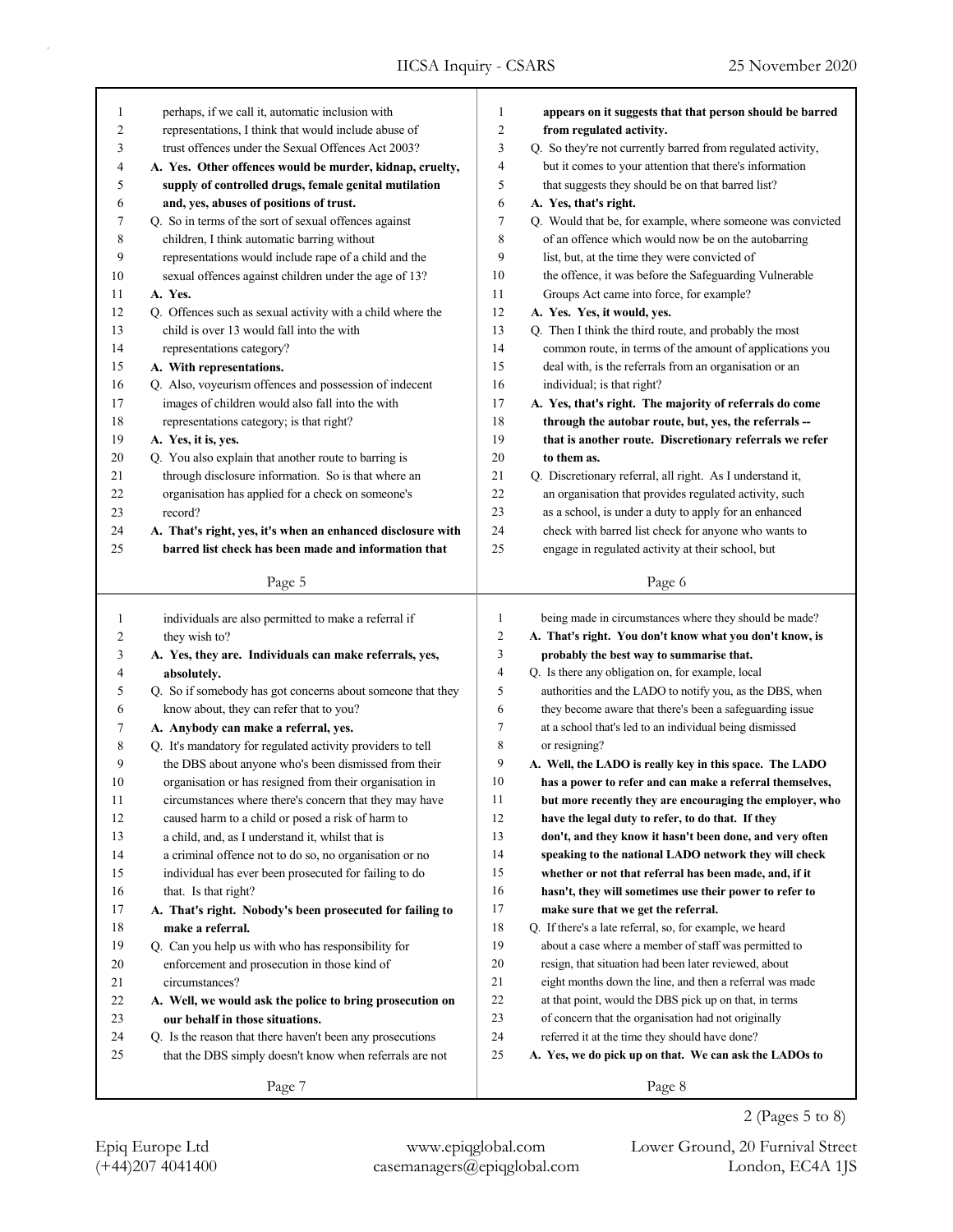perhaps, if we call it, automatic inclusion with representations, I think that would include abuse of trust offences under the Sexual Offences Act 2003?

**A. Yes. Other offences would be murder, kidnap, cruelty, supply of controlled drugs, female genital mutilation and, yes, abuses of positions of trust.**

Q. So in terms of the sort of sexual offences against children, I think automatic barring without representations would include rape of a child and the sexual offences against children under the age of 13?

**A. Yes.**

Q. Offences such as sexual activity with a child where the child is over 13 would fall into the with representations category?

**A. With representations.**

Q. Also, voyeurism offences and possession of indecent images of children would also fall into the with representations category; is that right?

**A. Yes, it is, yes.**

Q. You also explain that another route to barring is through disclosure information. So is that where an organisation has applied for a check on someone's record?

**A. That's right, yes, it's when an enhanced disclosure with barred list check has been made and information that appears on it suggests that that person should be barred from regulated activity.**

Q. So they're not currently barred from regulated activity, but it comes to your attention that there's information that suggests they should be on that barred list?

**A. Yes, that's right.**

Q. Would that be, for example, where someone was convicted of an offence which would now be on the autobarring list, but, at the time they were convicted of the offence, it was before the Safeguarding Vulnerable Groups Act came into force, for example?

**A. Yes. Yes, it would, yes.**

Q. Then I think the third route, and probably the most common route, in terms of the amount of applications you deal with, is the referrals from an organisation or an individual; is that right?

**A. Yes, that's right. The majority of referrals do come through the autobar route, but, yes, the referrals -- that is another route. Discretionary referrals we refer to them as.**

Q. Discretionary referral, all right. As I understand it, an organisation that provides regulated activity, such as a school, is under a duty to apply for an enhanced check with barred list check for anyone who wants to engage in regulated activity at their school, but individuals are also permitted to make a referral if they wish to?

**A. Yes, they are. Individuals can make referrals, yes, absolutely.**

Q. So if somebody has got concerns about someone that they know about, they can refer that to you?

**A. Anybody can make a referral, yes.**

Q. It's mandatory for regulated activity providers to tell the DBS about anyone who's been dismissed from their organisation or has resigned from their organisation in circumstances where there's concern that they may have caused harm to a child or posed a risk of harm to a child, and, as I understand it, whilst that is a criminal offence not to do so, no organisation or no individual has ever been prosecuted for failing to do that. Is that right?

**A. That's right. Nobody's been prosecuted for failing to make a referral.**

Q. Can you help us with who has responsibility for enforcement and prosecution in those kind of circumstances?

**A. Well, we would ask the police to bring prosecution on our behalf in those situations.**

Q. Is the reason that there haven't been any prosecutions that the DBS simply doesn't know when referrals are not being made in circumstances where they should be made?

**A. That's right. You don't know what you don't know, is probably the best way to summarise that.**

Q. Is there any obligation on, for example, local authorities and the LADO to notify you, as the DBS, when they become aware that there's been a safeguarding issue at a school that's led to an individual being dismissed or resigning?

**A. Well, the LADO is really key in this space. The LADO has a power to refer and can make a referral themselves, but more recently they are encouraging the employer, who have the legal duty to refer, to do that. If they don't, and they know it hasn't been done, and very often speaking to the national LADO network they will check whether or not that referral has been made, and, if it hasn't, they will sometimes use their power to refer to make sure that we get the referral.**

Q. If there's a late referral, so, for example, we heard about a case where a member of staff was permitted to resign, that situation had been later reviewed, about eight months down the line, and then a referral was made at that point, would the DBS pick up on that, in terms of concern that the organisation had not originally referred it at the time they should have done?

**A. Yes, we do pick up on that. We can ask the LADOs to**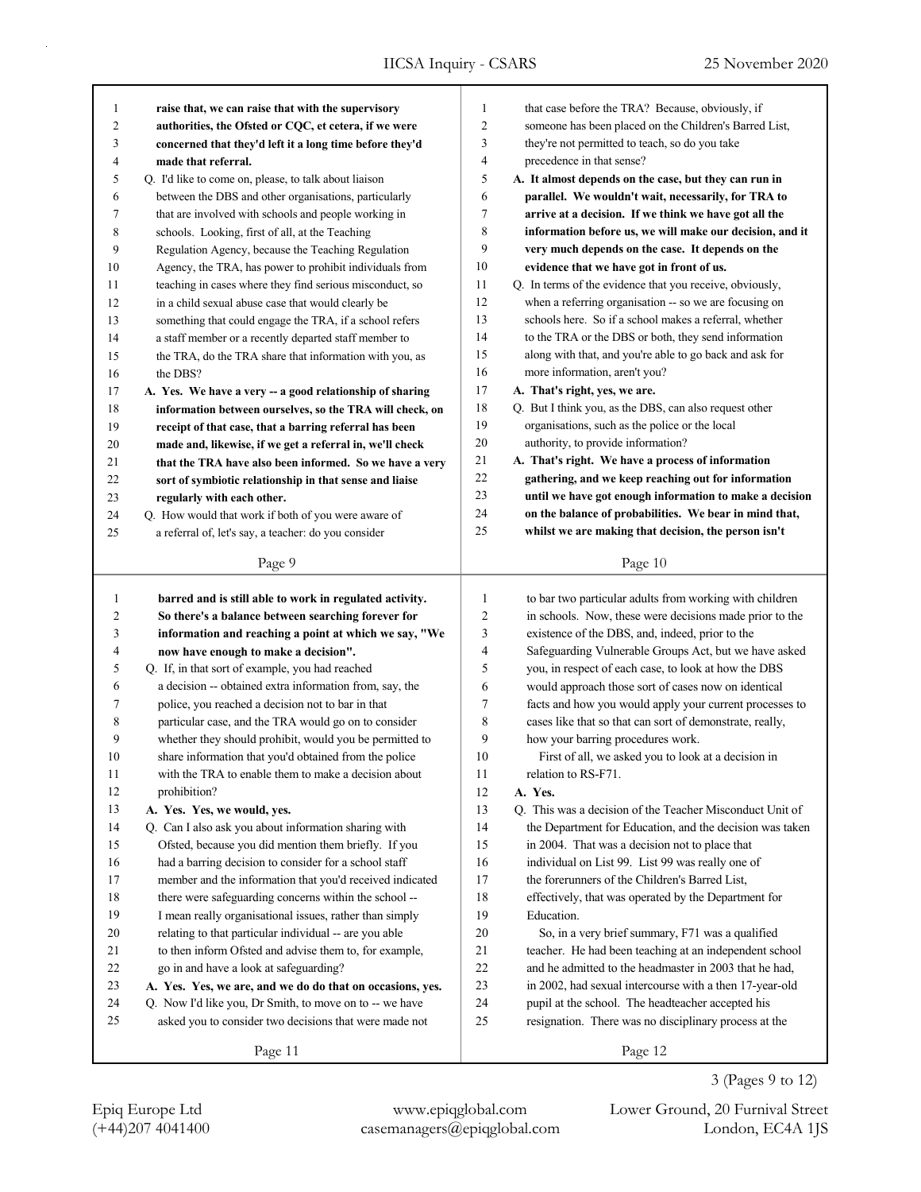**raise that, we can raise that with the supervisory authorities, the Ofsted or CQC, et cetera, if we were concerned that they'd left it a long time before they'd made that referral.**

Q. I'd like to come on, please, to talk about liaison between the DBS and other organisations, particularly that are involved with schools and people working in schools. Looking, first of all, at the Teaching Regulation Agency, because the Teaching Regulation Agency, the TRA, has power to prohibit individuals from teaching in cases where they find serious misconduct, so in a child sexual abuse case that would clearly be something that could engage the TRA, if a school refers a staff member or a recently departed staff member to the TRA, do the TRA share that information with you, as the DBS?

**A. Yes. We have a very -- a good relationship of sharing information between ourselves, so the TRA will check, on receipt of that case, that a barring referral has been made and, likewise, if we get a referral in, we'll check that the TRA have also been informed. So we have a very sort of symbiotic relationship in that sense and liaise regularly with each other.**

Q. How would that work if both of you were aware of a referral of, let's say, a teacher: do you consider that case before the TRA? Because, obviously, if someone has been placed on the Children's Barred List, they're not permitted to teach, so do you take precedence in that sense?

**A. It almost depends on the case, but they can run in parallel. We wouldn't wait, necessarily, for TRA to arrive at a decision. If we think we have got all the information before us, we will make our decision, and it very much depends on the case. It depends on the evidence that we have got in front of us.**

Q. In terms of the evidence that you receive, obviously, when a referring organisation -- so we are focusing on schools here. So if a school makes a referral, whether to the TRA or the DBS or both, they send information along with that, and you're able to go back and ask for more information, aren't you?

**A. That's right, yes, we are.**

Q. But I think you, as the DBS, can also request other organisations, such as the police or the local authority, to provide information?

**A. That's right. We have a process of information gathering, and we keep reaching out for information until we have got enough information to make a decision on the balance of probabilities. We bear in mind that, whilst we are making that decision, the person isn't barred and is still able to work in regulated activity. So there's a balance between searching forever for information and reaching a point at which we say, "We now have enough to make a decision".**

Q. If, in that sort of example, you had reached a decision -- obtained extra information from, say, the police, you reached a decision not to bar in that particular case, and the TRA would go on to consider whether they should prohibit, would you be permitted to share information that you'd obtained from the police with the TRA to enable them to make a decision about prohibition?

**A. Yes. Yes, we would, yes.**

Q. Can I also ask you about information sharing with Ofsted, because you did mention them briefly. If you had a barring decision to consider for a school staff member and the information that you'd received indicated there were safeguarding concerns within the school -- I mean really organisational issues, rather than simply relating to that particular individual -- are you able to then inform Ofsted and advise them to, for example, go in and have a look at safeguarding?

**A. Yes. Yes, we are, and we do do that on occasions, yes.**

Q. Now I'd like you, Dr Smith, to move on to -- we have asked you to consider two decisions that were made not to bar two particular adults from working with children in schools. Now, these were decisions made prior to the existence of the DBS, and, indeed, prior to the Safeguarding Vulnerable Groups Act, but we have asked you, in respect of each case, to look at how the DBS would approach those sort of cases now on identical facts and how you would apply your current processes to cases like that so that can sort of demonstrate, really, how your barring procedures work.

First of all, we asked you to look at a decision in relation to RS-F71.

**A. Yes.**

Q. This was a decision of the Teacher Misconduct Unit of the Department for Education, and the decision was taken in 2004. That was a decision not to place that individual on List 99. List 99 was really one of the forerunners of the Children's Barred List, effectively, that was operated by the Department for Education.

So, in a very brief summary, F71 was a qualified teacher. He had been teaching at an independent school and he admitted to the headmaster in 2003 that he had, in 2002, had sexual intercourse with a then 17-year-old pupil at the school. The headteacher accepted his resignation. There was no disciplinary process at the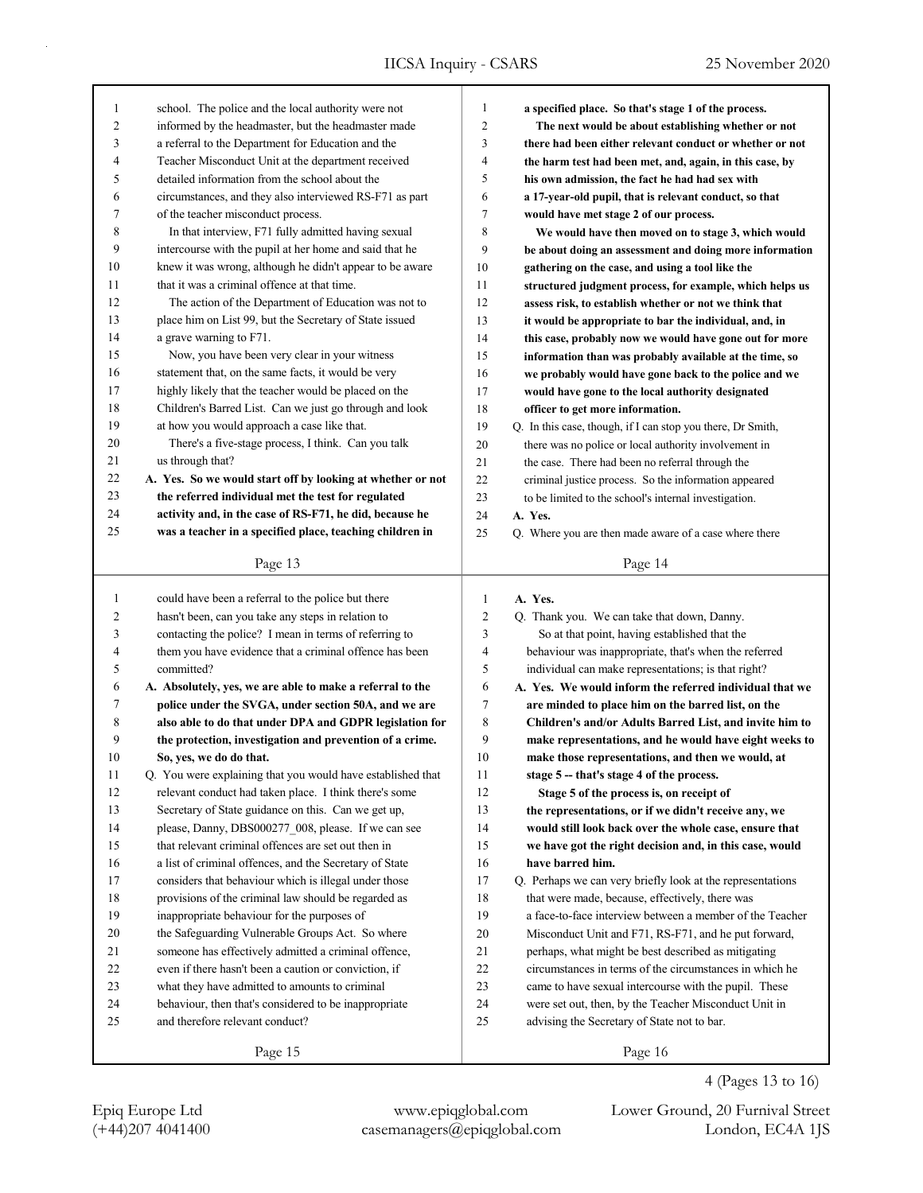school. The police and the local authority were not informed by the headmaster, but the headmaster made a referral to the Department for Education and the Teacher Misconduct Unit at the department received detailed information from the school about the circumstances, and they also interviewed RS-F71 as part of the teacher misconduct process.

In that interview, F71 fully admitted having sexual intercourse with the pupil at her home and said that he knew it was wrong, although he didn't appear to be aware that it was a criminal offence at that time.

The action of the Department of Education was not to place him on List 99, but the Secretary of State issued a grave warning to F71.

Now, you have been very clear in your witness statement that, on the same facts, it would be very highly likely that the teacher would be placed on the Children's Barred List. Can we just go through and look at how you would approach a case like that.

There's a five-stage process, I think. Can you talk us through that?

**A. Yes. So we would start off by looking at whether or not the referred individual met the test for regulated activity and, in the case of RS-F71, he did, because he was a teacher in a specified place, teaching children in a specified place. So that's stage 1 of the process.**

**The next would be about establishing whether or not there had been either relevant conduct or whether or not the harm test had been met, and, again, in this case, by his own admission, the fact he had had sex with a 17-year-old pupil, that is relevant conduct, so that would have met stage 2 of our process.**

**We would have then moved on to stage 3, which would be about doing an assessment and doing more information gathering on the case, and using a tool like the structured judgment process, for example, which helps us assess risk, to establish whether or not we think that it would be appropriate to bar the individual, and, in this case, probably now we would have gone out for more information than was probably available at the time, so we probably would have gone back to the police and we would have gone to the local authority designated officer to get more information.**

Q. In this case, though, if I can stop you there, Dr Smith, there was no police or local authority involvement in the case. There had been no referral through the criminal justice process. So the information appeared to be limited to the school's internal investigation.

**A. Yes.**

Q. Where you are then made aware of a case where there could have been a referral to the police but there hasn't been, can you take any steps in relation to contacting the police? I mean in terms of referring to them you have evidence that a criminal offence has been committed?

**A. Absolutely, yes, we are able to make a referral to the police under the SVGA, under section 50A, and we are also able to do that under DPA and GDPR legislation for the protection, investigation and prevention of a crime. So, yes, we do do that.**

Q. You were explaining that you would have established that relevant conduct had taken place. I think there's some Secretary of State guidance on this. Can we get up, please, Danny, DBS000277_008, please. If we can see that relevant criminal offences are set out then in a list of criminal offences, and the Secretary of State considers that behaviour which is illegal under those provisions of the criminal law should be regarded as inappropriate behaviour for the purposes of the Safeguarding Vulnerable Groups Act. So where someone has effectively admitted a criminal offence, even if there hasn't been a caution or conviction, if what they have admitted to amounts to criminal behaviour, then that's considered to be inappropriate and therefore relevant conduct?

**A. Yes.**

Q. Thank you. We can take that down, Danny.

So at that point, having established that the behaviour was inappropriate, that's when the referred individual can make representations; is that right?

**A. Yes. We would inform the referred individual that we are minded to place him on the barred list, on the Children's and/or Adults Barred List, and invite him to make representations, and he would have eight weeks to make those representations, and then we would, at stage 5 -- that's stage 4 of the process.**

**Stage 5 of the process is, on receipt of the representations, or if we didn't receive any, we would still look back over the whole case, ensure that we have got the right decision and, in this case, would have barred him.**

Q. Perhaps we can very briefly look at the representations that were made, because, effectively, there was a face-to-face interview between a member of the Teacher Misconduct Unit and F71, RS-F71, and he put forward, perhaps, what might be best described as mitigating circumstances in terms of the circumstances in which he came to have sexual intercourse with the pupil. These were set out, then, by the Teacher Misconduct Unit in advising the Secretary of State not to bar.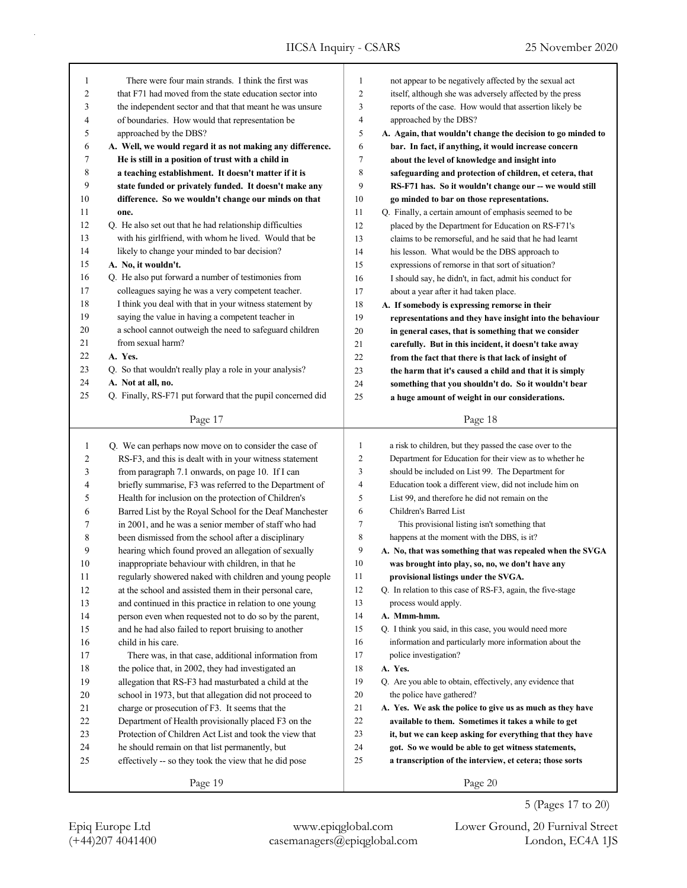There were four main strands. I think the first was that F71 had moved from the state education sector into the independent sector and that that meant he was unsure of boundaries. How would that representation be approached by the DBS?

**A. Well, we would regard it as not making any difference. He is still in a position of trust with a child in a teaching establishment. It doesn't matter if it is state funded or privately funded. It doesn't make any difference. So we wouldn't change our minds on that one.**

Q. He also set out that he had relationship difficulties with his girlfriend, with whom he lived. Would that be likely to change your minded to bar decision?

**A. No, it wouldn't.**

Q. He also put forward a number of testimonies from colleagues saying he was a very competent teacher. I think you deal with that in your witness statement by saying the value in having a competent teacher in a school cannot outweigh the need to safeguard children from sexual harm?

**A. Yes.**

Q. So that wouldn't really play a role in your analysis?

**A. Not at all, no.**

Q. Finally, RS-F71 put forward that the pupil concerned did not appear to be negatively affected by the sexual act itself, although she was adversely affected by the press reports of the case. How would that assertion likely be approached by the DBS?

**A. Again, that wouldn't change the decision to go minded to bar. In fact, if anything, it would increase concern about the level of knowledge and insight into safeguarding and protection of children, et cetera, that RS-F71 has. So it wouldn't change our -- we would still go minded to bar on those representations.**

Q. Finally, a certain amount of emphasis seemed to be placed by the Department for Education on RS-F71's claims to be remorseful, and he said that he had learnt his lesson. What would be the DBS approach to expressions of remorse in that sort of situation? I should say, he didn't, in fact, admit his conduct for about a year after it had taken place.

**A. If somebody is expressing remorse in their representations and they have insight into the behaviour in general cases, that is something that we consider carefully. But in this incident, it doesn't take away from the fact that there is that lack of insight of the harm that it's caused a child and that it is simply something that you shouldn't do. So it wouldn't bear a huge amount of weight in our considerations.**

Q. We can perhaps now move on to consider the case of RS-F3, and this is dealt with in your witness statement from paragraph 7.1 onwards, on page 10. If I can briefly summarise, F3 was referred to the Department of Health for inclusion on the protection of Children's Barred List by the Royal School for the Deaf Manchester in 2001, and he was a senior member of staff who had been dismissed from the school after a disciplinary hearing which found proved an allegation of sexually inappropriate behaviour with children, in that he regularly showered naked with children and young people at the school and assisted them in their personal care, and continued in this practice in relation to one young person even when requested not to do so by the parent, and he had also failed to report bruising to another child in his care.

There was, in that case, additional information from the police that, in 2002, they had investigated an allegation that RS-F3 had masturbated a child at the school in 1973, but that allegation did not proceed to charge or prosecution of F3. It seems that the Department of Health provisionally placed F3 on the Protection of Children Act List and took the view that he should remain on that list permanently, but effectively -- so they took the view that he did pose a risk to children, but they passed the case over to the Department for Education for their view as to whether he should be included on List 99. The Department for Education took a different view, did not include him on List 99, and therefore he did not remain on the Children's Barred List.

This provisional listing isn't something that happens at the moment with the DBS, is it?

**A. No, that was something that was repealed when the SVGA was brought into play, so, no, we don't have any provisional listings under the SVGA.**

Q. In relation to this case of RS-F3, again, the five-stage process would apply.

**A. Mmm-hmm.**

Q. I think you said, in this case, you would need more information and particularly more information about the police investigation?

**A. Yes.**

Q. Are you able to obtain, effectively, any evidence that the police have gathered?

**A. Yes. We ask the police to give us as much as they have available to them. Sometimes it takes a while to get it, but we can keep asking for everything that they have got. So we would be able to get witness statements, a transcription of the interview, et cetera; those sorts**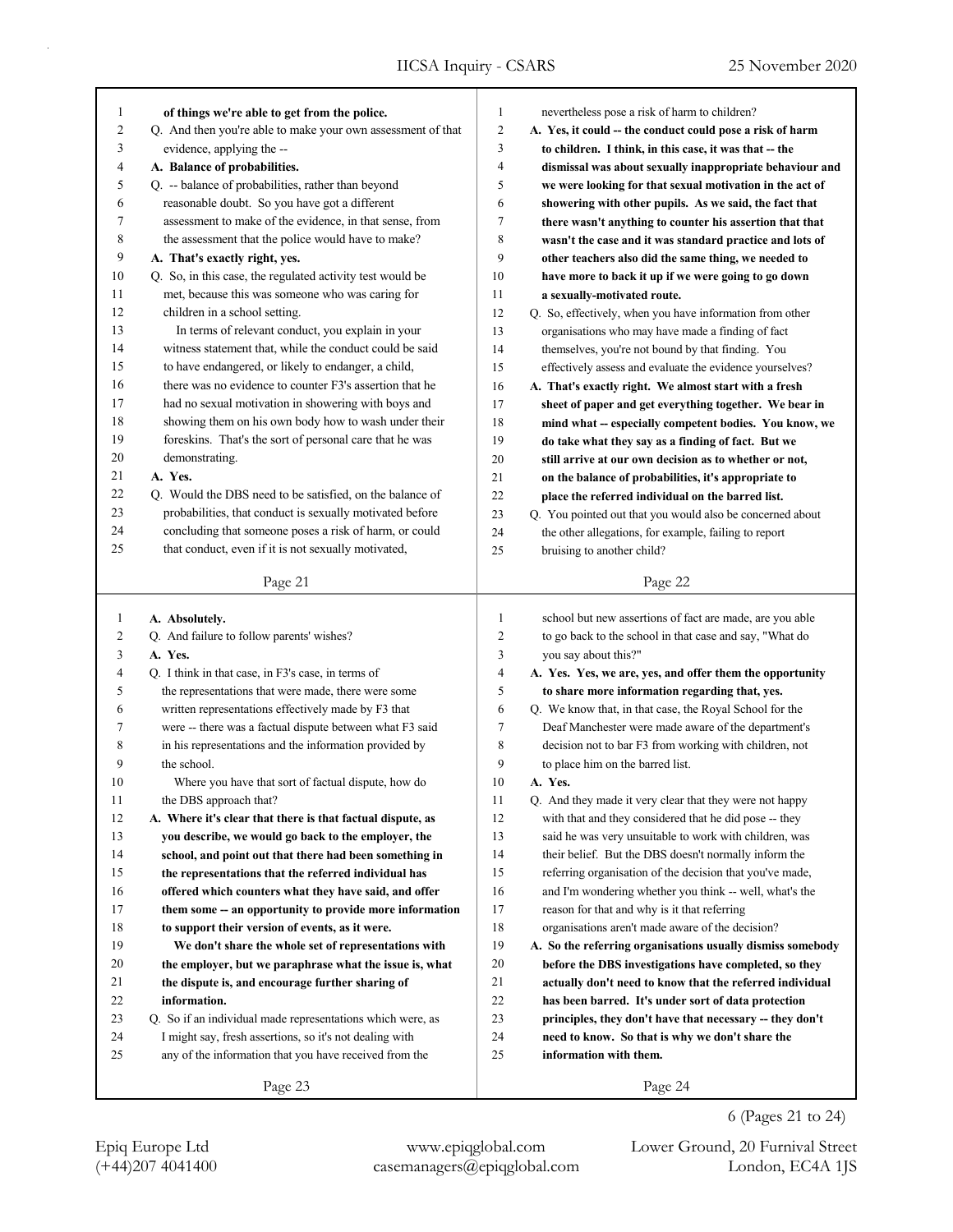of things we're able to get from the police.

Q. And then you're able to make your own assessment of that evidence, applying the --

**A. Balance of probabilities.**

Q. -- balance of probabilities, rather than beyond reasonable doubt. So you have got a different assessment to make of the evidence, in that sense, from the assessment that the police would have to make?

**A. That's exactly right, yes.**

Q. So, in this case, the regulated activity test would be met, because this was someone who was caring for children in a school setting.

In terms of relevant conduct, you explain in your witness statement that, while the conduct could be said to have endangered, or likely to endanger, a child, there was no evidence to counter F3's assertion that he had no sexual motivation in showering with boys and showing them on his own body how to wash under their foreskins. That's the sort of personal care that he was demonstrating.

**A. Yes.**

Q. Would the DBS need to be satisfied, on the balance of probabilities, that conduct is sexually motivated before concluding that someone poses a risk of harm, or could that conduct, even if it is not sexually motivated, nevertheless pose a risk of harm to children?

**A. Yes, it could -- the conduct could pose a risk of harm to children. I think, in this case, it was that -- the dismissal was about sexually inappropriate behaviour and we were looking for that sexual motivation in the act of showering with other pupils. As we said, the fact that there wasn't anything to counter his assertion that that wasn't the case and it was standard practice and lots of other teachers also did the same thing, we needed to have more to back it up if we were going to go down a sexually-motivated route.**

Q. So, effectively, when you have information from other organisations who may have made a finding of fact themselves, you're not bound by that finding. You effectively assess and evaluate the evidence yourselves?

**A. That's exactly right. We almost start with a fresh sheet of paper and get everything together. We bear in mind what -- especially competent bodies. You know, we do take what they say as a finding of fact. But we still arrive at our own decision as to whether or not, on the balance of probabilities, it's appropriate to place the referred individual on the barred list.**

Q. You pointed out that you would also be concerned about the other allegations, for example, failing to report bruising to another child?

**A. Absolutely.**

Q. And failure to follow parents' wishes?

**A. Yes.**

Q. I think in that case, in F3's case, in terms of the representations that were made, there were some written representations effectively made by F3 that were -- there was a factual dispute between what F3 said in his representations and the information provided by the school.

Where you have that sort of factual dispute, how do the DBS approach that?

**A. Where it's clear that there is that factual dispute, as you describe, we would go back to the employer, the school, and point out that there had been something in the representations that the referred individual has offered which counters what they have said, and offer them some -- an opportunity to provide more information to support their version of events, as it were.**

**We don't share the whole set of representations with the employer, but we paraphrase what the issue is, what the dispute is, and encourage further sharing of information.**

Q. So if an individual made representations which were, as I might say, fresh assertions, so it's not dealing with any of the information that you have received from the school but new assertions of fact are made, are you able to go back to the school in that case and say, "What do you say about this?"

**A. Yes. Yes, we are, yes, and offer them the opportunity to share more information regarding that, yes.**

Q. We know that, in that case, the Royal School for the Deaf Manchester were made aware of the department's decision not to bar F3 from working with children, not to place him on the barred list.

**A. Yes.**

Q. And they made it very clear that they were not happy with that and they considered that he did pose -- they said he was very unsuitable to work with children, was their belief. But the DBS doesn't normally inform the referring organisation of the decision that you've made, and I'm wondering whether you think -- well, what's the reason for that and why is it that referring organisations aren't made aware of the decision?

**A. So the referring organisations usually dismiss somebody before the DBS investigations have completed, so they actually don't need to know that the referred individual has been barred. It's under sort of data protection principles, they don't have that necessary -- they don't need to know. So that is why we don't share the information with them.**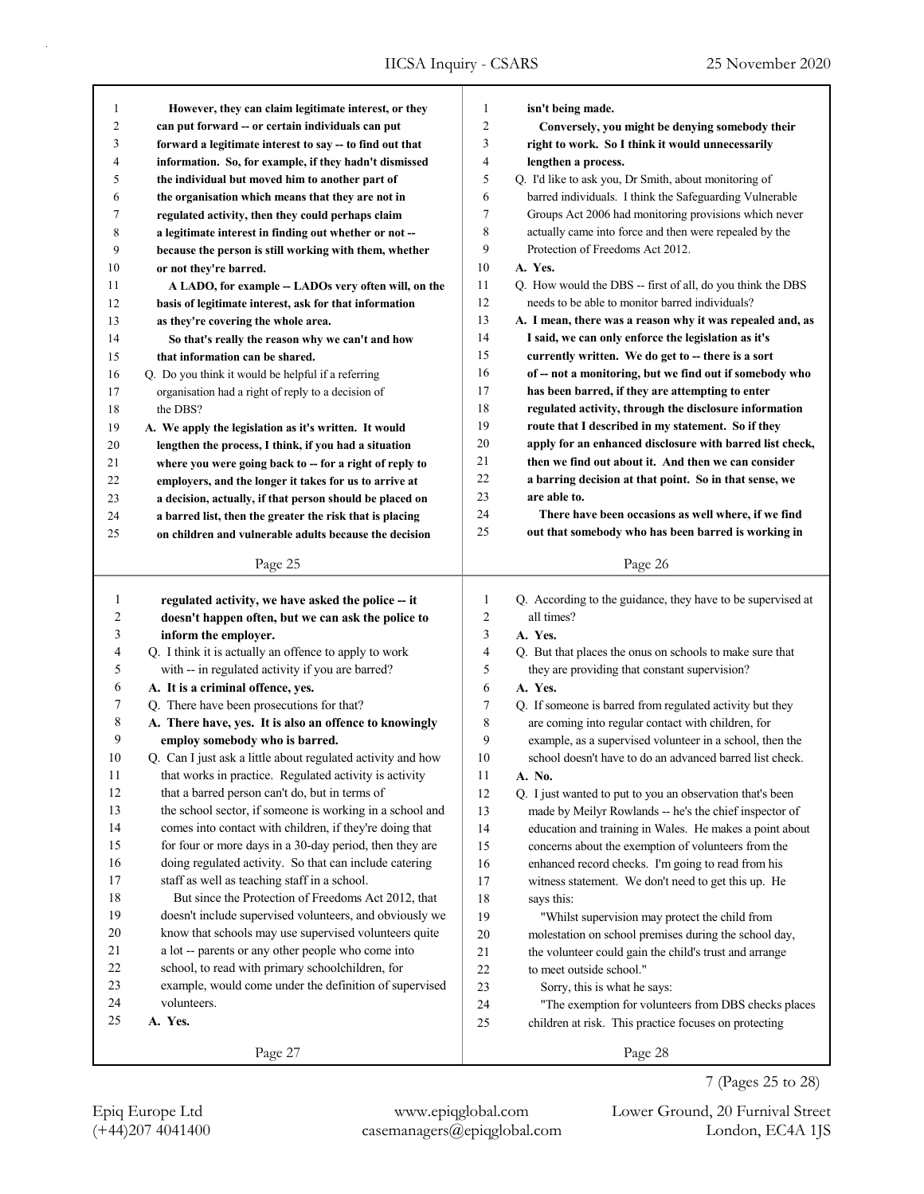However, they can claim legitimate interest, or they can put forward -- or certain individuals can put forward a legitimate interest to say -- to find out that information. So, for example, if they hadn't dismissed the individual but moved him to another part of the organisation which means that they are not in regulated activity, then they could perhaps claim a legitimate interest in finding out whether or not -- because the person is still working with them, whether or not they're barred.

A LADO, for example -- LADOs very often will, on the basis of legitimate interest, ask for that information as they're covering the whole area.

So that's really the reason why we can't and how that information can be shared.

Q. Do you think it would be helpful if a referring organisation had a right of reply to a decision of the DBS?

A. We apply the legislation as it's written. It would lengthen the process, I think, if you had a situation where you were going back to -- for a right of reply to employers, and the longer it takes for us to arrive at a decision, actually, if that person should be placed on a barred list, then the greater the risk that is placing on children and vulnerable adults because the decision isn't being made.

Conversely, you might be denying somebody their right to work. So I think it would unnecessarily lengthen a process.

Q. I'd like to ask you, Dr Smith, about monitoring of barred individuals. I think the Safeguarding Vulnerable Groups Act 2006 had monitoring provisions which never actually came into force and then were repealed by the Protection of Freedoms Act 2012.

A. Yes.

Q. How would the DBS -- first of all, do you think the DBS needs to be able to monitor barred individuals?

A. I mean, there was a reason why it was repealed and, as I said, we can only enforce the legislation as it's currently written. We do get to -- there is a sort of -- not a monitoring, but we find out if somebody who has been barred, if they are attempting to enter regulated activity, through the disclosure information route that I described in my statement. So if they apply for an enhanced disclosure with barred list check, then we find out about it. And then we can consider a barring decision at that point. So in that sense, we are able to.

There have been occasions as well where, if we find out that somebody who has been barred is working in regulated activity, we have asked the police -- it doesn't happen often, but we can ask the police to inform the employer.

Q. I think it is actually an offence to apply to work with -- in regulated activity if you are barred?

A. It is a criminal offence, yes.

Q. There have been prosecutions for that?

A. There have, yes. It is also an offence to knowingly employ somebody who is barred.

Q. Can I just ask a little about regulated activity and how that works in practice. Regulated activity is activity that a barred person can't do, but in terms of the school sector, if someone is working in a school and comes into contact with children, if they're doing that for four or more days in a 30-day period, then they are doing regulated activity. So that can include catering staff as well as teaching staff in a school.

But since the Protection of Freedoms Act 2012, that doesn't include supervised volunteers, and obviously we know that schools may use supervised volunteers quite a lot -- parents or any other people who come into school, to read with primary schoolchildren, for example, would come under the definition of supervised volunteers.

A. Yes.

Q. According to the guidance, they have to be supervised at all times?

A. Yes.

Q. But that places the onus on schools to make sure that they are providing that constant supervision?

A. Yes.

Q. If someone is barred from regulated activity but they are coming into regular contact with children, for example, as a supervised volunteer in a school, then the school doesn't have to do an advanced barred list check.

A. No.

Q. I just wanted to put to you an observation that's been made by Meilyr Rowlands -- he's the chief inspector of education and training in Wales. He makes a point about concerns about the exemption of volunteers from the enhanced record checks. I'm going to read from his witness statement. We don't need to get this up. He says this:

"Whilst supervision may protect the child from molestation on school premises during the school day, the volunteer could gain the child's trust and arrange to meet outside school."

Sorry, this is what he says:

"The exemption for volunteers from DBS checks places children at risk. This practice focuses on protecting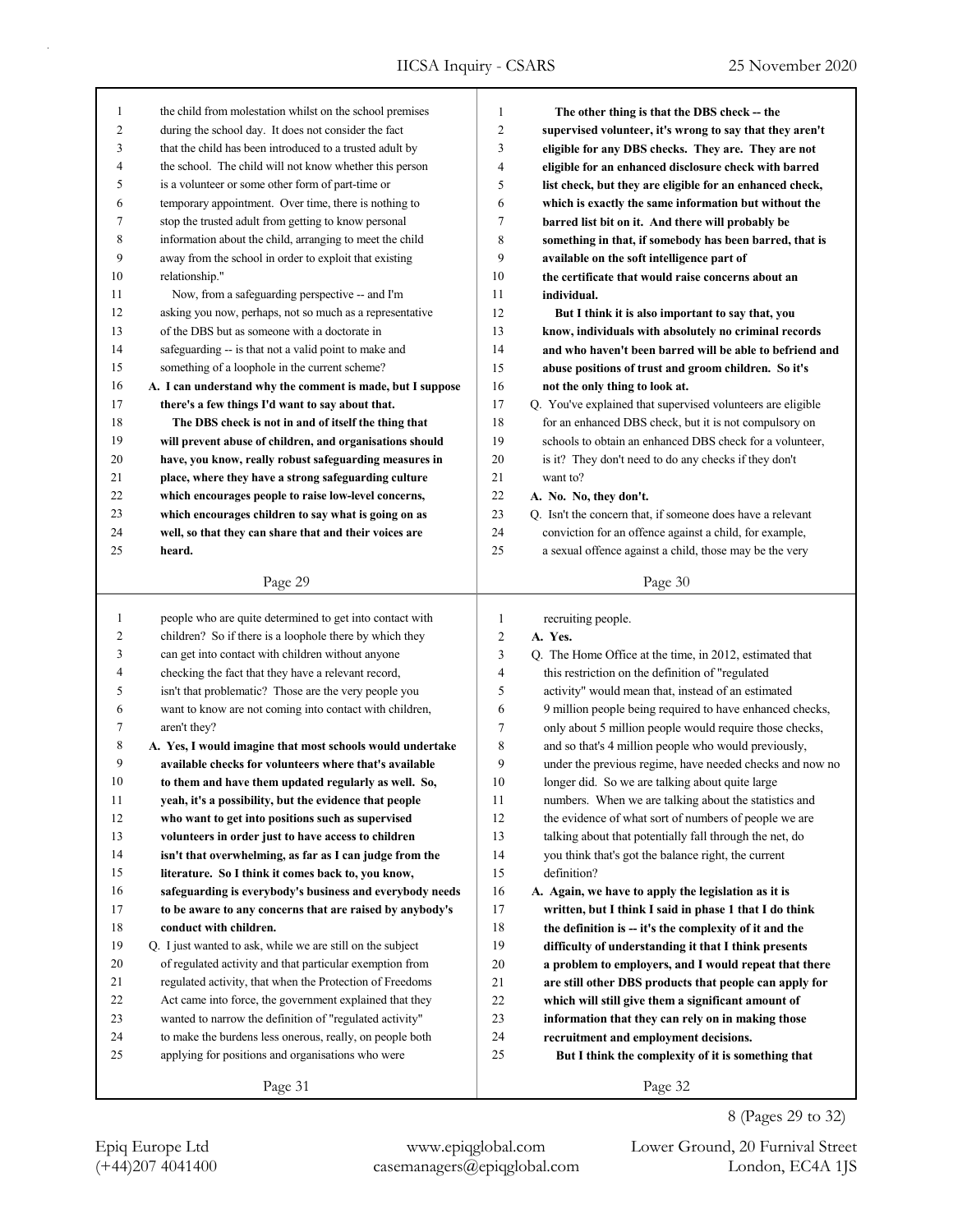the child from molestation whilst on the school premises during the school day. It does not consider the fact that the child has been introduced to a trusted adult by the school. The child will not know whether this person is a volunteer or some other form of part-time or temporary appointment. Over time, there is nothing to stop the trusted adult from getting to know personal information about the child, arranging to meet the child away from the school in order to exploit that existing relationship."

Now, from a safeguarding perspective -- and I'm asking you now, perhaps, not so much as a representative of the DBS but as someone with a doctorate in safeguarding -- is that not a valid point to make and something of a loophole in the current scheme?

**A. I can understand why the comment is made, but I suppose there's a few things I'd want to say about that.**

**The DBS check is not in and of itself the thing that will prevent abuse of children, and organisations should have, you know, really robust safeguarding measures in place, where they have a strong safeguarding culture which encourages people to raise low-level concerns, which encourages children to say what is going on as well, so that they can share that and their voices are heard.**

**The other thing is that the DBS check -- the supervised volunteer, it's wrong to say that they aren't eligible for any DBS checks. They are. They are not eligible for an enhanced disclosure check with barred list check, but they are eligible for an enhanced check, which is exactly the same information but without the barred list bit on it. And there will probably be something in that, if somebody has been barred, that is available on the soft intelligence part of the certificate that would raise concerns about an individual.**

**But I think it is also important to say that, you know, individuals with absolutely no criminal records and who haven't been barred will be able to befriend and abuse positions of trust and groom children. So it's not the only thing to look at.**

Q. You've explained that supervised volunteers are eligible for an enhanced DBS check, but it is not compulsory on schools to obtain an enhanced DBS check for a volunteer, is it? They don't need to do any checks if they don't want to?

**A. No. No, they don't.**

Q. Isn't the concern that, if someone does have a relevant conviction for an offence against a child, for example, a sexual offence against a child, those may be the very people who are quite determined to get into contact with children? So if there is a loophole there by which they can get into contact with children without anyone checking the fact that they have a relevant record, isn't that problematic? Those are the very people you want to know are not coming into contact with children, aren't they?

**A. Yes, I would imagine that most schools would undertake available checks for volunteers where that's available to them and have them updated regularly as well. So, yeah, it's a possibility, but the evidence that people who want to get into positions such as supervised volunteers in order just to have access to children isn't that overwhelming, as far as I can judge from the literature. So I think it comes back to, you know, safeguarding is everybody's business and everybody needs to be aware to any concerns that are raised by anybody's conduct with children.**

Q. I just wanted to ask, while we are still on the subject of regulated activity and that particular exemption from regulated activity, that when the Protection of Freedoms Act came into force, the government explained that they wanted to narrow the definition of "regulated activity" to make the burdens less onerous, really, on people both applying for positions and organisations who were recruiting people.

**A. Yes.**

Q. The Home Office at the time, in 2012, estimated that this restriction on the definition of "regulated activity" would mean that, instead of an estimated 9 million people being required to have enhanced checks, only about 5 million people would require those checks, and so that's 4 million people who would previously, under the previous regime, have needed checks and now no longer did. So we are talking about quite large numbers. When we are talking about the statistics and the evidence of what sort of numbers of people we are talking about that potentially fall through the net, do you think that's got the balance right, the current definition?

**A. Again, we have to apply the legislation as it is written, but I think I said in phase 1 that I do think the definition is -- it's the complexity of it and the difficulty of understanding it that I think presents a problem to employers, and I would repeat that there are still other DBS products that people can apply for which will still give them a significant amount of information that they can rely on in making those recruitment and employment decisions.**

**But I think the complexity of it is something that**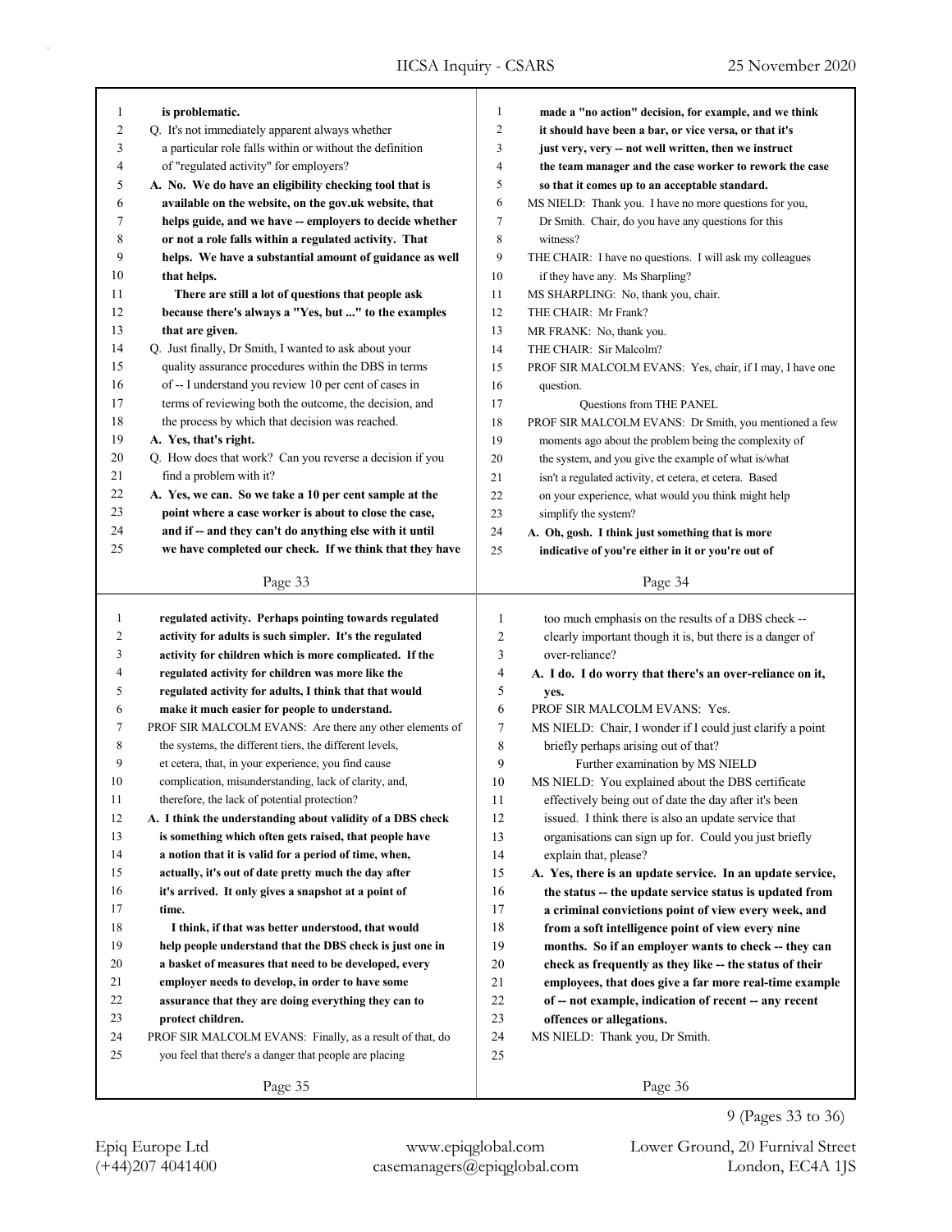is problematic.

Q. It's not immediately apparent always whether a particular role falls within or without the definition of "regulated activity" for employers?

**A. No. We do have an eligibility checking tool that is available on the website, on the gov.uk website, that helps guide, and we have -- employers to decide whether or not a role falls within a regulated activity. That helps. We have a substantial amount of guidance as well that helps.**

**There are still a lot of questions that people ask because there's always a "Yes, but ..." to the examples that are given.**

Q. Just finally, Dr Smith, I wanted to ask about your quality assurance procedures within the DBS in terms of -- I understand you review 10 per cent of cases in terms of reviewing both the outcome, the decision, and the process by which that decision was reached.

**A. Yes, that's right.**

Q. How does that work? Can you reverse a decision if you find a problem with it?

**A. Yes, we can. So we take a 10 per cent sample at the point where a case worker is about to close the case, and if -- and they can't do anything else with it until we have completed our check. If we think that they have made a "no action" decision, for example, and we think it should have been a bar, or vice versa, or that it's just very, very -- not well written, then we instruct the team manager and the case worker to rework the case so that it comes up to an acceptable standard.**

MS NIELD: Thank you. I have no more questions for you, Dr Smith. Chair, do you have any questions for this witness?

THE CHAIR: I have no questions. I will ask my colleagues if they have any. Ms Sharpling?

MS SHARPLING: No, thank you, chair.

THE CHAIR: Mr Frank?

MR FRANK: No, thank you.

THE CHAIR: Sir Malcolm?

PROF SIR MALCOLM EVANS: Yes, chair, if I may, I have one question.

## Questions from THE PANEL

PROF SIR MALCOLM EVANS: Dr Smith, you mentioned a few moments ago about the problem being the complexity of the system, and you give the example of what is/what isn't a regulated activity, et cetera, et cetera. Based on your experience, what would you think might help simplify the system?

**A. Oh, gosh. I think just something that is more indicative of you're either in it or you're out of regulated activity. Perhaps pointing towards regulated activity for adults is such simpler. It's the regulated activity for children which is more complicated. If the regulated activity for children was more like the regulated activity for adults, I think that that would make it much easier for people to understand.**

PROF SIR MALCOLM EVANS: Are there any other elements of the systems, the different tiers, the different levels, et cetera, that, in your experience, you find cause complication, misunderstanding, lack of clarity, and, therefore, the lack of potential protection?

**A. I think the understanding about validity of a DBS check is something which often gets raised, that people have a notion that it is valid for a period of time, when, actually, it's out of date pretty much the day after it's arrived. It only gives a snapshot at a point of time.**

**I think, if that was better understood, that would help people understand that the DBS check is just one in a basket of measures that need to be developed, every employer needs to develop, in order to have some assurance that they are doing everything they can to protect children.**

PROF SIR MALCOLM EVANS: Finally, as a result of that, do you feel that there's a danger that people are placing too much emphasis on the results of a DBS check -- clearly important though it is, but there is a danger of over-reliance?

**A. I do. I do worry that there's an over-reliance on it, yes.**

PROF SIR MALCOLM EVANS: Yes.

MS NIELD: Chair, I wonder if I could just clarify a point briefly perhaps arising out of that?

## Further examination by MS NIELD

MS NIELD: You explained about the DBS certificate effectively being out of date the day after it's been issued. I think there is also an update service that organisations can sign up for. Could you just briefly explain that, please?

**A. Yes, there is an update service. In an update service, the status -- the update service status is updated from a criminal convictions point of view every week, and from a soft intelligence point of view every nine months. So if an employer wants to check -- they can check as frequently as they like -- the status of their employees, that does give a far more real-time example of -- not example, indication of recent -- any recent offences or allegations.**

MS NIELD: Thank you, Dr Smith.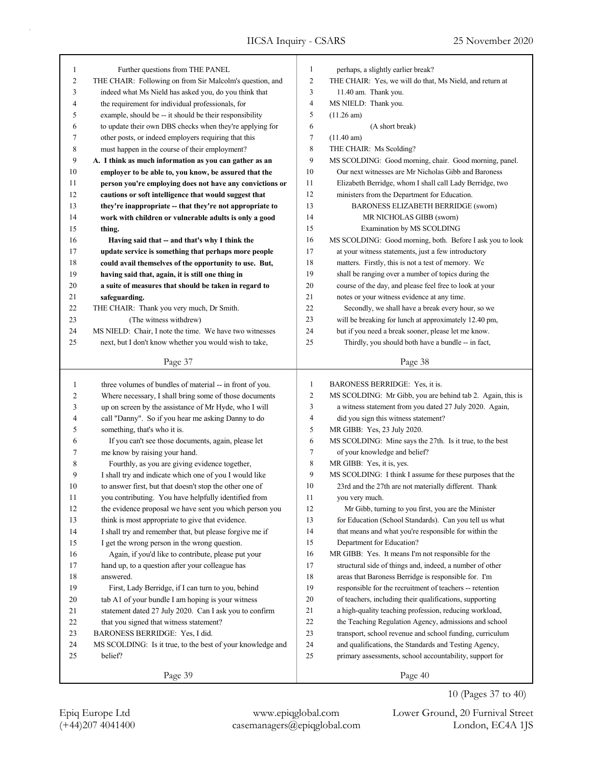Further questions from THE PANEL

THE CHAIR: Following on from Sir Malcolm's question, and indeed what Ms Nield has asked you, do you think that the requirement for individual professionals, for example, should be -- it should be their responsibility to update their own DBS checks when they're applying for other posts, or indeed employers requiring that this must happen in the course of their employment?

**A. I think as much information as you can gather as an employer to be able to, you know, be assured that the person you're employing does not have any convictions or cautions or soft intelligence that would suggest that they're inappropriate -- that they're not appropriate to work with children or vulnerable adults is only a good thing.**

**Having said that -- and that's why I think the update service is something that perhaps more people could avail themselves of the opportunity to use. But, having said that, again, it is still one thing in a suite of measures that should be taken in regard to safeguarding.**

THE CHAIR: Thank you very much, Dr Smith.

(The witness withdrew)

MS NIELD: Chair, I note the time. We have two witnesses next, but I don't know whether you would wish to take, perhaps, a slightly earlier break?

THE CHAIR: Yes, we will do that, Ms Nield, and return at 11.40 am. Thank you.

MS NIELD: Thank you.

(11.26 am)

(A short break)

(11.40 am)

THE CHAIR: Ms Scolding?

MS SCOLDING: Good morning, chair. Good morning, panel. Our next witnesses are Mr Nicholas Gibb and Baroness Elizabeth Berridge, whom I shall call Lady Berridge, two ministers from the Department for Education.

BARONESS ELIZABETH BERRIDGE (sworn)

MR NICHOLAS GIBB (sworn)

Examination by MS SCOLDING

MS SCOLDING: Good morning, both. Before I ask you to look at your witness statements, just a few introductory matters. Firstly, this is not a test of memory. We shall be ranging over a number of topics during the course of the day, and please feel free to look at your notes or your witness evidence at any time.

Secondly, we shall have a break every hour, so we will be breaking for lunch at approximately 12.40 pm, but if you need a break sooner, please let me know.

Thirdly, you should both have a bundle -- in fact, three volumes of bundles of material -- in front of you. Where necessary, I shall bring some of those documents up on screen by the assistance of Mr Hyde, who I will call "Danny". So if you hear me asking Danny to do something, that's who it is.

If you can't see those documents, again, please let me know by raising your hand.

Fourthly, as you are giving evidence together, I shall try and indicate which one of you I would like to answer first, but that doesn't stop the other one of you contributing. You have helpfully identified from the evidence proposal we have sent you which person you think is most appropriate to give that evidence. I shall try and remember that, but please forgive me if I get the wrong person in the wrong question.

Again, if you'd like to contribute, please put your hand up, to a question after your colleague has answered.

First, Lady Berridge, if I can turn to you, behind tab A1 of your bundle I am hoping is your witness statement dated 27 July 2020. Can I ask you to confirm that you signed that witness statement?

BARONESS BERRIDGE: Yes, I did.

MS SCOLDING: Is it true, to the best of your knowledge and belief?

BARONESS BERRIDGE: Yes, it is.

MS SCOLDING: Mr Gibb, you are behind tab 2. Again, this is a witness statement from you dated 27 July 2020. Again, did you sign this witness statement?

MR GIBB: Yes, 23 July 2020.

MS SCOLDING: Mine says the 27th. Is it true, to the best of your knowledge and belief?

MR GIBB: Yes, it is, yes.

MS SCOLDING: I think I assume for these purposes that the 23rd and the 27th are not materially different. Thank you very much.

Mr Gibb, turning to you first, you are the Minister for Education (School Standards). Can you tell us what that means and what you're responsible for within the Department for Education?

MR GIBB: Yes. It means I'm not responsible for the structural side of things and, indeed, a number of other areas that Baroness Berridge is responsible for. I'm responsible for the recruitment of teachers -- retention of teachers, including their qualifications, supporting a high-quality teaching profession, reducing workload, the Teaching Regulation Agency, admissions and school transport, school revenue and school funding, curriculum and qualifications, the Standards and Testing Agency, primary assessments, school accountability, support for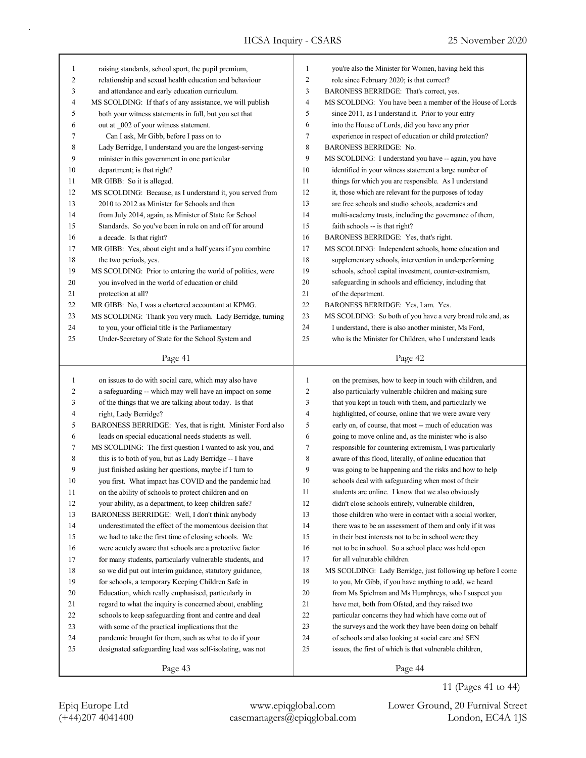raising standards, school sport, the pupil premium, relationship and sexual health education and behaviour and attendance and early education curriculum.

MS SCOLDING: If that's of any assistance, we will publish both your witness statements in full, but you set that out at _002 of your witness statement.

Can I ask, Mr Gibb, before I pass on to Lady Berridge, I understand you are the longest-serving minister in this government in one particular department; is that right?

MR GIBB: So it is alleged.

MS SCOLDING: Because, as I understand it, you served from 2010 to 2012 as Minister for Schools and then from July 2014, again, as Minister of State for School Standards. So you've been in role on and off for around a decade. Is that right?

MR GIBB: Yes, about eight and a half years if you combine the two periods, yes.

MS SCOLDING: Prior to entering the world of politics, were you involved in the world of education or child protection at all?

MR GIBB: No, I was a chartered accountant at KPMG.

MS SCOLDING: Thank you very much. Lady Berridge, turning to you, your official title is the Parliamentary Under-Secretary of State for the School System and you're also the Minister for Women, having held this role since February 2020; is that correct?

BARONESS BERRIDGE: That's correct, yes.

MS SCOLDING: You have been a member of the House of Lords since 2011, as I understand it. Prior to your entry into the House of Lords, did you have any prior experience in respect of education or child protection?

BARONESS BERRIDGE: No.

MS SCOLDING: I understand you have -- again, you have identified in your witness statement a large number of things for which you are responsible. As I understand it, those which are relevant for the purposes of today are free schools and studio schools, academies and multi-academy trusts, including the governance of them, faith schools -- is that right?

BARONESS BERRIDGE: Yes, that's right.

MS SCOLDING: Independent schools, home education and supplementary schools, intervention in underperforming schools, school capital investment, counter-extremism, safeguarding in schools and efficiency, including that of the department.

BARONESS BERRIDGE: Yes, I am. Yes.

MS SCOLDING: So both of you have a very broad role and, as I understand, there is also another minister, Ms Ford, who is the Minister for Children, who I understand leads on issues to do with social care, which may also have a safeguarding -- which may well have an impact on some of the things that we are talking about today. Is that right, Lady Berridge?

BARONESS BERRIDGE: Yes, that is right. Minister Ford also leads on special educational needs students as well.

MS SCOLDING: The first question I wanted to ask you, and this is to both of you, but as Lady Berridge -- I have just finished asking her questions, maybe if I turn to you first. What impact has COVID and the pandemic had on the ability of schools to protect children and on your ability, as a department, to keep children safe?

BARONESS BERRIDGE: Well, I don't think anybody underestimated the effect of the momentous decision that we had to take the first time of closing schools. We were acutely aware that schools are a protective factor for many students, particularly vulnerable students, and so we did put out interim guidance, statutory guidance, for schools, a temporary Keeping Children Safe in Education, which really emphasised, particularly in regard to what the inquiry is concerned about, enabling schools to keep safeguarding front and centre and deal with some of the practical implications that the pandemic brought for them, such as what to do if your designated safeguarding lead was self-isolating, was not on the premises, how to keep in touch with children, and also particularly vulnerable children and making sure that you kept in touch with them, and particularly we highlighted, of course, online that we were aware very early on, of course, that most -- much of education was going to move online and, as the minister who is also responsible for countering extremism, I was particularly aware of this flood, literally, of online education that was going to be happening and the risks and how to help schools deal with safeguarding when most of their students are online. I know that we also obviously didn't close schools entirely, vulnerable children, those children who were in contact with a social worker, there was to be an assessment of them and only if it was in their best interests not to be in school were they not to be in school. So a school place was held open for all vulnerable children.

MS SCOLDING: Lady Berridge, just following up before I come to you, Mr Gibb, if you have anything to add, we heard from Ms Spielman and Ms Humphreys, who I suspect you have met, both from Ofsted, and they raised two particular concerns they had which have come out of the surveys and the work they have been doing on behalf of schools and also looking at social care and SEN issues, the first of which is that vulnerable children,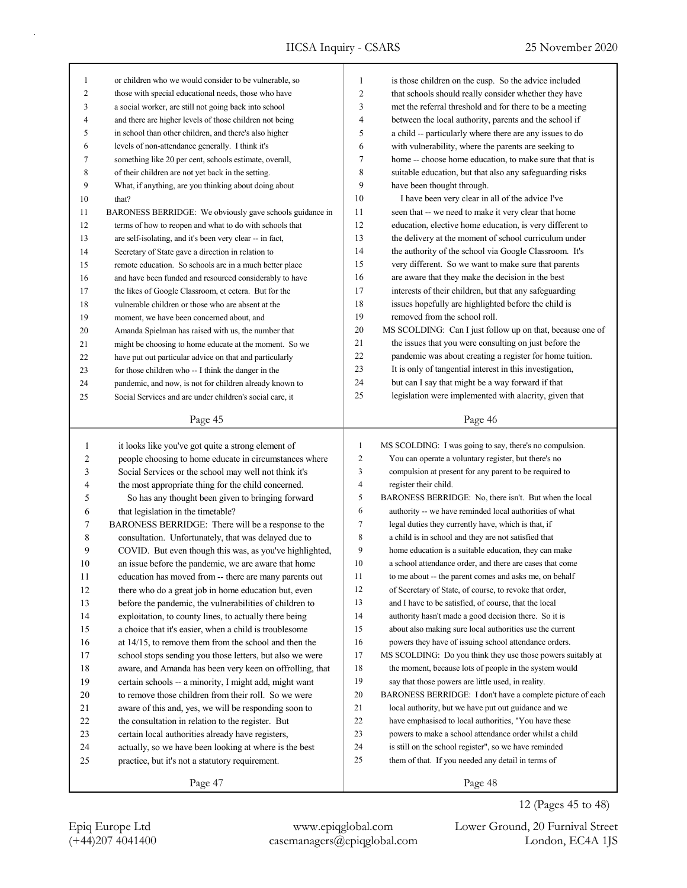or children who we would consider to be vulnerable, so those with special educational needs, those who have a social worker, are still not going back into school and there are higher levels of those children not being in school than other children, and there's also higher levels of non-attendance generally. I think it's something like 20 per cent, schools estimate, overall, of their children are not yet back in the setting. What, if anything, are you thinking about doing about that?

BARONESS BERRIDGE: We obviously gave schools guidance in terms of how to reopen and what to do with schools that are self-isolating, and it's been very clear -- in fact, Secretary of State gave a direction in relation to remote education. So schools are in a much better place and have been funded and resourced considerably to have the likes of Google Classroom, et cetera. But for the vulnerable children or those who are absent at the moment, we have been concerned about, and Amanda Spielman has raised with us, the number that might be choosing to home educate at the moment. So we have put out particular advice on that and particularly for those children who -- I think the danger in the pandemic, and now, is not for children already known to Social Services and are under children's social care, it is those children on the cusp. So the advice included that schools should really consider whether they have met the referral threshold and for there to be a meeting between the local authority, parents and the school if a child -- particularly where there are any issues to do with vulnerability, where the parents are seeking to home -- choose home education, to make sure that that is suitable education, but that also any safeguarding risks have been thought through.

I have been very clear in all of the advice I've seen that -- we need to make it very clear that home education, elective home education, is very different to the delivery at the moment of school curriculum under the authority of the school via Google Classroom. It's very different. So we want to make sure that parents are aware that they make the decision in the best interests of their children, but that any safeguarding issues hopefully are highlighted before the child is removed from the school roll.

MS SCOLDING: Can I just follow up on that, because one of the issues that you were consulting on just before the pandemic was about creating a register for home tuition. It is only of tangential interest in this investigation, but can I say that might be a way forward if that legislation were implemented with alacrity, given that it looks like you've got quite a strong element of people choosing to home educate in circumstances where Social Services or the school may well not think it's the most appropriate thing for the child concerned.

So has any thought been given to bringing forward that legislation in the timetable?

BARONESS BERRIDGE: There will be a response to the consultation. Unfortunately, that was delayed due to COVID. But even though this was, as you've highlighted, an issue before the pandemic, we are aware that home education has moved from -- there are many parents out there who do a great job in home education but, even before the pandemic, the vulnerabilities of children to exploitation, to county lines, to actually there being a choice that it's easier, when a child is troublesome at 14/15, to remove them from the school and then the school stops sending you those letters, but also we were aware, and Amanda has been very keen on offrolling, that certain schools -- a minority, I might add, might want to remove those children from their roll. So we were aware of this and, yes, we will be responding soon to the consultation in relation to the register. But certain local authorities already have registers, actually, so we have been looking at where is the best practice, but it's not a statutory requirement.

MS SCOLDING: I was going to say, there's no compulsion. You can operate a voluntary register, but there's no compulsion at present for any parent to be required to register their child.

BARONESS BERRIDGE: No, there isn't. But when the local authority -- we have reminded local authorities of what legal duties they currently have, which is that, if a child is in school and they are not satisfied that home education is a suitable education, they can make a school attendance order, and there are cases that come to me about -- the parent comes and asks me, on behalf of Secretary of State, of course, to revoke that order, and I have to be satisfied, of course, that the local authority hasn't made a good decision there. So it is about also making sure local authorities use the current powers they have of issuing school attendance orders.

MS SCOLDING: Do you think they use those powers suitably at the moment, because lots of people in the system would say that those powers are little used, in reality.

BARONESS BERRIDGE: I don't have a complete picture of each local authority, but we have put out guidance and we have emphasised to local authorities, "You have these powers to make a school attendance order whilst a child is still on the school register", so we have reminded them of that. If you needed any detail in terms of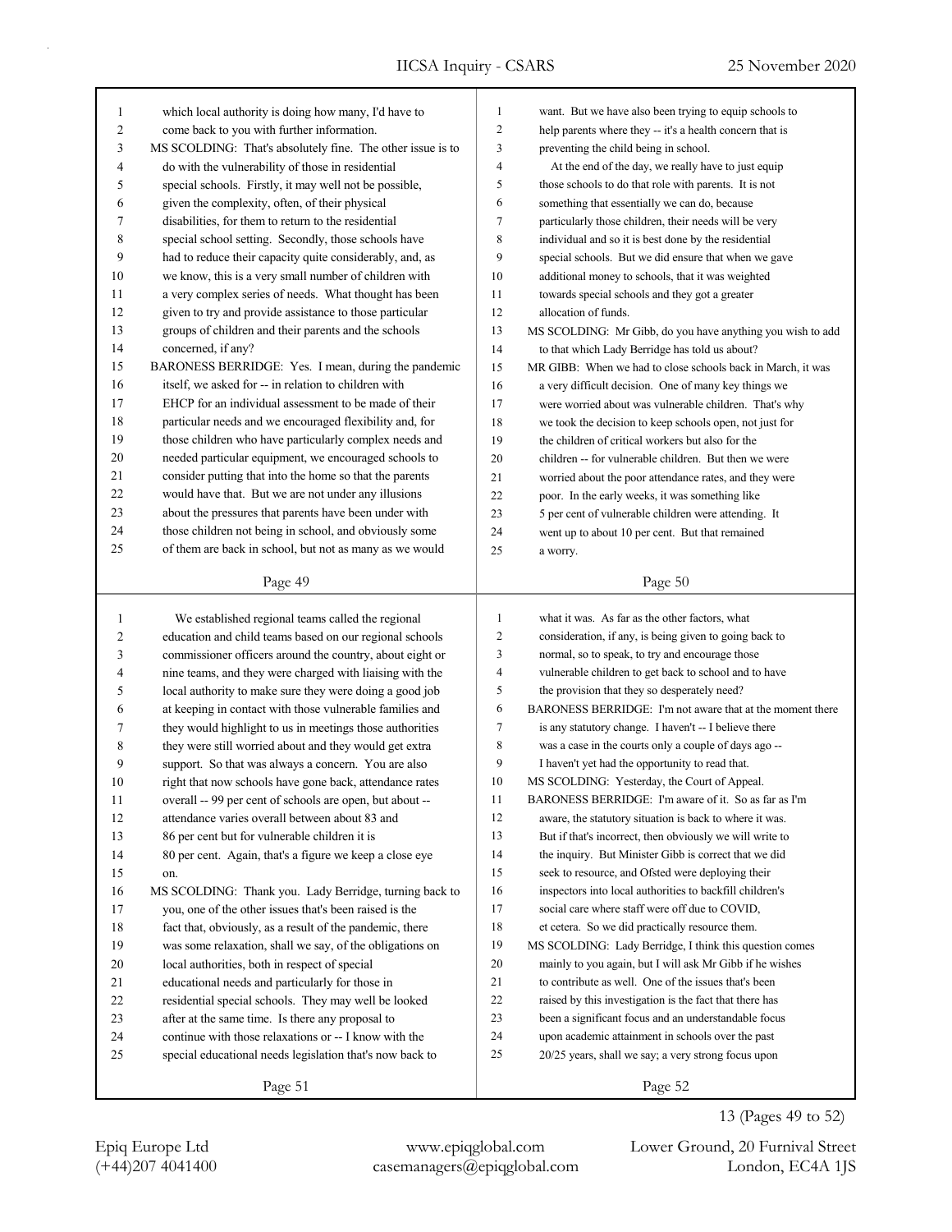which local authority is doing how many, I'd have to come back to you with further information.

MS SCOLDING: That's absolutely fine. The other issue is to do with the vulnerability of those in residential special schools. Firstly, it may well not be possible, given the complexity, often, of their physical disabilities, for them to return to the residential special school setting. Secondly, those schools have had to reduce their capacity quite considerably, and, as we know, this is a very small number of children with a very complex series of needs. What thought has been given to try and provide assistance to those particular groups of children and their parents and the schools concerned, if any?

BARONESS BERRIDGE: Yes. I mean, during the pandemic itself, we asked for -- in relation to children with EHCP for an individual assessment to be made of their particular needs and we encouraged flexibility and, for those children who have particularly complex needs and needed particular equipment, we encouraged schools to consider putting that into the home so that the parents would have that. But we are not under any illusions about the pressures that parents have been under with those children not being in school, and obviously some of them are back in school, but not as many as we would want. But we have also been trying to equip schools to help parents where they -- it's a health concern that is preventing the child being in school.

At the end of the day, we really have to just equip those schools to do that role with parents. It is not something that essentially we can do, because particularly those children, their needs will be very individual and so it is best done by the residential special schools. But we did ensure that when we gave additional money to schools, that it was weighted towards special schools and they got a greater allocation of funds.

MS SCOLDING: Mr Gibb, do you have anything you wish to add to that which Lady Berridge has told us about?

MR GIBB: When we had to close schools back in March, it was a very difficult decision. One of many key things we were worried about was vulnerable children. That's why we took the decision to keep schools open, not just for the children of critical workers but also for the children -- for vulnerable children. But then we were worried about the poor attendance rates, and they were poor. In the early weeks, it was something like 5 per cent of vulnerable children were attending. It went up to about 10 per cent. But that remained a worry.

We established regional teams called the regional education and child teams based on our regional schools commissioner officers around the country, about eight or nine teams, and they were charged with liaising with the local authority to make sure they were doing a good job at keeping in contact with those vulnerable families and they would highlight to us in meetings those authorities they were still worried about and they would get extra support. So that was always a concern. You are also right that now schools have gone back, attendance rates overall -- 99 per cent of schools are open, but about -- attendance varies overall between about 83 and 86 per cent but for vulnerable children it is 80 per cent. Again, that's a figure we keep a close eye on.

MS SCOLDING: Thank you. Lady Berridge, turning back to you, one of the other issues that's been raised is the fact that, obviously, as a result of the pandemic, there was some relaxation, shall we say, of the obligations on local authorities, both in respect of special educational needs and particularly for those in residential special schools. They may well be looked after at the same time. Is there any proposal to continue with those relaxations or -- I know with the special educational needs legislation that's now back to what it was. As far as the other factors, what consideration, if any, is being given to going back to normal, so to speak, to try and encourage those vulnerable children to get back to school and to have the provision that they so desperately need?

BARONESS BERRIDGE: I'm not aware that at the moment there is any statutory change. I haven't -- I believe there was a case in the courts only a couple of days ago -- I haven't yet had the opportunity to read that.

MS SCOLDING: Yesterday, the Court of Appeal.

BARONESS BERRIDGE: I'm aware of it. So as far as I'm aware, the statutory situation is back to where it was. But if that's incorrect, then obviously we will write to the inquiry. But Minister Gibb is correct that we did seek to resource, and Ofsted were deploying their inspectors into local authorities to backfill children's social care where staff were off due to COVID, et cetera. So we did practically resource them.

MS SCOLDING: Lady Berridge, I think this question comes mainly to you again, but I will ask Mr Gibb if he wishes to contribute as well. One of the issues that's been raised by this investigation is the fact that there has been a significant focus and an understandable focus upon academic attainment in schools over the past 20/25 years, shall we say; a very strong focus upon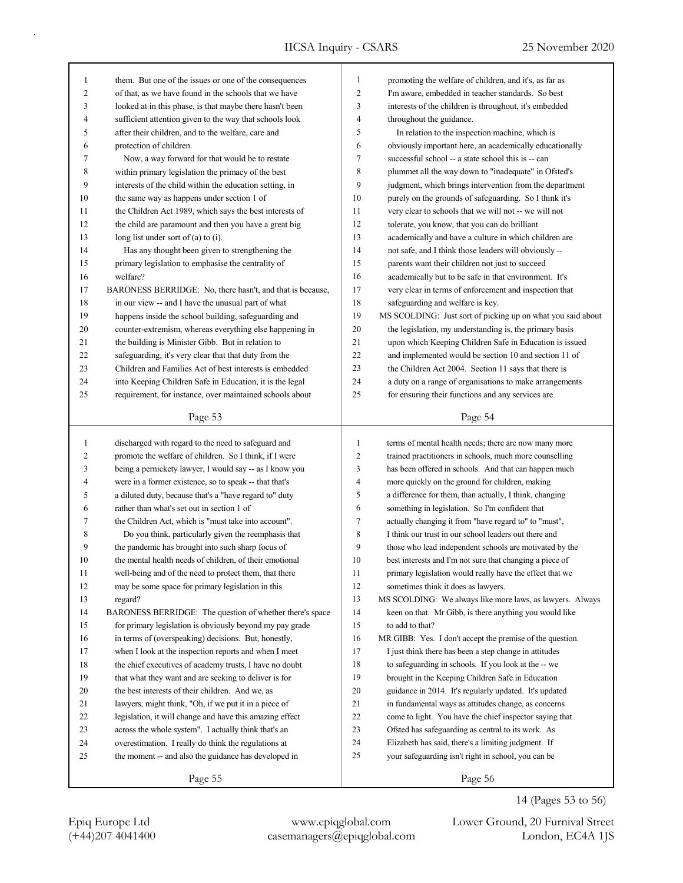them. But one of the issues or one of the consequences of that, as we have found in the schools that we have looked at in this phase, is that maybe there hasn't been sufficient attention given to the way that schools look after their children, and to the welfare, care and protection of children.

Now, a way forward for that would be to restate within primary legislation the primacy of the best interests of the child within the education setting, in the same way as happens under section 1 of the Children Act 1989, which says the best interests of the child are paramount and then you have a great big long list under sort of (a) to (i).

Has any thought been given to strengthening the primary legislation to emphasise the centrality of welfare?

BARONESS BERRIDGE: No, there hasn't, and that is because, in our view -- and I have the unusual part of what happens inside the school building, safeguarding and counter-extremism, whereas everything else happening in the building is Minister Gibb. But in relation to safeguarding, it's very clear that that duty from the Children and Families Act of best interests is embedded into Keeping Children Safe in Education, it is the legal requirement, for instance, over maintained schools about promoting the welfare of children, and it's, as far as I'm aware, embedded in teacher standards. So best interests of the children is throughout, it's embedded throughout the guidance.

In relation to the inspection machine, which is obviously important here, an academically educationally successful school -- a state school this is -- can plummet all the way down to "inadequate" in Ofsted's judgment, which brings intervention from the department purely on the grounds of safeguarding. So I think it's very clear to schools that we will not -- we will not tolerate, you know, that you can do brilliant academically and have a culture in which children are not safe, and I think those leaders will obviously -- parents want their children not just to succeed academically but to be safe in that environment. It's very clear in terms of enforcement and inspection that safeguarding and welfare is key.

MS SCOLDING: Just sort of picking up on what you said about the legislation, my understanding is, the primary basis upon which Keeping Children Safe in Education is issued and implemented would be section 10 and section 11 of the Children Act 2004. Section 11 says that there is a duty on a range of organisations to make arrangements for ensuring their functions and any services are discharged with regard to the need to safeguard and promote the welfare of children. So I think, if I were being a pernickety lawyer, I would say -- as I know you were in a former existence, so to speak -- that that's a diluted duty, because that's a "have regard to" duty rather than what's set out in section 1 of the Children Act, which is "must take into account".

Do you think, particularly given the reemphasis that the pandemic has brought into such sharp focus of the mental health needs of children, of their emotional well-being and of the need to protect them, that there may be some space for primary legislation in this regard?

BARONESS BERRIDGE: The question of whether there's space for primary legislation is obviously beyond my pay grade in terms of (overspeaking) decisions. But, honestly, when I look at the inspection reports and when I meet the chief executives of academy trusts, I have no doubt that what they want and are seeking to deliver is for the best interests of their children. And we, as lawyers, might think, "Oh, if we put it in a piece of legislation, it will change and have this amazing effect across the whole system". I actually think that's an overestimation. I really do think the regulations at the moment -- and also the guidance has developed in terms of mental health needs; there are now many more trained practitioners in schools, much more counselling has been offered in schools. And that can happen much more quickly on the ground for children, making a difference for them, than actually, I think, changing something in legislation. So I'm confident that actually changing it from "have regard to" to "must", I think our trust in our school leaders out there and those who lead independent schools are motivated by the best interests and I'm not sure that changing a piece of primary legislation would really have the effect that we sometimes think it does as lawyers.

MS SCOLDING: We always like more laws, as lawyers. Always keen on that. Mr Gibb, is there anything you would like to add to that?

MR GIBB: Yes. I don't accept the premise of the question. I just think there has been a step change in attitudes to safeguarding in schools. If you look at the -- we brought in the Keeping Children Safe in Education guidance in 2014. It's regularly updated. It's updated in fundamental ways as attitudes change, as concerns come to light. You have the chief inspector saying that Ofsted has safeguarding as central to its work. As Elizabeth has said, there's a limiting judgment. If your safeguarding isn't right in school, you can be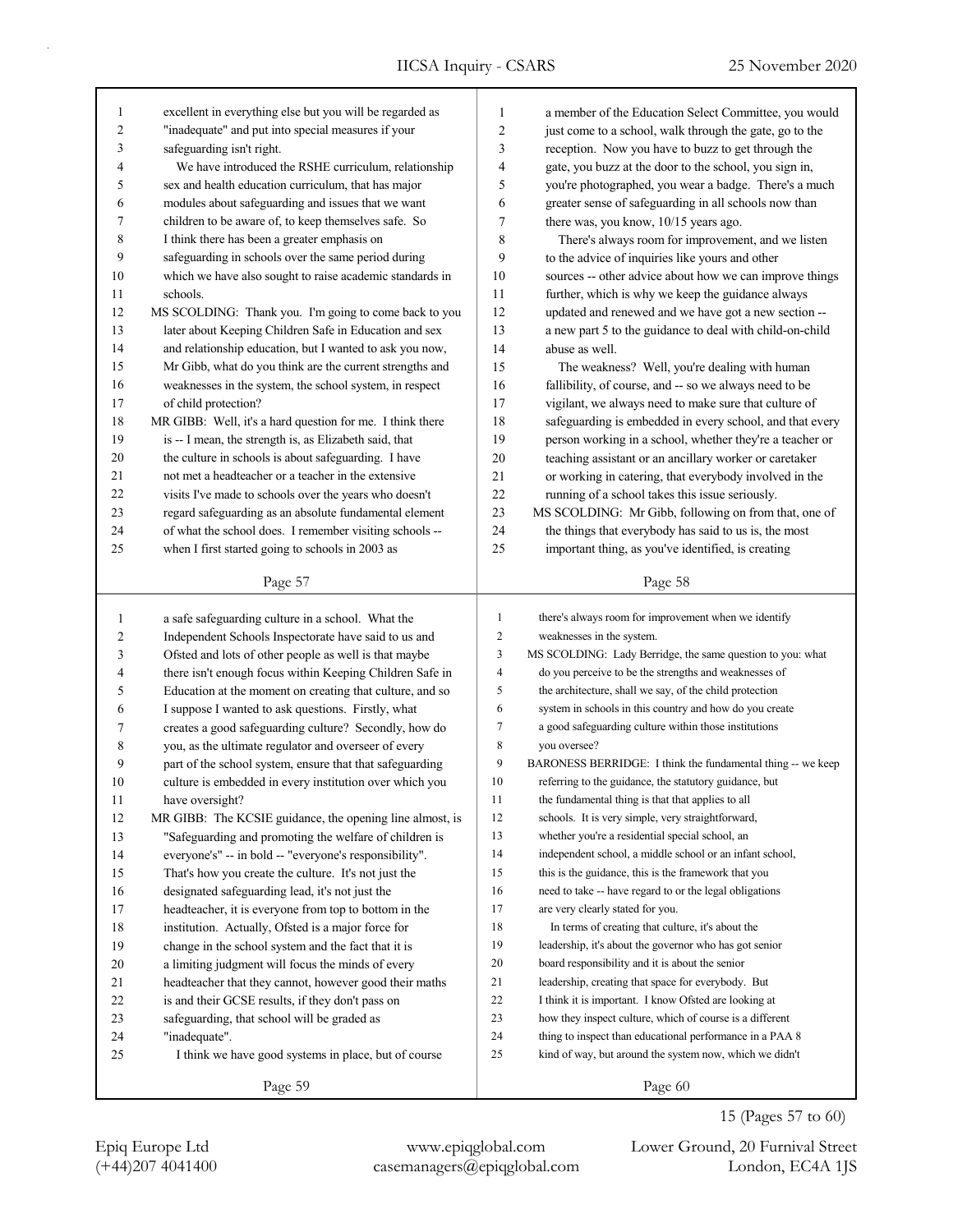excellent in everything else but you will be regarded as "inadequate" and put into special measures if your safeguarding isn't right.

We have introduced the RSHE curriculum, relationship sex and health education curriculum, that has major modules about safeguarding and issues that we want children to be aware of, to keep themselves safe. So I think there has been a greater emphasis on safeguarding in schools over the same period during which we have also sought to raise academic standards in schools.

MS SCOLDING: Thank you. I'm going to come back to you later about Keeping Children Safe in Education and sex and relationship education, but I wanted to ask you now, Mr Gibb, what do you think are the current strengths and weaknesses in the system, the school system, in respect of child protection?

MR GIBB: Well, it's a hard question for me. I think there is -- I mean, the strength is, as Elizabeth said, that the culture in schools is about safeguarding. I have not met a headteacher or a teacher in the extensive visits I've made to schools over the years who doesn't regard safeguarding as an absolute fundamental element of what the school does. I remember visiting schools -- when I first started going to schools in 2003 as a member of the Education Select Committee, you would just come to a school, walk through the gate, go to the reception. Now you have to buzz to get through the gate, you buzz at the door to the school, you sign in, you're photographed, you wear a badge. There's a much greater sense of safeguarding in all schools now than there was, you know, 10/15 years ago.

There's always room for improvement, and we listen to the advice of inquiries like yours and other sources -- other advice about how we can improve things further, which is why we keep the guidance always updated and renewed and we have got a new section -- a new part 5 to the guidance to deal with child-on-child abuse as well.

The weakness? Well, you're dealing with human fallibility, of course, and -- so we always need to be vigilant, we always need to make sure that culture of safeguarding is embedded in every school, and that every person working in a school, whether they're a teacher or teaching assistant or an ancillary worker or caretaker or working in catering, that everybody involved in the running of a school takes this issue seriously.

MS SCOLDING: Mr Gibb, following on from that, one of the things that everybody has said to us is, the most important thing, as you've identified, is creating a safe safeguarding culture in a school. What the Independent Schools Inspectorate have said to us and Ofsted and lots of other people as well is that maybe there isn't enough focus within Keeping Children Safe in Education at the moment on creating that culture, and so I suppose I wanted to ask questions. Firstly, what creates a good safeguarding culture? Secondly, how do you, as the ultimate regulator and overseer of every part of the school system, ensure that that safeguarding culture is embedded in every institution over which you have oversight?

MR GIBB: The KCSIE guidance, the opening line almost, is "Safeguarding and promoting the welfare of children is everyone's" -- in bold -- "everyone's responsibility". That's how you create the culture. It's not just the designated safeguarding lead, it's not just the headteacher, it is everyone from top to bottom in the institution. Actually, Ofsted is a major force for change in the school system and the fact that it is a limiting judgment will focus the minds of every headteacher that they cannot, however good their maths is and their GCSE results, if they don't pass on safeguarding, that school will be graded as "inadequate".

I think we have good systems in place, but of course there's always room for improvement when we identify weaknesses in the system.

MS SCOLDING: Lady Berridge, the same question to you: what do you perceive to be the strengths and weaknesses of the architecture, shall we say, of the child protection system in schools in this country and how do you create a good safeguarding culture within those institutions you oversee?

BARONESS BERRIDGE: I think the fundamental thing -- we keep referring to the guidance, the statutory guidance, but the fundamental thing is that that applies to all schools. It is very simple, very straightforward, whether you're a residential special school, an independent school, a middle school or an infant school, this is the guidance, this is the framework that you need to take -- have regard to or the legal obligations are very clearly stated for you.

In terms of creating that culture, it's about the leadership, it's about the governor who has got senior board responsibility and it is about the senior leadership, creating that space for everybody. But I think it is important. I know Ofsted are looking at how they inspect culture, which of course is a different thing to inspect than educational performance in a PAA 8 kind of way, but around the system now, which we didn't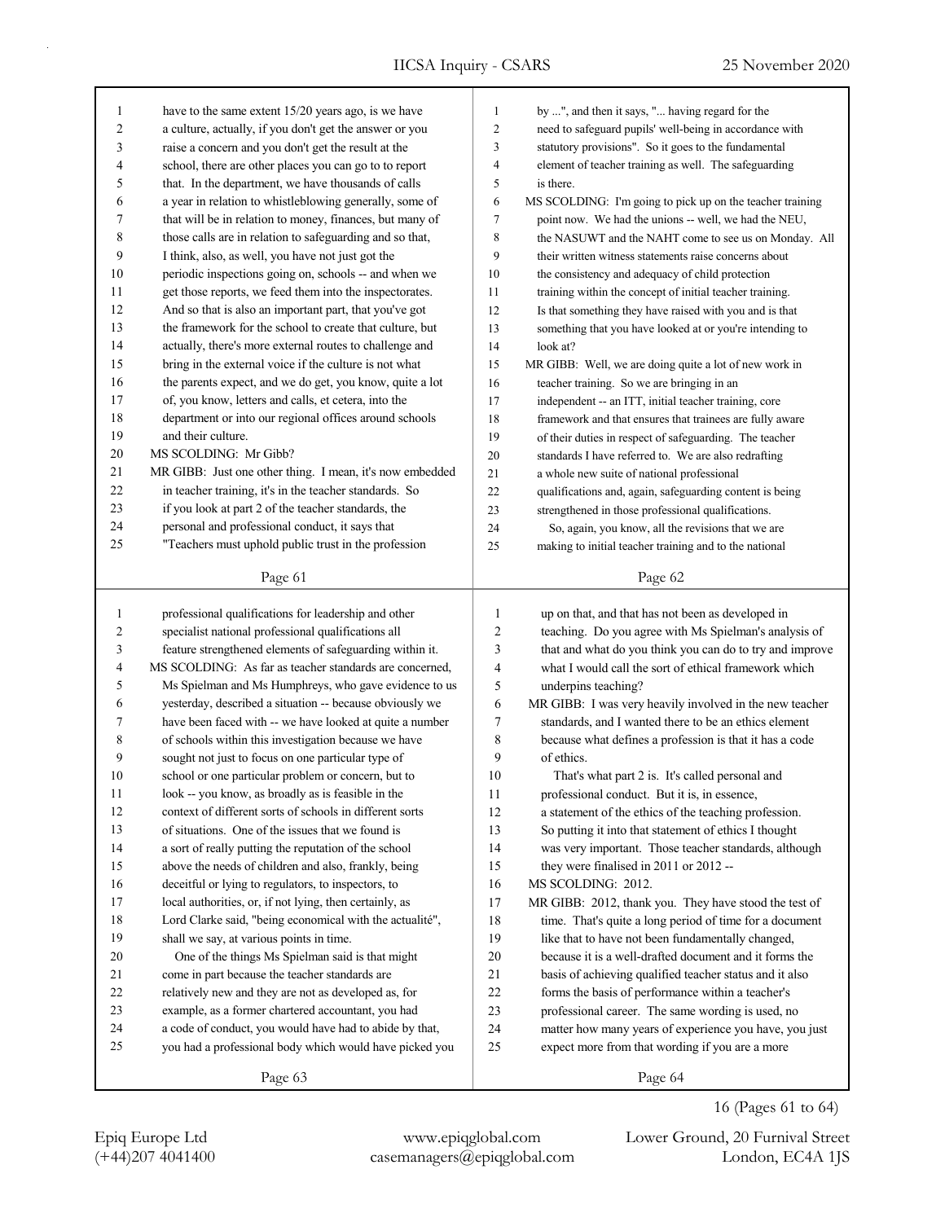have to the same extent 15/20 years ago, is we have a culture, actually, if you don't get the answer or you raise a concern and you don't get the result at the school, there are other places you can go to to report that. In the department, we have thousands of calls a year in relation to whistleblowing generally, some of that will be in relation to money, finances, but many of those calls are in relation to safeguarding and so that, I think, also, as well, you have not just got the periodic inspections going on, schools -- and when we get those reports, we feed them into the inspectorates. And so that is also an important part, that you've got the framework for the school to create that culture, but actually, there's more external routes to challenge and bring in the external voice if the culture is not what the parents expect, and we do get, you know, quite a lot of, you know, letters and calls, et cetera, into the department or into our regional offices around schools and their culture.

MS SCOLDING: Mr Gibb?

MR GIBB: Just one other thing. I mean, it's now embedded in teacher training, it's in the teacher standards. So if you look at part 2 of the teacher standards, the personal and professional conduct, it says that "Teachers must uphold public trust in the profession by ...", and then it says, "... having regard for the need to safeguard pupils' well-being in accordance with statutory provisions". So it goes to the fundamental element of teacher training as well. The safeguarding is there.

MS SCOLDING: I'm going to pick up on the teacher training point now. We had the unions -- well, we had the NEU, the NASUWT and the NAHT come to see us on Monday. All their written witness statements raise concerns about the consistency and adequacy of child protection training within the concept of initial teacher training. Is that something they have raised with you and is that something that you have looked at or you're intending to look at?

MR GIBB: Well, we are doing quite a lot of new work in teacher training. So we are bringing in an independent -- an ITT, initial teacher training, core framework and that ensures that trainees are fully aware of their duties in respect of safeguarding. The teacher standards I have referred to. We are also redrafting a whole new suite of national professional qualifications and, again, safeguarding content is being strengthened in those professional qualifications.

So, again, you know, all the revisions that we are making to initial teacher training and to the national professional qualifications for leadership and other specialist national professional qualifications all feature strengthened elements of safeguarding within it.

MS SCOLDING: As far as teacher standards are concerned, Ms Spielman and Ms Humphreys, who gave evidence to us yesterday, described a situation -- because obviously we have been faced with -- we have looked at quite a number of schools within this investigation because we have sought not just to focus on one particular type of school or one particular problem or concern, but to look -- you know, as broadly as is feasible in the context of different sorts of schools in different sorts of situations. One of the issues that we found is a sort of really putting the reputation of the school above the needs of children and also, frankly, being deceitful or lying to regulators, to inspectors, to local authorities, or, if not lying, then certainly, as Lord Clarke said, "being economical with the actualité", shall we say, at various points in time.

One of the things Ms Spielman said is that might come in part because the teacher standards are relatively new and they are not as developed as, for example, as a former chartered accountant, you had a code of conduct, you would have had to abide by that, you had a professional body which would have picked you up on that, and that has not been as developed in teaching. Do you agree with Ms Spielman's analysis of that and what do you think you can do to try and improve what I would call the sort of ethical framework which underpins teaching?

MR GIBB: I was very heavily involved in the new teacher standards, and I wanted there to be an ethics element because what defines a profession is that it has a code of ethics.

That's what part 2 is. It's called personal and professional conduct. But it is, in essence, a statement of the ethics of the teaching profession. So putting it into that statement of ethics I thought was very important. Those teacher standards, although they were finalised in 2011 or 2012 --

MS SCOLDING: 2012.

MR GIBB: 2012, thank you. They have stood the test of time. That's quite a long period of time for a document like that to have not been fundamentally changed, because it is a well-drafted document and it forms the basis of achieving qualified teacher status and it also forms the basis of performance within a teacher's professional career. The same wording is used, no matter how many years of experience you have, you just expect more from that wording if you are a more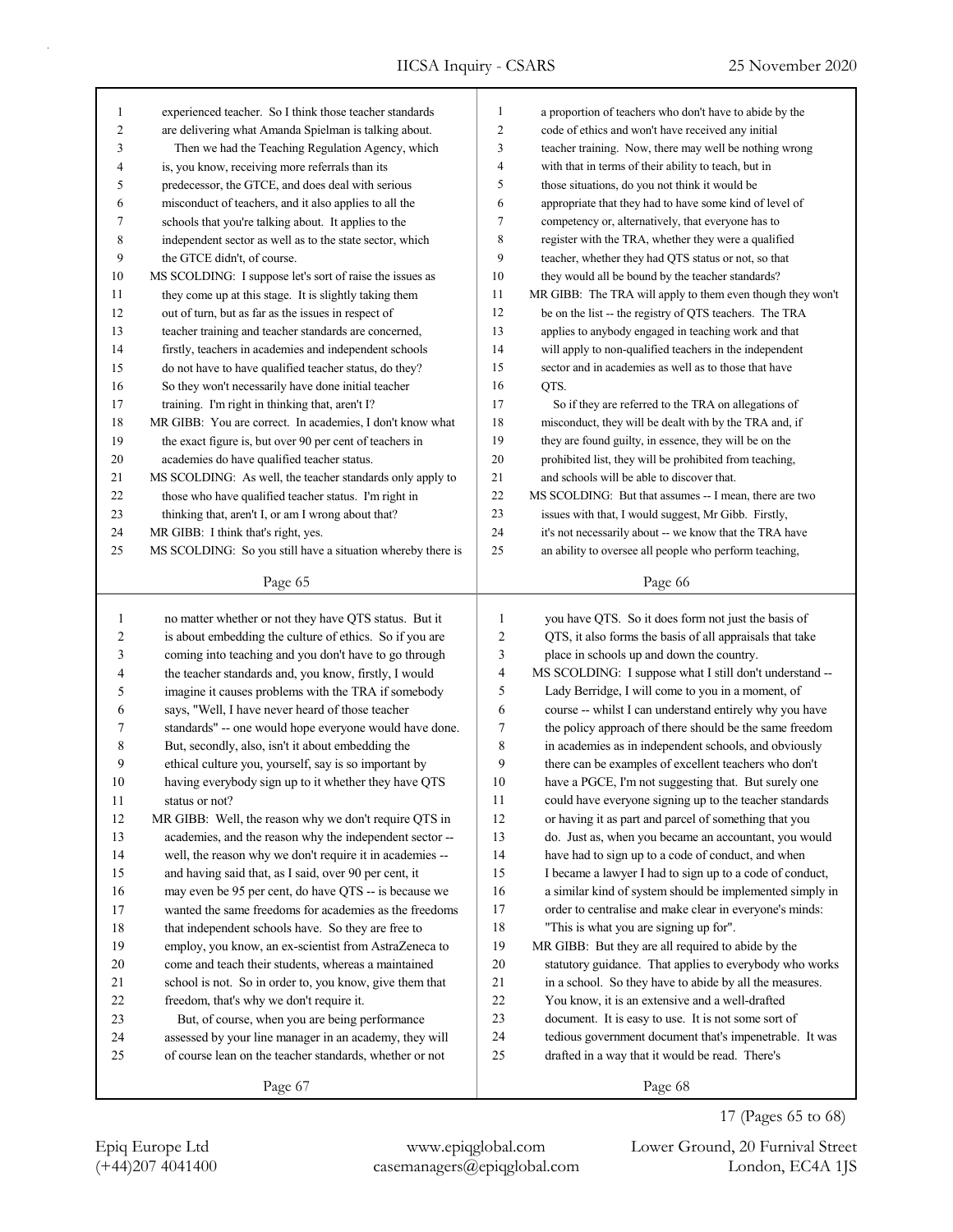experienced teacher. So I think those teacher standards are delivering what Amanda Spielman is talking about.

Then we had the Teaching Regulation Agency, which is, you know, receiving more referrals than its predecessor, the GTCE, and does deal with serious misconduct of teachers, and it also applies to all the schools that you're talking about. It applies to the independent sector as well as to the state sector, which the GTCE didn't, of course.

MS SCOLDING: I suppose let's sort of raise the issues as they come up at this stage. It is slightly taking them out of turn, but as far as the issues in respect of teacher training and teacher standards are concerned, firstly, teachers in academies and independent schools do not have to have qualified teacher status, do they? So they won't necessarily have done initial teacher training. I'm right in thinking that, aren't I?

MR GIBB: You are correct. In academies, I don't know what the exact figure is, but over 90 per cent of teachers in academies do have qualified teacher status.

MS SCOLDING: As well, the teacher standards only apply to those who have qualified teacher status. I'm right in thinking that, aren't I, or am I wrong about that?

MR GIBB: I think that's right, yes.

MS SCOLDING: So you still have a situation whereby there is a proportion of teachers who don't have to abide by the code of ethics and won't have received any initial teacher training. Now, there may well be nothing wrong with that in terms of their ability to teach, but in those situations, do you not think it would be appropriate that they had to have some kind of level of competency or, alternatively, that everyone has to register with the TRA, whether they were a qualified teacher, whether they had QTS status or not, so that they would all be bound by the teacher standards?

MR GIBB: The TRA will apply to them even though they won't be on the list -- the registry of QTS teachers. The TRA applies to anybody engaged in teaching work and that will apply to non-qualified teachers in the independent sector and in academies as well as to those that have QTS.

So if they are referred to the TRA on allegations of misconduct, they will be dealt with by the TRA and, if they are found guilty, in essence, they will be on the prohibited list, they will be prohibited from teaching, and schools will be able to discover that.

MS SCOLDING: But that assumes -- I mean, there are two issues with that, I would suggest, Mr Gibb. Firstly, it's not necessarily about -- we know that the TRA have an ability to oversee all people who perform teaching, no matter whether or not they have QTS status. But it is about embedding the culture of ethics. So if you are coming into teaching and you don't have to go through the teacher standards and, you know, firstly, I would imagine it causes problems with the TRA if somebody says, "Well, I have never heard of those teacher standards" -- one would hope everyone would have done. But, secondly, also, isn't it about embedding the ethical culture you, yourself, say is so important by having everybody sign up to it whether they have QTS status or not?

MR GIBB: Well, the reason why we don't require QTS in academies, and the reason why the independent sector -- well, the reason why we don't require it in academies -- and having said that, as I said, over 90 per cent, it may even be 95 per cent, do have QTS -- is because we wanted the same freedoms for academies as the freedoms that independent schools have. So they are free to employ, you know, an ex-scientist from AstraZeneca to come and teach their students, whereas a maintained school is not. So in order to, you know, give them that freedom, that's why we don't require it.

But, of course, when you are being performance assessed by your line manager in an academy, they will of course lean on the teacher standards, whether or not you have QTS. So it does form not just the basis of QTS, it also forms the basis of all appraisals that take place in schools up and down the country.

MS SCOLDING: I suppose what I still don't understand -- Lady Berridge, I will come to you in a moment, of course -- whilst I can understand entirely why you have the policy approach of there should be the same freedom in academies as in independent schools, and obviously there can be examples of excellent teachers who don't have a PGCE, I'm not suggesting that. But surely one could have everyone signing up to the teacher standards or having it as part and parcel of something that you do. Just as, when you became an accountant, you would have had to sign up to a code of conduct, and when I became a lawyer I had to sign up to a code of conduct, a similar kind of system should be implemented simply in order to centralise and make clear in everyone's minds: "This is what you are signing up for".

MR GIBB: But they are all required to abide by the statutory guidance. That applies to everybody who works in a school. So they have to abide by all the measures. You know, it is an extensive and a well-drafted document. It is easy to use. It is not some sort of tedious government document that's impenetrable. It was drafted in a way that it would be read. There's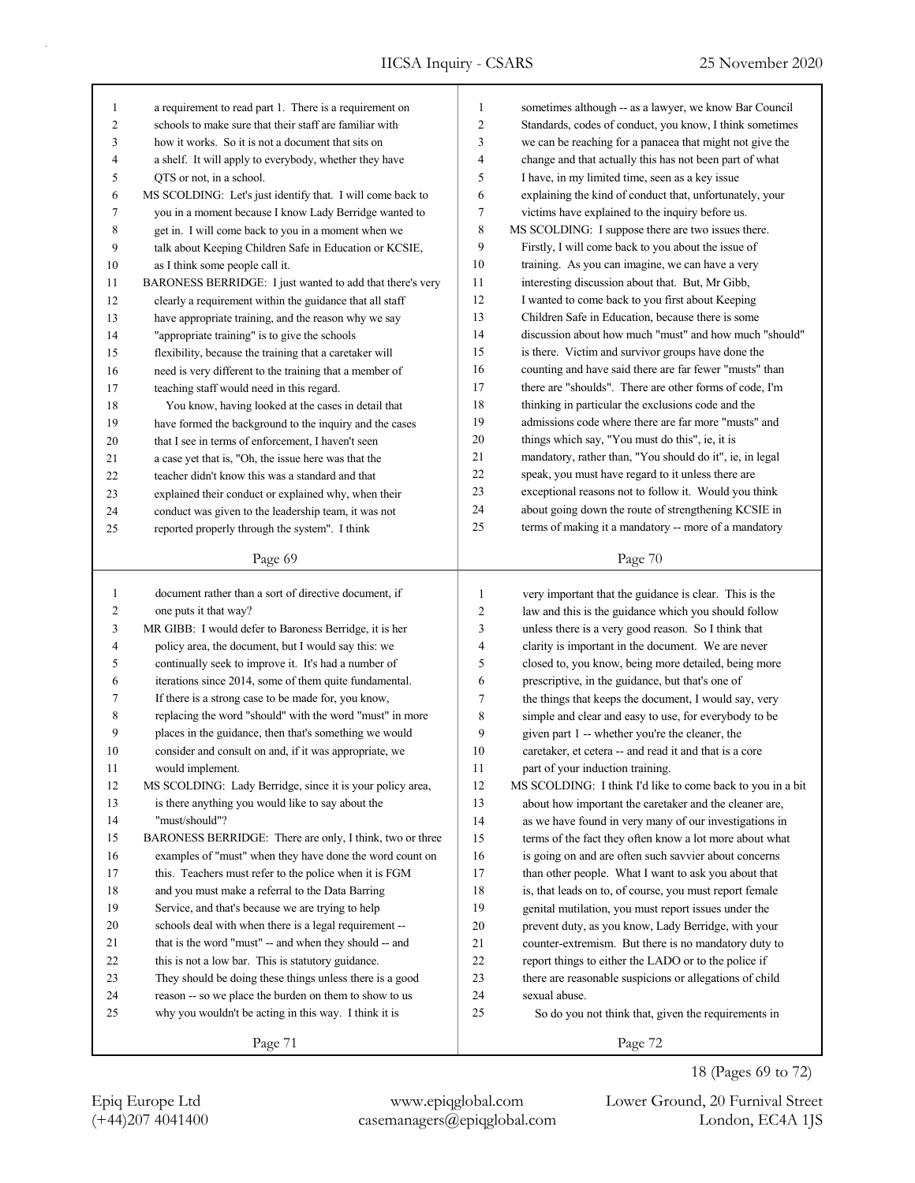a requirement to read part 1. There is a requirement on schools to make sure that their staff are familiar with how it works. So it is not a document that sits on a shelf. It will apply to everybody, whether they have QTS or not, in a school.

MS SCOLDING: Let's just identify that. I will come back to you in a moment because I know Lady Berridge wanted to get in. I will come back to you in a moment when we talk about Keeping Children Safe in Education or KCSIE, as I think some people call it.

BARONESS BERRIDGE: I just wanted to add that there's very clearly a requirement within the guidance that all staff have appropriate training, and the reason why we say "appropriate training" is to give the schools flexibility, because the training that a caretaker will need is very different to the training that a member of teaching staff would need in this regard.

You know, having looked at the cases in detail that have formed the background to the inquiry and the cases that I see in terms of enforcement, I haven't seen a case yet that is, "Oh, the issue here was that the teacher didn't know this was a standard and that explained their conduct or explained why, when their conduct was given to the leadership team, it was not reported properly through the system". I think sometimes although -- as a lawyer, we know Bar Council Standards, codes of conduct, you know, I think sometimes we can be reaching for a panacea that might not give the change and that actually this has not been part of what I have, in my limited time, seen as a key issue explaining the kind of conduct that, unfortunately, your victims have explained to the inquiry before us.

MS SCOLDING: I suppose there are two issues there. Firstly, I will come back to you about the issue of training. As you can imagine, we can have a very interesting discussion about that. But, Mr Gibb, I wanted to come back to you first about Keeping Children Safe in Education, because there is some discussion about how much "must" and how much "should" is there. Victim and survivor groups have done the counting and have said there are far fewer "musts" than there are "shoulds". There are other forms of code, I'm thinking in particular the exclusions code and the admissions code where there are far more "musts" and things which say, "You must do this", ie, it is mandatory, rather than, "You should do it", ie, in legal speak, you must have regard to it unless there are exceptional reasons not to follow it. Would you think about going down the route of strengthening KCSIE in terms of making it a mandatory -- more of a mandatory document rather than a sort of directive document, if one puts it that way?

MR GIBB: I would defer to Baroness Berridge, it is her policy area, the document, but I would say this: we continually seek to improve it. It's had a number of iterations since 2014, some of them quite fundamental. If there is a strong case to be made for, you know, replacing the word "should" with the word "must" in more places in the guidance, then that's something we would consider and consult on and, if it was appropriate, we would implement.

MS SCOLDING: Lady Berridge, since it is your policy area, is there anything you would like to say about the "must/should"?

BARONESS BERRIDGE: There are only, I think, two or three examples of "must" when they have done the word count on this. Teachers must refer to the police when it is FGM and you must make a referral to the Data Barring Service, and that's because we are trying to help schools deal with when there is a legal requirement -- that is the word "must" -- and when they should -- and this is not a low bar. This is statutory guidance. They should be doing these things unless there is a good reason -- so we place the burden on them to show to us why you wouldn't be acting in this way. I think it is very important that the guidance is clear. This is the law and this is the guidance which you should follow unless there is a very good reason. So I think that clarity is important in the document. We are never closed to, you know, being more detailed, being more prescriptive, in the guidance, but that's one of the things that keeps the document, I would say, very simple and clear and easy to use, for everybody to be given part 1 -- whether you're the cleaner, the caretaker, et cetera -- and read it and that is a core part of your induction training.

MS SCOLDING: I think I'd like to come back to you in a bit about how important the caretaker and the cleaner are, as we have found in very many of our investigations in terms of the fact they often know a lot more about what is going on and are often such savvier about concerns than other people. What I want to ask you about that is, that leads on to, of course, you must report female genital mutilation, you must report issues under the prevent duty, as you know, Lady Berridge, with your counter-extremism. But there is no mandatory duty to report things to either the LADO or to the police if there are reasonable suspicions or allegations of child sexual abuse.

So do you not think that, given the requirements in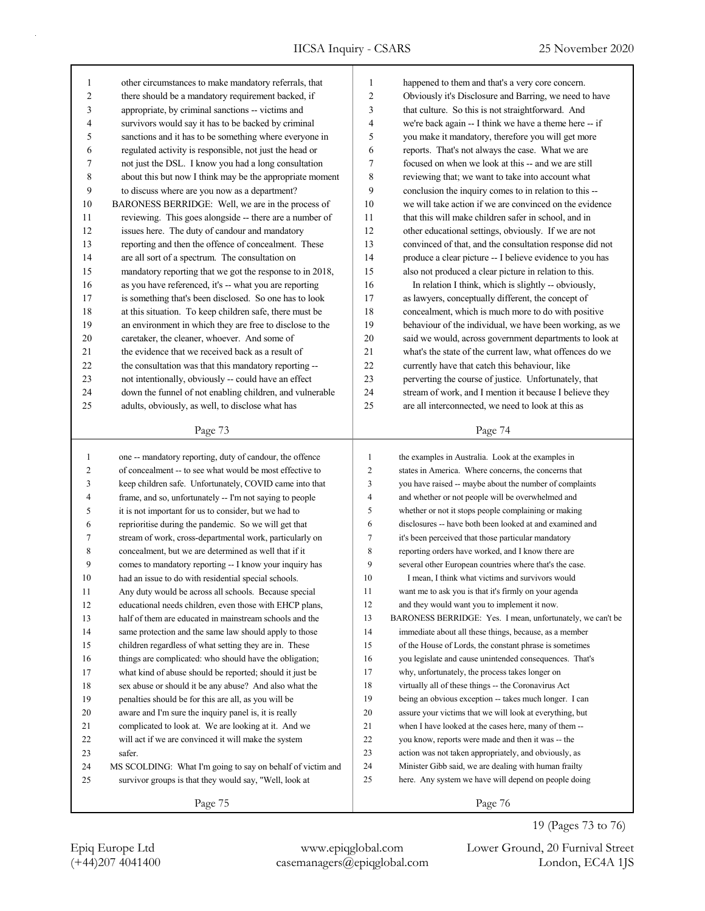other circumstances to make mandatory referrals, that there should be a mandatory requirement backed, if appropriate, by criminal sanctions -- victims and survivors would say it has to be backed by criminal sanctions and it has to be something where everyone in regulated activity is responsible, not just the head or not just the DSL. I know you had a long consultation about this but now I think may be the appropriate moment to discuss where are you now as a department?

BARONESS BERRIDGE: Well, we are in the process of reviewing. This goes alongside -- there are a number of issues here. The duty of candour and mandatory reporting and then the offence of concealment. These are all sort of a spectrum. The consultation on mandatory reporting that we got the response to in 2018, as you have referenced, it's -- what you are reporting is something that's been disclosed. So one has to look at this situation. To keep children safe, there must be an environment in which they are free to disclose to the caretaker, the cleaner, whoever. And some of the evidence that we received back as a result of the consultation was that this mandatory reporting -- not intentionally, obviously -- could have an effect down the funnel of not enabling children, and vulnerable adults, obviously, as well, to disclose what has happened to them and that's a very core concern. Obviously it's Disclosure and Barring, we need to have that culture. So this is not straightforward. And we're back again -- I think we have a theme here -- if you make it mandatory, therefore you will get more reports. That's not always the case. What we are focused on when we look at this -- and we are still reviewing that; we want to take into account what conclusion the inquiry comes to in relation to this -- we will take action if we are convinced on the evidence that this will make children safer in school, and in other educational settings, obviously. If we are not convinced of that, and the consultation response did not produce a clear picture -- I believe evidence to you has also not produced a clear picture in relation to this.

In relation I think, which is slightly -- obviously, as lawyers, conceptually different, the concept of concealment, which is much more to do with positive behaviour of the individual, we have been working, as we said we would, across government departments to look at what's the state of the current law, what offences do we currently have that catch this behaviour, like perverting the course of justice. Unfortunately, that stream of work, and I mention it because I believe they are all interconnected, we need to look at this as one -- mandatory reporting, duty of candour, the offence of concealment -- to see what would be most effective to keep children safe. Unfortunately, COVID came into that frame, and so, unfortunately -- I'm not saying to people it is not important for us to consider, but we had to reprioritise during the pandemic. So we will get that stream of work, cross-departmental work, particularly on concealment, but we are determined as well that if it comes to mandatory reporting -- I know your inquiry has had an issue to do with residential special schools. Any duty would be across all schools. Because special educational needs children, even those with EHCP plans, half of them are educated in mainstream schools and the same protection and the same law should apply to those children regardless of what setting they are in. These things are complicated: who should have the obligation; what kind of abuse should be reported; should it just be sex abuse or should it be any abuse? And also what the penalties should be for this are all, as you will be aware and I'm sure the inquiry panel is, it is really complicated to look at. We are looking at it. And we will act if we are convinced it will make the system safer.

MS SCOLDING: What I'm going to say on behalf of victim and survivor groups is that they would say, "Well, look at the examples in Australia. Look at the examples in states in America. Where concerns, the concerns that you have raised -- maybe about the number of complaints and whether or not people will be overwhelmed and whether or not it stops people complaining or making disclosures -- have both been looked at and examined and it's been perceived that those particular mandatory reporting orders have worked, and I know there are several other European countries where that's the case.

I mean, I think what victims and survivors would want me to ask you is that it's firmly on your agenda and they would want you to implement it now.

BARONESS BERRIDGE: Yes. I mean, unfortunately, we can't be immediate about all these things, because, as a member of the House of Lords, the constant phrase is sometimes you legislate and cause unintended consequences. That's why, unfortunately, the process takes longer on virtually all of these things -- the Coronavirus Act being an obvious exception -- takes much longer. I can assure your victims that we will look at everything, but when I have looked at the cases here, many of them -- you know, reports were made and then it was -- the action was not taken appropriately, and obviously, as Minister Gibb said, we are dealing with human frailty here. Any system we have will depend on people doing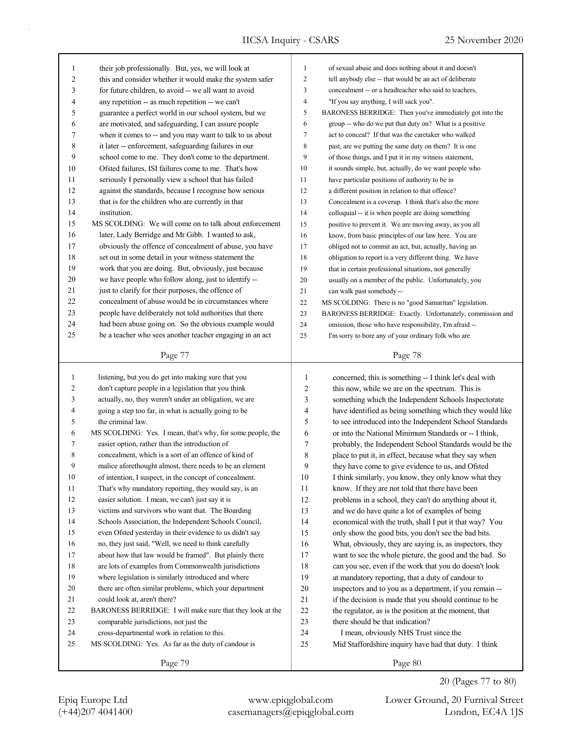their job professionally. But, yes, we will look at this and consider whether it would make the system safer for future children, to avoid -- we all want to avoid any repetition -- as much repetition -- we can't guarantee a perfect world in our school system, but we are motivated, and safeguarding, I can assure people when it comes to -- and you may want to talk to us about it later -- enforcement, safeguarding failures in our school come to me. They don't come to the department. Ofsted failures, ISI failures come to me. That's how seriously I personally view a school that has failed against the standards, because I recognise how serious that is for the children who are currently in that institution.

MS SCOLDING: We will come on to talk about enforcement later, Lady Berridge and Mr Gibb. I wanted to ask, obviously the offence of concealment of abuse, you have set out in some detail in your witness statement the work that you are doing. But, obviously, just because we have people who follow along, just to identify -- just to clarify for their purposes, the offence of concealment of abuse would be in circumstances where people have deliberately not told authorities that there had been abuse going on. So the obvious example would be a teacher who sees another teacher engaging in an act of sexual abuse and does nothing about it and doesn't tell anybody else -- that would be an act of deliberate concealment -- or a headteacher who said to teachers, "If you say anything, I will sack you".

BARONESS BERRIDGE: Then you've immediately got into the group -- who do we put that duty on? What is a positive act to conceal? If that was the caretaker who walked past, are we putting the same duty on them? It is one of those things, and I put it in my witness statement, it sounds simple, but, actually, do we want people who have particular positions of authority to be in a different position in relation to that offence? Concealment is a coverup. I think that's also the more colloquial -- it is when people are doing something positive to prevent it. We are moving away, as you all know, from basic principles of our law here. You are obliged not to commit an act, but, actually, having an obligation to report is a very different thing. We have that in certain professional situations, not generally usually on a member of the public. Unfortunately, you can walk past somebody --

MS SCOLDING: There is no "good Samaritan" legislation.

BARONESS BERRIDGE: Exactly. Unfortunately, commission and omission, those who have responsibility, I'm afraid -- I'm sorry to bore any of your ordinary folk who are listening, but you do get into making sure that you don't capture people in a legislation that you think actually, no, they weren't under an obligation, we are going a step too far, in what is actually going to be the criminal law.

MS SCOLDING: Yes. I mean, that's why, for some people, the easier option, rather than the introduction of concealment, which is a sort of an offence of kind of malice aforethought almost, there needs to be an element of intention, I suspect, in the concept of concealment. That's why mandatory reporting, they would say, is an easier solution. I mean, we can't just say it is victims and survivors who want that. The Boarding Schools Association, the Independent Schools Council, even Ofsted yesterday in their evidence to us didn't say no, they just said, "Well, we need to think carefully about how that law would be framed". But plainly there are lots of examples from Commonwealth jurisdictions where legislation is similarly introduced and where there are often similar problems, which your department could look at, aren't there?

BARONESS BERRIDGE: I will make sure that they look at the comparable jurisdictions, not just the cross-departmental work in relation to this.

MS SCOLDING: Yes. As far as the duty of candour is concerned, this is something -- I think let's deal with this now, while we are on the spectrum. This is something which the Independent Schools Inspectorate have identified as being something which they would like to see introduced into the Independent School Standards or into the National Minimum Standards or -- I think, probably, the Independent School Standards would be the place to put it, in effect, because what they say when they have come to give evidence to us, and Ofsted I think similarly, you know, they only know what they know. If they are not told that there have been problems in a school, they can't do anything about it, and we do have quite a lot of examples of being economical with the truth, shall I put it that way? You only show the good bits, you don't see the bad bits. What, obviously, they are saying is, as inspectors, they want to see the whole picture, the good and the bad. So can you see, even if the work that you do doesn't look at mandatory reporting, that a duty of candour to inspectors and to you as a department, if you remain -- if the decision is made that you should continue to be the regulator, as is the position at the moment, that there should be that indication?

I mean, obviously NHS Trust since the Mid Staffordshire inquiry have had that duty. I think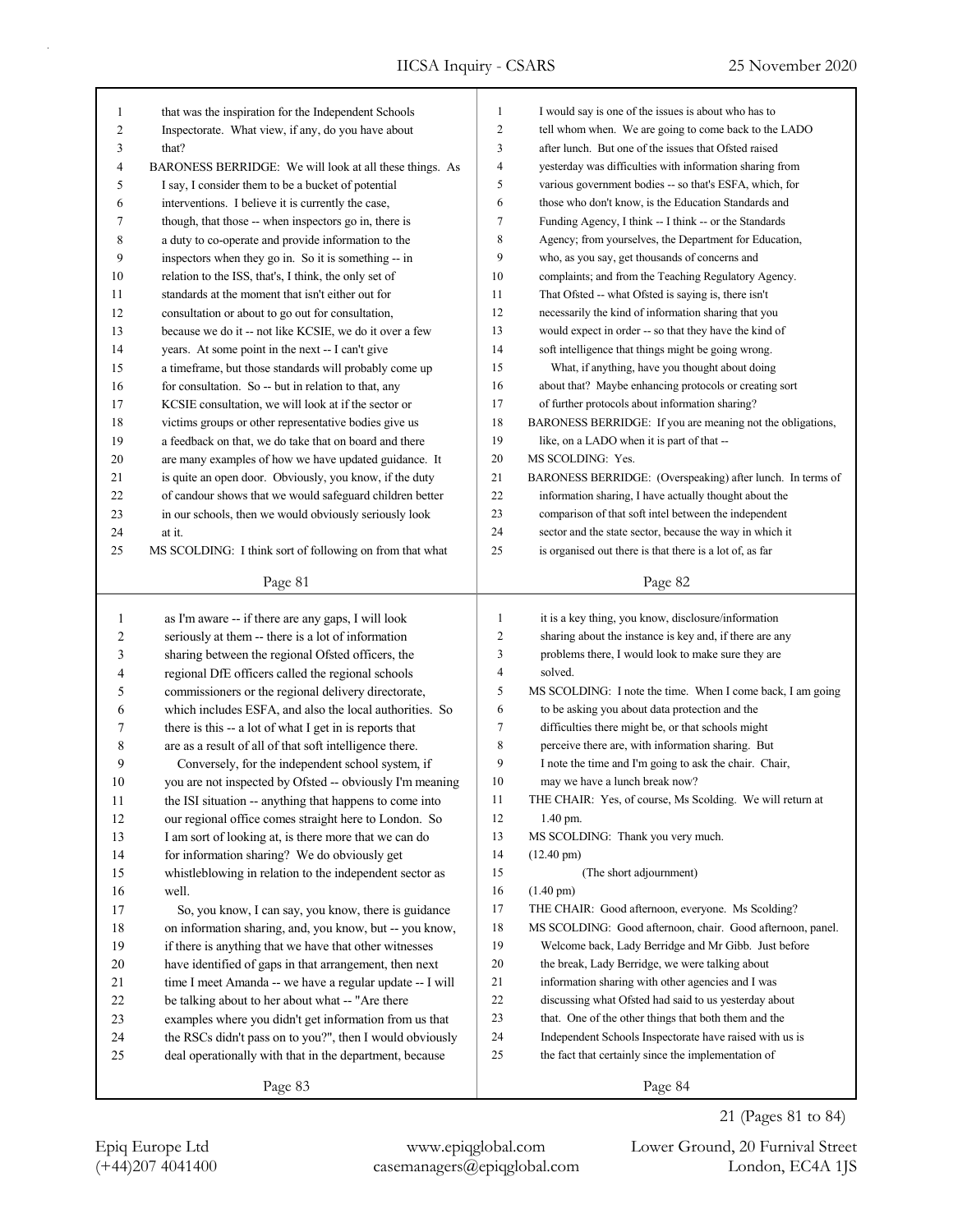that was the inspiration for the Independent Schools Inspectorate. What view, if any, do you have about that?

BARONESS BERRIDGE: We will look at all these things. As I say, I consider them to be a bucket of potential interventions. I believe it is currently the case, though, that those -- when inspectors go in, there is a duty to co-operate and provide information to the inspectors when they go in. So it is something -- in relation to the ISS, that's, I think, the only set of standards at the moment that isn't either out for consultation or about to go out for consultation, because we do it -- not like KCSIE, we do it over a few years. At some point in the next -- I can't give a timeframe, but those standards will probably come up for consultation. So -- but in relation to that, any KCSIE consultation, we will look at if the sector or victims groups or other representative bodies give us a feedback on that, we do take that on board and there are many examples of how we have updated guidance. It is quite an open door. Obviously, you know, if the duty of candour shows that we would safeguard children better in our schools, then we would obviously seriously look at it.

MS SCOLDING: I think sort of following on from that what I would say is one of the issues is about who has to tell whom when. We are going to come back to the LADO after lunch. But one of the issues that Ofsted raised yesterday was difficulties with information sharing from various government bodies -- so that's ESFA, which, for those who don't know, is the Education Standards and Funding Agency, I think -- I think -- or the Standards Agency; from yourselves, the Department for Education, who, as you say, get thousands of concerns and complaints; and from the Teaching Regulatory Agency. That Ofsted -- what Ofsted is saying is, there isn't necessarily the kind of information sharing that you would expect in order -- so that they have the kind of soft intelligence that things might be going wrong.

What, if anything, have you thought about doing about that? Maybe enhancing protocols or creating sort of further protocols about information sharing?

BARONESS BERRIDGE: If you are meaning not the obligations, like, on a LADO when it is part of that --

MS SCOLDING: Yes.

BARONESS BERRIDGE: (Overspeaking) after lunch. In terms of information sharing, I have actually thought about the comparison of that soft intel between the independent sector and the state sector, because the way in which it is organised out there is that there is a lot of, as far as I'm aware -- if there are any gaps, I will look seriously at them -- there is a lot of information sharing between the regional Ofsted officers, the regional DfE officers called the regional schools commissioners or the regional delivery directorate, which includes ESFA, and also the local authorities. So there is this -- a lot of what I get in is reports that are as a result of all of that soft intelligence there.

Conversely, for the independent school system, if you are not inspected by Ofsted -- obviously I'm meaning the ISI situation -- anything that happens to come into our regional office comes straight here to London. So I am sort of looking at, is there more that we can do for information sharing? We do obviously get whistleblowing in relation to the independent sector as well.

So, you know, I can say, you know, there is guidance on information sharing, and, you know, but -- you know, if there is anything that we have that other witnesses have identified of gaps in that arrangement, then next time I meet Amanda -- we have a regular update -- I will be talking about to her about what -- "Are there examples where you didn't get information from us that the RSCs didn't pass on to you?", then I would obviously deal operationally with that in the department, because it is a key thing, you know, disclosure/information sharing about the instance is key and, if there are any problems there, I would look to make sure they are solved.

MS SCOLDING: I note the time. When I come back, I am going to be asking you about data protection and the difficulties there might be, or that schools might perceive there are, with information sharing. But I note the time and I'm going to ask the chair. Chair, may we have a lunch break now?

THE CHAIR: Yes, of course, Ms Scolding. We will return at 1.40 pm.

MS SCOLDING: Thank you very much.

(12.40 pm)

(The short adjournment)

(1.40 pm)

THE CHAIR: Good afternoon, everyone. Ms Scolding?

MS SCOLDING: Good afternoon, chair. Good afternoon, panel.

Welcome back, Lady Berridge and Mr Gibb. Just before the break, Lady Berridge, we were talking about information sharing with other agencies and I was discussing what Ofsted had said to us yesterday about that. One of the other things that both them and the Independent Schools Inspectorate have raised with us is the fact that certainly since the implementation of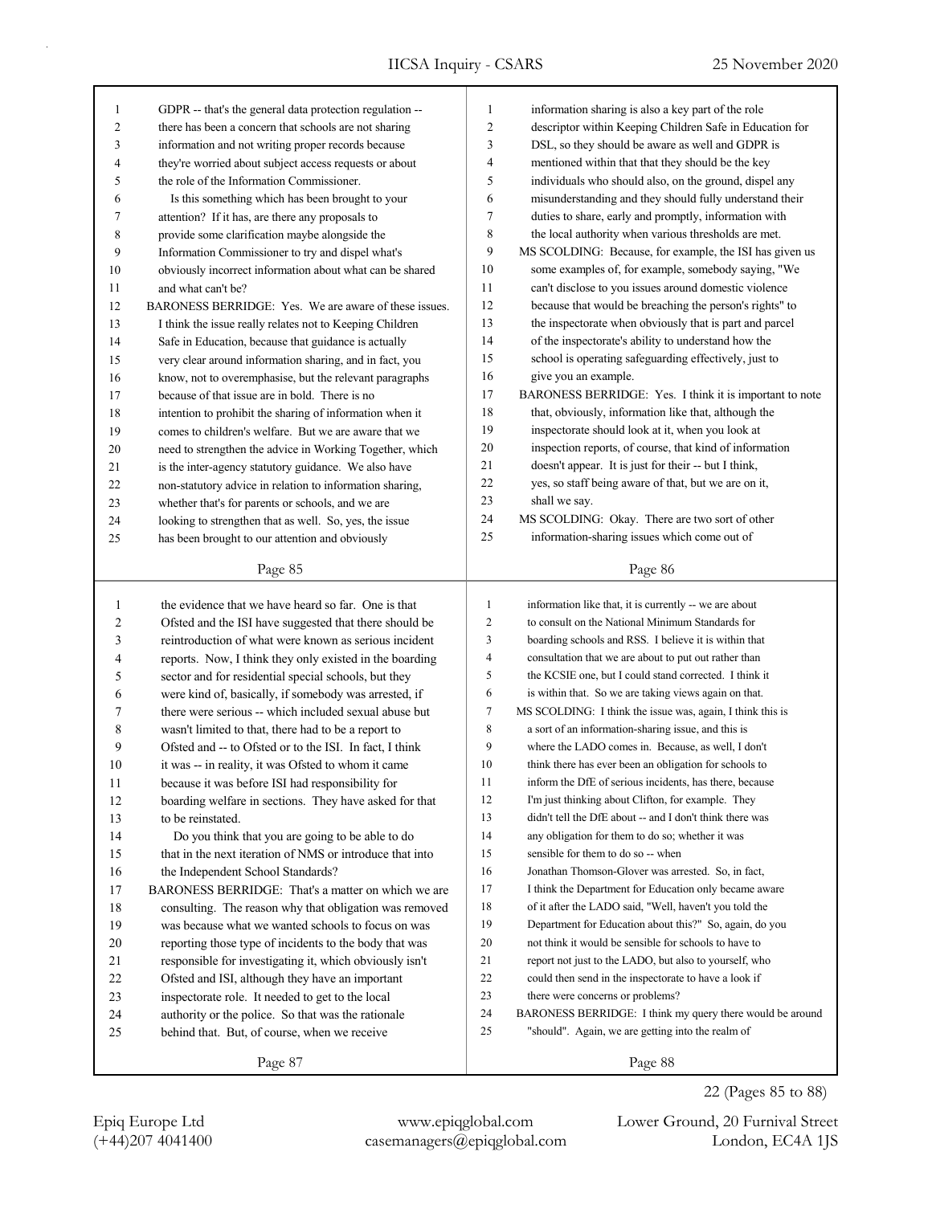GDPR -- that's the general data protection regulation -- there has been a concern that schools are not sharing information and not writing proper records because they're worried about subject access requests or about the role of the Information Commissioner.

Is this something which has been brought to your attention? If it has, are there any proposals to provide some clarification maybe alongside the Information Commissioner to try and dispel what's obviously incorrect information about what can be shared and what can't be?

BARONESS BERRIDGE: Yes. We are aware of these issues. I think the issue really relates not to Keeping Children Safe in Education, because that guidance is actually very clear around information sharing, and in fact, you know, not to overemphasise, but the relevant paragraphs because of that issue are in bold. There is no intention to prohibit the sharing of information when it comes to children's welfare. But we are aware that we need to strengthen the advice in Working Together, which is the inter-agency statutory guidance. We also have non-statutory advice in relation to information sharing, whether that's for parents or schools, and we are looking to strengthen that as well. So, yes, the issue has been brought to our attention and obviously information sharing is also a key part of the role descriptor within Keeping Children Safe in Education for DSL, so they should be aware as well and GDPR is mentioned within that that they should be the key individuals who should also, on the ground, dispel any misunderstanding and they should fully understand their duties to share, early and promptly, information with the local authority when various thresholds are met.

MS SCOLDING: Because, for example, the ISI has given us some examples of, for example, somebody saying, "We can't disclose to you issues around domestic violence because that would be breaching the person's rights" to the inspectorate when obviously that is part and parcel of the inspectorate's ability to understand how the school is operating safeguarding effectively, just to give you an example.

BARONESS BERRIDGE: Yes. I think it is important to note that, obviously, information like that, although the inspectorate should look at it, when you look at inspection reports, of course, that kind of information doesn't appear. It is just for their -- but I think, yes, so staff being aware of that, but we are on it, shall we say.

MS SCOLDING: Okay. There are two sort of other information-sharing issues which come out of the evidence that we have heard so far. One is that Ofsted and the ISI have suggested that there should be reintroduction of what were known as serious incident reports. Now, I think they only existed in the boarding sector and for residential special schools, but they were kind of, basically, if somebody was arrested, if there were serious -- which included sexual abuse but wasn't limited to that, there had to be a report to Ofsted and -- to Ofsted or to the ISI. In fact, I think it was -- in reality, it was Ofsted to whom it came because it was before ISI had responsibility for boarding welfare in sections. They have asked for that to be reinstated.

Do you think that you are going to be able to do that in the next iteration of NMS or introduce that into the Independent School Standards?

BARONESS BERRIDGE: That's a matter on which we are consulting. The reason why that obligation was removed was because what we wanted schools to focus on was reporting those type of incidents to the body that was responsible for investigating it, which obviously isn't Ofsted and ISI, although they have an important inspectorate role. It needed to get to the local authority or the police. So that was the rationale behind that. But, of course, when we receive information like that, it is currently -- we are about to consult on the National Minimum Standards for boarding schools and RSS. I believe it is within that consultation that we are about to put out rather than the KCSIE one, but I could stand corrected. I think it is within that. So we are taking views again on that.

MS SCOLDING: I think the issue was, again, I think this is a sort of an information-sharing issue, and this is where the LADO comes in. Because, as well, I don't think there has ever been an obligation for schools to inform the DfE of serious incidents, has there, because I'm just thinking about Clifton, for example. They didn't tell the DfE about -- and I don't think there was any obligation for them to do so; whether it was sensible for them to do so -- when Jonathan Thomson-Glover was arrested. So, in fact, I think the Department for Education only became aware of it after the LADO said, "Well, haven't you told the Department for Education about this?" So, again, do you not think it would be sensible for schools to have to report not just to the LADO, but also to yourself, who could then send in the inspectorate to have a look if there were concerns or problems?

BARONESS BERRIDGE: I think my query there would be around "should". Again, we are getting into the realm of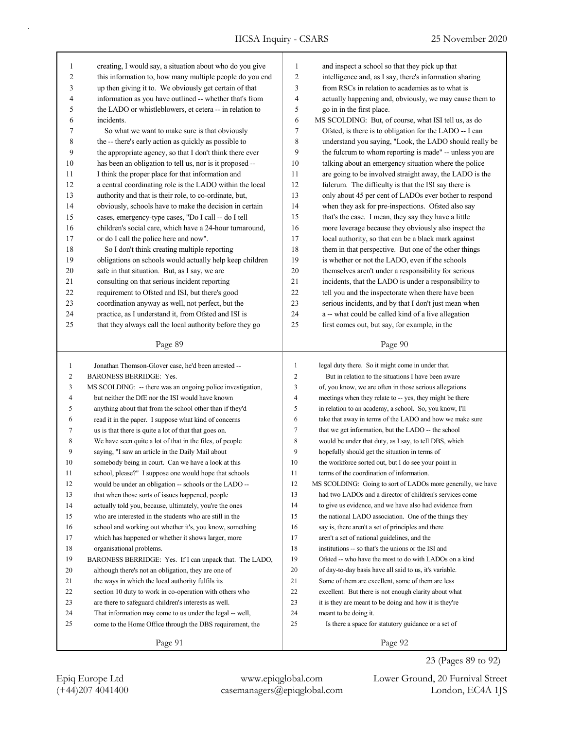creating, I would say, a situation about who do you give this information to, how many multiple people do you end up then giving it to. We obviously get certain of that information as you have outlined -- whether that's from the LADO or whistleblowers, et cetera -- in relation to incidents.

So what we want to make sure is that obviously the -- there's early action as quickly as possible to the appropriate agency, so that I don't think there ever has been an obligation to tell us, nor is it proposed -- I think the proper place for that information and a central coordinating role is the LADO within the local authority and that is their role, to co-ordinate, but, obviously, schools have to make the decision in certain cases, emergency-type cases, "Do I call -- do I tell children's social care, which have a 24-hour turnaround, or do I call the police here and now".

So I don't think creating multiple reporting obligations on schools would actually help keep children safe in that situation. But, as I say, we are consulting on that serious incident reporting requirement to Ofsted and ISI, but there's good coordination anyway as well, not perfect, but the practice, as I understand it, from Ofsted and ISI is that they always call the local authority before they go and inspect a school so that they pick up that intelligence and, as I say, there's information sharing from RSCs in relation to academies as to what is actually happening and, obviously, we may cause them to go in in the first place.

MS SCOLDING: But, of course, what ISI tell us, as do Ofsted, is there is to obligation for the LADO -- I can understand you saying, "Look, the LADO should really be the fulcrum to whom reporting is made" -- unless you are talking about an emergency situation where the police are going to be involved straight away, the LADO is the fulcrum. The difficulty is that the ISI say there is only about 45 per cent of LADOs ever bother to respond when they ask for pre-inspections. Ofsted also say that's the case. I mean, they say they have a little more leverage because they obviously also inspect the local authority, so that can be a black mark against them in that perspective. But one of the other things is whether or not the LADO, even if the schools themselves aren't under a responsibility for serious incidents, that the LADO is under a responsibility to tell you and the inspectorate when there have been serious incidents, and by that I don't just mean when a -- what could be called kind of a live allegation first comes out, but say, for example, in the Jonathan Thomson-Glover case, he'd been arrested --

BARONESS BERRIDGE: Yes.

MS SCOLDING: -- there was an ongoing police investigation, but neither the DfE nor the ISI would have known anything about that from the school other than if they'd read it in the paper. I suppose what kind of concerns us is that there is quite a lot of that that goes on. We have seen quite a lot of that in the files, of people saying, "I saw an article in the Daily Mail about somebody being in court. Can we have a look at this school, please?" I suppose one would hope that schools would be under an obligation -- schools or the LADO -- that when those sorts of issues happened, people actually told you, because, ultimately, you're the ones who are interested in the students who are still in the school and working out whether it's, you know, something which has happened or whether it shows larger, more organisational problems.

BARONESS BERRIDGE: Yes. If I can unpack that. The LADO, although there's not an obligation, they are one of the ways in which the local authority fulfils its section 10 duty to work in co-operation with others who are there to safeguard children's interests as well. That information may come to us under the legal -- well, come to the Home Office through the DBS requirement, the legal duty there. So it might come in under that.

But in relation to the situations I have been aware of, you know, we are often in those serious allegations meetings when they relate to -- yes, they might be there in relation to an academy, a school. So, you know, I'll take that away in terms of the LADO and how we make sure that we get information, but the LADO -- the school would be under that duty, as I say, to tell DBS, which hopefully should get the situation in terms of the workforce sorted out, but I do see your point in terms of the coordination of information.

MS SCOLDING: Going to sort of LADOs more generally, we have had two LADOs and a director of children's services come to give us evidence, and we have also had evidence from the national LADO association. One of the things they say is, there aren't a set of principles and there aren't a set of national guidelines, and the institutions -- so that's the unions or the ISI and Ofsted -- who have the most to do with LADOs on a kind of day-to-day basis have all said to us, it's variable. Some of them are excellent, some of them are less excellent. But there is not enough clarity about what it is they are meant to be doing and how it is they're meant to be doing it.

Is there a space for statutory guidance or a set of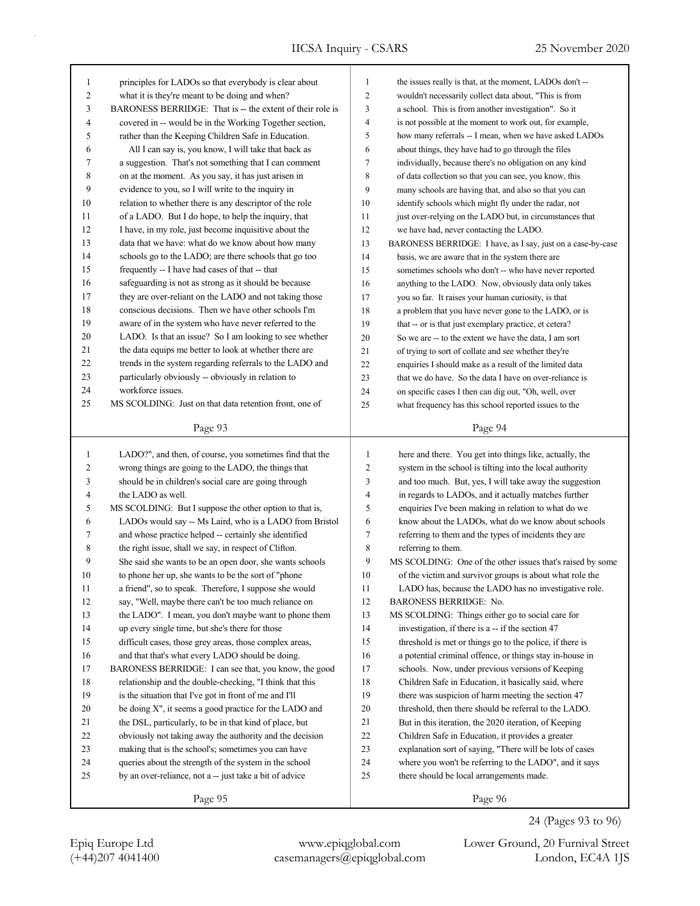principles for LADOs so that everybody is clear about what it is they're meant to be doing and when?

BARONESS BERRIDGE: That is -- the extent of their role is covered in -- would be in the Working Together section, rather than the Keeping Children Safe in Education.

All I can say is, you know, I will take that back as a suggestion. That's not something that I can comment on at the moment. As you say, it has just arisen in evidence to you, so I will write to the inquiry in relation to whether there is any descriptor of the role of a LADO. But I do hope, to help the inquiry, that I have, in my role, just become inquisitive about the data that we have: what do we know about how many schools go to the LADO; are there schools that go too frequently -- I have had cases of that -- that safeguarding is not as strong as it should be because they are over-reliant on the LADO and not taking those conscious decisions. Then we have other schools I'm aware of in the system who have never referred to the LADO. Is that an issue? So I am looking to see whether the data equips me better to look at whether there are trends in the system regarding referrals to the LADO and particularly obviously -- obviously in relation to workforce issues.

MS SCOLDING: Just on that data retention front, one of the issues really is that, at the moment, LADOs don't -- wouldn't necessarily collect data about, "This is from a school. This is from another investigation". So it is not possible at the moment to work out, for example, how many referrals -- I mean, when we have asked LADOs about things, they have had to go through the files individually, because there's no obligation on any kind of data collection so that you can see, you know, this many schools are having that, and also so that you can identify schools which might fly under the radar, not just over-relying on the LADO but, in circumstances that we have had, never contacting the LADO.

BARONESS BERRIDGE: I have, as I say, just on a case-by-case basis, we are aware that in the system there are sometimes schools who don't -- who have never reported anything to the LADO. Now, obviously data only takes you so far. It raises your human curiosity, is that a problem that you have never gone to the LADO, or is that -- or is that just exemplary practice, et cetera? So we are -- to the extent we have the data, I am sort of trying to sort of collate and see whether they're enquiries I should make as a result of the limited data that we do have. So the data I have on over-reliance is on specific cases I then can dig out, "Oh, well, over what frequency has this school reported issues to the LADO?", and then, of course, you sometimes find that the wrong things are going to the LADO, the things that should be in children's social care are going through the LADO as well.

MS SCOLDING: But I suppose the other option to that is, LADOs would say -- Ms Laird, who is a LADO from Bristol and whose practice helped -- certainly she identified the right issue, shall we say, in respect of Clifton. She said she wants to be an open door, she wants schools to phone her up, she wants to be the sort of "phone a friend", so to speak. Therefore, I suppose she would say, "Well, maybe there can't be too much reliance on the LADO". I mean, you don't maybe want to phone them up every single time, but she's there for those difficult cases, those grey areas, those complex areas, and that that's what every LADO should be doing.

BARONESS BERRIDGE: I can see that, you know, the good relationship and the double-checking, "I think that this is the situation that I've got in front of me and I'll be doing X", it seems a good practice for the LADO and the DSL, particularly, to be in that kind of place, but obviously not taking away the authority and the decision making that is the school's; sometimes you can have queries about the strength of the system in the school by an over-reliance, not a -- just take a bit of advice here and there. You get into things like, actually, the system in the school is tilting into the local authority and too much. But, yes, I will take away the suggestion in regards to LADOs, and it actually matches further enquiries I've been making in relation to what do we know about the LADOs, what do we know about schools referring to them and the types of incidents they are referring to them.

MS SCOLDING: One of the other issues that's raised by some of the victim and survivor groups is about what role the LADO has, because the LADO has no investigative role.

BARONESS BERRIDGE: No.

MS SCOLDING: Things either go to social care for investigation, if there is a -- if the section 47 threshold is met or things go to the police, if there is a potential criminal offence, or things stay in-house in schools. Now, under previous versions of Keeping Children Safe in Education, it basically said, where there was suspicion of harm meeting the section 47 threshold, then there should be referral to the LADO. But in this iteration, the 2020 iteration, of Keeping Children Safe in Education, it provides a greater explanation sort of saying, "There will be lots of cases where you won't be referring to the LADO", and it says there should be local arrangements made.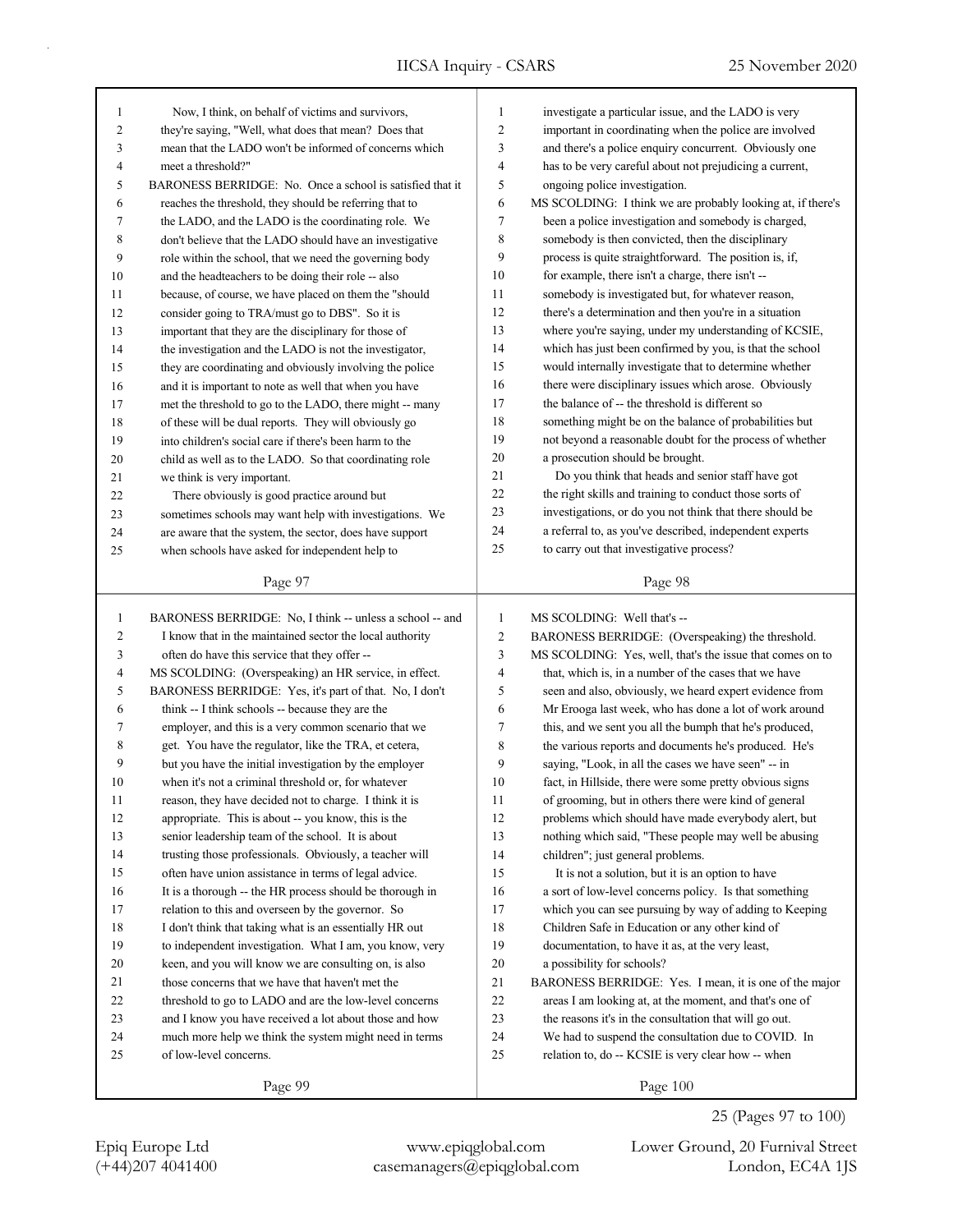Now, I think, on behalf of victims and survivors, they're saying, "Well, what does that mean? Does that mean that the LADO won't be informed of concerns which meet a threshold?"

BARONESS BERRIDGE: No. Once a school is satisfied that it reaches the threshold, they should be referring that to the LADO, and the LADO is the coordinating role. We don't believe that the LADO should have an investigative role within the school, that we need the governing body and the headteachers to be doing their role -- also because, of course, we have placed on them the "should consider going to TRA/must go to DBS". So it is important that they are the disciplinary for those of the investigation and the LADO is not the investigator, they are coordinating and obviously involving the police and it is important to note as well that when you have met the threshold to go to the LADO, there might -- many of these will be dual reports. They will obviously go into children's social care if there's been harm to the child as well as to the LADO. So that coordinating role we think is very important.

There obviously is good practice around but sometimes schools may want help with investigations. We are aware that the system, the sector, does have support when schools have asked for independent help to investigate a particular issue, and the LADO is very important in coordinating when the police are involved and there's a police enquiry concurrent. Obviously one has to be very careful about not prejudicing a current, ongoing police investigation.

MS SCOLDING: I think we are probably looking at, if there's been a police investigation and somebody is charged, somebody is then convicted, then the disciplinary process is quite straightforward. The position is, if, for example, there isn't a charge, there isn't -- somebody is investigated but, for whatever reason, there's a determination and then you're in a situation where you're saying, under my understanding of KCSIE, which has just been confirmed by you, is that the school would internally investigate that to determine whether there were disciplinary issues which arose. Obviously the balance of -- the threshold is different so something might be on the balance of probabilities but not beyond a reasonable doubt for the process of whether a prosecution should be brought.

Do you think that heads and senior staff have got the right skills and training to conduct those sorts of investigations, or do you not think that there should be a referral to, as you've described, independent experts to carry out that investigative process?

BARONESS BERRIDGE: No, I think -- unless a school -- and I know that in the maintained sector the local authority often do have this service that they offer --

MS SCOLDING: (Overspeaking) an HR service, in effect.

BARONESS BERRIDGE: Yes, it's part of that. No, I don't think -- I think schools -- because they are the employer, and this is a very common scenario that we get. You have the regulator, like the TRA, et cetera, but you have the initial investigation by the employer when it's not a criminal threshold or, for whatever reason, they have decided not to charge. I think it is appropriate. This is about -- you know, this is the senior leadership team of the school. It is about trusting those professionals. Obviously, a teacher will often have union assistance in terms of legal advice. It is a thorough -- the HR process should be thorough in relation to this and overseen by the governor. So I don't think that taking what is an essentially HR out to independent investigation. What I am, you know, very keen, and you will know we are consulting on, is also those concerns that we have that haven't met the threshold to go to LADO and are the low-level concerns and I know you have received a lot about those and how much more help we think the system might need in terms of low-level concerns.

MS SCOLDING: Well that's --

BARONESS BERRIDGE: (Overspeaking) the threshold.

MS SCOLDING: Yes, well, that's the issue that comes on to that which, is, in a number of the cases that we have seen and also, obviously, we heard expert evidence from Mr Erooga last week, who has done a lot of work around this, and we sent you all the bumph that he's produced, the various reports and documents he's produced. He's saying, "Look, in all the cases we have seen" -- in fact, in Hillside, there were some pretty obvious signs of grooming, but in others there were kind of general problems which should have made everybody alert, but nothing which said, "These people may well be abusing children"; just general problems.

It is not a solution, but it is an option to have a sort of low-level concerns policy. Is that something which you can see pursuing by way of adding to Keeping Children Safe in Education or any other kind of documentation, to have it as, at the very least, a possibility for schools?

BARONESS BERRIDGE: Yes. I mean, it is one of the major areas I am looking at, at the moment, and that's one of the reasons it's in the consultation that will go out. We had to suspend the consultation due to COVID. In relation to, do -- KCSIE is very clear how -- when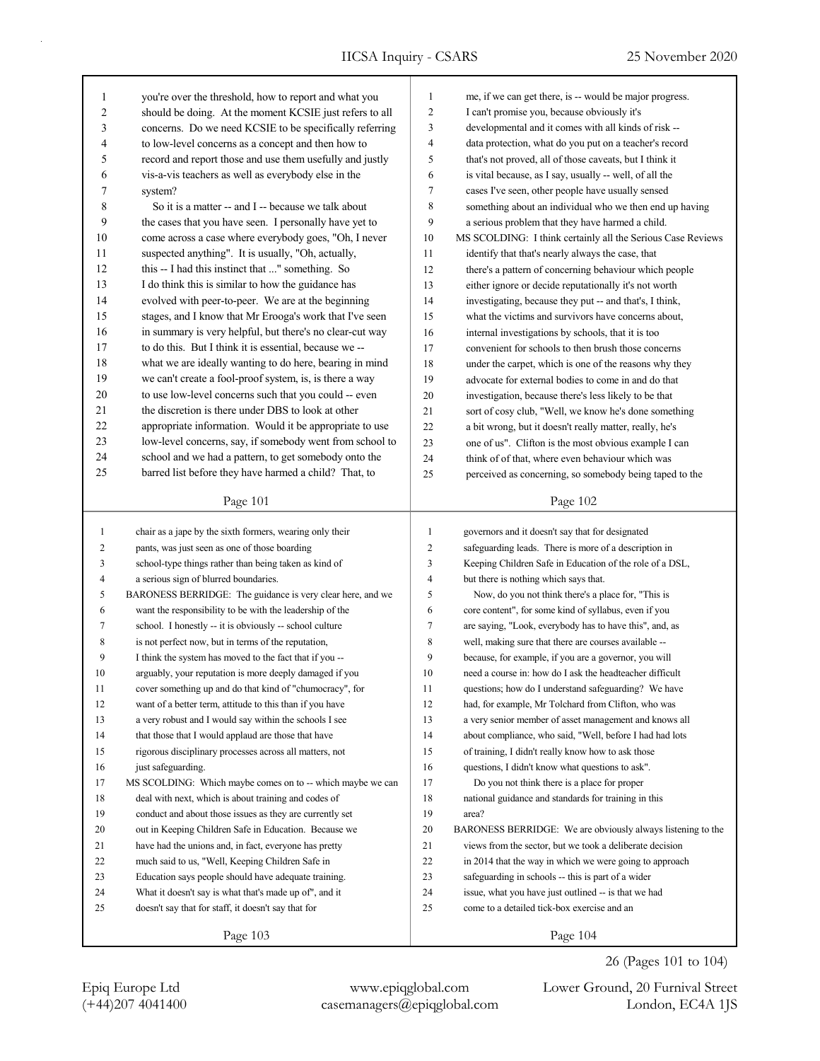you're over the threshold, how to report and what you should be doing. At the moment KCSIE just refers to all concerns. Do we need KCSIE to be specifically referring to low-level concerns as a concept and then how to record and report those and use them usefully and justly vis-a-vis teachers as well as everybody else in the system?

So it is a matter -- and I -- because we talk about the cases that you have seen. I personally have yet to come across a case where everybody goes, "Oh, I never suspected anything". It is usually, "Oh, actually, this -- I had this instinct that ..." something. So I do think this is similar to how the guidance has evolved with peer-to-peer. We are at the beginning stages, and I know that Mr Erooga's work that I've seen in summary is very helpful, but there's no clear-cut way to do this. But I think it is essential, because we -- what we are ideally wanting to do here, bearing in mind we can't create a fool-proof system, is, is there a way to use low-level concerns such that you could -- even the discretion is there under DBS to look at other appropriate information. Would it be appropriate to use low-level concerns, say, if somebody went from school to school and we had a pattern, to get somebody onto the barred list before they have harmed a child? That, to me, if we can get there, is -- would be major progress. I can't promise you, because obviously it's developmental and it comes with all kinds of risk -- data protection, what do you put on a teacher's record that's not proved, all of those caveats, but I think it is vital because, as I say, usually -- well, of all the cases I've seen, other people have usually sensed something about an individual who we then end up having a serious problem that they have harmed a child.

MS SCOLDING: I think certainly all the Serious Case Reviews identify that that's nearly always the case, that there's a pattern of concerning behaviour which people either ignore or decide reputationally it's not worth investigating, because they put -- and that's, I think, what the victims and survivors have concerns about, internal investigations by schools, that it is too convenient for schools to then brush those concerns under the carpet, which is one of the reasons why they advocate for external bodies to come in and do that investigation, because there's less likely to be that sort of cosy club, "Well, we know he's done something a bit wrong, but it doesn't really matter, really, he's one of us". Clifton is the most obvious example I can think of of that, where even behaviour which was perceived as concerning, so somebody being taped to the chair as a jape by the sixth formers, wearing only their pants, was just seen as one of those boarding school-type things rather than being taken as kind of a serious sign of blurred boundaries.

BARONESS BERRIDGE: The guidance is very clear here, and we want the responsibility to be with the leadership of the school. I honestly -- it is obviously -- school culture is not perfect now, but in terms of the reputation, I think the system has moved to the fact that if you -- arguably, your reputation is more deeply damaged if you cover something up and do that kind of "chumocracy", for want of a better term, attitude to this than if you have a very robust and I would say within the schools I see that those that I would applaud are those that have rigorous disciplinary processes across all matters, not just safeguarding.

MS SCOLDING: Which maybe comes on to -- which maybe we can deal with next, which is about training and codes of conduct and about those issues as they are currently set out in Keeping Children Safe in Education. Because we have had the unions and, in fact, everyone has pretty much said to us, "Well, Keeping Children Safe in Education says people should have adequate training. What it doesn't say is what that's made up of", and it doesn't say that for staff, it doesn't say that for governors and it doesn't say that for designated safeguarding leads. There is more of a description in Keeping Children Safe in Education of the role of a DSL, but there is nothing which says that.

Now, do you not think there's a place for, "This is core content", for some kind of syllabus, even if you are saying, "Look, everybody has to have this", and, as well, making sure that there are courses available -- because, for example, if you are a governor, you will need a course in: how do I ask the headteacher difficult questions; how do I understand safeguarding? We have had, for example, Mr Tolchard from Clifton, who was a very senior member of asset management and knows all about compliance, who said, "Well, before I had had lots of training, I didn't really know how to ask those questions, I didn't know what questions to ask".

Do you not think there is a place for proper national guidance and standards for training in this area?

BARONESS BERRIDGE: We are obviously always listening to the views from the sector, but we took a deliberate decision in 2014 that the way in which we were going to approach safeguarding in schools -- this is part of a wider issue, what you have just outlined -- is that we had come to a detailed tick-box exercise and an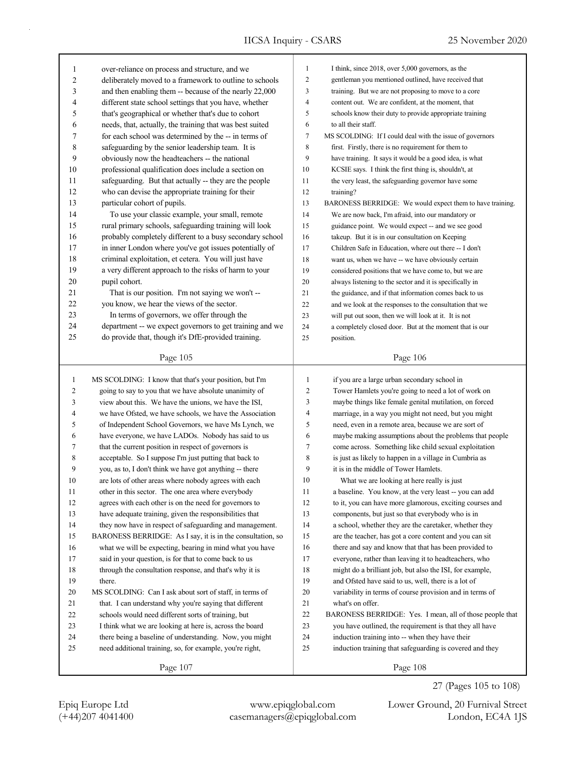over-reliance on process and structure, and we deliberately moved to a framework to outline to schools and then enabling them -- because of the nearly 22,000 different state school settings that you have, whether that's geographical or whether that's due to cohort needs, that, actually, the training that was best suited for each school was determined by the -- in terms of safeguarding by the senior leadership team. It is obviously now the headteachers -- the national professional qualification does include a section on safeguarding. But that actually -- they are the people who can devise the appropriate training for their particular cohort of pupils.

To use your classic example, your small, remote rural primary schools, safeguarding training will look probably completely different to a busy secondary school in inner London where you've got issues potentially of criminal exploitation, et cetera. You will just have a very different approach to the risks of harm to your pupil cohort.

That is our position. I'm not saying we won't -- you know, we hear the views of the sector.

In terms of governors, we offer through the department -- we expect governors to get training and we do provide that, though it's DfE-provided training.

I think, since 2018, over 5,000 governors, as the gentleman you mentioned outlined, have received that training. But we are not proposing to move to a core content out. We are confident, at the moment, that schools know their duty to provide appropriate training to all their staff.

MS SCOLDING: If I could deal with the issue of governors first. Firstly, there is no requirement for them to have training. It says it would be a good idea, is what KCSIE says. I think the first thing is, shouldn't, at the very least, the safeguarding governor have some training?

BARONESS BERRIDGE: We would expect them to have training. We are now back, I'm afraid, into our mandatory or guidance point. We would expect -- and we see good takeup. But it is in our consultation on Keeping Children Safe in Education, where out there -- I don't want us, when we have -- we have obviously certain considered positions that we have come to, but we are always listening to the sector and it is specifically in the guidance, and if that information comes back to us and we look at the responses to the consultation that we will put out soon, then we will look at it. It is not a completely closed door. But at the moment that is our position.

MS SCOLDING: I know that that's your position, but I'm going to say to you that we have absolute unanimity of view about this. We have the unions, we have the ISI, we have Ofsted, we have schools, we have the Association of Independent School Governors, we have Ms Lynch, we have everyone, we have LADOs. Nobody has said to us that the current position in respect of governors is acceptable. So I suppose I'm just putting that back to you, as to, I don't think we have got anything -- there are lots of other areas where nobody agrees with each other in this sector. The one area where everybody agrees with each other is on the need for governors to have adequate training, given the responsibilities that they now have in respect of safeguarding and management.

BARONESS BERRIDGE: As I say, it is in the consultation, so what we will be expecting, bearing in mind what you have said in your question, is for that to come back to us through the consultation response, and that's why it is there.

MS SCOLDING: Can I ask about sort of staff, in terms of that. I can understand why you're saying that different schools would need different sorts of training, but I think what we are looking at here is, across the board there being a baseline of understanding. Now, you might need additional training, so, for example, you're right, if you are a large urban secondary school in Tower Hamlets you're going to need a lot of work on maybe things like female genital mutilation, on forced marriage, in a way you might not need, but you might need, even in a remote area, because we are sort of maybe making assumptions about the problems that people come across. Something like child sexual exploitation is just as likely to happen in a village in Cumbria as it is in the middle of Tower Hamlets.

What we are looking at here really is just a baseline. You know, at the very least -- you can add to it, you can have more glamorous, exciting courses and components, but just so that everybody who is in a school, whether they are the caretaker, whether they are the teacher, has got a core content and you can sit there and say and know that that has been provided to everyone, rather than leaving it to headteachers, who might do a brilliant job, but also the ISI, for example, and Ofsted have said to us, well, there is a lot of variability in terms of course provision and in terms of what's on offer.

BARONESS BERRIDGE: Yes. I mean, all of those people that you have outlined, the requirement is that they all have induction training into -- when they have their induction training that safeguarding is covered and they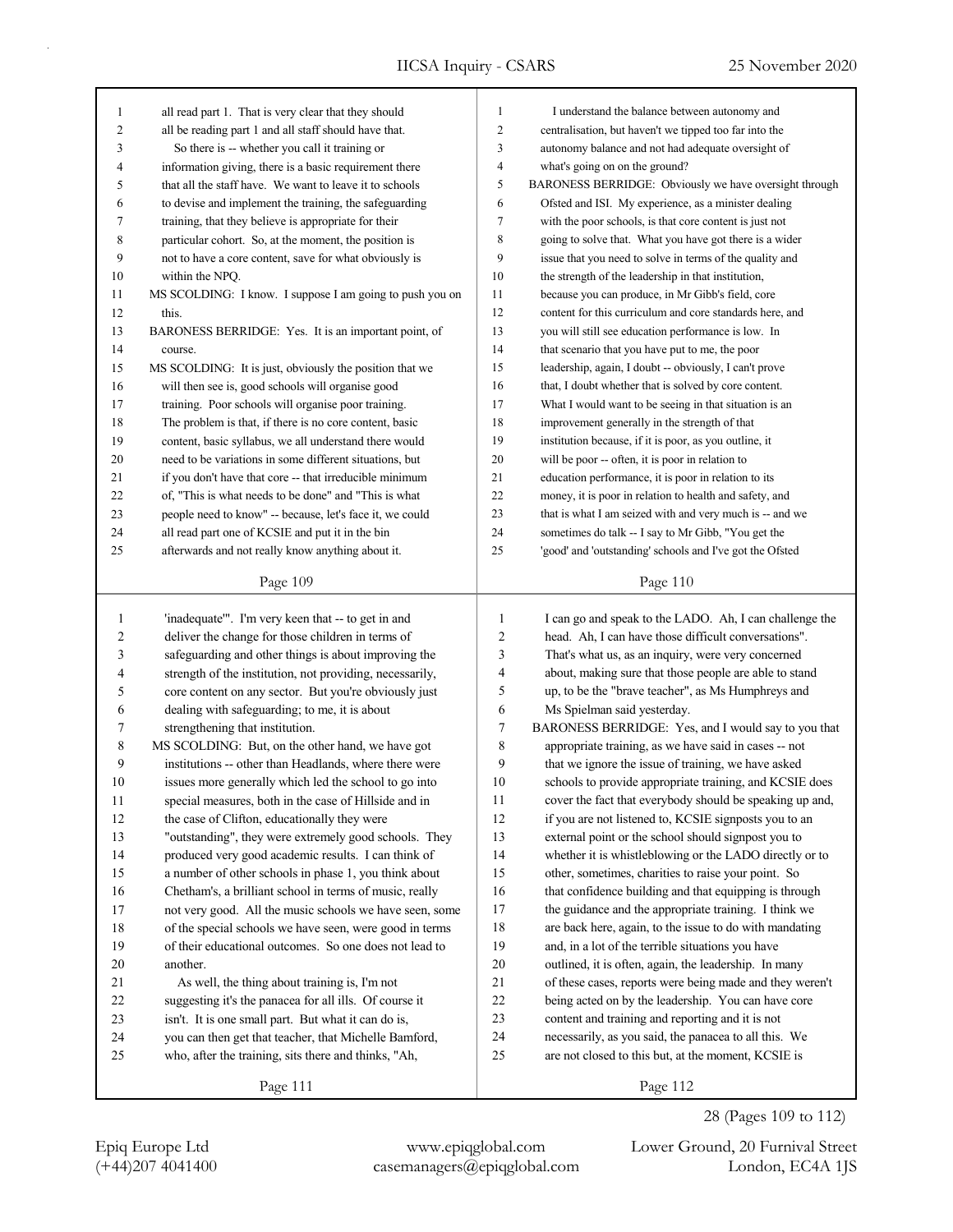all read part 1. That is very clear that they should all be reading part 1 and all staff should have that.

So there is -- whether you call it training or information giving, there is a basic requirement there that all the staff have. We want to leave it to schools to devise and implement the training, the safeguarding training, that they believe is appropriate for their particular cohort. So, at the moment, the position is not to have a core content, save for what obviously is within the NPQ.

MS SCOLDING: I know. I suppose I am going to push you on this.

BARONESS BERRIDGE: Yes. It is an important point, of course.

MS SCOLDING: It is just, obviously the position that we will then see is, good schools will organise good training. Poor schools will organise poor training. The problem is that, if there is no core content, basic content, basic syllabus, we all understand there would need to be variations in some different situations, but if you don't have that core -- that irreducible minimum of, "This is what needs to be done" and "This is what people need to know" -- because, let's face it, we could all read part one of KCSIE and put it in the bin afterwards and not really know anything about it.

I understand the balance between autonomy and centralisation, but haven't we tipped too far into the autonomy balance and not had adequate oversight of what's going on on the ground?

BARONESS BERRIDGE: Obviously we have oversight through Ofsted and ISI. My experience, as a minister dealing with the poor schools, is that core content is just not going to solve that. What you have got there is a wider issue that you need to solve in terms of the quality and the strength of the leadership in that institution, because you can produce, in Mr Gibb's field, core content for this curriculum and core standards here, and you will still see education performance is low. In that scenario that you have put to me, the poor leadership, again, I doubt -- obviously, I can't prove that, I doubt whether that is solved by core content. What I would want to be seeing in that situation is an improvement generally in the strength of that institution because, if it is poor, as you outline, it will be poor -- often, it is poor in relation to education performance, it is poor in relation to its money, it is poor in relation to health and safety, and that is what I am seized with and very much is -- and we sometimes do talk -- I say to Mr Gibb, "You get the 'good' and 'outstanding' schools and I've got the Ofsted 'inadequate'". I'm very keen that -- to get in and deliver the change for those children in terms of safeguarding and other things is about improving the strength of the institution, not providing, necessarily, core content on any sector. But you're obviously just dealing with safeguarding; to me, it is about strengthening that institution.

MS SCOLDING: But, on the other hand, we have got institutions -- other than Headlands, where there were issues more generally which led the school to go into special measures, both in the case of Hillside and in the case of Clifton, educationally they were "outstanding", they were extremely good schools. They produced very good academic results. I can think of a number of other schools in phase 1, you think about Chetham's, a brilliant school in terms of music, really not very good. All the music schools we have seen, some of the special schools we have seen, were good in terms of their educational outcomes. So one does not lead to another.

As well, the thing about training is, I'm not suggesting it's the panacea for all ills. Of course it isn't. It is one small part. But what it can do is, you can then get that teacher, that Michelle Bamford, who, after the training, sits there and thinks, "Ah, I can go and speak to the LADO. Ah, I can challenge the head. Ah, I can have those difficult conversations". That's what us, as an inquiry, were very concerned about, making sure that those people are able to stand up, to be the "brave teacher", as Ms Humphreys and Ms Spielman said yesterday.

BARONESS BERRIDGE: Yes, and I would say to you that appropriate training, as we have said in cases -- not that we ignore the issue of training, we have asked schools to provide appropriate training, and KCSIE does cover the fact that everybody should be speaking up and, if you are not listened to, KCSIE signposts you to an external point or the school should signpost you to whether it is whistleblowing or the LADO directly or to other, sometimes, charities to raise your point. So that confidence building and that equipping is through the guidance and the appropriate training. I think we are back here, again, to the issue to do with mandating and, in a lot of the terrible situations you have outlined, it is often, again, the leadership. In many of these cases, reports were being made and they weren't being acted on by the leadership. You can have core content and training and reporting and it is not necessarily, as you said, the panacea to all this. We are not closed to this but, at the moment, KCSIE is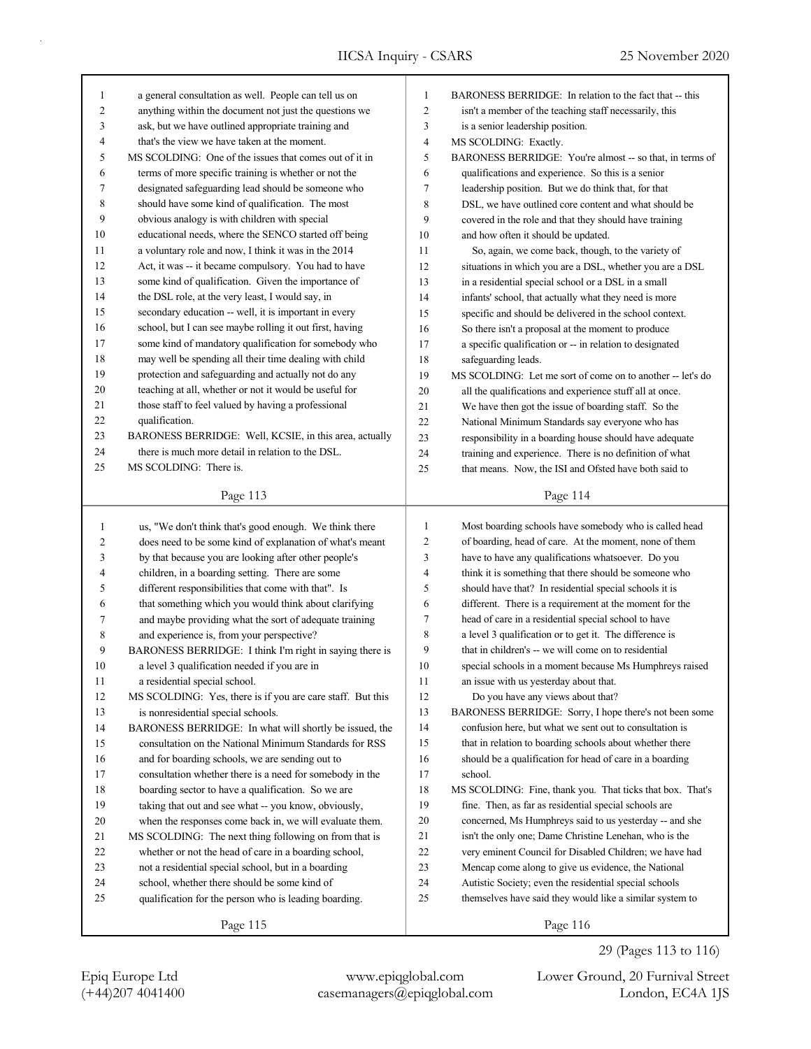a general consultation as well. People can tell us on anything within the document not just the questions we ask, but we have outlined appropriate training and that's the view we have taken at the moment.

MS SCOLDING: One of the issues that comes out of it in terms of more specific training is whether or not the designated safeguarding lead should be someone who should have some kind of qualification. The most obvious analogy is with children with special educational needs, where the SENCO started off being a voluntary role and now, I think it was in the 2014 Act, it was -- it became compulsory. You had to have some kind of qualification. Given the importance of the DSL role, at the very least, I would say, in secondary education -- well, it is important in every school, but I can see maybe rolling it out first, having some kind of mandatory qualification for somebody who may well be spending all their time dealing with child protection and safeguarding and actually not do any teaching at all, whether or not it would be useful for those staff to feel valued by having a professional qualification.

BARONESS BERRIDGE: Well, KCSIE, in this area, actually there is much more detail in relation to the DSL.

MS SCOLDING: There is.

BARONESS BERRIDGE: In relation to the fact that -- this isn't a member of the teaching staff necessarily, this is a senior leadership position.

MS SCOLDING: Exactly.

BARONESS BERRIDGE: You're almost -- so that, in terms of qualifications and experience. So this is a senior leadership position. But we do think that, for that DSL, we have outlined core content and what should be covered in the role and that they should have training and how often it should be updated.

So, again, we come back, though, to the variety of situations in which you are a DSL, whether you are a DSL in a residential special school or a DSL in a small infants' school, that actually what they need is more specific and should be delivered in the school context. So there isn't a proposal at the moment to produce a specific qualification or -- in relation to designated safeguarding leads.

MS SCOLDING: Let me sort of come on to another -- let's do all the qualifications and experience stuff all at once. We have then got the issue of boarding staff. So the National Minimum Standards say everyone who has responsibility in a boarding house should have adequate training and experience. There is no definition of what that means. Now, the ISI and Ofsted have both said to us, "We don't think that's good enough. We think there does need to be some kind of explanation of what's meant by that because you are looking after other people's children, in a boarding setting. There are some different responsibilities that come with that". Is that something which you would think about clarifying and maybe providing what the sort of adequate training and experience is, from your perspective?

BARONESS BERRIDGE: I think I'm right in saying there is a level 3 qualification needed if you are in a residential special school.

MS SCOLDING: Yes, there is if you are care staff. But this is nonresidential special schools.

BARONESS BERRIDGE: In what will shortly be issued, the consultation on the National Minimum Standards for RSS and for boarding schools, we are sending out to consultation whether there is a need for somebody in the boarding sector to have a qualification. So we are taking that out and see what -- you know, obviously, when the responses come back in, we will evaluate them.

MS SCOLDING: The next thing following on from that is whether or not the head of care in a boarding school, not a residential special school, but in a boarding school, whether there should be some kind of qualification for the person who is leading boarding. Most boarding schools have somebody who is called head of boarding, head of care. At the moment, none of them have to have any qualifications whatsoever. Do you think it is something that there should be someone who should have that? In residential special schools it is different. There is a requirement at the moment for the head of care in a residential special school to have a level 3 qualification or to get it. The difference is that in children's -- we will come on to residential special schools in a moment because Ms Humphreys raised an issue with us yesterday about that.

Do you have any views about that?

BARONESS BERRIDGE: Sorry, I hope there's not been some confusion here, but what we sent out to consultation is that in relation to boarding schools about whether there should be a qualification for head of care in a boarding school.

MS SCOLDING: Fine, thank you. That ticks that box. That's fine. Then, as far as residential special schools are concerned, Ms Humphreys said to us yesterday -- and she isn't the only one; Dame Christine Lenehan, who is the very eminent Council for Disabled Children; we have had Mencap come along to give us evidence, the National Autistic Society; even the residential special schools themselves have said they would like a similar system to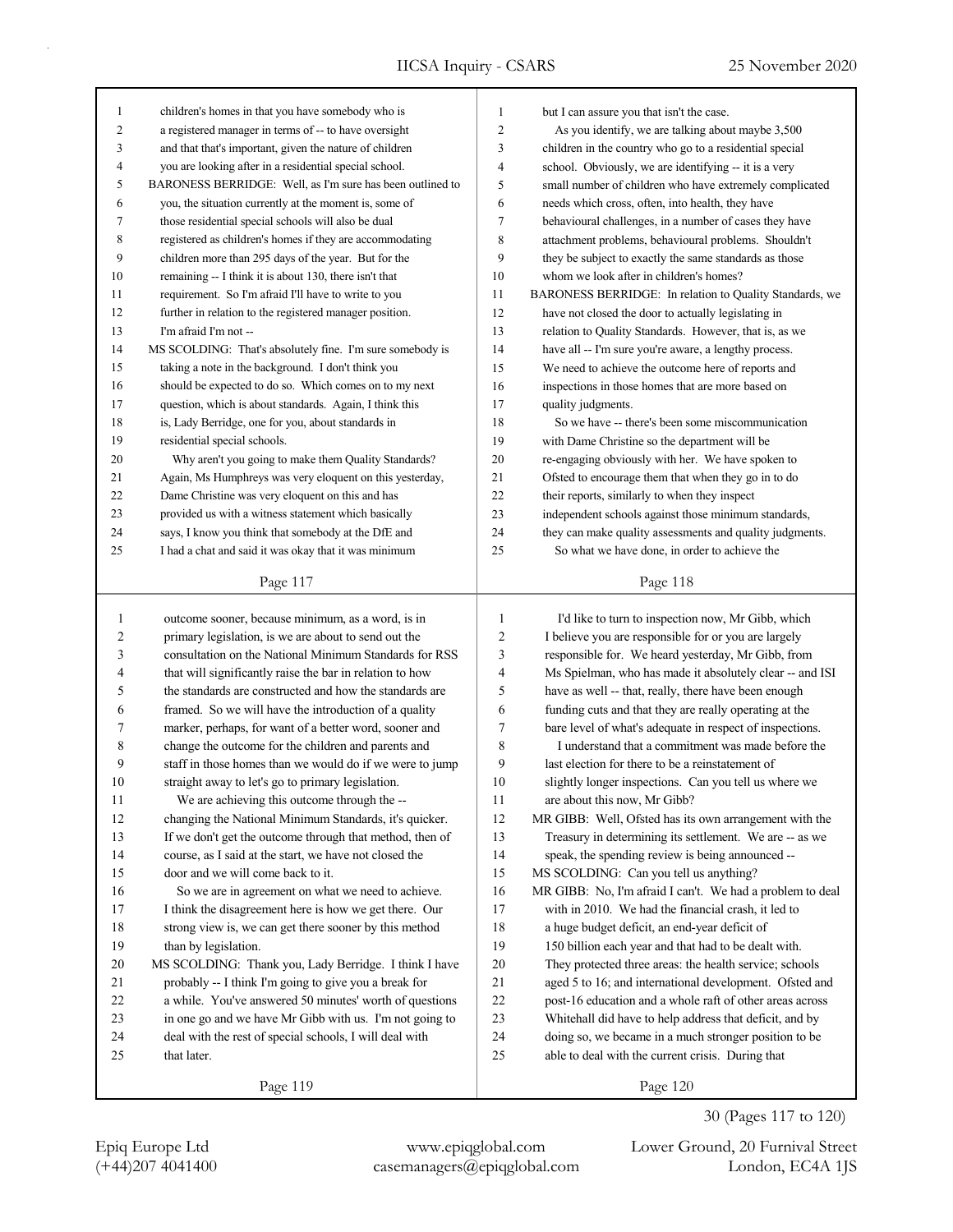children's homes in that you have somebody who is a registered manager in terms of -- to have oversight and that that's important, given the nature of children you are looking after in a residential special school.

BARONESS BERRIDGE: Well, as I'm sure has been outlined to you, the situation currently at the moment is, some of those residential special schools will also be dual registered as children's homes if they are accommodating children more than 295 days of the year. But for the remaining -- I think it is about 130, there isn't that requirement. So I'm afraid I'll have to write to you further in relation to the registered manager position. I'm afraid I'm not --

MS SCOLDING: That's absolutely fine. I'm sure somebody is taking a note in the background. I don't think you should be expected to do so. Which comes on to my next question, which is about standards. Again, I think this is, Lady Berridge, one for you, about standards in residential special schools.

Why aren't you going to make them Quality Standards? Again, Ms Humphreys was very eloquent on this yesterday, Dame Christine was very eloquent on this and has provided us with a witness statement which basically says, I know you think that somebody at the DfE and I had a chat and said it was okay that it was minimum but I can assure you that isn't the case.

As you identify, we are talking about maybe 3,500 children in the country who go to a residential special school. Obviously, we are identifying -- it is a very small number of children who have extremely complicated needs which cross, often, into health, they have behavioural challenges, in a number of cases they have attachment problems, behavioural problems. Shouldn't they be subject to exactly the same standards as those whom we look after in children's homes?

BARONESS BERRIDGE: In relation to Quality Standards, we have not closed the door to actually legislating in relation to Quality Standards. However, that is, as we have all -- I'm sure you're aware, a lengthy process. We need to achieve the outcome here of reports and inspections in those homes that are more based on quality judgments.

So we have -- there's been some miscommunication with Dame Christine so the department will be re-engaging obviously with her. We have spoken to Ofsted to encourage them that when they go in to do their reports, similarly to when they inspect independent schools against those minimum standards, they can make quality assessments and quality judgments.

So what we have done, in order to achieve the outcome sooner, because minimum, as a word, is in primary legislation, is we are about to send out the consultation on the National Minimum Standards for RSS that will significantly raise the bar in relation to how the standards are constructed and how the standards are framed. So we will have the introduction of a quality marker, perhaps, for want of a better word, sooner and change the outcome for the children and parents and staff in those homes than we would do if we were to jump straight away to let's go to primary legislation.

We are achieving this outcome through the -- changing the National Minimum Standards, it's quicker. If we don't get the outcome through that method, then of course, as I said at the start, we have not closed the door and we will come back to it.

So we are in agreement on what we need to achieve. I think the disagreement here is how we get there. Our strong view is, we can get there sooner by this method than by legislation.

MS SCOLDING: Thank you, Lady Berridge. I think I have probably -- I think I'm going to give you a break for a while. You've answered 50 minutes' worth of questions in one go and we have Mr Gibb with us. I'm not going to deal with the rest of special schools, I will deal with that later.

I'd like to turn to inspection now, Mr Gibb, which I believe you are responsible for or you are largely responsible for. We heard yesterday, Mr Gibb, from Ms Spielman, who has made it absolutely clear -- and ISI have as well -- that, really, there have been enough funding cuts and that they are really operating at the bare level of what's adequate in respect of inspections.

I understand that a commitment was made before the last election for there to be a reinstatement of slightly longer inspections. Can you tell us where we are about this now, Mr Gibb?

MR GIBB: Well, Ofsted has its own arrangement with the Treasury in determining its settlement. We are -- as we speak, the spending review is being announced --

MS SCOLDING: Can you tell us anything?

MR GIBB: No, I'm afraid I can't. We had a problem to deal with in 2010. We had the financial crash, it led to a huge budget deficit, an end-year deficit of 150 billion each year and that had to be dealt with. They protected three areas: the health service; schools aged 5 to 16; and international development. Ofsted and post-16 education and a whole raft of other areas across Whitehall did have to help address that deficit, and by doing so, we became in a much stronger position to be able to deal with the current crisis. During that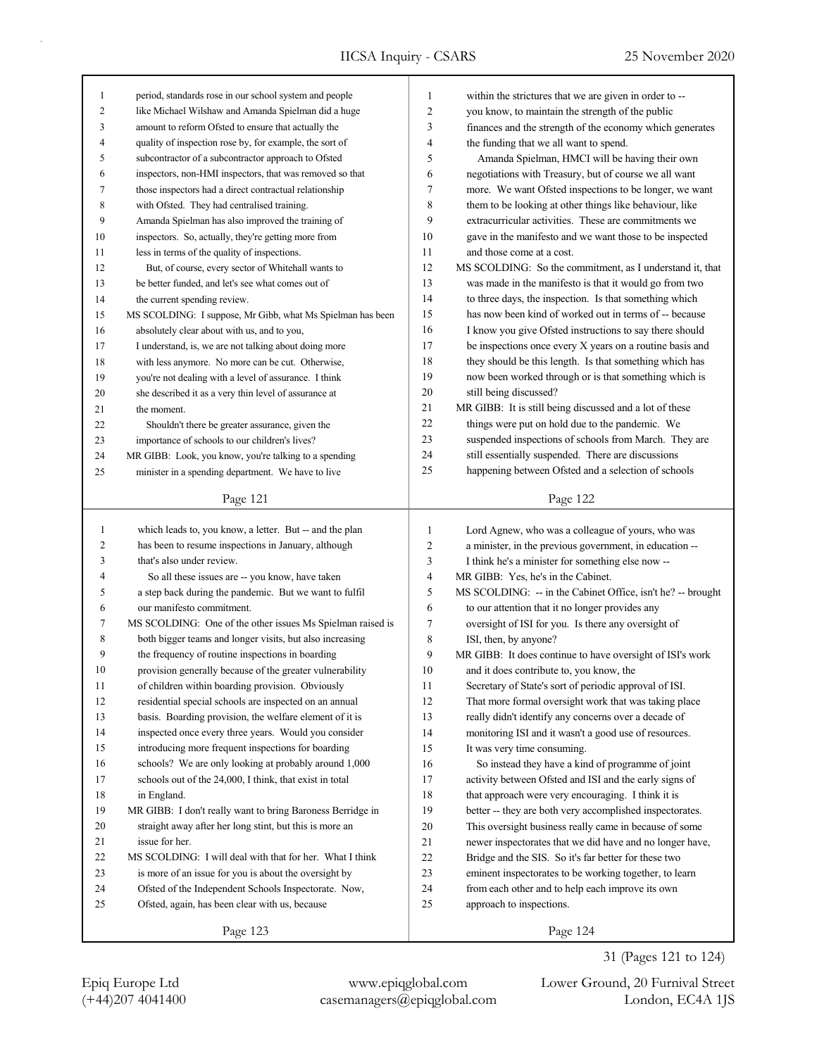period, standards rose in our school system and people like Michael Wilshaw and Amanda Spielman did a huge amount to reform Ofsted to ensure that actually the quality of inspection rose by, for example, the sort of subcontractor of a subcontractor approach to Ofsted inspectors, non-HMI inspectors, that was removed so that those inspectors had a direct contractual relationship with Ofsted. They had centralised training. Amanda Spielman has also improved the training of inspectors. So, actually, they're getting more from less in terms of the quality of inspections.

But, of course, every sector of Whitehall wants to be better funded, and let's see what comes out of the current spending review.

MS SCOLDING: I suppose, Mr Gibb, what Ms Spielman has been absolutely clear about with us, and to you, I understand, is, we are not talking about doing more with less anymore. No more can be cut. Otherwise, you're not dealing with a level of assurance. I think she described it as a very thin level of assurance at the moment.

Shouldn't there be greater assurance, given the importance of schools to our children's lives?

MR GIBB: Look, you know, you're talking to a spending minister in a spending department. We have to live within the strictures that we are given in order to -- you know, to maintain the strength of the public finances and the strength of the economy which generates the funding that we all want to spend.

Amanda Spielman, HMCI will be having their own negotiations with Treasury, but of course we all want more. We want Ofsted inspections to be longer, we want them to be looking at other things like behaviour, like extracurricular activities. These are commitments we gave in the manifesto and we want those to be inspected and those come at a cost.

MS SCOLDING: So the commitment, as I understand it, that was made in the manifesto is that it would go from two to three days, the inspection. Is that something which has now been kind of worked out in terms of -- because I know you give Ofsted instructions to say there should be inspections once every X years on a routine basis and they should be this length. Is that something which has now been worked through or is that something which is still being discussed?

MR GIBB: It is still being discussed and a lot of these things were put on hold due to the pandemic. We suspended inspections of schools from March. They are still essentially suspended. There are discussions happening between Ofsted and a selection of schools which leads to, you know, a letter. But -- and the plan has been to resume inspections in January, although that's also under review.

So all these issues are -- you know, have taken a step back during the pandemic. But we want to fulfil our manifesto commitment.

MS SCOLDING: One of the other issues Ms Spielman raised is both bigger teams and longer visits, but also increasing the frequency of routine inspections in boarding provision generally because of the greater vulnerability of children within boarding provision. Obviously residential special schools are inspected on an annual basis. Boarding provision, the welfare element of it is inspected once every three years. Would you consider introducing more frequent inspections for boarding schools? We are only looking at probably around 1,000 schools out of the 24,000, I think, that exist in total in England.

MR GIBB: I don't really want to bring Baroness Berridge in straight away after her long stint, but this is more an issue for her.

MS SCOLDING: I will deal with that for her. What I think is more of an issue for you is about the oversight by Ofsted of the Independent Schools Inspectorate. Now, Ofsted, again, has been clear with us, because Lord Agnew, who was a colleague of yours, who was a minister, in the previous government, in education -- I think he's a minister for something else now --

MR GIBB: Yes, he's in the Cabinet.

MS SCOLDING: -- in the Cabinet Office, isn't he? -- brought to our attention that it no longer provides any oversight of ISI for you. Is there any oversight of ISI, then, by anyone?

MR GIBB: It does continue to have oversight of ISI's work and it does contribute to, you know, the Secretary of State's sort of periodic approval of ISI. That more formal oversight work that was taking place really didn't identify any concerns over a decade of monitoring ISI and it wasn't a good use of resources. It was very time consuming.

So instead they have a kind of programme of joint activity between Ofsted and ISI and the early signs of that approach were very encouraging. I think it is better -- they are both very accomplished inspectorates. This oversight business really came in because of some newer inspectorates that we did have and no longer have, Bridge and the SIS. So it's far better for these two eminent inspectorates to be working together, to learn from each other and to help each improve its own approach to inspections.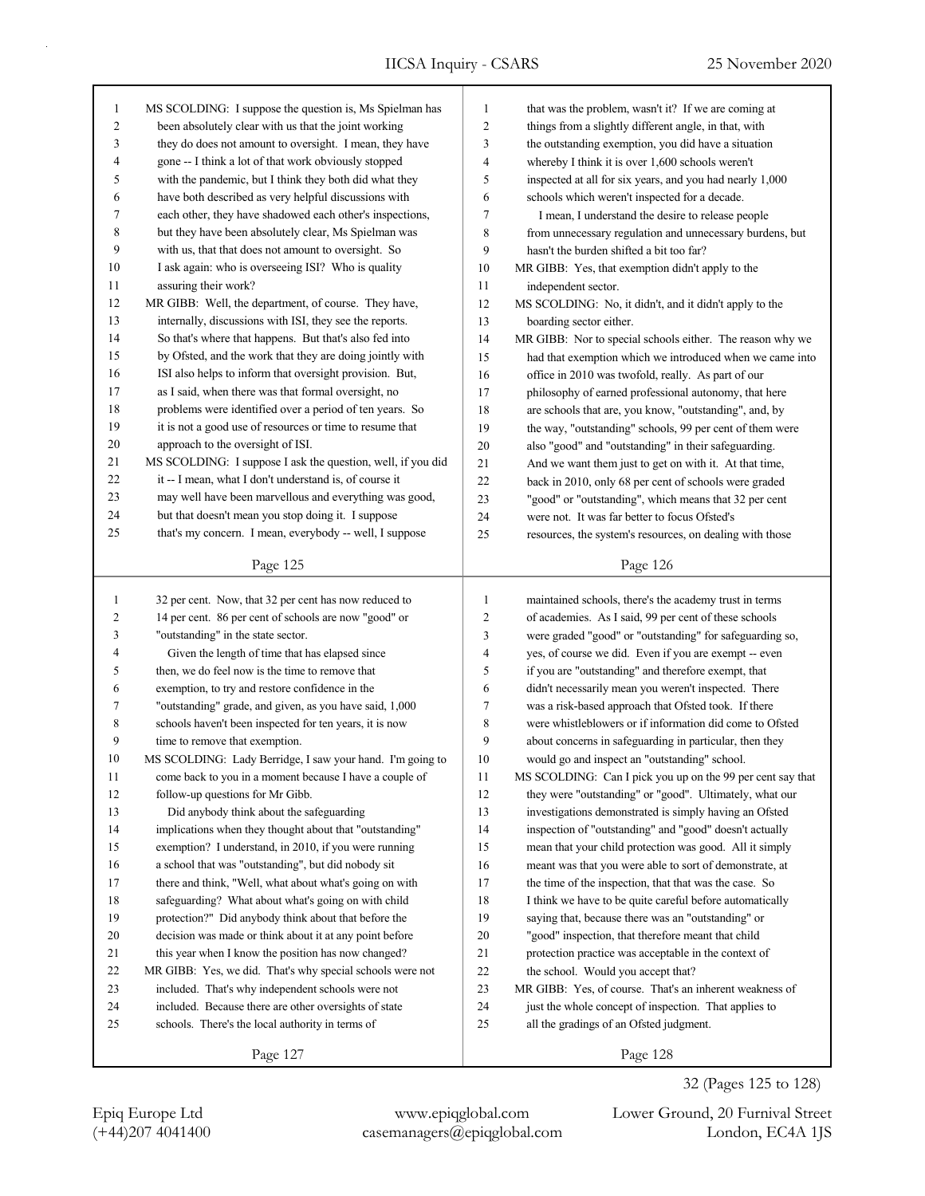MS SCOLDING: I suppose the question is, Ms Spielman has been absolutely clear with us that the joint working they do does not amount to oversight. I mean, they have gone -- I think a lot of that work obviously stopped with the pandemic, but I think they both did what they have both described as very helpful discussions with each other, they have shadowed each other's inspections, but they have been absolutely clear, Ms Spielman was with us, that that does not amount to oversight. So I ask again: who is overseeing ISI? Who is quality assuring their work?

MR GIBB: Well, the department, of course. They have, internally, discussions with ISI, they see the reports. So that's where that happens. But that's also fed into by Ofsted, and the work that they are doing jointly with ISI also helps to inform that oversight provision. But, as I said, when there was that formal oversight, no problems were identified over a period of ten years. So it is not a good use of resources or time to resume that approach to the oversight of ISI.

MS SCOLDING: I suppose I ask the question, well, if you did it -- I mean, what I don't understand is, of course it may well have been marvellous and everything was good, but that doesn't mean you stop doing it. I suppose that's my concern. I mean, everybody -- well, I suppose that was the problem, wasn't it? If we are coming at things from a slightly different angle, in that, with the outstanding exemption, you did have a situation whereby I think it is over 1,600 schools weren't inspected at all for six years, and you had nearly 1,000 schools which weren't inspected for a decade.

I mean, I understand the desire to release people from unnecessary regulation and unnecessary burdens, but hasn't the burden shifted a bit too far?

MR GIBB: Yes, that exemption didn't apply to the independent sector.

MS SCOLDING: No, it didn't, and it didn't apply to the boarding sector either.

MR GIBB: Nor to special schools either. The reason why we had that exemption which we introduced when we came into office in 2010 was twofold, really. As part of our philosophy of earned professional autonomy, that here are schools that are, you know, "outstanding", and, by the way, "outstanding" schools, 99 per cent of them were also "good" and "outstanding" in their safeguarding. And we want them just to get on with it. At that time, back in 2010, only 68 per cent of schools were graded "good" or "outstanding", which means that 32 per cent were not. It was far better to focus Ofsted's resources, the system's resources, on dealing with those 32 per cent. Now, that 32 per cent has now reduced to 14 per cent. 86 per cent of schools are now "good" or "outstanding" in the state sector.

Given the length of time that has elapsed since then, we do feel now is the time to remove that exemption, to try and restore confidence in the "outstanding" grade, and given, as you have said, 1,000 schools haven't been inspected for ten years, it is now time to remove that exemption.

MS SCOLDING: Lady Berridge, I saw your hand. I'm going to come back to you in a moment because I have a couple of follow-up questions for Mr Gibb.

Did anybody think about the safeguarding implications when they thought about that "outstanding" exemption? I understand, in 2010, if you were running a school that was "outstanding", but did nobody sit there and think, "Well, what about what's going on with safeguarding? What about what's going on with child protection?" Did anybody think about that before the decision was made or think about it at any point before this year when I know the position has now changed?

MR GIBB: Yes, we did. That's why special schools were not included. That's why independent schools were not included. Because there are other oversights of state schools. There's the local authority in terms of maintained schools, there's the academy trust in terms of academies. As I said, 99 per cent of these schools were graded "good" or "outstanding" for safeguarding so, yes, of course we did. Even if you are exempt -- even if you are "outstanding" and therefore exempt, that didn't necessarily mean you weren't inspected. There was a risk-based approach that Ofsted took. If there were whistleblowers or if information did come to Ofsted about concerns in safeguarding in particular, then they would go and inspect an "outstanding" school.

MS SCOLDING: Can I pick you up on the 99 per cent say that they were "outstanding" or "good". Ultimately, what our investigations demonstrated is simply having an Ofsted inspection of "outstanding" and "good" doesn't actually mean that your child protection was good. All it simply meant was that you were able to sort of demonstrate, at the time of the inspection, that that was the case. So I think we have to be quite careful before automatically saying that, because there was an "outstanding" or "good" inspection, that therefore meant that child protection practice was acceptable in the context of the school. Would you accept that?

MR GIBB: Yes, of course. That's an inherent weakness of just the whole concept of inspection. That applies to all the gradings of an Ofsted judgment.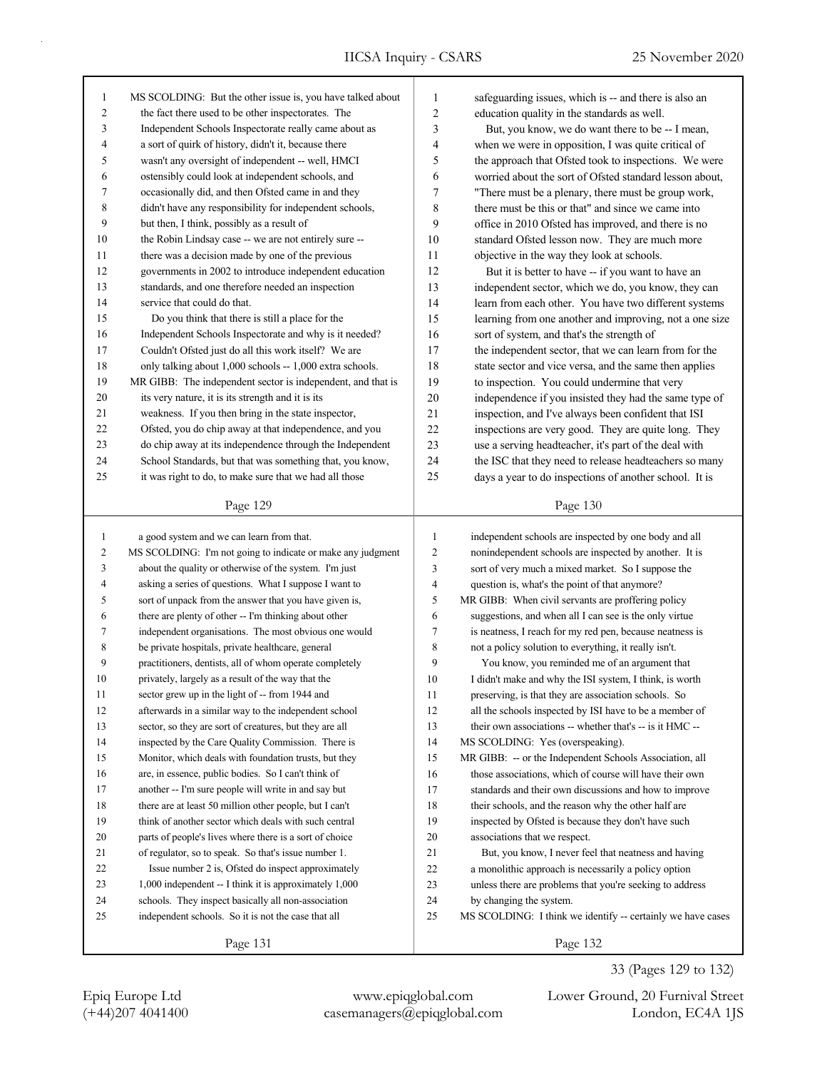MS SCOLDING: But the other issue is, you have talked about the fact there used to be other inspectorates. The Independent Schools Inspectorate really came about as a sort of quirk of history, didn't it, because there wasn't any oversight of independent -- well, HMCI ostensibly could look at independent schools, and occasionally did, and then Ofsted came in and they didn't have any responsibility for independent schools, but then, I think, possibly as a result of the Robin Lindsay case -- we are not entirely sure -- there was a decision made by one of the previous governments in 2002 to introduce independent education standards, and one therefore needed an inspection service that could do that.

Do you think that there is still a place for the Independent Schools Inspectorate and why is it needed? Couldn't Ofsted just do all this work itself? We are only talking about 1,000 schools -- 1,000 extra schools.

MR GIBB: The independent sector is independent, and that is its very nature, it is its strength and it is its weakness. If you then bring in the state inspector, Ofsted, you do chip away at that independence, and you do chip away at its independence through the Independent School Standards, but that was something that, you know, it was right to do, to make sure that we had all those safeguarding issues, which is -- and there is also an education quality in the standards as well.

But, you know, we do want there to be -- I mean, when we were in opposition, I was quite critical of the approach that Ofsted took to inspections. We were worried about the sort of Ofsted standard lesson about, "There must be a plenary, there must be group work, there must be this or that" and since we came into office in 2010 Ofsted has improved, and there is no standard Ofsted lesson now. They are much more objective in the way they look at schools.

But it is better to have -- if you want to have an independent sector, which we do, you know, they can learn from each other. You have two different systems learning from one another and improving, not a one size sort of system, and that's the strength of the independent sector, that we can learn from for the state sector and vice versa, and the same then applies to inspection. You could undermine that very independence if you insisted they had the same type of inspection, and I've always been confident that ISI inspections are very good. They are quite long. They use a serving headteacher, it's part of the deal with the ISC that they need to release headteachers so many days a year to do inspections of another school. It is a good system and we can learn from that.

MS SCOLDING: I'm not going to indicate or make any judgment about the quality or otherwise of the system. I'm just asking a series of questions. What I suppose I want to sort of unpack from the answer that you have given is, there are plenty of other -- I'm thinking about other independent organisations. The most obvious one would be private hospitals, private healthcare, general practitioners, dentists, all of whom operate completely privately, largely as a result of the way that the sector grew up in the light of -- from 1944 and afterwards in a similar way to the independent school sector, so they are sort of creatures, but they are all inspected by the Care Quality Commission. There is Monitor, which deals with foundation trusts, but they are, in essence, public bodies. So I can't think of another -- I'm sure people will write in and say but there are at least 50 million other people, but I can't think of another sector which deals with such central parts of people's lives where there is a sort of choice of regulator, so to speak. So that's issue number 1.

Issue number 2 is, Ofsted do inspect approximately 1,000 independent -- I think it is approximately 1,000 schools. They inspect basically all non-association independent schools. So it is not the case that all independent schools are inspected by one body and all nonindependent schools are inspected by another. It is sort of very much a mixed market. So I suppose the question is, what's the point of that anymore?

MR GIBB: When civil servants are proffering policy suggestions, and when all I can see is the only virtue is neatness, I reach for my red pen, because neatness is not a policy solution to everything, it really isn't.

You know, you reminded me of an argument that I didn't make and why the ISI system, I think, is worth preserving, is that they are association schools. So all the schools inspected by ISI have to be a member of their own associations -- whether that's -- is it HMC --

MS SCOLDING: Yes (overspeaking).

MR GIBB: -- or the Independent Schools Association, all those associations, which of course will have their own standards and their own discussions and how to improve their schools, and the reason why the other half are inspected by Ofsted is because they don't have such associations that we respect.

But, you know, I never feel that neatness and having a monolithic approach is necessarily a policy option unless there are problems that you're seeking to address by changing the system.

MS SCOLDING: I think we identify -- certainly we have cases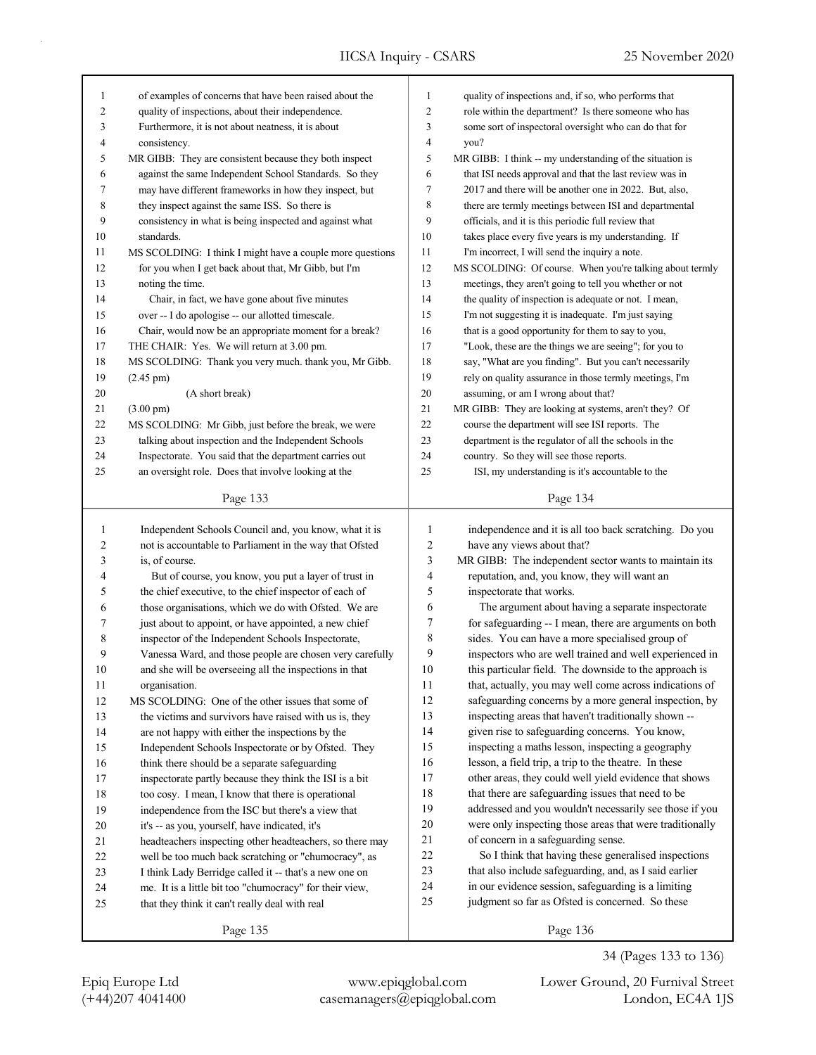of examples of concerns that have been raised about the quality of inspections, about their independence. Furthermore, it is not about neatness, it is about consistency.

MR GIBB: They are consistent because they both inspect against the same Independent School Standards. So they may have different frameworks in how they inspect, but they inspect against the same ISS. So there is consistency in what is being inspected and against what standards.

MS SCOLDING: I think I might have a couple more questions for you when I get back about that, Mr Gibb, but I'm noting the time.

Chair, in fact, we have gone about five minutes over -- I do apologise -- our allotted timescale. Chair, would now be an appropriate moment for a break?

THE CHAIR: Yes. We will return at 3.00 pm.

MS SCOLDING: Thank you very much. thank you, Mr Gibb.

(2.45 pm)

(A short break)

(3.00 pm)

MS SCOLDING: Mr Gibb, just before the break, we were talking about inspection and the Independent Schools Inspectorate. You said that the department carries out an oversight role. Does that involve looking at the quality of inspections and, if so, who performs that role within the department? Is there someone who has some sort of inspectoral oversight who can do that for you?

MR GIBB: I think -- my understanding of the situation is that ISI needs approval and that the last review was in 2017 and there will be another one in 2022. But, also, there are termly meetings between ISI and departmental officials, and it is this periodic full review that takes place every five years is my understanding. If I'm incorrect, I will send the inquiry a note.

MS SCOLDING: Of course. When you're talking about termly meetings, they aren't going to tell you whether or not the quality of inspection is adequate or not. I mean, I'm not suggesting it is inadequate. I'm just saying that is a good opportunity for them to say to you, "Look, these are the things we are seeing"; for you to say, "What are you finding". But you can't necessarily rely on quality assurance in those termly meetings, I'm assuming, or am I wrong about that?

MR GIBB: They are looking at systems, aren't they? Of course the department will see ISI reports. The department is the regulator of all the schools in the country. So they will see those reports.

ISI, my understanding is it's accountable to the Independent Schools Council and, you know, what it is not is accountable to Parliament in the way that Ofsted is, of course.

But of course, you know, you put a layer of trust in the chief executive, to the chief inspector of each of those organisations, which we do with Ofsted. We are just about to appoint, or have appointed, a new chief inspector of the Independent Schools Inspectorate, Vanessa Ward, and those people are chosen very carefully and she will be overseeing all the inspections in that organisation.

MS SCOLDING: One of the other issues that some of the victims and survivors have raised with us is, they are not happy with either the inspections by the Independent Schools Inspectorate or by Ofsted. They think there should be a separate safeguarding inspectorate partly because they think the ISI is a bit too cosy. I mean, I know that there is operational independence from the ISC but there's a view that it's -- as you, yourself, have indicated, it's headteachers inspecting other headteachers, so there may well be too much back scratching or "chumocracy", as I think Lady Berridge called it -- that's a new one on me. It is a little bit too "chumocracy" for their view, that they think it can't really deal with real independence and it is all too back scratching. Do you have any views about that?

MR GIBB: The independent sector wants to maintain its reputation, and, you know, they will want an inspectorate that works.

The argument about having a separate inspectorate for safeguarding -- I mean, there are arguments on both sides. You can have a more specialised group of inspectors who are well trained and well experienced in this particular field. The downside to the approach is that, actually, you may well come across indications of safeguarding concerns by a more general inspection, by inspecting areas that haven't traditionally shown -- given rise to safeguarding concerns. You know, inspecting a maths lesson, inspecting a geography lesson, a field trip, a trip to the theatre. In these other areas, they could well yield evidence that shows that there are safeguarding issues that need to be addressed and you wouldn't necessarily see those if you were only inspecting those areas that were traditionally of concern in a safeguarding sense.

So I think that having these generalised inspections that also include safeguarding, and, as I said earlier in our evidence session, safeguarding is a limiting judgment so far as Ofsted is concerned. So these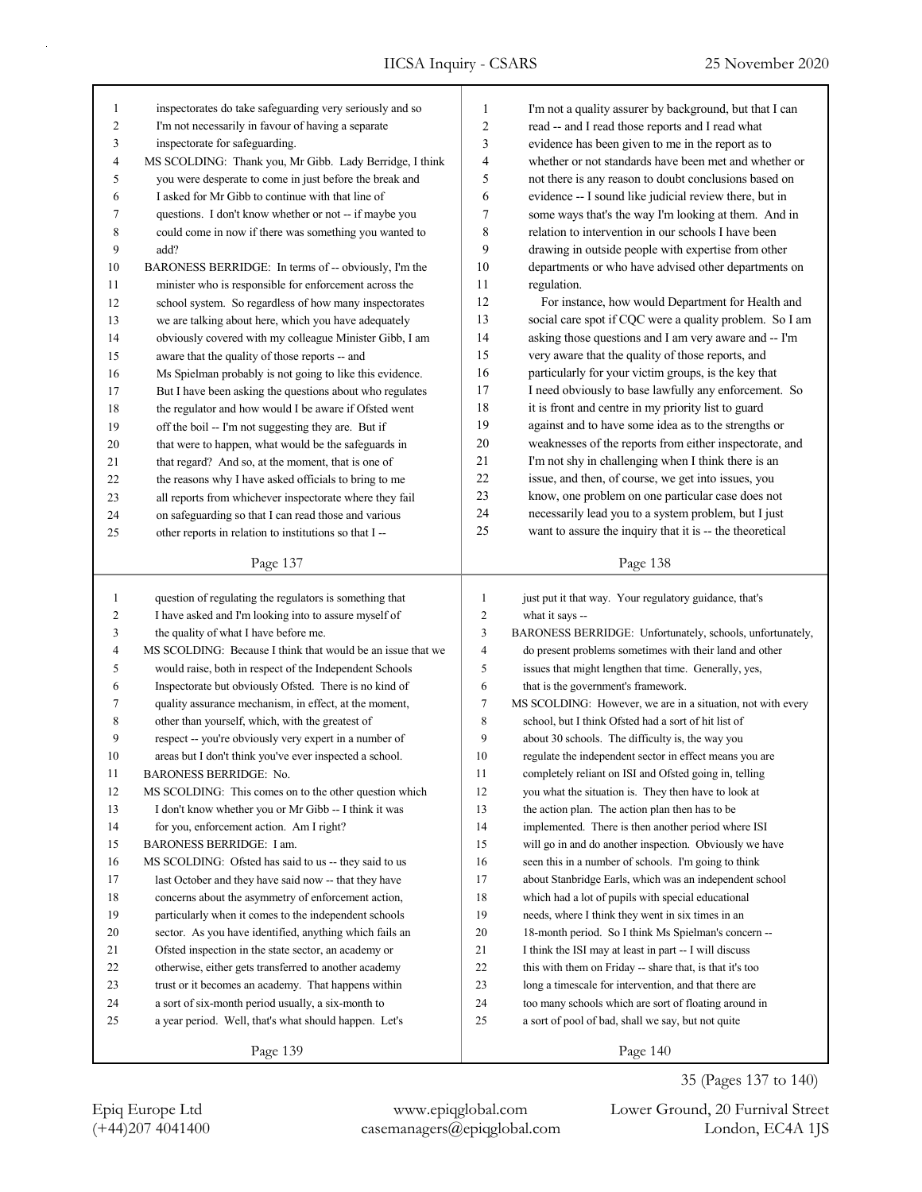inspectorates do take safeguarding very seriously and so I'm not necessarily in favour of having a separate inspectorate for safeguarding.

MS SCOLDING: Thank you, Mr Gibb. Lady Berridge, I think you were desperate to come in just before the break and I asked for Mr Gibb to continue with that line of questions. I don't know whether or not -- if maybe you could come in now if there was something you wanted to add?

BARONESS BERRIDGE: In terms of -- obviously, I'm the minister who is responsible for enforcement across the school system. So regardless of how many inspectorates we are talking about here, which you have adequately obviously covered with my colleague Minister Gibb, I am aware that the quality of those reports -- and Ms Spielman probably is not going to like this evidence. But I have been asking the questions about who regulates the regulator and how would I be aware if Ofsted went off the boil -- I'm not suggesting they are. But if that were to happen, what would be the safeguards in that regard? And so, at the moment, that is one of the reasons why I have asked officials to bring to me all reports from whichever inspectorate where they fail on safeguarding so that I can read those and various other reports in relation to institutions so that I -- I'm not a quality assurer by background, but that I can read -- and I read those reports and I read what evidence has been given to me in the report as to whether or not standards have been met and whether or not there is any reason to doubt conclusions based on evidence -- I sound like judicial review there, but in some ways that's the way I'm looking at them. And in relation to intervention in our schools I have been drawing in outside people with expertise from other departments or who have advised other departments on regulation.

For instance, how would Department for Health and social care spot if CQC were a quality problem. So I am asking those questions and I am very aware and -- I'm very aware that the quality of those reports, and particularly for your victim groups, is the key that I need obviously to base lawfully any enforcement. So it is front and centre in my priority list to guard against and to have some idea as to the strengths or weaknesses of the reports from either inspectorate, and I'm not shy in challenging when I think there is an issue, and then, of course, we get into issues, you know, one problem on one particular case does not necessarily lead you to a system problem, but I just want to assure the inquiry that it is -- the theoretical question of regulating the regulators is something that I have asked and I'm looking into to assure myself of the quality of what I have before me.

MS SCOLDING: Because I think that would be an issue that we would raise, both in respect of the Independent Schools Inspectorate but obviously Ofsted. There is no kind of quality assurance mechanism, in effect, at the moment, other than yourself, which, with the greatest of respect -- you're obviously very expert in a number of areas but I don't think you've ever inspected a school.

BARONESS BERRIDGE: No.

MS SCOLDING: This comes on to the other question which I don't know whether you or Mr Gibb -- I think it was for you, enforcement action. Am I right?

BARONESS BERRIDGE: I am.

MS SCOLDING: Ofsted has said to us -- they said to us last October and they have said now -- that they have concerns about the asymmetry of enforcement action, particularly when it comes to the independent schools sector. As you have identified, anything which fails an Ofsted inspection in the state sector, an academy or otherwise, either gets transferred to another academy trust or it becomes an academy. That happens within a sort of six-month period usually, a six-month to a year period. Well, that's what should happen. Let's just put it that way. Your regulatory guidance, that's what it says --

BARONESS BERRIDGE: Unfortunately, schools, unfortunately, do present problems sometimes with their land and other issues that might lengthen that time. Generally, yes, that is the government's framework.

MS SCOLDING: However, we are in a situation, not with every school, but I think Ofsted had a sort of hit list of about 30 schools. The difficulty is, the way you regulate the independent sector in effect means you are completely reliant on ISI and Ofsted going in, telling you what the situation is. They then have to look at the action plan. The action plan then has to be implemented. There is then another period where ISI will go in and do another inspection. Obviously we have seen this in a number of schools. I'm going to think about Stanbridge Earls, which was an independent school which had a lot of pupils with special educational needs, where I think they went in six times in an 18-month period. So I think Ms Spielman's concern -- I think the ISI may at least in part -- I will discuss this with them on Friday -- share that, is that it's too long a timescale for intervention, and that there are too many schools which are sort of floating around in a sort of pool of bad, shall we say, but not quite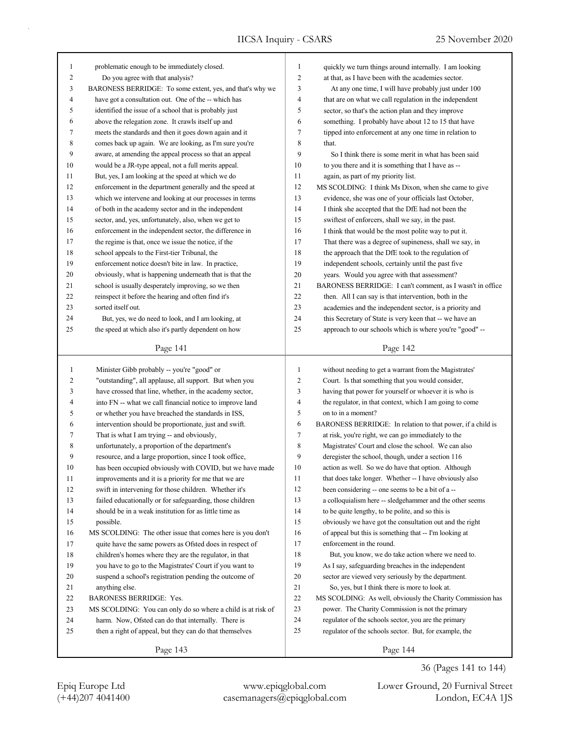problematic enough to be immediately closed.

Do you agree with that analysis?

BARONESS BERRIDGE: To some extent, yes, and that's why we have got a consultation out. One of the -- which has identified the issue of a school that is probably just above the relegation zone. It crawls itself up and meets the standards and then it goes down again and it comes back up again. We are looking, as I'm sure you're aware, at amending the appeal process so that an appeal would be a JR-type appeal, not a full merits appeal. But, yes, I am looking at the speed at which we do enforcement in the department generally and the speed at which we intervene and looking at our processes in terms of both in the academy sector and in the independent sector, and, yes, unfortunately, also, when we get to enforcement in the independent sector, the difference in the regime is that, once we issue the notice, if the school appeals to the First-tier Tribunal, the enforcement notice doesn't bite in law. In practice, obviously, what is happening underneath that is that the school is usually desperately improving, so we then reinspect it before the hearing and often find it's sorted itself out.

But, yes, we do need to look, and I am looking, at the speed at which also it's partly dependent on how quickly we turn things around internally. I am looking at that, as I have been with the academies sector.

At any one time, I will have probably just under 100 that are on what we call regulation in the independent sector, so that's the action plan and they improve something. I probably have about 12 to 15 that have tipped into enforcement at any one time in relation to that.

So I think there is some merit in what has been said to you there and it is something that I have as -- again, as part of my priority list.

MS SCOLDING: I think Ms Dixon, when she came to give evidence, she was one of your officials last October, I think she accepted that the DfE had not been the swiftest of enforcers, shall we say, in the past. I think that would be the most polite way to put it. That there was a degree of supineness, shall we say, in the approach that the DfE took to the regulation of independent schools, certainly until the past five years. Would you agree with that assessment?

BARONESS BERRIDGE: I can't comment, as I wasn't in office then. All I can say is that intervention, both in the academies and the independent sector, is a priority and this Secretary of State is very keen that -- we have an approach to our schools which is where you're "good" -- Minister Gibb probably -- you're "good" or "outstanding", all applause, all support. But when you have crossed that line, whether, in the academy sector, into FN -- what we call financial notice to improve land or whether you have breached the standards in ISS, intervention should be proportionate, just and swift. That is what I am trying -- and obviously, unfortunately, a proportion of the department's resource, and a large proportion, since I took office, has been occupied obviously with COVID, but we have made improvements and it is a priority for me that we are swift in intervening for those children. Whether it's failed educationally or for safeguarding, those children should be in a weak institution for as little time as possible.

MS SCOLDING: The other issue that comes here is you don't quite have the same powers as Ofsted does in respect of children's homes where they are the regulator, in that you have to go to the Magistrates' Court if you want to suspend a school's registration pending the outcome of anything else.

BARONESS BERRIDGE: Yes.

MS SCOLDING: You can only do so where a child is at risk of harm. Now, Ofsted can do that internally. There is then a right of appeal, but they can do that themselves without needing to get a warrant from the Magistrates' Court. Is that something that you would consider, having that power for yourself or whoever it is who is the regulator, in that context, which I am going to come on to in a moment?

BARONESS BERRIDGE: In relation to that power, if a child is at risk, you're right, we can go immediately to the Magistrates' Court and close the school. We can also deregister the school, though, under a section 116 action as well. So we do have that option. Although that does take longer. Whether -- I have obviously also been considering -- one seems to be a bit of a -- a colloquialism here -- sledgehammer and the other seems to be quite lengthy, to be polite, and so this is obviously we have got the consultation out and the right of appeal but this is something that -- I'm looking at enforcement in the round.

But, you know, we do take action where we need to. As I say, safeguarding breaches in the independent sector are viewed very seriously by the department.

So, yes, but I think there is more to look at.

MS SCOLDING: As well, obviously the Charity Commission has power. The Charity Commission is not the primary regulator of the schools sector, you are the primary regulator of the schools sector. But, for example, the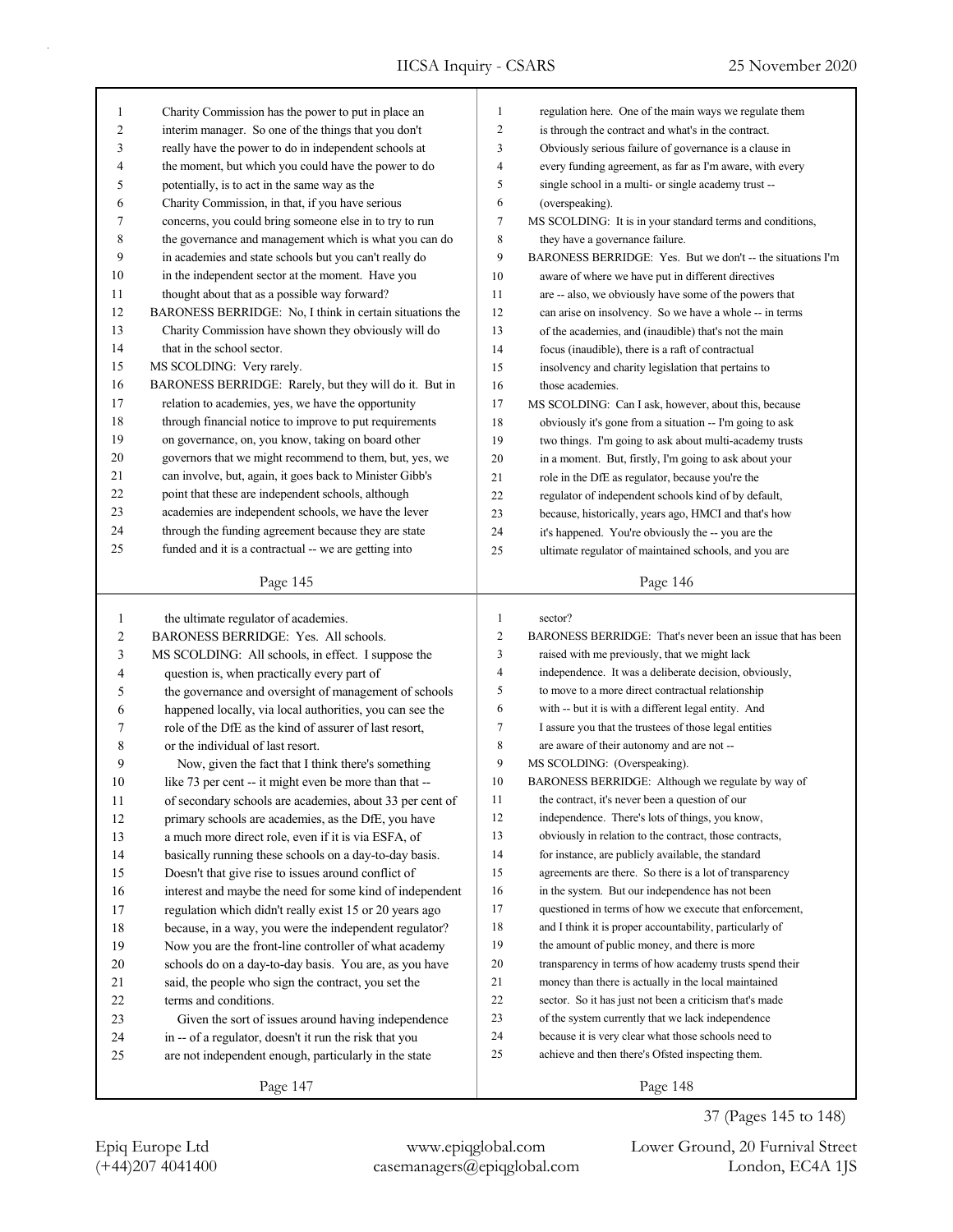Charity Commission has the power to put in place an interim manager. So one of the things that you don't really have the power to do in independent schools at the moment, but which you could have the power to do potentially, is to act in the same way as the Charity Commission, in that, if you have serious concerns, you could bring someone else in to try to run the governance and management which is what you can do in academies and state schools but you can't really do in the independent sector at the moment. Have you thought about that as a possible way forward?

BARONESS BERRIDGE: No, I think in certain situations the Charity Commission have shown they obviously will do that in the school sector.

MS SCOLDING: Very rarely.

BARONESS BERRIDGE: Rarely, but they will do it. But in relation to academies, yes, we have the opportunity through financial notice to improve to put requirements on governance, on, you know, taking on board other governors that we might recommend to them, but, yes, we can involve, but, again, it goes back to Minister Gibb's point that these are independent schools, although academies are independent schools, we have the lever through the funding agreement because they are state funded and it is a contractual -- we are getting into regulation here. One of the main ways we regulate them is through the contract and what's in the contract. Obviously serious failure of governance is a clause in every funding agreement, as far as I'm aware, with every single school in a multi- or single academy trust -- (overspeaking).

MS SCOLDING: It is in your standard terms and conditions, they have a governance failure.

BARONESS BERRIDGE: Yes. But we don't -- the situations I'm aware of where we have put in different directives are -- also, we obviously have some of the powers that can arise on insolvency. So we have a whole -- in terms of the academies, and (inaudible) that's not the main focus (inaudible), there is a raft of contractual insolvency and charity legislation that pertains to those academies.

MS SCOLDING: Can I ask, however, about this, because obviously it's gone from a situation -- I'm going to ask two things. I'm going to ask about multi-academy trusts in a moment. But, firstly, I'm going to ask about your role in the DfE as regulator, because you're the regulator of independent schools kind of by default, because, historically, years ago, HMCI and that's how it's happened. You're obviously the -- you are the ultimate regulator of maintained schools, and you are the ultimate regulator of academies.

BARONESS BERRIDGE: Yes. All schools.

MS SCOLDING: All schools, in effect. I suppose the question is, when practically every part of the governance and oversight of management of schools happened locally, via local authorities, you can see the role of the DfE as the kind of assurer of last resort, or the individual of last resort.

Now, given the fact that I think there's something like 73 per cent -- it might even be more than that -- of secondary schools are academies, about 33 per cent of primary schools are academies, as the DfE, you have a much more direct role, even if it is via ESFA, of basically running these schools on a day-to-day basis. Doesn't that give rise to issues around conflict of interest and maybe the need for some kind of independent regulation which didn't really exist 15 or 20 years ago because, in a way, you were the independent regulator? Now you are the front-line controller of what academy schools do on a day-to-day basis. You are, as you have said, the people who sign the contract, you set the terms and conditions.

Given the sort of issues around having independence in -- of a regulator, doesn't it run the risk that you are not independent enough, particularly in the state sector?

BARONESS BERRIDGE: That's never been an issue that has been raised with me previously, that we might lack independence. It was a deliberate decision, obviously, to move to a more direct contractual relationship with -- but it is with a different legal entity. And I assure you that the trustees of those legal entities are aware of their autonomy and are not --

MS SCOLDING: (Overspeaking).

BARONESS BERRIDGE: Although we regulate by way of the contract, it's never been a question of our independence. There's lots of things, you know, obviously in relation to the contract, those contracts, for instance, are publicly available, the standard agreements are there. So there is a lot of transparency in the system. But our independence has not been questioned in terms of how we execute that enforcement, and I think it is proper accountability, particularly of the amount of public money, and there is more transparency in terms of how academy trusts spend their money than there is actually in the local maintained sector. So it has just not been a criticism that's made of the system currently that we lack independence because it is very clear what those schools need to achieve and then there's Ofsted inspecting them.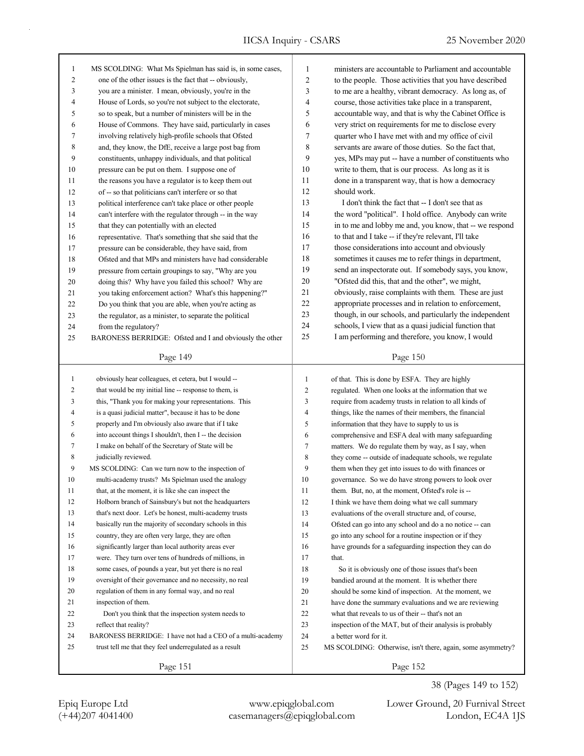MS SCOLDING: What Ms Spielman has said is, in some cases, one of the other issues is the fact that -- obviously, you are a minister. I mean, obviously, you're in the House of Lords, so you're not subject to the electorate, so to speak, but a number of ministers will be in the House of Commons. They have said, particularly in cases involving relatively high-profile schools that Ofsted and, they know, the DfE, receive a large post bag from constituents, unhappy individuals, and that political pressure can be put on them. I suppose one of the reasons you have a regulator is to keep them out of -- so that politicians can't interfere or so that political interference can't take place or other people can't interfere with the regulator through -- in the way that they can potentially with an elected representative. That's something that she said that the pressure can be considerable, they have said, from Ofsted and that MPs and ministers have had considerable pressure from certain groupings to say, "Why are you doing this? Why have you failed this school? Why are you taking enforcement action? What's this happening?" Do you think that you are able, when you're acting as the regulator, as a minister, to separate the political from the regulatory?

BARONESS BERRIDGE: Ofsted and I and obviously the other ministers are accountable to Parliament and accountable to the people. Those activities that you have described to me are a healthy, vibrant democracy. As long as, of course, those activities take place in a transparent, accountable way, and that is why the Cabinet Office is very strict on requirements for me to disclose every quarter who I have met with and my office of civil servants are aware of those duties. So the fact that, yes, MPs may put -- have a number of constituents who write to them, that is our process. As long as it is done in a transparent way, that is how a democracy should work.

I don't think the fact that -- I don't see that as the word "political". I hold office. Anybody can write in to me and lobby me and, you know, that -- we respond to that and I take -- if they're relevant, I'll take those considerations into account and obviously sometimes it causes me to refer things in department, send an inspectorate out. If somebody says, you know, "Ofsted did this, that and the other", we might, obviously, raise complaints with them. These are just appropriate processes and in relation to enforcement, though, in our schools, and particularly the independent schools, I view that as a quasi judicial function that I am performing and therefore, you know, I would obviously hear colleagues, et cetera, but I would -- that would be my initial line -- response to them, is this, "Thank you for making your representations. This is a quasi judicial matter", because it has to be done properly and I'm obviously also aware that if I take into account things I shouldn't, then I -- the decision I make on behalf of the Secretary of State will be judicially reviewed.

MS SCOLDING: Can we turn now to the inspection of multi-academy trusts? Ms Spielman used the analogy that, at the moment, it is like she can inspect the Holborn branch of Sainsbury's but not the headquarters that's next door. Let's be honest, multi-academy trusts basically run the majority of secondary schools in this country, they are often very large, they are often significantly larger than local authority areas ever were. They turn over tens of hundreds of millions, in some cases, of pounds a year, but yet there is no real oversight of their governance and no necessity, no real regulation of them in any formal way, and no real inspection of them.

Don't you think that the inspection system needs to reflect that reality?

BARONESS BERRIDGE: I have not had a CEO of a multi-academy trust tell me that they feel underregulated as a result of that. This is done by ESFA. They are highly regulated. When one looks at the information that we require from academy trusts in relation to all kinds of things, like the names of their members, the financial information that they have to supply to us is comprehensive and ESFA deal with many safeguarding matters. We do regulate them by way, as I say, when they come -- outside of inadequate schools, we regulate them when they get into issues to do with finances or governance. So we do have strong powers to look over them. But, no, at the moment, Ofsted's role is -- I think we have them doing what we call summary evaluations of the overall structure and, of course, Ofsted can go into any school and do a no notice -- can go into any school for a routine inspection or if they have grounds for a safeguarding inspection they can do that.

So it is obviously one of those issues that's been bandied around at the moment. It is whether there should be some kind of inspection. At the moment, we have done the summary evaluations and we are reviewing what that reveals to us of their -- that's not an inspection of the MAT, but of their analysis is probably a better word for it.

MS SCOLDING: Otherwise, isn't there, again, some asymmetry?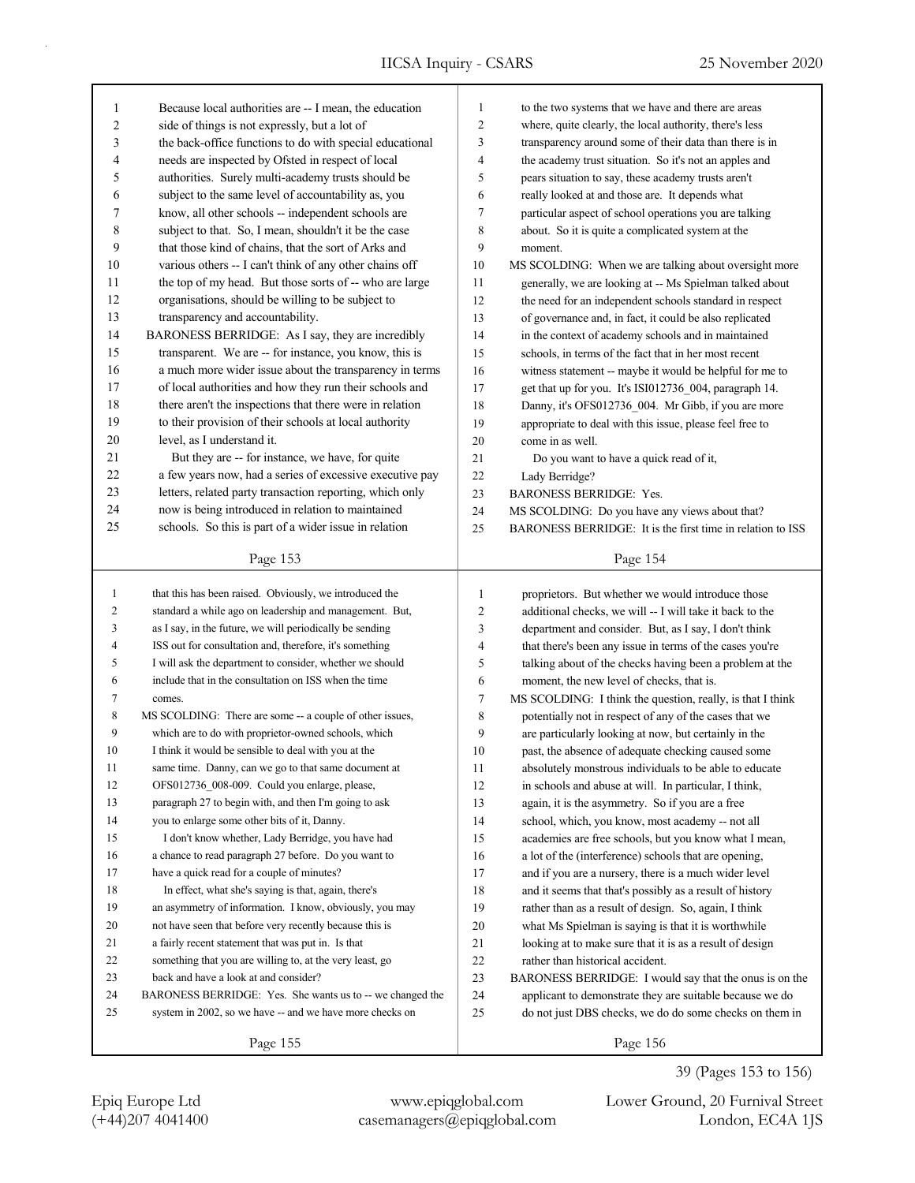Because local authorities are -- I mean, the education side of things is not expressly, but a lot of the back-office functions to do with special educational needs are inspected by Ofsted in respect of local authorities. Surely multi-academy trusts should be subject to the same level of accountability as, you know, all other schools -- independent schools are subject to that. So, I mean, shouldn't it be the case that those kind of chains, that the sort of Arks and various others -- I can't think of any other chains off the top of my head. But those sorts of -- who are large organisations, should be willing to be subject to transparency and accountability.

BARONESS BERRIDGE: As I say, they are incredibly transparent. We are -- for instance, you know, this is a much more wider issue about the transparency in terms of local authorities and how they run their schools and there aren't the inspections that there were in relation to their provision of their schools at local authority level, as I understand it.

But they are -- for instance, we have, for quite a few years now, had a series of excessive executive pay letters, related party transaction reporting, which only now is being introduced in relation to maintained schools. So this is part of a wider issue in relation to the two systems that we have and there are areas where, quite clearly, the local authority, there's less transparency around some of their data than there is in the academy trust situation. So it's not an apples and pears situation to say, these academy trusts aren't really looked at and those are. It depends what particular aspect of school operations you are talking about. So it is quite a complicated system at the moment.

MS SCOLDING: When we are talking about oversight more generally, we are looking at -- Ms Spielman talked about the need for an independent schools standard in respect of governance and, in fact, it could be also replicated in the context of academy schools and in maintained schools, in terms of the fact that in her most recent witness statement -- maybe it would be helpful for me to get that up for you. It's ISI012736_004, paragraph 14. Danny, it's OFS012736_004. Mr Gibb, if you are more appropriate to deal with this issue, please feel free to come in as well.

Do you want to have a quick read of it, Lady Berridge?

BARONESS BERRIDGE: Yes.

MS SCOLDING: Do you have any views about that?

BARONESS BERRIDGE: It is the first time in relation to ISS that this has been raised. Obviously, we introduced the standard a while ago on leadership and management. But, as I say, in the future, we will periodically be sending ISS out for consultation and, therefore, it's something I will ask the department to consider, whether we should include that in the consultation on ISS when the time comes.

MS SCOLDING: There are some -- a couple of other issues, which are to do with proprietor-owned schools, which I think it would be sensible to deal with you at the same time. Danny, can we go to that same document at OFS012736_008-009. Could you enlarge, please, paragraph 27 to begin with, and then I'm going to ask you to enlarge some other bits of it, Danny.

I don't know whether, Lady Berridge, you have had a chance to read paragraph 27 before. Do you want to have a quick read for a couple of minutes?

In effect, what she's saying is that, again, there's an asymmetry of information. I know, obviously, you may not have seen that before very recently because this is a fairly recent statement that was put in. Is that something that you are willing to, at the very least, go back and have a look at and consider?

BARONESS BERRIDGE: Yes. She wants us to -- we changed the system in 2002, so we have -- and we have more checks on proprietors. But whether we would introduce those additional checks, we will -- I will take it back to the department and consider. But, as I say, I don't think that there's been any issue in terms of the cases you're talking about of the checks having been a problem at the moment, the new level of checks, that is.

MS SCOLDING: I think the question, really, is that I think potentially not in respect of any of the cases that we are particularly looking at now, but certainly in the past, the absence of adequate checking caused some absolutely monstrous individuals to be able to educate in schools and abuse at will. In particular, I think, again, it is the asymmetry. So if you are a free school, which, you know, most academy -- not all academies are free schools, but you know what I mean, a lot of the (interference) schools that are opening, and if you are a nursery, there is a much wider level and it seems that that's possibly as a result of history rather than as a result of design. So, again, I think what Ms Spielman is saying is that it is worthwhile looking at to make sure that it is as a result of design rather than historical accident.

BARONESS BERRIDGE: I would say that the onus is on the applicant to demonstrate they are suitable because we do do not just DBS checks, we do do some checks on them in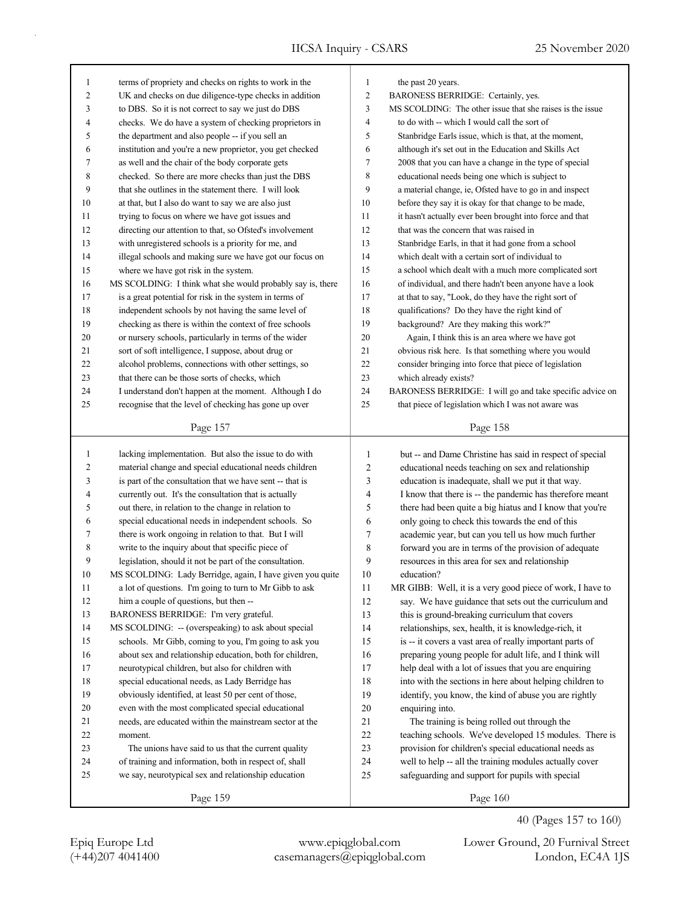terms of propriety and checks on rights to work in the UK and checks on due diligence-type checks in addition to DBS. So it is not correct to say we just do DBS checks. We do have a system of checking proprietors in the department and also people -- if you sell an institution and you're a new proprietor, you get checked as well and the chair of the body corporate gets checked. So there are more checks than just the DBS that she outlines in the statement there. I will look at that, but I also do want to say we are also just trying to focus on where we have got issues and directing our attention to that, so Ofsted's involvement with unregistered schools is a priority for me, and illegal schools and making sure we have got our focus on where we have got risk in the system.

MS SCOLDING: I think what she would probably say is, there is a great potential for risk in the system in terms of independent schools by not having the same level of checking as there is within the context of free schools or nursery schools, particularly in terms of the wider sort of soft intelligence, I suppose, about drug or alcohol problems, connections with other settings, so that there can be those sorts of checks, which I understand don't happen at the moment. Although I do recognise that the level of checking has gone up over the past 20 years.

BARONESS BERRIDGE: Certainly, yes.

MS SCOLDING: The other issue that she raises is the issue to do with -- which I would call the sort of Stanbridge Earls issue, which is that, at the moment, although it's set out in the Education and Skills Act 2008 that you can have a change in the type of special educational needs being one which is subject to a material change, ie, Ofsted have to go in and inspect before they say it is okay for that change to be made, it hasn't actually ever been brought into force and that that was the concern that was raised in Stanbridge Earls, in that it had gone from a school which dealt with a certain sort of individual to a school which dealt with a much more complicated sort of individual, and there hadn't been anyone have a look at that to say, "Look, do they have the right sort of qualifications? Do they have the right kind of background? Are they making this work?"

Again, I think this is an area where we have got obvious risk here. Is that something where you would consider bringing into force that piece of legislation which already exists?

BARONESS BERRIDGE: I will go and take specific advice on that piece of legislation which I was not aware was lacking implementation. But also the issue to do with material change and special educational needs children is part of the consultation that we have sent -- that is currently out. It's the consultation that is actually out there, in relation to the change in relation to special educational needs in independent schools. So there is work ongoing in relation to that. But I will write to the inquiry about that specific piece of legislation, should it not be part of the consultation.

MS SCOLDING: Lady Berridge, again, I have given you quite a lot of questions. I'm going to turn to Mr Gibb to ask him a couple of questions, but then --

BARONESS BERRIDGE: I'm very grateful.

MS SCOLDING: -- (overspeaking) to ask about special schools. Mr Gibb, coming to you, I'm going to ask you about sex and relationship education, both for children, neurotypical children, but also for children with special educational needs, as Lady Berridge has obviously identified, at least 50 per cent of those, even with the most complicated special educational needs, are educated within the mainstream sector at the moment.

The unions have said to us that the current quality of training and information, both in respect of, shall we say, neurotypical sex and relationship education but -- and Dame Christine has said in respect of special educational needs teaching on sex and relationship education is inadequate, shall we put it that way. I know that there is -- the pandemic has therefore meant there had been quite a big hiatus and I know that you're only going to check this towards the end of this academic year, but can you tell us how much further forward you are in terms of the provision of adequate resources in this area for sex and relationship education?

MR GIBB: Well, it is a very good piece of work, I have to say. We have guidance that sets out the curriculum and this is ground-breaking curriculum that covers relationships, sex, health, it is knowledge-rich, it is -- it covers a vast area of really important parts of preparing young people for adult life, and I think will help deal with a lot of issues that you are enquiring into with the sections in here about helping children to identify, you know, the kind of abuse you are rightly enquiring into.

The training is being rolled out through the teaching schools. We've developed 15 modules. There is provision for children's special educational needs as well to help -- all the training modules actually cover safeguarding and support for pupils with special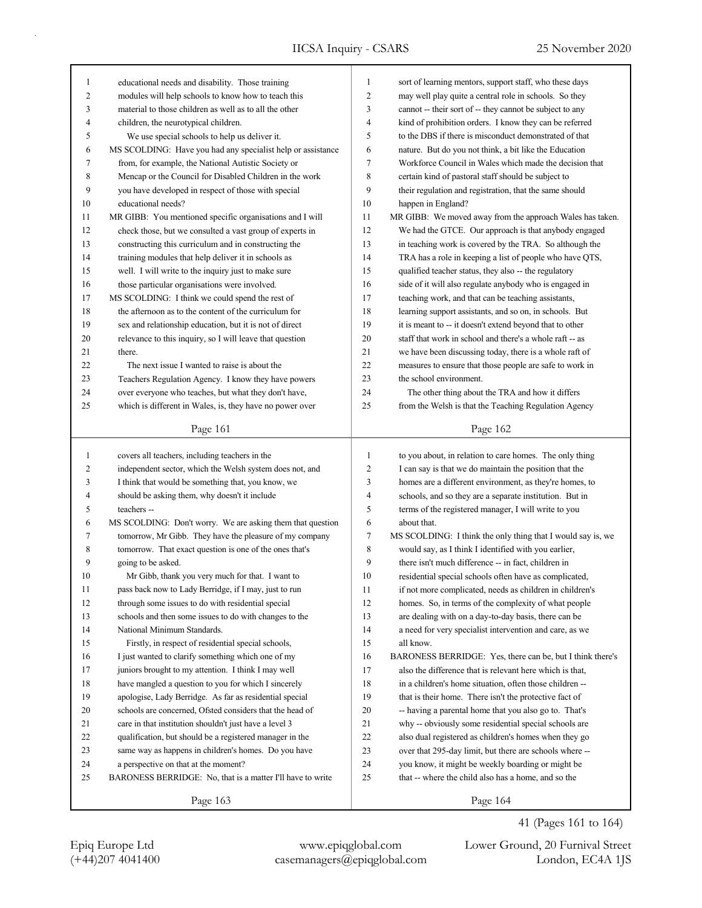educational needs and disability. Those training modules will help schools to know how to teach this material to those children as well as to all the other children, the neurotypical children.

We use special schools to help us deliver it.

MS SCOLDING: Have you had any specialist help or assistance from, for example, the National Autistic Society or Mencap or the Council for Disabled Children in the work you have developed in respect of those with special educational needs?

MR GIBB: You mentioned specific organisations and I will check those, but we consulted a vast group of experts in constructing this curriculum and in constructing the training modules that help deliver it in schools as well. I will write to the inquiry just to make sure those particular organisations were involved.

MS SCOLDING: I think we could spend the rest of the afternoon as to the content of the curriculum for sex and relationship education, but it is not of direct relevance to this inquiry, so I will leave that question there.

The next issue I wanted to raise is about the Teachers Regulation Agency. I know they have powers over everyone who teaches, but what they don't have, which is different in Wales, is, they have no power over sort of learning mentors, support staff, who these days may well play quite a central role in schools. So they cannot -- their sort of -- they cannot be subject to any kind of prohibition orders. I know they can be referred to the DBS if there is misconduct demonstrated of that nature. But do you not think, a bit like the Education Workforce Council in Wales which made the decision that certain kind of pastoral staff should be subject to their regulation and registration, that the same should happen in England?

MR GIBB: We moved away from the approach Wales has taken. We had the GTCE. Our approach is that anybody engaged in teaching work is covered by the TRA. So although the TRA has a role in keeping a list of people who have QTS, qualified teacher status, they also -- the regulatory side of it will also regulate anybody who is engaged in teaching work, and that can be teaching assistants, learning support assistants, and so on, in schools. But it is meant to -- it doesn't extend beyond that to other staff that work in school and there's a whole raft -- as we have been discussing today, there is a whole raft of measures to ensure that those people are safe to work in the school environment.

The other thing about the TRA and how it differs from the Welsh is that the Teaching Regulation Agency covers all teachers, including teachers in the independent sector, which the Welsh system does not, and I think that would be something that, you know, we should be asking them, why doesn't it include teachers --

MS SCOLDING: Don't worry. We are asking them that question tomorrow, Mr Gibb. They have the pleasure of my company tomorrow. That exact question is one of the ones that's going to be asked.

Mr Gibb, thank you very much for that. I want to pass back now to Lady Berridge, if I may, just to run through some issues to do with residential special schools and then some issues to do with changes to the National Minimum Standards.

Firstly, in respect of residential special schools, I just wanted to clarify something which one of my juniors brought to my attention. I think I may well have mangled a question to you for which I sincerely apologise, Lady Berridge. As far as residential special schools are concerned, Ofsted considers that the head of care in that institution shouldn't just have a level 3 qualification, but should be a registered manager in the same way as happens in children's homes. Do you have a perspective on that at the moment?

BARONESS BERRIDGE: No, that is a matter I'll have to write to you about, in relation to care homes. The only thing I can say is that we do maintain the position that the homes are a different environment, as they're homes, to schools, and so they are a separate institution. But in terms of the registered manager, I will write to you about that.

MS SCOLDING: I think the only thing that I would say is, we would say, as I think I identified with you earlier, there isn't much difference -- in fact, children in residential special schools often have as complicated, if not more complicated, needs as children in children's homes. So, in terms of the complexity of what people are dealing with on a day-to-day basis, there can be a need for very specialist intervention and care, as we all know.

BARONESS BERRIDGE: Yes, there can be, but I think there's also the difference that is relevant here which is that, in a children's home situation, often those children -- that is their home. There isn't the protective fact of -- having a parental home that you also go to. That's why -- obviously some residential special schools are also dual registered as children's homes when they go over that 295-day limit, but there are schools where -- you know, it might be weekly boarding or might be that -- where the child also has a home, and so the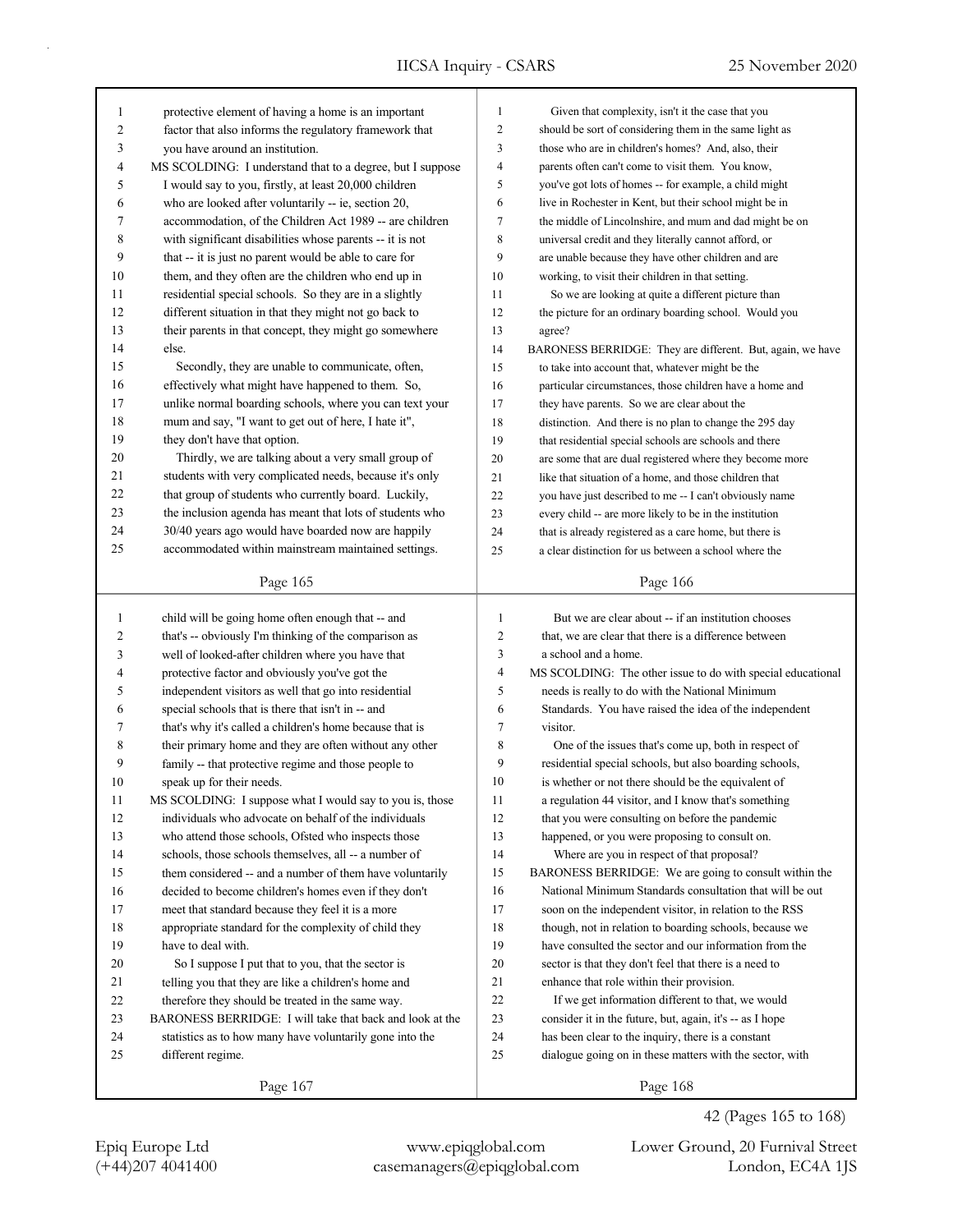protective element of having a home is an important factor that also informs the regulatory framework that you have around an institution.

MS SCOLDING: I understand that to a degree, but I suppose I would say to you, firstly, at least 20,000 children who are looked after voluntarily -- ie, section 20, accommodation, of the Children Act 1989 -- are children with significant disabilities whose parents -- it is not that -- it is just no parent would be able to care for them, and they often are the children who end up in residential special schools. So they are in a slightly different situation in that they might not go back to their parents in that concept, they might go somewhere else.

Secondly, they are unable to communicate, often, effectively what might have happened to them. So, unlike normal boarding schools, where you can text your mum and say, "I want to get out of here, I hate it", they don't have that option.

Thirdly, we are talking about a very small group of students with very complicated needs, because it's only that group of students who currently board. Luckily, the inclusion agenda has meant that lots of students who 30/40 years ago would have boarded now are happily accommodated within mainstream maintained settings.

Given that complexity, isn't it the case that you should be sort of considering them in the same light as those who are in children's homes? And, also, their parents often can't come to visit them. You know, you've got lots of homes -- for example, a child might live in Rochester in Kent, but their school might be in the middle of Lincolnshire, and mum and dad might be on universal credit and they literally cannot afford, or are unable because they have other children and are working, to visit their children in that setting.

So we are looking at quite a different picture than the picture for an ordinary boarding school. Would you agree?

BARONESS BERRIDGE: They are different. But, again, we have to take into account that, whatever might be the particular circumstances, those children have a home and they have parents. So we are clear about the distinction. And there is no plan to change the 295 day that residential special schools are schools and there are some that are dual registered where they become more like that situation of a home, and those children that you have just described to me -- I can't obviously name every child -- are more likely to be in the institution that is already registered as a care home, but there is a clear distinction for us between a school where the child will be going home often enough that -- and that's -- obviously I'm thinking of the comparison as well of looked-after children where you have that protective factor and obviously you've got the independent visitors as well that go into residential special schools that is there that isn't in -- and that's why it's called a children's home because that is their primary home and they are often without any other family -- that protective regime and those people to speak up for their needs.

MS SCOLDING: I suppose what I would say to you is, those individuals who advocate on behalf of the individuals who attend those schools, Ofsted who inspects those schools, those schools themselves, all -- a number of them considered -- and a number of them have voluntarily decided to become children's homes even if they don't meet that standard because they feel it is a more appropriate standard for the complexity of child they have to deal with.

So I suppose I put that to you, that the sector is telling you that they are like a children's home and therefore they should be treated in the same way.

BARONESS BERRIDGE: I will take that back and look at the statistics as to how many have voluntarily gone into the different regime.

But we are clear about -- if an institution chooses that, we are clear that there is a difference between a school and a home.

MS SCOLDING: The other issue to do with special educational needs is really to do with the National Minimum Standards. You have raised the idea of the independent visitor.

One of the issues that's come up, both in respect of residential special schools, but also boarding schools, is whether or not there should be the equivalent of a regulation 44 visitor, and I know that's something that you were consulting on before the pandemic happened, or you were proposing to consult on.

Where are you in respect of that proposal?

BARONESS BERRIDGE: We are going to consult within the National Minimum Standards consultation that will be out soon on the independent visitor, in relation to the RSS though, not in relation to boarding schools, because we have consulted the sector and our information from the sector is that they don't feel that there is a need to enhance that role within their provision.

If we get information different to that, we would consider it in the future, but, again, it's -- as I hope has been clear to the inquiry, there is a constant dialogue going on in these matters with the sector, with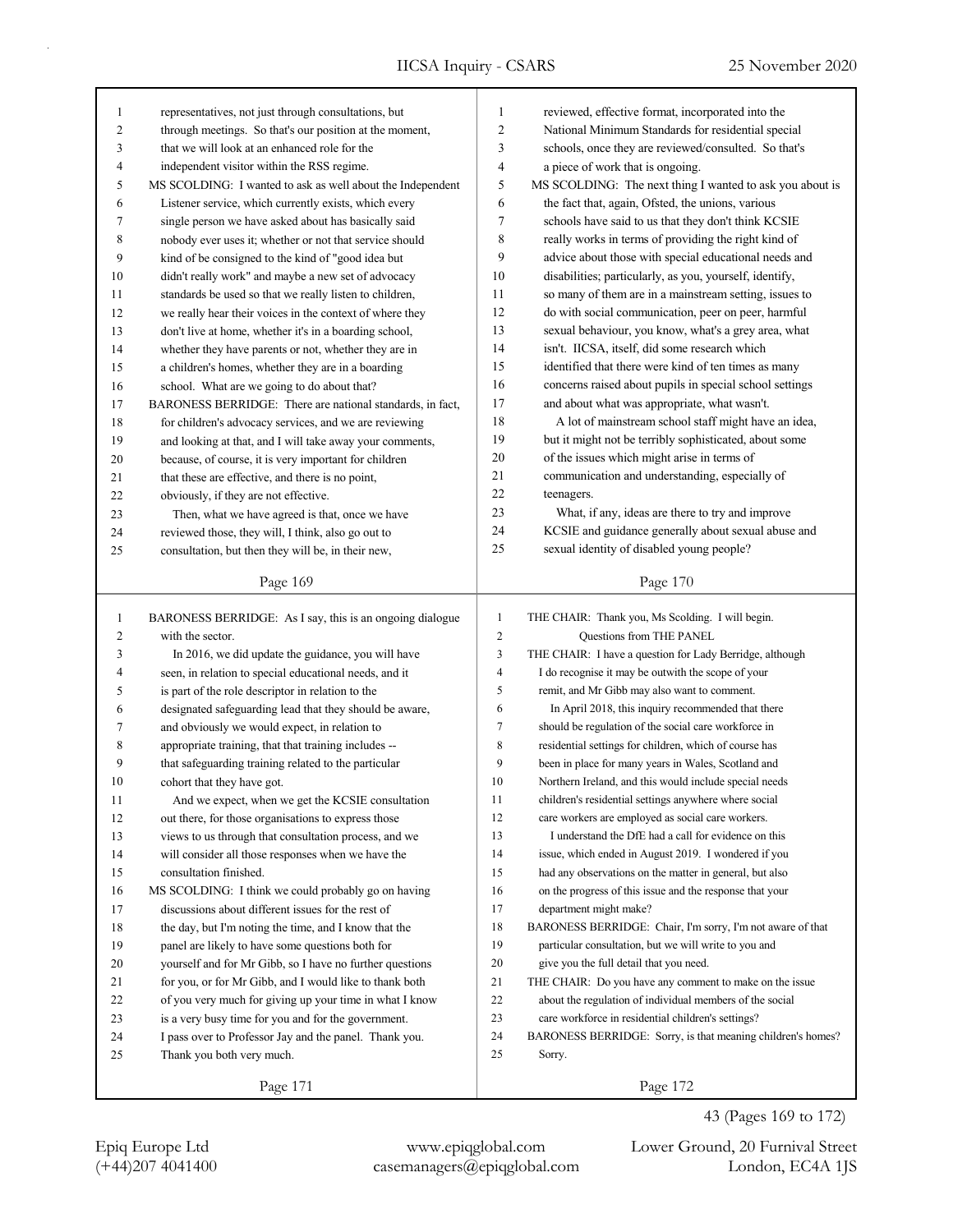representatives, not just through consultations, but through meetings. So that's our position at the moment, that we will look at an enhanced role for the independent visitor within the RSS regime.

MS SCOLDING: I wanted to ask as well about the Independent Listener service, which currently exists, which every single person we have asked about has basically said nobody ever uses it; whether or not that service should kind of be consigned to the kind of "good idea but didn't really work" and maybe a new set of advocacy standards be used so that we really listen to children, we really hear their voices in the context of where they don't live at home, whether it's in a boarding school, whether they have parents or not, whether they are in a children's homes, whether they are in a boarding school. What are we going to do about that?

BARONESS BERRIDGE: There are national standards, in fact, for children's advocacy services, and we are reviewing and looking at that, and I will take away your comments, because, of course, it is very important for children that these are effective, and there is no point, obviously, if they are not effective.

Then, what we have agreed is that, once we have reviewed those, they will, I think, also go out to consultation, but then they will be, in their new, reviewed, effective format, incorporated into the National Minimum Standards for residential special schools, once they are reviewed/consulted. So that's a piece of work that is ongoing.

MS SCOLDING: The next thing I wanted to ask you about is the fact that, again, Ofsted, the unions, various schools have said to us that they don't think KCSIE really works in terms of providing the right kind of advice about those with special educational needs and disabilities; particularly, as you, yourself, identify, so many of them are in a mainstream setting, issues to do with social communication, peer on peer, harmful sexual behaviour, you know, what's a grey area, what isn't. IICSA, itself, did some research which identified that there were kind of ten times as many concerns raised about pupils in special school settings and about what was appropriate, what wasn't.

A lot of mainstream school staff might have an idea, but it might not be terribly sophisticated, about some of the issues which might arise in terms of communication and understanding, especially of teenagers.

What, if any, ideas are there to try and improve KCSIE and guidance generally about sexual abuse and sexual identity of disabled young people?

BARONESS BERRIDGE: As I say, this is an ongoing dialogue with the sector.

In 2016, we did update the guidance, you will have seen, in relation to special educational needs, and it is part of the role descriptor in relation to the designated safeguarding lead that they should be aware, and obviously we would expect, in relation to appropriate training, that that training includes -- that safeguarding training related to the particular cohort that they have got.

And we expect, when we get the KCSIE consultation out there, for those organisations to express those views to us through that consultation process, and we will consider all those responses when we have the consultation finished.

MS SCOLDING: I think we could probably go on having discussions about different issues for the rest of the day, but I'm noting the time, and I know that the panel are likely to have some questions both for yourself and for Mr Gibb, so I have no further questions for you, or for Mr Gibb, and I would like to thank both of you very much for giving up your time in what I know is a very busy time for you and for the government. I pass over to Professor Jay and the panel. Thank you. Thank you both very much.

THE CHAIR: Thank you, Ms Scolding. I will begin.

## Questions from THE PANEL

THE CHAIR: I have a question for Lady Berridge, although I do recognise it may be outwith the scope of your remit, and Mr Gibb may also want to comment.

In April 2018, this inquiry recommended that there should be regulation of the social care workforce in residential settings for children, which of course has been in place for many years in Wales, Scotland and Northern Ireland, and this would include special needs children's residential settings anywhere where social care workers are employed as social care workers.

I understand the DfE had a call for evidence on this issue, which ended in August 2019. I wondered if you had any observations on the matter in general, but also on the progress of this issue and the response that your department might make?

BARONESS BERRIDGE: Chair, I'm sorry, I'm not aware of that particular consultation, but we will write to you and give you the full detail that you need.

THE CHAIR: Do you have any comment to make on the issue about the regulation of individual members of the social care workforce in residential children's settings?

BARONESS BERRIDGE: Sorry, is that meaning children's homes? Sorry.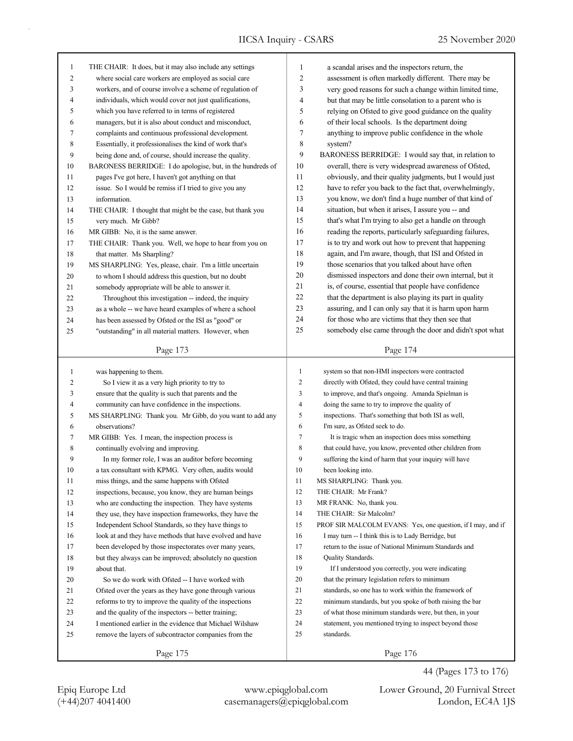THE CHAIR: It does, but it may also include any settings where social care workers are employed as social care workers, and of course involve a scheme of regulation of individuals, which would cover not just qualifications, which you have referred to in terms of registered managers, but it is also about conduct and misconduct, complaints and continuous professional development. Essentially, it professionalises the kind of work that's being done and, of course, should increase the quality.

BARONESS BERRIDGE: I do apologise, but, in the hundreds of pages I've got here, I haven't got anything on that issue. So I would be remiss if I tried to give you any information.

THE CHAIR: I thought that might be the case, but thank you very much. Mr Gibb?

MR GIBB: No, it is the same answer.

THE CHAIR: Thank you. Well, we hope to hear from you on that matter. Ms Sharpling?

MS SHARPLING: Yes, please, chair. I'm a little uncertain to whom I should address this question, but no doubt somebody appropriate will be able to answer it.

Throughout this investigation -- indeed, the inquiry as a whole -- we have heard examples of where a school has been assessed by Ofsted or the ISI as "good" or "outstanding" in all material matters. However, when a scandal arises and the inspectors return, the assessment is often markedly different. There may be very good reasons for such a change within limited time, but that may be little consolation to a parent who is relying on Ofsted to give good guidance on the quality of their local schools. Is the department doing anything to improve public confidence in the whole system?

BARONESS BERRIDGE: I would say that, in relation to overall, there is very widespread awareness of Ofsted, obviously, and their quality judgments, but I would just have to refer you back to the fact that, overwhelmingly, you know, we don't find a huge number of that kind of situation, but when it arises, I assure you -- and that's what I'm trying to also get a handle on through reading the reports, particularly safeguarding failures, is to try and work out how to prevent that happening again, and I'm aware, though, that ISI and Ofsted in those scenarios that you talked about have often dismissed inspectors and done their own internal, but it is, of course, essential that people have confidence that the department is also playing its part in quality assuring, and I can only say that it is harm upon harm for those who are victims that they then see that somebody else came through the door and didn't spot what was happening to them.

So I view it as a very high priority to try to ensure that the quality is such that parents and the community can have confidence in the inspections.

MS SHARPLING: Thank you. Mr Gibb, do you want to add any observations?

MR GIBB: Yes. I mean, the inspection process is continually evolving and improving.

In my former role, I was an auditor before becoming a tax consultant with KPMG. Very often, audits would miss things, and the same happens with Ofsted inspections, because, you know, they are human beings who are conducting the inspection. They have systems they use, they have inspection frameworks, they have the Independent School Standards, so they have things to look at and they have methods that have evolved and have been developed by those inspectorates over many years, but they always can be improved; absolutely no question about that.

So we do work with Ofsted -- I have worked with Ofsted over the years as they have gone through various reforms to try to improve the quality of the inspections and the quality of the inspectors -- better training; I mentioned earlier in the evidence that Michael Wilshaw remove the layers of subcontractor companies from the system so that non-HMI inspectors were contracted directly with Ofsted, they could have central training to improve, and that's ongoing. Amanda Spielman is doing the same to try to improve the quality of inspections. That's something that both ISI as well, I'm sure, as Ofsted seek to do.

It is tragic when an inspection does miss something that could have, you know, prevented other children from suffering the kind of harm that your inquiry will have been looking into.

MS SHARPLING: Thank you.

THE CHAIR: Mr Frank?

MR FRANK: No, thank you.

THE CHAIR: Sir Malcolm?

PROF SIR MALCOLM EVANS: Yes, one question, if I may, and if I may turn -- I think this is to Lady Berridge, but return to the issue of National Minimum Standards and Quality Standards.

If I understood you correctly, you were indicating that the primary legislation refers to minimum standards, so one has to work within the framework of minimum standards, but you spoke of both raising the bar of what those minimum standards were, but then, in your statement, you mentioned trying to inspect beyond those standards.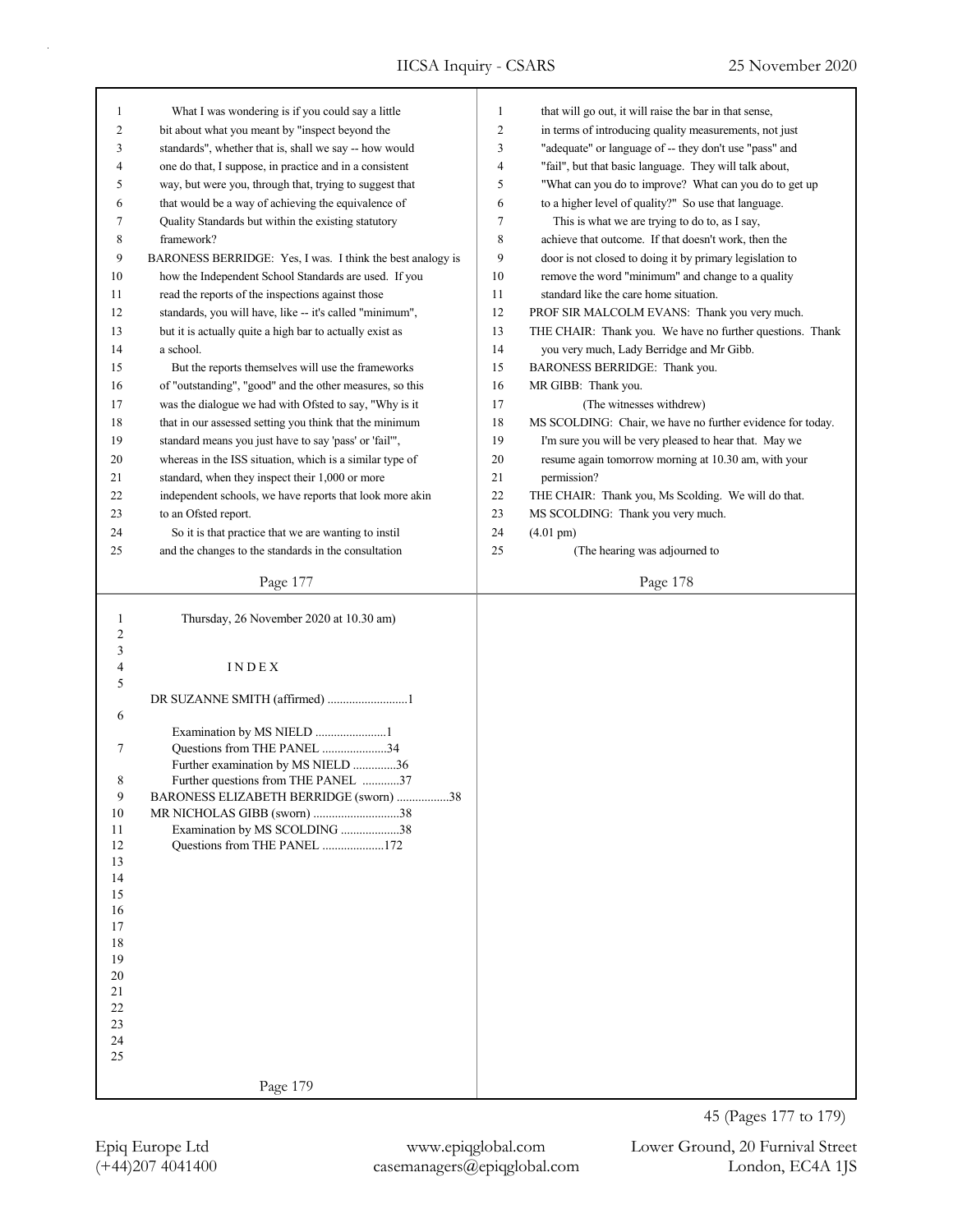What I was wondering is if you could say a little bit about what you meant by "inspect beyond the standards", whether that is, shall we say -- how would one do that, I suppose, in practice and in a consistent way, but were you, through that, trying to suggest that that would be a way of achieving the equivalence of Quality Standards but within the existing statutory framework?

BARONESS BERRIDGE: Yes, I was. I think the best analogy is how the Independent School Standards are used. If you read the reports of the inspections against those standards, you will have, like -- it's called "minimum", but it is actually quite a high bar to actually exist as a school.

But the reports themselves will use the frameworks of "outstanding", "good" and the other measures, so this was the dialogue we had with Ofsted to say, "Why is it that in our assessed setting you think that the minimum standard means you just have to say 'pass' or 'fail'", whereas in the ISS situation, which is a similar type of standard, when they inspect their 1,000 or more independent schools, we have reports that look more akin to an Ofsted report.

So it is that practice that we are wanting to instil and the changes to the standards in the consultation that will go out, it will raise the bar in that sense, in terms of introducing quality measurements, not just "adequate" or language of -- they don't use "pass" and "fail", but that basic language. They will talk about, "What can you do to improve? What can you do to get up to a higher level of quality?" So use that language.

This is what we are trying to do to, as I say, achieve that outcome. If that doesn't work, then the door is not closed to doing it by primary legislation to remove the word "minimum" and change to a quality standard like the care home situation.

PROF SIR MALCOLM EVANS: Thank you very much.

THE CHAIR: Thank you. We have no further questions. Thank you very much, Lady Berridge and Mr Gibb.

BARONESS BERRIDGE: Thank you.

MR GIBB: Thank you.

(The witnesses withdrew)

MS SCOLDING: Chair, we have no further evidence for today. I'm sure you will be very pleased to hear that. May we resume again tomorrow morning at 10.30 am, with your permission?

THE CHAIR: Thank you, Ms Scolding. We will do that.

MS SCOLDING: Thank you very much.

(4.01 pm)

(The hearing was adjourned to Thursday, 26 November 2020 at 10.30 am)

## INDEX

DR SUZANNE SMITH (affirmed) ..........................1

Examination by MS NIELD .......................1

Questions from THE PANEL .....................34

Further examination by MS NIELD ..............36

Further questions from THE PANEL ............37

BARONESS ELIZABETH BERRIDGE (sworn) .................38

MR NICHOLAS GIBB (sworn) ............................38

Examination by MS SCOLDING ...................38

Questions from THE PANEL ....................172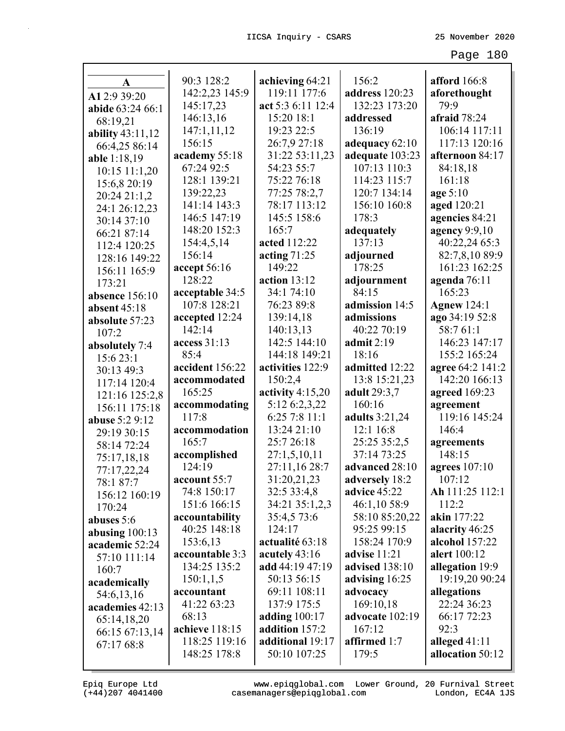**A**
**A1** 2:9 39:20
**abide** 63:24 66:1 68:19,21
**ability** 43:11,12 66:4,25 86:14
**able** 1:18,19 10:15 11:1,20 15:6,8 20:19 20:24 21:1,2 24:1 26:12,23 30:14 37:10 66:21 87:14 112:4 120:25 128:16 149:22 156:11 165:9 173:21
**absence** 156:10
**absent** 45:18
**absolute** 57:23 107:2
**absolutely** 7:4 15:6 23:1 30:13 49:3 117:14 120:4 121:16 125:2,8 156:11 175:18
**abuse** 5:2 9:12 29:19 30:15 58:14 72:24 75:17,18,18 77:17,22,24 78:1 87:7 156:12 160:19 170:24
**abuses** 5:6
**abusing** 100:13
**academic** 52:24 57:10 111:14 160:7
**academically** 54:6,13,16
**academies** 42:13 65:14,18,20 66:15 67:13,14 67:17 68:8 90:3 128:2 142:2,23 145:9 145:17,23 146:13,16 147:1,11,12 156:15
**academy** 55:18 67:24 92:5 128:1 139:21 139:22,23 141:14 143:3 146:5 147:19 148:20 152:3 154:4,5,14 156:14
**accept** 56:16 128:22
**acceptable** 34:5 107:8 128:21
**accepted** 12:24 142:14
**access** 31:13 85:4
**accident** 156:22
**accommodated** 165:25
**accommodating** 117:8
**accommodation** 165:7
**accomplished** 124:19
**account** 55:7 74:8 150:17 151:6 166:15
**accountability** 40:25 148:18 153:6,13
**accountable** 3:3 134:25 135:2 150:1,1,5
**accountant** 41:22 63:23 68:13
**achieve** 118:15 118:25 119:16 148:25 178:8
**achieving** 64:21 119:11 177:6
**act** 5:3 6:11 12:4 15:20 18:1 19:23 22:5 26:7,9 27:18 31:22 53:11,23 54:23 55:7 75:22 76:18 77:25 78:2,7 78:17 113:12 145:5 158:6 165:7
**acted** 112:22
**acting** 71:25 149:22
**action** 13:12 34:1 74:10 76:23 89:8 139:14,18 140:13,13 142:5 144:10 144:18 149:21
**activities** 122:9 150:2,4
**activity** 4:15,20 5:12 6:2,3,22 6:25 7:8 11:1 13:24 21:10 25:7 26:18 27:1,5,10,11 27:11,16 28:7 31:20,21,23 32:5 33:4,8 34:21 35:1,2,3 35:4,5 73:6 124:17
**actualité** 63:18
**acutely** 43:16
**add** 44:19 47:19 50:13 56:15 69:11 108:11 137:9 175:5
**adding** 100:17
**addition** 157:2
**additional** 19:17 50:10 107:25 156:2
**address** 120:23 132:23 173:20
**addressed** 136:19
**adequacy** 62:10
**adequate** 103:23 107:13 110:3 114:23 115:7 120:7 134:14 156:10 160:8 178:3
**adequately** 137:13
**adjourned** 178:25
**adjournment** 84:15
**admission** 14:5
**admissions** 40:22 70:19
**admit** 2:19 18:16
**admitted** 12:22 13:8 15:21,23
**adult** 29:3,7 160:16
**adults** 3:21,24 12:1 16:8 25:25 35:2,5 37:14 73:25
**advanced** 28:10
**adversely** 18:2
**advice** 45:22 46:1,10 58:9 58:10 85:20,22 95:25 99:15 158:24 170:9
**advise** 11:21
**advised** 138:10
**advising** 16:25
**advocacy** 169:10,18
**advocate** 102:19 167:12
**affirmed** 1:7 179:5
**afford** 166:8
**aforethought** 79:9
**afraid** 78:24 106:14 117:11 117:13 120:16
**afternoon** 84:17 84:18,18 161:18
**age** 5:10
**aged** 120:21
**agencies** 84:21
**agency** 9:9,10 40:22,24 65:3 82:7,8,10 89:9 161:23 162:25
**agenda** 76:11 165:23
**Agnew** 124:1
**ago** 34:19 52:8 58:7 61:1 146:23 147:17 155:2 165:24
**agree** 64:2 141:2 142:20 166:13
**agreed** 169:23
**agreement** 119:16 145:24 146:4
**agreements** 148:15
**agrees** 107:10 107:12
**Ah** 111:25 112:1 112:2
**akin** 177:22
**alacrity** 46:25
**alcohol** 157:22
**alert** 100:12
**allegation** 19:9 19:19,20 90:24
**allegations** 22:24 36:23 66:17 72:23 92:3
**alleged** 41:11
**allocation** 50:12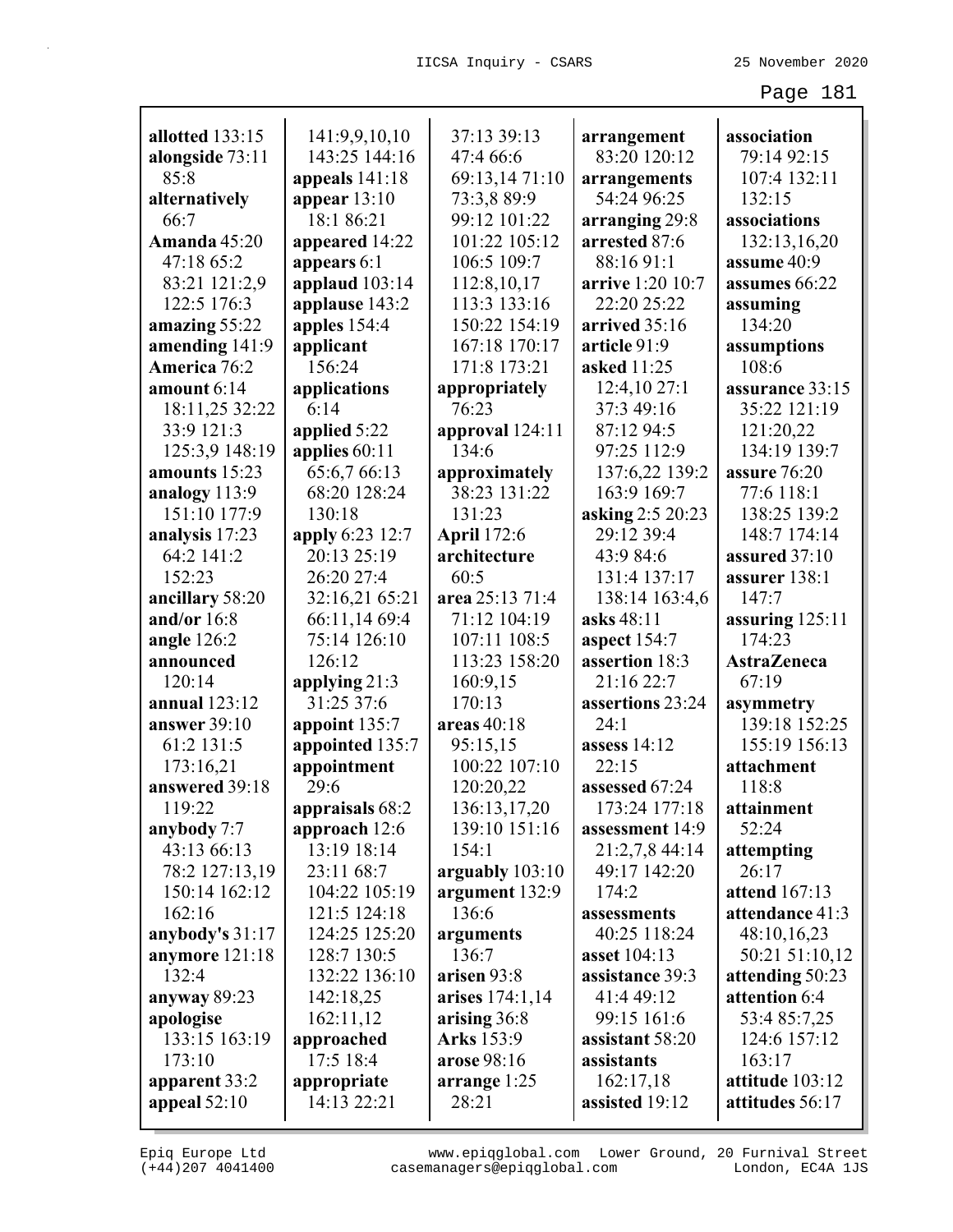**allotted** 133:15
**alongside** 73:11 85:8
**alternatively** 66:7
**Amanda** 45:20 47:18 65:2 83:21 121:2,9 122:5 176:3
**amazing** 55:22
**amending** 141:9
**America** 76:2
**amount** 6:14 18:11,25 32:22 33:9 121:3 125:3,9 148:19
**amounts** 15:23
**analogy** 113:9 151:10 177:9
**analysis** 17:23 64:2 141:2 152:23
**ancillary** 58:20
**and/or** 16:8
**angle** 126:2
**announced** 120:14
**annual** 123:12
**answer** 39:10 61:2 131:5 173:16,21
**answered** 39:18 119:22
**anybody** 7:7 43:13 66:13 78:2 127:13,19 150:14 162:12 162:16
**anybody's** 31:17
**anymore** 121:18 132:4
**anyway** 89:23
**apologise** 133:15 163:19 173:10
**apparent** 33:2
**appeal** 52:10
141:9,9,10,10 143:25 144:16
**appeals** 141:18
**appear** 13:10 18:1 86:21
**appeared** 14:22
**appears** 6:1
**applaud** 103:14
**applause** 143:2
**apples** 154:4
**applicant** 156:24
**applications** 6:14
**applied** 5:22
**applies** 60:11 65:6,7 66:13 68:20 128:24 130:18
**apply** 6:23 12:7 20:13 25:19 26:20 27:4 32:16,21 65:21 66:11,14 69:4 75:14 126:10 126:12
**applying** 21:3 31:25 37:6
**appoint** 135:7
**appointed** 135:7
**appointment** 29:6
**appraisals** 68:2
**approach** 12:6 13:19 18:14 23:11 68:7 104:22 105:19 121:5 124:18 124:25 125:20 128:7 130:5 132:22 136:10 142:18,25 162:11,12
**approached** 17:5 18:4
**appropriate** 14:13 22:21
37:13 39:13 47:4 66:6 69:13,14 71:10 73:3,8 89:9 99:12 101:22 101:22 105:12 106:5 109:7 112:8,10,17 113:3 133:16 150:22 154:19 167:18 170:17 171:8 173:21
**appropriately** 76:23
**approval** 124:11 134:6
**approximately** 38:23 131:22 131:23
**April** 172:6
**architecture** 60:5
**area** 25:13 71:4 71:12 104:19 107:11 108:5 113:23 158:20 160:9,15 170:13
**areas** 40:18 95:15,15 100:22 107:10 120:20,22 136:13,17,20 139:10 151:16 154:1
**arguably** 103:10
**argument** 132:9 136:6
**arguments** 136:7
**arisen** 93:8
**arises** 174:1,14
**arising** 36:8
**Arks** 153:9
**arose** 98:16
**arrange** 1:25 28:21
**arrangement** 83:20 120:12
**arrangements** 54:24 96:25
**arranging** 29:8
**arrested** 87:6 88:16 91:1
**arrive** 1:20 10:7 22:20 25:22
**arrived** 35:16
**article** 91:9
**asked** 11:25 12:4,10 27:1 37:3 49:16 87:12 94:5 97:25 112:9 137:6,22 139:2 163:9 169:7
**asking** 2:5 20:23 29:12 39:4 43:9 84:6 131:4 137:17 138:14 163:4,6
**asks** 48:11
**aspect** 154:7
**assertion** 18:3 21:16 22:7
**assertions** 23:24 24:1
**assess** 14:12 22:15
**assessed** 67:24 173:24 177:18
**assessment** 14:9 21:2,7,8 44:14 49:17 142:20 174:2
**assessments** 40:25 118:24
**asset** 104:13
**assistance** 39:3 41:4 49:12 99:15 161:6
**assistant** 58:20
**assistants** 162:17,18
**assisted** 19:12
**association** 79:14 92:15 107:4 132:11 132:15
**associations** 132:13,16,20
**assume** 40:9
**assumes** 66:22
**assuming** 134:20
**assumptions** 108:6
**assurance** 33:15 35:22 121:19 121:20,22 134:19 139:7
**assure** 76:20 77:6 118:1 138:25 139:2 148:7 174:14
**assured** 37:10
**assurer** 138:1 147:7
**assuring** 125:11 174:23
**AstraZeneca** 67:19
**asymmetry** 139:18 152:25 155:19 156:13
**attachment** 118:8
**attainment** 52:24
**attempting** 26:17
**attend** 167:13
**attendance** 41:3 48:10,16,23 50:21 51:10,12
**attending** 50:23
**attention** 6:4 53:4 85:7,25 124:6 157:12 163:17
**attitude** 103:12
**attitudes** 56:17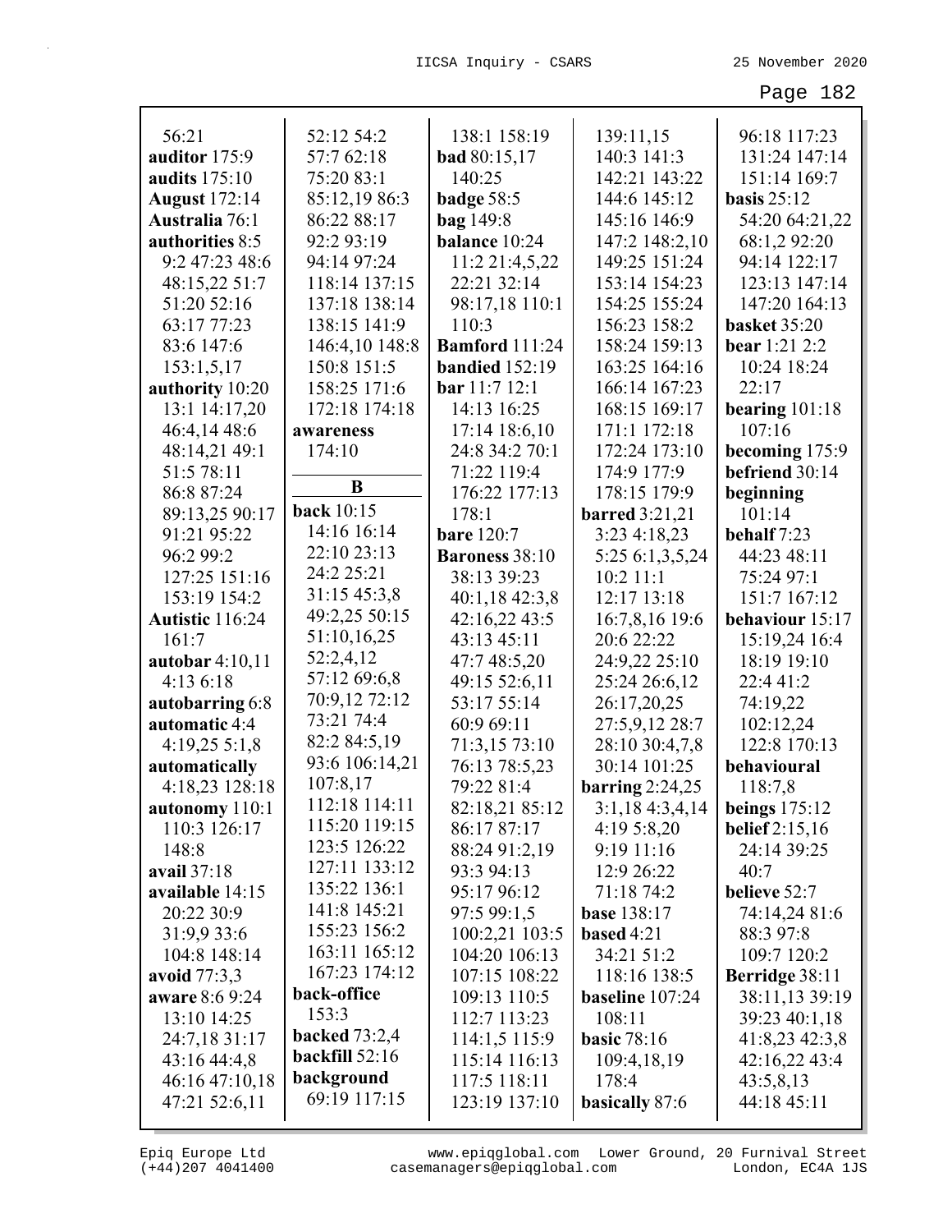56:21
**auditor** 175:9
**audits** 175:10
**August** 172:14
**Australia** 76:1
**authorities** 8:5 9:2 47:23 48:6 48:15,22 51:7 51:20 52:16 63:17 77:23 83:6 147:6 153:1,5,17
**authority** 10:20 13:1 14:17,20 46:4,14 48:6 48:14,21 49:1 51:5 78:11 86:8 87:24 89:13,25 90:17 91:21 95:22 96:2 99:2 127:25 151:16 153:19 154:2
**Autistic** 116:24 161:7
**autobar** 4:10,11 4:13 6:18
**autobarring** 6:8
**automatic** 4:4 4:19,25 5:1,8
**automatically** 4:18,23 128:18
**autonomy** 110:1 110:3 126:17 148:8
**avail** 37:18
**available** 14:15 20:22 30:9 31:9,9 33:6 104:8 148:14
**avoid** 77:3,3
**aware** 8:6 9:24 13:10 14:25 24:7,18 31:17 43:16 44:4,8 46:16 47:10,18 47:21 52:6,11 52:12 54:2 57:7 62:18 75:20 83:1 85:12,19 86:3 86:22 88:17 92:2 93:19 94:14 97:24 118:14 137:15 137:18 138:14 138:15 141:9 146:4,10 148:8 150:8 151:5 158:25 171:6 172:18 174:18
**awareness** 174:10

**B**

**back** 10:15 14:16 16:14 22:10 23:13 24:2 25:21 31:15 45:3,8 49:2,25 50:15 51:10,16,25 52:2,4,12 57:12 69:6,8 70:9,12 72:12 73:21 74:4 82:2 84:5,19 93:6 106:14,21 107:8,17 112:18 114:11 115:20 119:15 123:5 126:22 127:11 133:12 135:22 136:1 141:8 145:21 155:23 156:2 163:11 165:12 167:23 174:12
**back-office** 153:3
**backed** 73:2,4
**backfill** 52:16
**background** 69:19 117:15 138:1 158:19
**bad** 80:15,17 140:25
**badge** 58:5
**bag** 149:8
**balance** 10:24 11:2 21:4,5,22 22:21 32:14 98:17,18 110:1 110:3
**Bamford** 111:24
**bandied** 152:19
**bar** 11:7 12:1 14:13 16:25 17:14 18:6,10 24:8 34:2 70:1 71:22 119:4 176:22 177:13 178:1
**bare** 120:7
**Baroness** 38:10 38:13 39:23 40:1,18 42:3,8 42:16,22 43:5 43:13 45:11 47:7 48:5,20 49:15 52:6,11 53:17 55:14 60:9 69:11 71:3,15 73:10 76:13 78:5,23 79:22 81:4 82:18,21 85:12 86:17 87:17 88:24 91:2,19 93:3 94:13 95:17 96:12 97:5 99:1,5 100:2,21 103:5 104:20 106:13 107:15 108:22 109:13 110:5 112:7 113:23 114:1,5 115:9 115:14 116:13 117:5 118:11 123:19 137:10 139:11,15 140:3 141:3 142:21 143:22 144:6 145:12 145:16 146:9 147:2 148:2,10 149:25 151:24 153:14 154:23 154:25 155:24 156:23 158:2 158:24 159:13 163:25 164:16 166:14 167:23 168:15 169:17 171:1 172:18 172:24 173:10 174:9 177:9 178:15 179:9
**barred** 3:21,21 3:23 4:18,23 5:25 6:1,3,5,24 10:2 11:1 12:17 13:18 16:7,8,16 19:6 20:6 22:22 24:9,22 25:10 25:24 26:6,12 26:17,20,25 27:5,9,12 28:7 28:10 30:4,7,8 30:14 101:25
**barring** 2:24,25 3:1,18 4:3,4,14 4:19 5:8,20 9:19 11:16 12:9 26:22 71:18 74:2
**base** 138:17
**based** 4:21 34:21 51:2 118:16 138:5
**baseline** 107:24 108:11
**basic** 78:16 109:4,18,19 178:4
**basically** 87:6
96:18 117:23 131:24 147:14 151:14 169:7
**basis** 25:12 54:20 64:21,22 68:1,2 92:20 94:14 122:17 123:13 147:14 147:20 164:13
**basket** 35:20
**bear** 1:21 2:2 10:24 18:24 22:17
**bearing** 101:18 107:16
**becoming** 175:9
**befriend** 30:14
**beginning** 101:14
**behalf** 7:23 44:23 48:11 75:24 97:1 151:7 167:12
**behaviour** 15:17 15:19,24 16:4 18:19 19:10 22:4 41:2 74:19,22 102:12,24 122:8 170:13
**behavioural** 118:7,8
**beings** 175:12
**belief** 2:15,16 24:14 39:25 40:7
**believe** 52:7 74:14,24 81:6 88:3 97:8 109:7 120:2
**Berridge** 38:11 38:11,13 39:19 39:23 40:1,18 41:8,23 42:3,8 42:16,22 43:4 43:5,8,13 44:18 45:11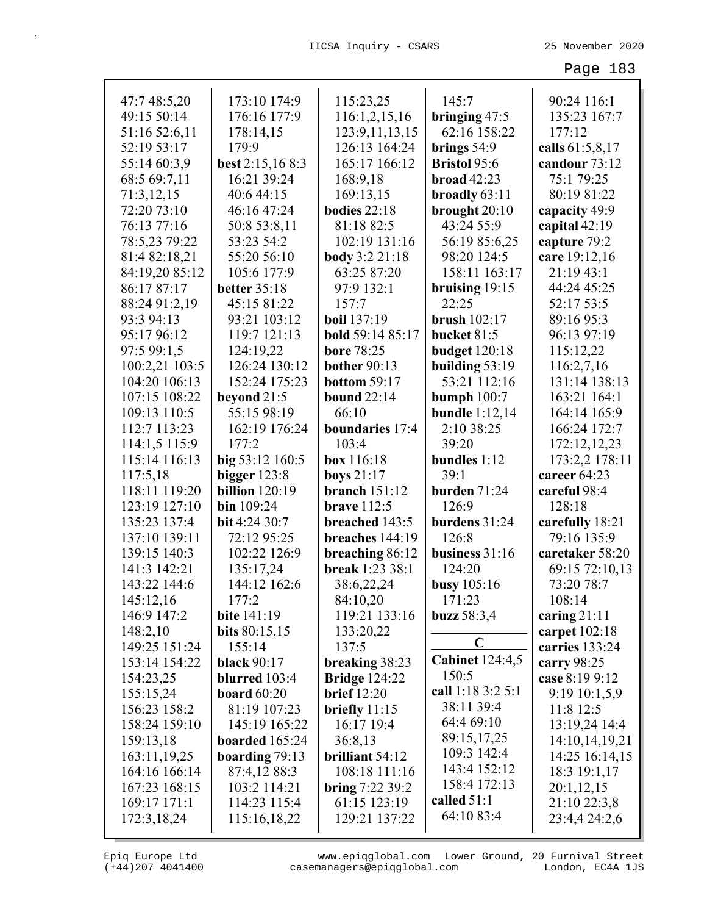47:7 48:5,20
49:15 50:14
51:16 52:6,11
52:19 53:17
55:14 60:3,9
68:5 69:7,11
71:3,12,15
72:20 73:10
76:13 77:16
78:5,23 79:22
81:4 82:18,21
84:19,20 85:12
86:17 87:17
88:24 91:2,19
93:3 94:13
95:17 96:12
97:5 99:1,5
100:2,21 103:5
104:20 106:13
107:15 108:22
109:13 110:5
112:7 113:23
114:1,5 115:9
115:14 116:13
117:5,18
118:11 119:20
123:19 127:10
135:23 137:4
137:10 139:11
139:15 140:3
141:3 142:21
143:22 144:6
145:12,16
146:9 147:2
148:2,10
149:25 151:24
153:14 154:22
154:23,25
155:15,24
156:23 158:2
158:24 159:10
159:13,18
163:11,19,25
164:16 166:14
167:23 168:15
169:17 171:1
172:3,18,24
173:10 174:9
176:16 177:9
178:14,15
179:9

**best** 2:15,16 8:3
16:21 39:24
40:6 44:15
46:16 47:24
50:8 53:8,11
53:23 54:2
55:20 56:10
105:6 177:9

**better** 35:18
45:15 81:22
93:21 103:12
119:7 121:13
124:19,22
126:24 130:12
152:24 175:23

**beyond** 21:5
55:15 98:19
162:19 176:24
177:2

**big** 53:12 160:5

**bigger** 123:8

**billion** 120:19

**bin** 109:24

**bit** 4:24 30:7
72:12 95:25
102:22 126:9
135:17,24
144:12 162:6
177:2

**bite** 141:19

**bits** 80:15,15
155:14

**black** 90:17

**blurred** 103:4

**board** 60:20
81:19 107:23
145:19 165:22

**boarded** 165:24

**boarding** 79:13
87:4,12 88:3
103:2 114:21
114:23 115:4
115:16,18,22
115:23,25
116:1,2,15,16
123:9,11,13,15
126:13 164:24
165:17 166:12
168:9,18
169:13,15

**bodies** 22:18
81:18 82:5
102:19 131:16

**body** 3:2 21:18
63:25 87:20
97:9 132:1
157:7

**boil** 137:19

**bold** 59:14 85:17

**bore** 78:25

**bother** 90:13

**bottom** 59:17

**bound** 22:14
66:10

**boundaries** 17:4
103:4

**box** 116:18

**boys** 21:17

**branch** 151:12

**brave** 112:5

**breached** 143:5

**breaches** 144:19

**breaching** 86:12

**break** 1:23 38:1
38:6,22,24
84:10,20
119:21 133:16
133:20,22
137:5

**breaking** 38:23

**Bridge** 124:22

**brief** 12:20

**briefly** 11:15
16:17 19:4
36:8,13

**brilliant** 54:12
108:18 111:16

**bring** 7:22 39:2
61:15 123:19
129:21 137:22
145:7

**bringing** 47:5
62:16 158:22

**brings** 54:9

**Bristol** 95:6

**broad** 42:23

**broadly** 63:11

**brought** 20:10
43:24 55:9
56:19 85:6,25
98:20 124:5
158:11 163:17

**bruising** 19:15
22:25

**brush** 102:17

**bucket** 81:5

**budget** 120:18

**building** 53:19
53:21 112:16

**bumph** 100:7

**bundle** 1:12,14
2:10 38:25
39:20

**bundles** 1:12
39:1

**burden** 71:24
126:9

**burdens** 31:24
126:8

**business** 31:16
124:20

**busy** 105:16
171:23

**buzz** 58:3,4

## C

**Cabinet** 124:4,5
150:5

**call** 1:18 3:2 5:1
38:11 39:4
64:4 69:10
89:15,17,25
109:3 142:4
143:4 152:12
158:4 172:13

**called** 51:1
64:10 83:4
90:24 116:1
135:23 167:7
177:12

**calls** 61:5,8,17

**candour** 73:12
75:1 79:25
80:19 81:22

**capacity** 49:9

**capital** 42:19

**capture** 79:2

**care** 19:12,16
21:19 43:1
44:24 45:25
52:17 53:5
89:16 95:3
96:13 97:19
115:12,22
116:2,7,16
131:14 138:13
163:21 164:1
164:14 165:9
166:24 172:7
172:12,12,23
173:2,2 178:11

**career** 64:23

**careful** 98:4
128:18

**carefully** 18:21
79:16 135:9

**caretaker** 58:20
69:15 72:10,13
73:20 78:7
108:14

**caring** 21:11

**carpet** 102:18

**carries** 133:24

**carry** 98:25

**case** 8:19 9:12
9:19 10:1,5,9
11:8 12:5
13:19,24 14:4
14:10,14,19,21
14:25 16:14,15
18:3 19:1,17
20:1,12,15
21:10 22:3,8
23:4,4 24:2,6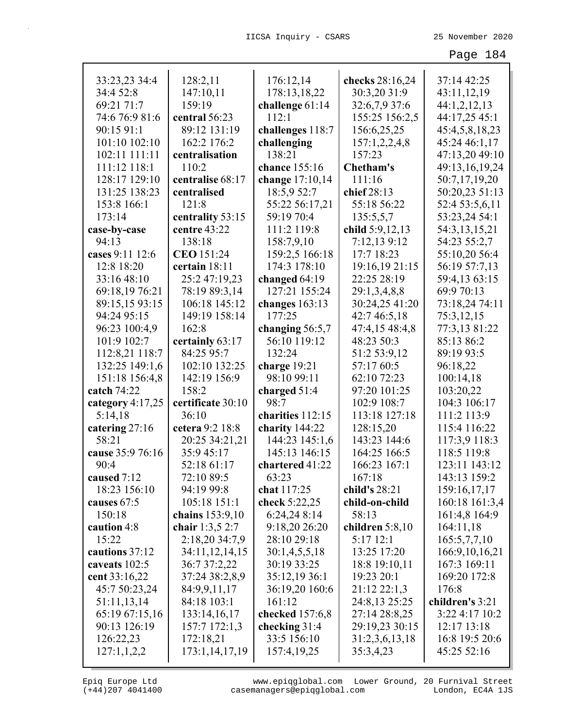33:23,23 34:4 34:4 52:8 69:21 71:7 74:6 76:9 81:6 90:15 91:1 101:10 102:10 102:11 111:11 111:12 118:1 128:17 129:10 131:25 138:23 153:8 166:1 173:14
**case-by-case** 94:13
**cases** 9:11 12:6 12:8 18:20 33:16 48:10 69:18,19 76:21 89:15,15 93:15 94:24 95:15 96:23 100:4,9 101:9 102:7 112:8,21 118:7 132:25 149:1,6 151:18 156:4,8
**catch** 74:22
**category** 4:17,25 5:14,18
**catering** 27:16 58:21
**cause** 35:9 76:16 90:4
**caused** 7:12 18:23 156:10
**causes** 67:5 150:18
**caution** 4:8 15:22
**cautions** 37:12
**caveats** 102:5
**cent** 33:16,22 45:7 50:23,24 51:11,13,14 65:19 67:15,16 90:13 126:19 126:22,23 127:1,1,2,2 128:2,11 147:10,11 159:19
**central** 56:23 89:12 131:19 162:2 176:2
**centralisation** 110:2
**centralise** 68:17
**centralised** 121:8
**centrality** 53:15
**centre** 43:22 138:18
**CEO** 151:24
**certain** 18:11 25:2 47:19,23 78:19 89:3,14 106:18 145:12 149:19 158:14 162:8
**certainly** 63:17 84:25 95:7 102:10 132:25 142:19 156:9 158:2
**certificate** 30:10 36:10
**cetera** 9:2 18:8 20:25 34:21,21 35:9 45:17 52:18 61:17 72:10 89:5 94:19 99:8 105:18 151:1
**chains** 153:9,10
**chair** 1:3,5 2:7 2:18,20 34:7,9 34:11,12,14,15 36:7 37:2,22 37:24 38:2,8,9 84:9,9,11,17 84:18 103:1 133:14,16,17 157:7 172:1,3 172:18,21 173:1,14,17,19 176:12,14 178:13,18,22
**challenge** 61:14 112:1
**challenges** 118:7
**challenging** 138:21
**chance** 155:16
**change** 17:10,14 18:5,9 52:7 55:22 56:17,21 59:19 70:4 111:2 119:8 158:7,9,10 159:2,5 166:18 174:3 178:10
**changed** 64:19 127:21 155:24
**changes** 163:13 177:25
**changing** 56:5,7 56:10 119:12 132:24
**charge** 19:21 98:10 99:11
**charged** 51:4 98:7
**charities** 112:15
**charity** 144:22 144:23 145:1,6 145:13 146:15
**chartered** 41:22 63:23
**chat** 117:25
**check** 5:22,25 6:24,24 8:14 9:18,20 26:20 28:10 29:18 30:1,4,5,5,18 30:19 33:25 35:12,19 36:1 36:19,20 160:6 161:12
**checked** 157:6,8
**checking** 31:4 33:5 156:10 157:4,19,25
**checks** 28:16,24 30:3,20 31:9 32:6,7,9 37:6 155:25 156:2,5 156:6,25,25 157:1,2,2,4,8 157:23
**Chetham's** 111:16
**chief** 28:13 55:18 56:22 135:5,5,7
**child** 5:9,12,13 7:12,13 9:12 17:7 18:23 19:16,19 21:15 22:25 28:19 29:1,3,4,8,8 30:24,25 41:20 42:7 46:5,18 47:4,15 48:4,8 48:23 50:3 51:2 53:9,12 57:17 60:5 62:10 72:23 97:20 101:25 102:9 108:7 113:18 127:18 128:15,20 143:23 144:6 164:25 166:5 166:23 167:1 167:18
**child's** 28:21
**child-on-child** 58:13
**children** 5:8,10 5:17 12:1 13:25 17:20 18:8 19:10,11 19:23 20:1 21:12 22:1,3 24:8,13 25:25 27:14 28:8,25 29:19,23 30:15 31:2,3,6,13,18 35:3,4,23 37:14 42:25 43:11,12,19 44:1,2,12,13 44:17,25 45:1 45:4,5,8,18,23 45:24 46:1,17 47:13,20 49:10 49:13,16,19,24 50:7,17,19,20 50:20,23 51:13 52:4 53:5,6,11 53:23,24 54:1 54:3,13,15,21 54:23 55:2,7 55:10,20 56:4 56:19 57:7,13 59:4,13 63:15 69:9 70:13 73:18,24 74:11 75:3,12,15 77:3,13 81:22 85:13 86:2 89:19 93:5 96:18,22 100:14,18 103:20,22 104:3 106:17 111:2 113:9 115:4 116:22 117:3,9 118:3 118:5 119:8 123:11 143:12 143:13 159:2 159:16,17,17 160:18 161:3,4 161:4,8 164:9 164:11,18 165:5,7,7,10 166:9,10,16,21 167:3 169:11 169:20 172:8 176:8
**children's** 3:21 3:22 4:17 10:2 12:17 13:18 16:8 19:5 20:6 45:25 52:16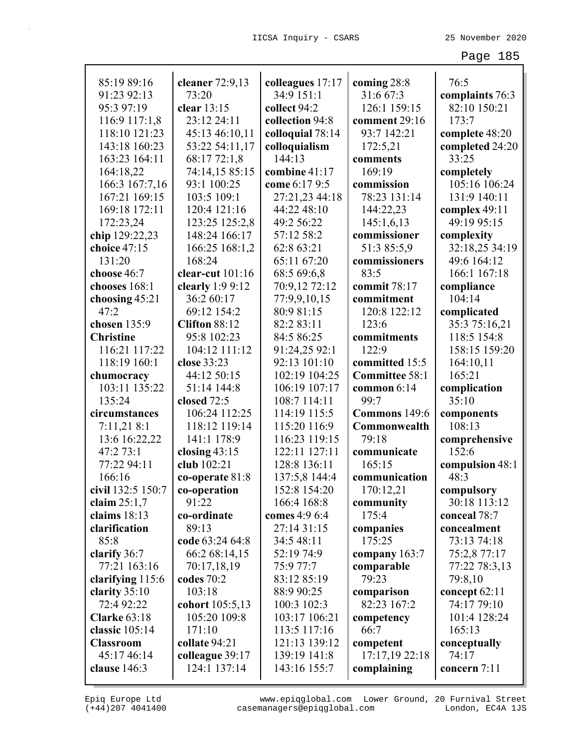85:19 89:16
91:23 92:13
95:3 97:19
116:9 117:1,8
118:10 121:23
143:18 160:23
163:23 164:11
164:18,22
166:3 167:7,16
167:21 169:15
169:18 172:11
172:23,24
**chip** 129:22,23
**choice** 47:15
131:20
**choose** 46:7
**chooses** 168:1
**choosing** 45:21
47:2
**chosen** 135:9
**Christine**
116:21 117:22
118:19 160:1
**chumocracy**
103:11 135:22
135:24
**circumstances**
7:11,21 8:1
13:6 16:22,22
47:2 73:1
77:22 94:11
166:16
**civil** 132:5 150:7
**claim** 25:1,7
**claims** 18:13
**clarification**
85:8
**clarify** 36:7
77:21 163:16
**clarifying** 115:6
**clarity** 35:10
72:4 92:22
**Clarke** 63:18
**classic** 105:14
**Classroom**
45:17 46:14
**clause** 146:3

**cleaner** 72:9,13
73:20
**clear** 13:15
23:12 24:11
45:13 46:10,11
53:22 54:11,17
68:17 72:1,8
74:14,15 85:15
93:1 100:25
103:5 109:1
120:4 121:16
123:25 125:2,8
148:24 166:17
166:25 168:1,2
168:24
**clear-cut** 101:16
**clearly** 1:9 9:12
36:2 60:17
69:12 154:2
**Clifton** 88:12
95:8 102:23
104:12 111:12
**close** 33:23
44:12 50:15
51:14 144:8
**closed** 72:5
106:24 112:25
118:12 119:14
141:1 178:9
**closing** 43:15
**club** 102:21
**co-operate** 81:8
**co-operation**
91:22
**co-ordinate**
89:13
**code** 63:24 64:8
66:2 68:14,15
70:17,18,19
**codes** 70:2
103:18
**cohort** 105:5,13
105:20 109:8
171:10
**collate** 94:21
**colleague** 39:17
124:1 137:14

**colleagues** 17:17
34:9 151:1
**collect** 94:2
**collection** 94:8
**colloquial** 78:14
**colloquialism**
144:13
**combine** 41:17
**come** 6:17 9:5
27:21,23 44:18
44:22 48:10
49:2 56:22
57:12 58:2
62:8 63:21
65:11 67:20
68:5 69:6,8
70:9,12 72:12
77:9,9,10,15
80:9 81:15
82:2 83:11
84:5 86:25
91:24,25 92:1
92:13 101:10
102:19 104:25
106:19 107:17
108:7 114:11
114:19 115:5
115:20 116:9
116:23 119:15
122:11 127:11
128:8 136:11
137:5,8 144:4
152:8 154:20
166:4 168:8
**comes** 4:9 6:4
27:14 31:15
34:5 48:11
52:19 74:9
75:9 77:7
83:12 85:19
88:9 90:25
100:3 102:3
103:17 106:21
113:5 117:16
121:13 139:12
139:19 141:8
143:16 155:7

**coming** 28:8
31:6 67:3
126:1 159:15
**comment** 29:16
93:7 142:21
172:5,21
**comments**
169:19
**commission**
78:23 131:14
144:22,23
145:1,6,13
**commissioner**
51:3 85:5,9
**commissioners**
83:5
**commit** 78:17
**commitment**
120:8 122:12
123:6
**commitments**
122:9
**committed** 15:5
**Committee** 58:1
**common** 6:14
99:7
**Commons** 149:6
**Commonwealth**
79:18
**communicate**
165:15
**communication**
170:12,21
**community**
175:4
**companies**
175:25
**company** 163:7
**comparable**
79:23
**comparison**
82:23 167:2
**competency**
66:7
**competent**
17:17,19 22:18
**complaining**

76:5
**complaints** 76:3
82:10 150:21
173:7
**complete** 48:20
**completed** 24:20
33:25
**completely**
105:16 106:24
131:9 140:11
**complex** 49:11
49:19 95:15
**complexity**
32:18,25 34:19
49:6 164:12
166:1 167:18
**compliance**
104:14
**complicated**
35:3 75:16,21
118:5 154:8
158:15 159:20
164:10,11
165:21
**complication**
35:10
**components**
108:13
**comprehensive**
152:6
**compulsion** 48:1
48:3
**compulsory**
30:18 113:12
**conceal** 78:7
**concealment**
73:13 74:18
75:2,8 77:17
77:22 78:3,13
79:8,10
**concept** 62:11
74:17 79:10
101:4 128:24
165:13
**conceptually**
74:17
**concern** 7:11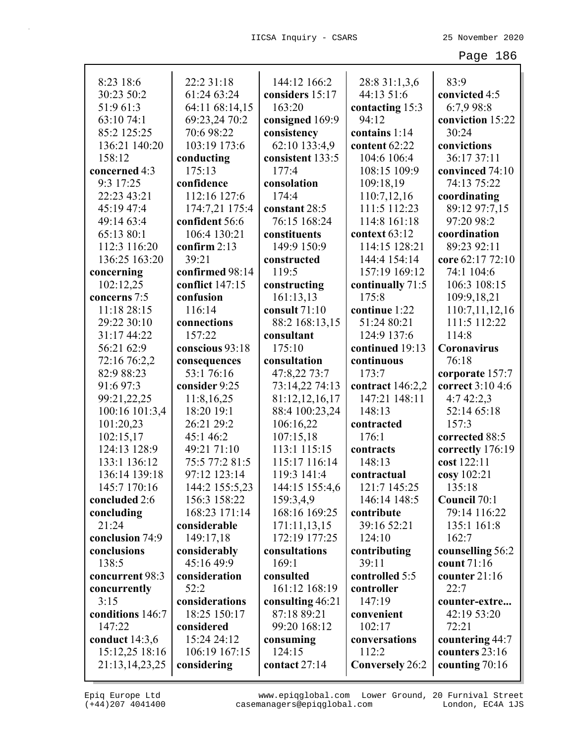8:23 18:6
30:23 50:2
51:9 61:3
63:10 74:1
85:2 125:25
136:21 140:20
158:12
**concerned** 4:3
9:3 17:25
22:23 43:21
45:19 47:4
49:14 63:4
65:13 80:1
112:3 116:20
136:25 163:20
**concerning**
102:12,25
**concerns** 7:5
11:18 28:15
29:22 30:10
31:17 44:22
56:21 62:9
72:16 76:2,2
82:9 88:23
91:6 97:3
99:21,22,25
100:16 101:3,4
101:20,23
102:15,17
124:13 128:9
133:1 136:12
136:14 139:18
145:7 170:16
**concluded** 2:6
**concluding**
21:24
**conclusion** 74:9
**conclusions**
138:5
**concurrent** 98:3
**concurrently**
3:15
**conditions** 146:7
147:22
**conduct** 14:3,6
15:12,25 18:16
21:13,14,23,25
22:2 31:18
61:24 63:24
64:11 68:14,15
69:23,24 70:2
70:6 98:22
103:19 173:6
**conducting**
175:13
**confidence**
112:16 127:6
174:7,21 175:4
**confident** 56:6
106:4 130:21
**confirm** 2:13
39:21
**confirmed** 98:14
**conflict** 147:15
**confusion**
116:14
**connections**
157:22
**conscious** 93:18
**consequences**
53:1 76:16
**consider** 9:25
11:8,16,25
18:20 19:1
26:21 29:2
45:1 46:2
49:21 71:10
75:5 77:2 81:5
97:12 123:14
144:2 155:5,23
156:3 158:22
168:23 171:14
**considerable**
149:17,18
**considerably**
45:16 49:9
**consideration**
52:2
**considerations**
18:25 150:17
**considered**
15:24 24:12
106:19 167:15
**considering**
144:12 166:2
**considers** 15:17
163:20
**consigned** 169:9
**consistency**
62:10 133:4,9
**consistent** 133:5
177:4
**consolation**
174:4
**constant** 28:5
76:15 168:24
**constituents**
149:9 150:9
**constructed**
119:5
**constructing**
161:13,13
**consult** 71:10
88:2 168:13,15
**consultant**
175:10
**consultation**
47:8,22 73:7
73:14,22 74:13
81:12,12,16,17
88:4 100:23,24
106:16,22
107:15,18
113:1 115:15
115:17 116:14
119:3 141:4
144:15 155:4,6
159:3,4,9
168:16 169:25
171:11,13,15
172:19 177:25
**consultations**
169:1
**consulted**
161:12 168:19
**consulting** 46:21
87:18 89:21
99:20 168:12
**consuming**
124:15
**contact** 27:14
28:8 31:1,3,6
44:13 51:6
**contacting** 15:3
94:12
**contains** 1:14
**content** 62:22
104:6 106:4
108:15 109:9
109:18,19
110:7,12,16
111:5 112:23
114:8 161:18
**context** 63:12
114:15 128:21
144:4 154:14
157:19 169:12
**continually** 71:5
175:8
**continue** 1:22
51:24 80:21
124:9 137:6
**continued** 19:13
**continuous**
173:7
**contract** 146:2,2
147:21 148:11
148:13
**contracted**
176:1
**contracts**
148:13
**contractual**
121:7 145:25
146:14 148:5
**contribute**
39:16 52:21
124:10
**contributing**
39:11
**controlled** 5:5
**controller**
147:19
**convenient**
102:17
**conversations**
112:2
**Conversely** 26:2
83:9
**convicted** 4:5
6:7,9 98:8
**conviction** 15:22
30:24
**convictions**
36:17 37:11
**convinced** 74:10
74:13 75:22
**coordinating**
89:12 97:7,15
97:20 98:2
**coordination**
89:23 92:11
**core** 62:17 72:10
74:1 104:6
106:3 108:15
109:9,18,21
110:7,11,12,16
111:5 112:22
114:8
**Coronavirus**
76:18
**corporate** 157:7
**correct** 3:10 4:6
4:7 42:2,3
52:14 65:18
157:3
**corrected** 88:5
**correctly** 176:19
**cost** 122:11
**cosy** 102:21
135:18
**Council** 70:1
79:14 116:22
135:1 161:8
162:7
**counselling** 56:2
**count** 71:16
**counter** 21:16
22:7
**counter-extre...**
42:19 53:20
72:21
**countering** 44:7
**counters** 23:16
**counting** 70:16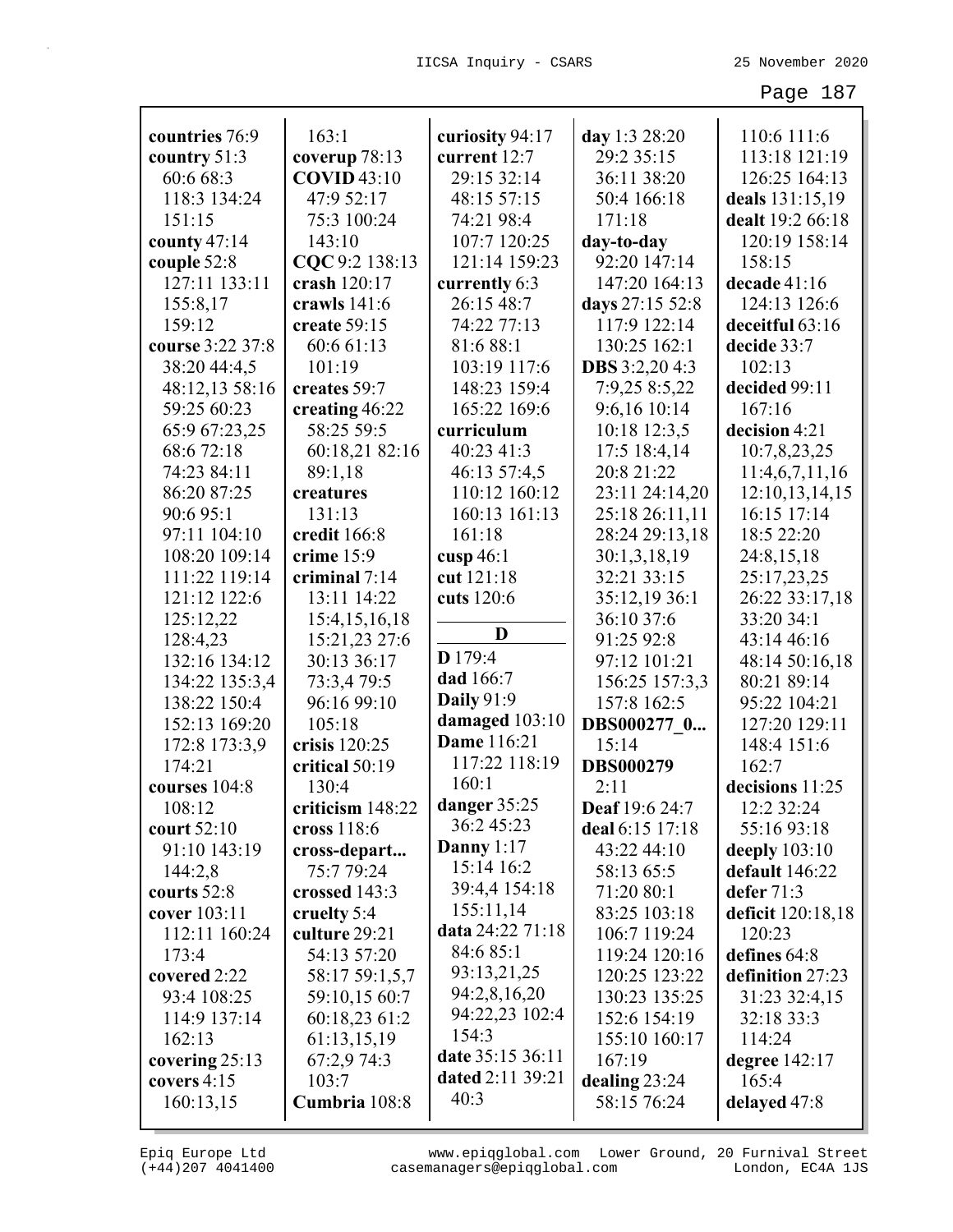**countries** 76:9
**country** 51:3 60:6 68:3 118:3 134:24 151:15
**county** 47:14
**couple** 52:8 127:11 133:11 155:8,17 159:12
**course** 3:22 37:8 38:20 44:4,5 48:12,13 58:16 59:25 60:23 65:9 67:23,25 68:6 72:18 74:23 84:11 86:20 87:25 90:6 95:1 97:11 104:10 108:20 109:14 111:22 119:14 121:12 122:6 125:12,22 128:4,23 132:16 134:12 134:22 135:3,4 138:22 150:4 152:13 169:20 172:8 173:3,9 174:21
**courses** 104:8 108:12
**court** 52:10 91:10 143:19 144:2,8
**courts** 52:8
**cover** 103:11 112:11 160:24 173:4
**covered** 2:22 93:4 108:25 114:9 137:14 162:13
**covering** 25:13
**covers** 4:15 160:13,15
163:1
**coverup** 78:13
**COVID** 43:10 47:9 52:17 75:3 100:24 143:10
**CQC** 9:2 138:13
**crash** 120:17
**crawls** 141:6
**create** 59:15 60:6 61:13 101:19
**creates** 59:7
**creating** 46:22 58:25 59:5 60:18,21 82:16 89:1,18
**creatures** 131:13
**credit** 166:8
**crime** 15:9
**criminal** 7:14 13:11 14:22 15:4,15,16,18 15:21,23 27:6 30:13 36:17 73:3,4 79:5 96:16 99:10 105:18
**crisis** 120:25
**critical** 50:19 130:4
**criticism** 148:22
**cross** 118:6
**cross-depart...** 75:7 79:24
**crossed** 143:3
**cruelty** 5:4
**culture** 29:21 54:13 57:20 58:17 59:1,5,7 59:10,15 60:7 60:18,23 61:2 61:13,15,19 67:2,9 74:3 103:7
**Cumbria** 108:8
**curiosity** 94:17
**current** 12:7 29:15 32:14 48:15 57:15 74:21 98:4 107:7 120:25 121:14 159:23
**currently** 6:3 26:15 48:7 74:22 77:13 81:6 88:1 103:19 117:6 148:23 159:4 165:22 169:6
**curriculum** 40:23 41:3 46:13 57:4,5 110:12 160:12 160:13 161:13 161:18
**cusp** 46:1
**cut** 121:18
**cuts** 120:6

## D

**D** 179:4
**dad** 166:7
**Daily** 91:9
**damaged** 103:10
**Dame** 116:21 117:22 118:19 160:1
**danger** 35:25 36:2 45:23
**Danny** 1:17 15:14 16:2 39:4,4 154:18 155:11,14
**data** 24:22 71:18 84:6 85:1 93:13,21,25 94:2,8,16,20 94:22,23 102:4 154:3
**date** 35:15 36:11
**dated** 2:11 39:21 40:3
**day** 1:3 28:20 29:2 35:15 36:11 38:20 50:4 166:18 171:18
**day-to-day** 92:20 147:14 147:20 164:13
**days** 27:15 52:8 117:9 122:14 130:25 162:1
**DBS** 3:2,20 4:3 7:9,25 8:5,22 9:6,16 10:14 10:18 12:3,5 17:5 18:4,14 20:8 21:22 23:11 24:14,20 25:18 26:11,11 28:24 29:13,18 30:1,3,18,19 32:21 33:15 35:12,19 36:1 36:10 37:6 91:25 92:8 97:12 101:21 156:25 157:3,3 157:8 162:5
**DBS000277_0...** 15:14
**DBS000279** 2:11
**Deaf** 19:6 24:7
**deal** 6:15 17:18 43:22 44:10 58:13 65:5 71:20 80:1 83:25 103:18 106:7 119:24 119:24 120:16 120:25 123:22 130:23 135:25 152:6 154:19 155:10 160:17 167:19
**dealing** 23:24 58:15 76:24
110:6 111:6 113:18 121:19 126:25 164:13
**deals** 131:15,19
**dealt** 19:2 66:18 120:19 158:14 158:15
**decade** 41:16 124:13 126:6
**deceitful** 63:16
**decide** 33:7 102:13
**decided** 99:11 167:16
**decision** 4:21 10:7,8,23,25 11:4,6,7,11,16 12:10,13,14,15 16:15 17:14 18:5 22:20 24:8,15,18 25:17,23,25 26:22 33:17,18 33:20 34:1 43:14 46:16 48:14 50:16,18 80:21 89:14 95:22 104:21 127:20 129:11 148:4 151:6 162:7
**decisions** 11:25 12:2 32:24 55:16 93:18
**deeply** 103:10
**default** 146:22
**defer** 71:3
**deficit** 120:18,18 120:23
**defines** 64:8
**definition** 27:23 31:23 32:4,15 32:18 33:3 114:24
**degree** 142:17 165:4
**delayed** 47:8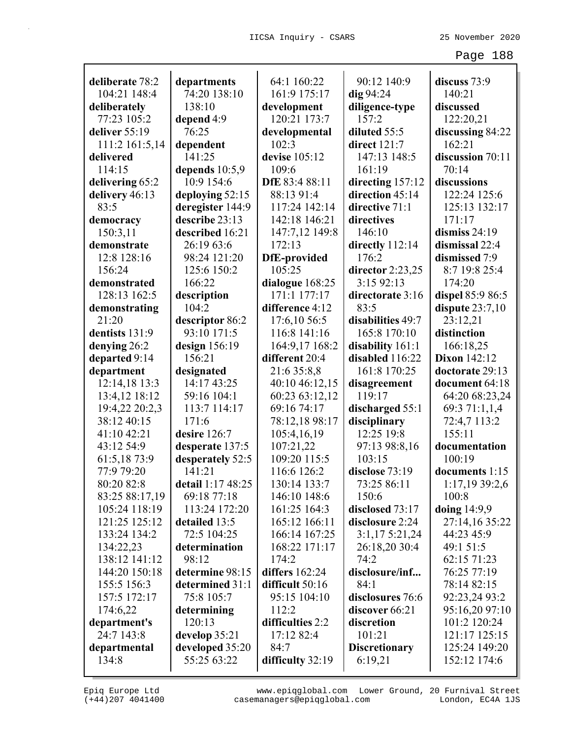**deliberate** 78:2 104:21 148:4
**deliberately** 77:23 105:2
**deliver** 55:19 111:2 161:5,14
**delivered** 114:15
**delivering** 65:2
**delivery** 46:13 83:5
**democracy** 150:3,11
**demonstrate** 12:8 128:16 156:24
**demonstrated** 128:13 162:5
**demonstrating** 21:20
**dentists** 131:9
**denying** 26:2
**departed** 9:14
**department** 12:14,18 13:3 13:4,12 18:12 19:4,22 20:2,3 38:12 40:15 41:10 42:21 43:12 54:9 61:5,18 73:9 77:9 79:20 80:20 82:8 83:25 88:17,19 105:24 118:19 121:25 125:12 133:24 134:2 134:22,23 138:12 141:12 144:20 150:18 155:5 156:3 157:5 172:17 174:6,22
**department's** 24:7 143:8
**departmental** 134:8
**departments** 74:20 138:10 138:10
**depend** 4:9 76:25
**dependent** 141:25
**depends** 10:5,9 10:9 154:6
**deploying** 52:15
**deregister** 144:9
**describe** 23:13
**described** 16:21 26:19 63:6 98:24 121:20 125:6 150:2 166:22
**description** 104:2
**descriptor** 86:2 93:10 171:5
**design** 156:19 156:21
**designated** 14:17 43:25 59:16 104:1 113:7 114:17 171:6
**desire** 126:7
**desperate** 137:5
**desperately** 52:5 141:21
**detail** 1:17 48:25 69:18 77:18 113:24 172:20
**detailed** 13:5 72:5 104:25
**determination** 98:12
**determine** 98:15
**determined** 31:1 75:8 105:7
**determining** 120:13
**develop** 35:21
**developed** 35:20 55:25 63:22 64:1 160:22 161:9 175:17
**development** 120:21 173:7
**developmental** 102:3
**devise** 105:12 109:6
**DfE** 83:4 88:11 88:13 91:4 117:24 142:14 142:18 146:21 147:7,12 149:8 172:13
**DfE-provided** 105:25
**dialogue** 168:25 171:1 177:17
**difference** 4:12 17:6,10 56:5 116:8 141:16 164:9,17 168:2
**different** 20:4 21:6 35:8,8 40:10 46:12,15 60:23 63:12,12 69:16 74:17 78:12,18 98:17 105:4,16,19 107:21,22 109:20 115:5 116:6 126:2 130:14 133:7 146:10 148:6 161:25 164:3 165:12 166:11 166:14 167:25 168:22 171:17 174:2
**differs** 162:24
**difficult** 50:16 95:15 104:10 112:2
**difficulties** 2:2 17:12 82:4 84:7
**difficulty** 32:19 90:12 140:9
**dig** 94:24
**diligence-type** 157:2
**diluted** 55:5
**direct** 121:7 147:13 148:5 161:19
**directing** 157:12
**direction** 45:14
**directive** 71:1
**directives** 146:10
**directly** 112:14 176:2
**director** 2:23,25 3:15 92:13
**directorate** 3:16 83:5
**disabilities** 49:7 165:8 170:10
**disability** 161:1
**disabled** 116:22 161:8 170:25
**disagreement** 119:17
**discharged** 55:1
**disciplinary** 12:25 19:8 97:13 98:8,16 103:15
**disclose** 73:19 73:25 86:11 150:6
**disclosed** 73:17
**disclosure** 2:24 3:1,17 5:21,24 26:18,20 30:4 74:2
**disclosure/inf...** 84:1
**disclosures** 76:6
**discover** 66:21
**discretion** 101:21
**Discretionary** 6:19,21
**discuss** 73:9 140:21
**discussed** 122:20,21
**discussing** 84:22 162:21
**discussion** 70:11 70:14
**discussions** 122:24 125:6 125:13 132:17 171:17
**dismiss** 24:19
**dismissal** 22:4
**dismissed** 7:9 8:7 19:8 25:4 174:20
**dispel** 85:9 86:5
**dispute** 23:7,10 23:12,21
**distinction** 166:18,25
**Dixon** 142:12
**doctorate** 29:13
**document** 64:18 64:20 68:23,24 69:3 71:1,1,4 72:4,7 113:2 155:11
**documentation** 100:19
**documents** 1:15 1:17,19 39:2,6 100:8
**doing** 14:9,9 27:14,16 35:22 44:23 45:9 49:1 51:5 62:15 71:23 76:25 77:19 78:14 82:15 92:23,24 93:2 95:16,20 97:10 101:2 120:24 121:17 125:15 125:24 149:20 152:12 174:6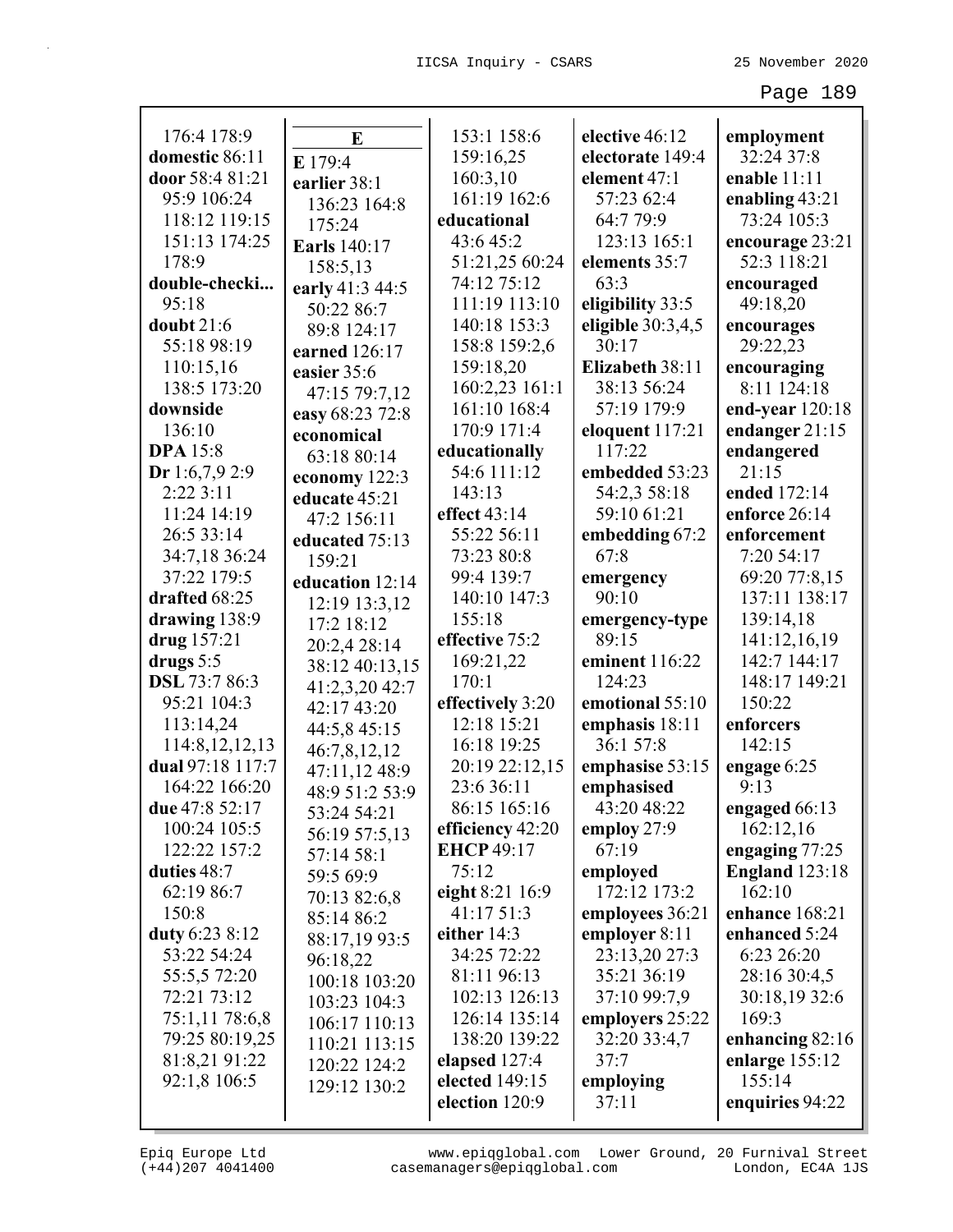176:4 178:9
**domestic** 86:11
**door** 58:4 81:21 95:9 106:24 118:12 119:15 151:13 174:25 178:9
**double-checki...** 95:18
**doubt** 21:6 55:18 98:19 110:15,16 138:5 173:20
**downside** 136:10
**DPA** 15:8
**Dr** 1:6,7,9 2:9 2:22 3:11 11:24 14:19 26:5 33:14 34:7,18 36:24 37:22 179:5
**drafted** 68:25
**drawing** 138:9
**drug** 157:21
**drugs** 5:5
**DSL** 73:7 86:3 95:21 104:3 113:14,24 114:8,12,12,13
**dual** 97:18 117:7 164:22 166:20
**due** 47:8 52:17 100:24 105:5 122:22 157:2
**duties** 48:7 62:19 86:7 150:8
**duty** 6:23 8:12 53:22 54:24 55:5,5 72:20 72:21 73:12 75:1,11 78:6,8 79:25 80:19,25 81:8,21 91:22 92:1,8 106:5

**E**

**E** 179:4
**earlier** 38:1 136:23 164:8 175:24
**Earls** 140:17 158:5,13
**early** 41:3 44:5 50:22 86:7 89:8 124:17
**earned** 126:17
**easier** 35:6 47:15 79:7,12
**easy** 68:23 72:8
**economical** 63:18 80:14
**economy** 122:3
**educate** 45:21 47:2 156:11
**educated** 75:13 159:21
**education** 12:14 12:19 13:3,12 17:2 18:12 20:2,4 28:14 38:12 40:13,15 41:2,3,20 42:7 42:17 43:20 44:5,8 45:15 46:7,8,12,12 47:11,12 48:9 48:9 51:2 53:9 53:24 54:21 56:19 57:5,13 57:14 58:1 59:5 69:9 70:13 82:6,8 85:14 86:2 88:17,19 93:5 96:18,22 100:18 103:20 103:23 104:3 106:17 110:13 110:21 113:15 120:22 124:2 129:12 130:2 153:1 158:6 159:16,25 160:3,10 161:19 162:6
**educational** 43:6 45:2 51:21,25 60:24 74:12 75:12 111:19 113:10 140:18 153:3 158:8 159:2,6 159:18,20 160:2,23 161:1 161:10 168:4 170:9 171:4
**educationally** 54:6 111:12 143:13
**effect** 43:14 55:22 56:11 73:23 80:8 99:4 139:7 140:10 147:3 155:18
**effective** 75:2 169:21,22 170:1
**effectively** 3:20 12:18 15:21 16:18 19:25 20:19 22:12,15 23:6 36:11 86:15 165:16
**efficiency** 42:20
**EHCP** 49:17 75:12
**eight** 8:21 16:9 41:17 51:3
**either** 14:3 34:25 72:22 81:11 96:13 102:13 126:13 126:14 135:14 138:20 139:22
**elapsed** 127:4
**elected** 149:15
**election** 120:9
**elective** 46:12
**electorate** 149:4
**element** 47:1 57:23 62:4 64:7 79:9 123:13 165:1
**elements** 35:7 63:3
**eligibility** 33:5
**eligible** 30:3,4,5 30:17
**Elizabeth** 38:11 38:13 56:24 57:19 179:9
**eloquent** 117:21 117:22
**embedded** 53:23 54:2,3 58:18 59:10 61:21
**embedding** 67:2 67:8
**emergency** 90:10
**emergency-type** 89:15
**eminent** 116:22 124:23
**emotional** 55:10
**emphasis** 18:11 36:1 57:8
**emphasise** 53:15
**emphasised** 43:20 48:22
**employ** 27:9 67:19
**employed** 172:12 173:2
**employees** 36:21
**employer** 8:11 23:13,20 27:3 35:21 36:19 37:10 99:7,9
**employers** 25:22 32:20 33:4,7 37:7
**employing** 37:11
**employment** 32:24 37:8
**enable** 11:11
**enabling** 43:21 73:24 105:3
**encourage** 23:21 52:3 118:21
**encouraged** 49:18,20
**encourages** 29:22,23
**encouraging** 8:11 124:18
**end-year** 120:18
**endanger** 21:15
**endangered** 21:15
**ended** 172:14
**enforce** 26:14
**enforcement** 7:20 54:17 69:20 77:8,15 137:11 138:17 139:14,18 141:12,16,19 142:7 144:17 148:17 149:21 150:22
**enforcers** 142:15
**engage** 6:25 9:13
**engaged** 66:13 162:12,16
**engaging** 77:25
**England** 123:18 162:10
**enhance** 168:21
**enhanced** 5:24 6:23 26:20 28:16 30:4,5 30:18,19 32:6 169:3
**enhancing** 82:16
**enlarge** 155:12 155:14
**enquiries** 94:22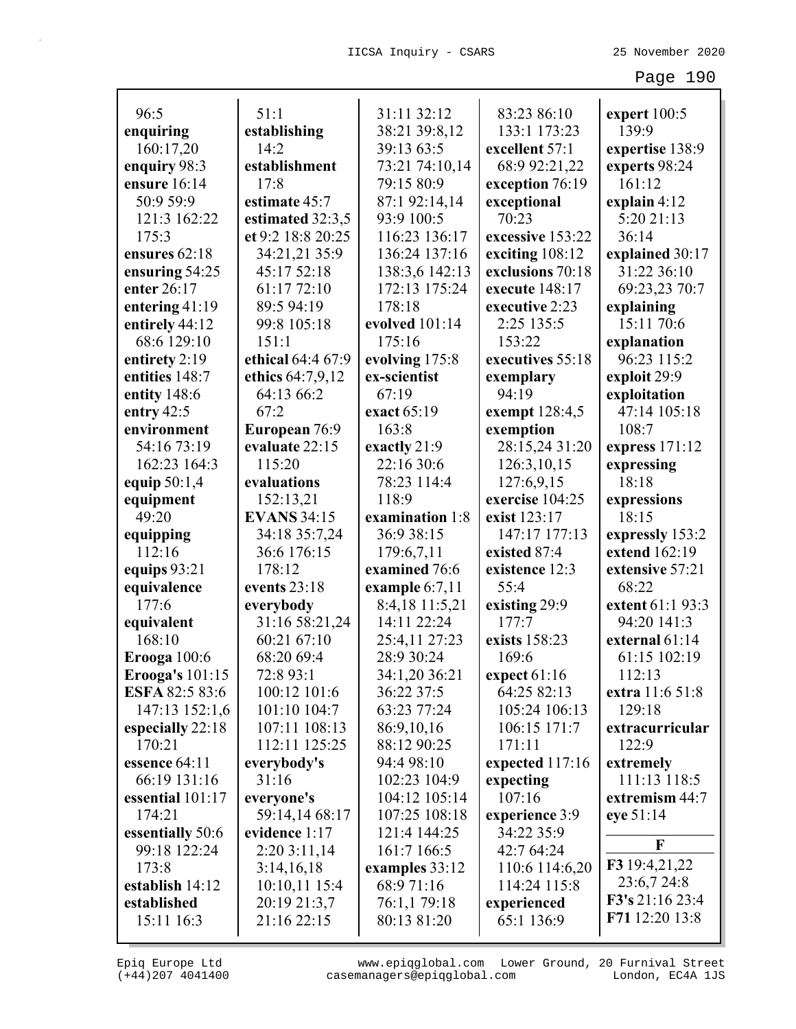96:5
**enquiring**
160:17,20
**enquiry** 98:3
**ensure** 16:14
50:9 59:9
121:3 162:22
175:3
**ensures** 62:18
**ensuring** 54:25
**enter** 26:17
**entering** 41:19
**entirely** 44:12
68:6 129:10
**entirety** 2:19
**entities** 148:7
**entity** 148:6
**entry** 42:5
**environment**
54:16 73:19
162:23 164:3
**equip** 50:1,4
**equipment**
49:20
**equipping**
112:16
**equips** 93:21
**equivalence**
177:6
**equivalent**
168:10
**Erooga** 100:6
**Erooga's** 101:15
**ESFA** 82:5 83:6
147:13 152:1,6
**especially** 22:18
170:21
**essence** 64:11
66:19 131:16
**essential** 101:17
174:21
**essentially** 50:6
99:18 122:24
173:8
**establish** 14:12
**established**
15:11 16:3
51:1
**establishing**
14:2
**establishment**
17:8
**estimate** 45:7
**estimated** 32:3,5
**et** 9:2 18:8 20:25
34:21,21 35:9
45:17 52:18
61:17 72:10
89:5 94:19
99:8 105:18
151:1
**ethical** 64:4 67:9
**ethics** 64:7,9,12
64:13 66:2
67:2
**European** 76:9
**evaluate** 22:15
115:20
**evaluations**
152:13,21
**EVANS** 34:15
34:18 35:7,24
36:6 176:15
178:12
**events** 23:18
**everybody**
31:16 58:21,24
60:21 67:10
68:20 69:4
72:8 93:1
100:12 101:6
101:10 104:7
107:11 108:13
112:11 125:25
**everybody's**
31:16
**everyone's**
59:14,14 68:17
**evidence** 1:17
2:20 3:11,14
3:14,16,18
10:10,11 15:4
20:19 21:3,7
21:16 22:15
31:11 32:12
38:21 39:8,12
39:13 63:5
73:21 74:10,14
79:15 80:9
87:1 92:14,14
93:9 100:5
116:23 136:17
136:24 137:16
138:3,6 142:13
172:13 175:24
178:18
**evolved** 101:14
175:16
**evolving** 175:8
**ex-scientist**
67:19
**exact** 65:19
163:8
**exactly** 21:9
22:16 30:6
78:23 114:4
118:9
**examination** 1:8
36:9 38:15
179:6,7,11
**examined** 76:6
**example** 6:7,11
8:4,18 11:5,21
14:11 22:24
25:4,11 27:23
28:9 30:24
34:1,20 36:21
36:22 37:5
63:23 77:24
86:9,10,16
88:12 90:25
94:4 98:10
102:23 104:9
104:12 105:14
107:25 108:18
121:4 144:25
161:7 166:5
**examples** 33:12
68:9 71:16
76:1,1 79:18
80:13 81:20
83:23 86:10
133:1 173:23
**excellent** 57:1
68:9 92:21,22
**exception** 76:19
**exceptional**
70:23
**excessive** 153:22
**exciting** 108:12
**exclusions** 70:18
**execute** 148:17
**executive** 2:23
2:25 135:5
153:22
**executives** 55:18
**exemplary**
94:19
**exempt** 128:4,5
**exemption**
28:15,24 31:20
126:3,10,15
127:6,9,15
**exercise** 104:25
**exist** 123:17
147:17 177:13
**existed** 87:4
**existence** 12:3
55:4
**existing** 29:9
177:7
**exists** 158:23
169:6
**expect** 61:16
64:25 82:13
105:24 106:13
106:15 171:7
171:11
**expected** 117:16
**expecting**
107:16
**experience** 3:9
34:22 35:9
42:7 64:24
110:6 114:6,20
114:24 115:8
**experienced**
65:1 136:9
**expert** 100:5
139:9
**expertise** 138:9
**experts** 98:24
161:12
**explain** 4:12
5:20 21:13
36:14
**explained** 30:17
31:22 36:10
69:23,23 70:7
**explaining**
15:11 70:6
**explanation**
96:23 115:2
**exploit** 29:9
**exploitation**
47:14 105:18
108:7
**express** 171:12
**expressing**
18:18
**expressions**
18:15
**expressly** 153:2
**extend** 162:19
**extensive** 57:21
68:22
**extent** 61:1 93:3
94:20 141:3
**external** 61:14
61:15 102:19
112:13
**extra** 11:6 51:8
129:18
**extracurricular**
122:9
**extremely**
111:13 118:5
**extremism** 44:7
**eye** 51:14

## F

**F3** 19:4,21,22
23:6,7 24:8
**F3's** 21:16 23:4
**F71** 12:20 13:8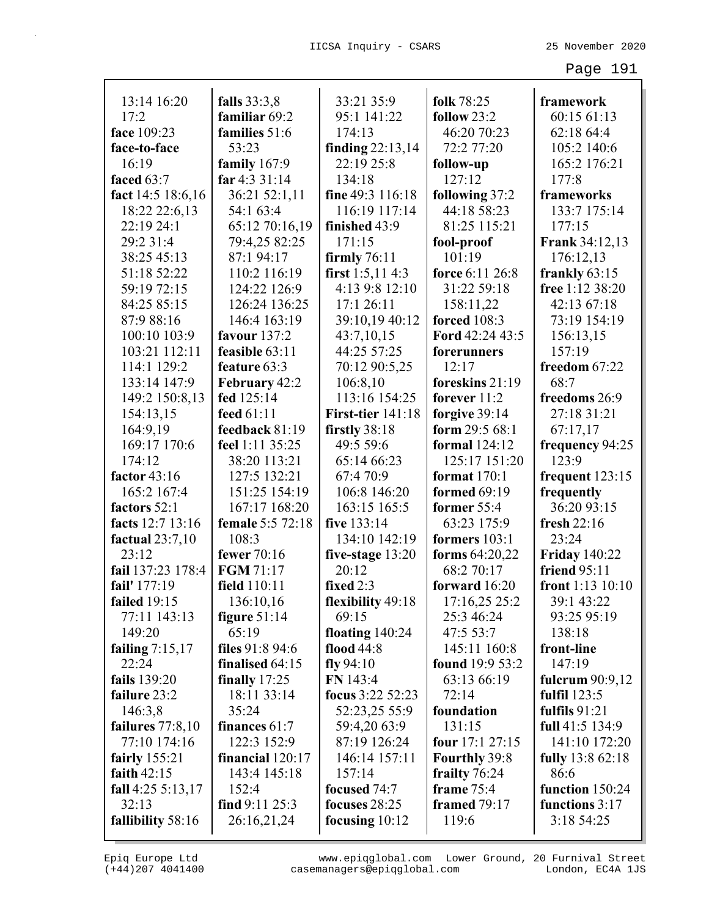13:14 16:20 17:2
**face** 109:23
**face-to-face** 16:19
**faced** 63:7
**fact** 14:5 18:6,16 18:22 22:6,13 22:19 24:1 29:2 31:4 38:25 45:13 51:18 52:22 59:19 72:15 84:25 85:15 87:9 88:16 100:10 103:9 103:21 112:11 114:1 129:2 133:14 147:9 149:2 150:8,13 154:13,15 164:9,19 169:17 170:6 174:12
**factor** 43:16 165:2 167:4
**factors** 52:1
**facts** 12:7 13:16
**factual** 23:7,10 23:12
**fail** 137:23 178:4
**fail'** 177:19
**failed** 19:15 77:11 143:13 149:20
**failing** 7:15,17 22:24
**fails** 139:20
**failure** 23:2 146:3,8
**failures** 77:8,10 77:10 174:16
**fairly** 155:21
**faith** 42:15
**fall** 4:25 5:13,17 32:13
**fallibility** 58:16
**falls** 33:3,8
**familiar** 69:2
**families** 51:6 53:23
**family** 167:9
**far** 4:3 31:14 36:21 52:1,11 54:1 63:4 65:12 70:16,19 79:4,25 82:25 87:1 94:17 110:2 116:19 124:22 126:9 126:24 136:25 146:4 163:19
**favour** 137:2
**feasible** 63:11
**feature** 63:3
**February** 42:2
**fed** 125:14
**feed** 61:11
**feedback** 81:19
**feel** 1:11 35:25 38:20 113:21 127:5 132:21 151:25 154:19 167:17 168:20
**female** 5:5 72:18 108:3
**fewer** 70:16
**FGM** 71:17
**field** 110:11 136:10,16
**figure** 51:14 65:19
**files** 91:8 94:6
**finalised** 64:15
**finally** 17:25 18:11 33:14 35:24
**finances** 61:7 122:3 152:9
**financial** 120:17 143:4 145:18 152:4
**find** 9:11 25:3 26:16,21,24 33:21 35:9 95:1 141:22 174:13
**finding** 22:13,14 22:19 25:8 134:18
**fine** 49:3 116:18 116:19 117:14
**finished** 43:9 171:15
**firmly** 76:11
**first** 1:5,11 4:3 4:13 9:8 12:10 17:1 26:11 39:10,19 40:12 43:7,10,15 44:25 57:25 70:12 90:5,25 106:8,10 113:16 154:25
**First-tier** 141:18
**firstly** 38:18 49:5 59:6 65:14 66:23 67:4 70:9 106:8 146:20 163:15 165:5
**five** 133:14 134:10 142:19
**five-stage** 13:20 20:12
**fixed** 2:3
**flexibility** 49:18 69:15
**floating** 140:24
**flood** 44:8
**fly** 94:10
**FN** 143:4
**focus** 3:22 52:23 52:23,25 55:9 59:4,20 63:9 87:19 126:24 146:14 157:11 157:14
**focused** 74:7
**focuses** 28:25
**focusing** 10:12
**folk** 78:25
**follow** 23:2 46:20 70:23 72:2 77:20
**follow-up** 127:12
**following** 37:2 44:18 58:23 81:25 115:21
**fool-proof** 101:19
**force** 6:11 26:8 31:22 59:18 158:11,22
**forced** 108:3
**Ford** 42:24 43:5
**forerunners** 12:17
**foreskins** 21:19
**forever** 11:2
**forgive** 39:14
**form** 29:5 68:1
**formal** 124:12 125:17 151:20
**format** 170:1
**formed** 69:19
**former** 55:4 63:23 175:9
**formers** 103:1
**forms** 64:20,22 68:2 70:17
**forward** 16:20 17:16,25 25:2 25:3 46:24 47:5 53:7 145:11 160:8
**found** 19:9 53:2 63:13 66:19 72:14
**foundation** 131:15
**four** 17:1 27:15
**Fourthly** 39:8
**frailty** 76:24
**frame** 75:4
**framed** 79:17 119:6
**framework** 60:15 61:13 62:18 64:4 105:2 140:6 165:2 176:21 177:8
**frameworks** 133:7 175:14 177:15
**Frank** 34:12,13 176:12,13
**frankly** 63:15
**free** 1:12 38:20 42:13 67:18 73:19 154:19 156:13,15 157:19
**freedom** 67:22 68:7
**freedoms** 26:9 27:18 31:21 67:17,17
**frequency** 94:25 123:9
**frequent** 123:15
**frequently** 36:20 93:15
**fresh** 22:16 23:24
**Friday** 140:22
**friend** 95:11
**front** 1:13 10:10 39:1 43:22 93:25 95:19 138:18
**front-line** 147:19
**fulcrum** 90:9,12
**fulfil** 123:5
**fulfils** 91:21
**full** 41:5 134:9 141:10 172:20
**fully** 13:8 62:18 86:6
**function** 150:24
**functions** 3:17 3:18 54:25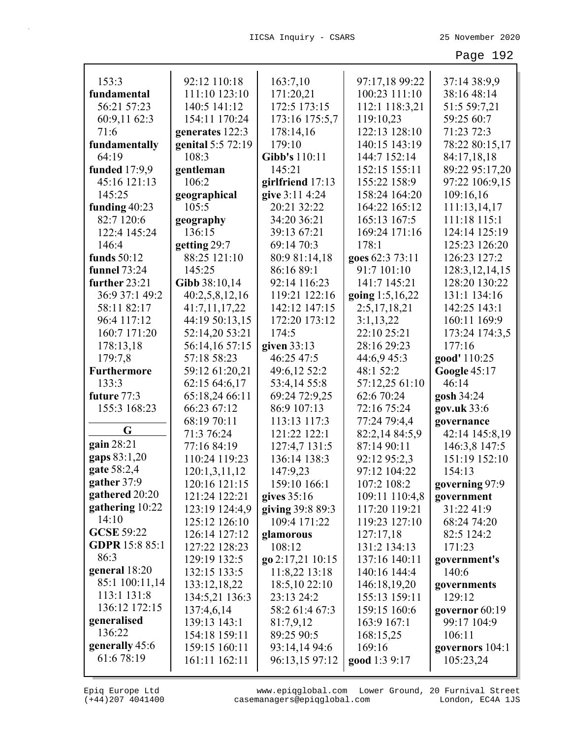153:3
**fundamental** 56:21 57:23 60:9,11 62:3 71:6
**fundamentally** 64:19
**funded** 17:9,9 45:16 121:13 145:25
**funding** 40:23 82:7 120:6 122:4 145:24 146:4
**funds** 50:12
**funnel** 73:24
**further** 23:21 36:9 37:1 49:2 58:11 82:17 96:4 117:12 160:7 171:20 178:13,18 179:7,8
**Furthermore** 133:3
**future** 77:3 155:3 168:23

**G**

**gain** 28:21
**gaps** 83:1,20
**gate** 58:2,4
**gather** 37:9
**gathered** 20:20
**gathering** 10:22 14:10
**GCSE** 59:22
**GDPR** 15:8 85:1 86:3
**general** 18:20 85:1 100:11,14 113:1 131:8 136:12 172:15
**generalised** 136:22
**generally** 45:6 61:6 78:19

92:12 110:18 111:10 123:10 140:5 141:12 154:11 170:24
**generates** 122:3
**genital** 5:5 72:19 108:3
**gentleman** 106:2
**geographical** 105:5
**geography** 136:15
**getting** 29:7 88:25 121:10 145:25
**Gibb** 38:10,14 40:2,5,8,12,16 41:7,11,17,22 44:19 50:13,15 52:14,20 53:21 56:14,16 57:15 57:18 58:23 59:12 61:20,21 62:15 64:6,17 65:18,24 66:11 66:23 67:12 68:19 70:11 71:3 76:24 77:16 84:19 110:24 119:23 120:1,3,11,12 120:16 121:15 121:24 122:21 123:19 124:4,9 125:12 126:10 126:14 127:12 127:22 128:23 129:19 132:5 132:15 133:5 133:12,18,22 134:5,21 136:3 137:4,6,14 139:13 143:1 154:18 159:11 159:15 160:11 161:11 162:11

163:7,10 171:20,21 172:5 173:15 173:16 175:5,7 178:14,16 179:10
**Gibb's** 110:11 145:21
**girlfriend** 17:13
**give** 3:11 4:24 20:21 32:22 34:20 36:21 39:13 67:21 69:14 70:3 80:9 81:14,18 86:16 89:1 92:14 116:23 119:21 122:16 142:12 147:15 172:20 173:12 174:5
**given** 33:13 46:25 47:5 49:6,12 52:2 53:4,14 55:8 69:24 72:9,25 86:9 107:13 113:13 117:3 121:22 122:1 127:4,7 131:5 136:14 138:3 147:9,23 159:10 166:1
**gives** 35:16
**giving** 39:8 89:3 109:4 171:22
**glamorous** 108:12
**go** 2:17,21 10:15 11:8,22 13:18 18:5,10 22:10 23:13 24:2 58:2 61:4 67:3 81:7,9,12 89:25 90:5 93:14,14 94:6 96:13,15 97:12

97:17,18 99:22 100:23 111:10 112:1 118:3,21 119:10,23 122:13 128:10 140:15 143:19 144:7 152:14 152:15 155:11 155:22 158:9 158:24 164:20 164:22 165:12 165:13 167:5 169:24 171:16 178:1
**goes** 62:3 73:11 91:7 101:10 141:7 145:21
**going** 1:5,16,22 2:5,17,18,21 3:1,13,22 22:10 25:21 28:16 29:23 44:6,9 45:3 48:1 52:2 57:12,25 61:10 62:6 70:24 72:16 75:24 77:24 79:4,4 82:2,14 84:5,9 87:14 90:11 92:12 95:2,3 97:12 104:22 107:2 108:2 109:11 110:4,8 117:20 119:21 119:23 127:10 127:17,18 131:2 134:13 137:16 140:11 140:16 144:4 146:18,19,20 155:13 159:11 159:15 160:6 163:9 167:1 168:15,25 169:16
**good** 1:3 9:17

37:14 38:9,9 38:16 48:14 51:5 59:7,21 59:25 60:7 71:23 72:3 78:22 80:15,17 84:17,18,18 89:22 95:17,20 97:22 106:9,15 109:16,16 111:13,14,17 111:18 115:1 124:14 125:19 125:23 126:20 126:23 127:2 128:3,12,14,15 128:20 130:22 131:1 134:16 142:25 143:1 160:11 169:9 173:24 174:3,5 177:16
**good'** 110:25
**Google** 45:17 46:14
**gosh** 34:24
**gov.uk** 33:6
**governance** 42:14 145:8,19 146:3,8 147:5 151:19 152:10 154:13
**governing** 97:9
**government** 31:22 41:9 68:24 74:20 82:5 124:2 171:23
**government's** 140:6
**governments** 129:12
**governor** 60:19 99:17 104:9 106:11
**governors** 104:1 105:23,24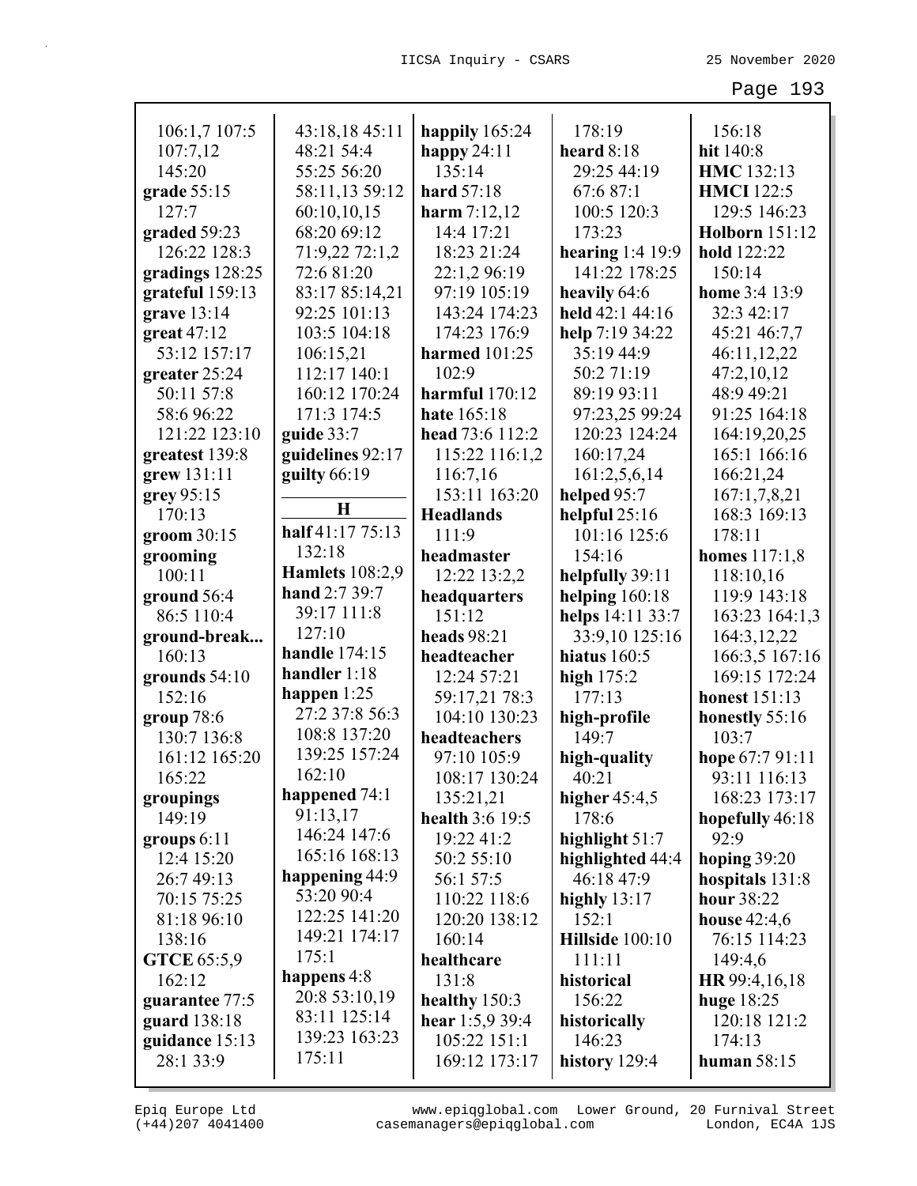106:1,7 107:5
107:7,12
145:20
**grade** 55:15
127:7
**graded** 59:23
126:22 128:3
**gradings** 128:25
**grateful** 159:13
**grave** 13:14
**great** 47:12
53:12 157:17
**greater** 25:24
50:11 57:8
58:6 96:22
121:22 123:10
**greatest** 139:8
**grew** 131:11
**grey** 95:15
170:13
**groom** 30:15
**grooming**
100:11
**ground** 56:4
86:5 110:4
**ground-break...**
160:13
**grounds** 54:10
152:16
**group** 78:6
130:7 136:8
161:12 165:20
165:22
**groupings**
149:19
**groups** 6:11
12:4 15:20
26:7 49:13
70:15 75:25
81:18 96:10
138:16
**GTCE** 65:5,9
162:12
**guarantee** 77:5
**guard** 138:18
**guidance** 15:13
28:1 33:9

43:18,18 45:11
48:21 54:4
55:25 56:20
58:11,13 59:12
60:10,10,15
68:20 69:12
71:9,22 72:1,2
72:6 81:20
83:17 85:14,21
92:25 101:13
103:5 104:18
106:15,21
112:17 140:1
160:12 170:24
171:3 174:5
**guide** 33:7
**guidelines** 92:17
**guilty** 66:19

## H

**half** 41:17 75:13
132:18
**Hamlets** 108:2,9
**hand** 2:7 39:7
39:17 111:8
127:10
**handle** 174:15
**handler** 1:18
**happen** 1:25
27:2 37:8 56:3
108:8 137:20
139:25 157:24
162:10
**happened** 74:1
91:13,17
146:24 147:6
165:16 168:13
**happening** 44:9
53:20 90:4
122:25 141:20
149:21 174:17
175:1
**happens** 4:8
20:8 53:10,19
83:11 125:14
139:23 163:23
175:11

**happily** 165:24
**happy** 24:11
135:14
**hard** 57:18
**harm** 7:12,12
14:4 17:21
18:23 21:24
22:1,2 96:19
97:19 105:19
143:24 174:23
174:23 176:9
**harmed** 101:25
102:9
**harmful** 170:12
**hate** 165:18
**head** 73:6 112:2
115:22 116:1,2
116:7,16
153:11 163:20
**Headlands**
111:9
**headmaster**
12:22 13:2,2
**headquarters**
151:12
**heads** 98:21
**headteacher**
12:24 57:21
59:17,21 78:3
104:10 130:23
**headteachers**
97:10 105:9
108:17 130:24
135:21,21
**health** 3:6 19:5
19:22 41:2
50:2 55:10
56:1 57:5
110:22 118:6
120:20 138:12
160:14
**healthcare**
131:8
**healthy** 150:3
**hear** 1:5,9 39:4
105:22 151:1
169:12 173:17

178:19
**heard** 8:18
29:25 44:19
67:6 87:1
100:5 120:3
173:23
**hearing** 1:4 19:9
141:22 178:25
**heavily** 64:6
**held** 42:1 44:16
**help** 7:19 34:22
35:19 44:9
50:2 71:19
89:19 93:11
97:23,25 99:24
120:23 124:24
160:17,24
161:2,5,6,14
**helped** 95:7
**helpful** 25:16
101:16 125:6
154:16
**helpfully** 39:11
**helping** 160:18
**helps** 14:11 33:7
33:9,10 125:16
**hiatus** 160:5
**high** 175:2
177:13
**high-profile**
149:7
**high-quality**
40:21
**higher** 45:4,5
178:6
**highlight** 51:7
**highlighted** 44:4
46:18 47:9
**highly** 13:17
152:1
**Hillside** 100:10
111:11
**historical**
156:22
**historically**
146:23
**history** 129:4

156:18
**hit** 140:8
**HMC** 132:13
**HMCI** 122:5
129:5 146:23
**Holborn** 151:12
**hold** 122:22
150:14
**home** 3:4 13:9
32:3 42:17
45:21 46:7,7
46:11,12,22
47:2,10,12
48:9 49:21
91:25 164:18
164:19,20,25
165:1 166:16
166:21,24
167:1,7,8,21
168:3 169:13
178:11
**homes** 117:1,8
118:10,16
119:9 143:18
163:23 164:1,3
164:3,12,22
166:3,5 167:16
169:15 172:24
**honest** 151:13
**honestly** 55:16
103:7
**hope** 67:7 91:11
93:11 116:13
168:23 173:17
**hopefully** 46:18
92:9
**hoping** 39:20
**hospitals** 131:8
**hour** 38:22
**house** 42:4,6
76:15 114:23
149:4,6
**HR** 99:4,16,18
**huge** 18:25
120:18 121:2
174:13
**human** 58:15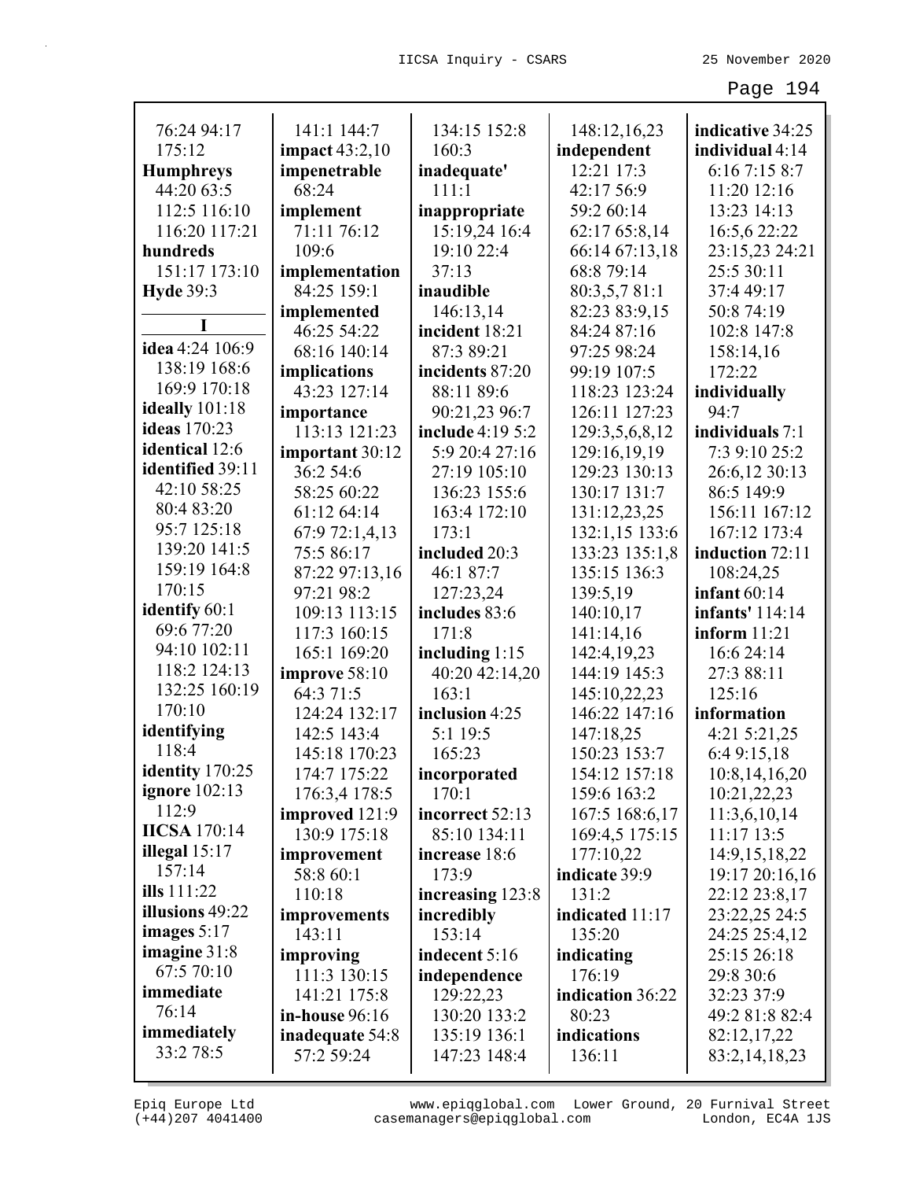76:24 94:17
175:12
**Humphreys**
44:20 63:5
112:5 116:10
116:20 117:21
**hundreds**
151:17 173:10
**Hyde** 39:3

**I**

**idea** 4:24 106:9
138:19 168:6
169:9 170:18
**ideally** 101:18
**ideas** 170:23
**identical** 12:6
**identified** 39:11
42:10 58:25
80:4 83:20
95:7 125:18
139:20 141:5
159:19 164:8
170:15
**identify** 60:1
69:6 77:20
94:10 102:11
118:2 124:13
132:25 160:19
170:10
**identifying**
118:4
**identity** 170:25
**ignore** 102:13
112:9
**IICSA** 170:14
**illegal** 15:17
157:14
**ills** 111:22
**illusions** 49:22
**images** 5:17
**imagine** 31:8
67:5 70:10
**immediate**
76:14
**immediately**
33:2 78:5

141:1 144:7
**impact** 43:2,10
**impenetrable**
68:24
**implement**
71:11 76:12
109:6
**implementation**
84:25 159:1
**implemented**
46:25 54:22
68:16 140:14
**implications**
43:23 127:14
**importance**
113:13 121:23
**important** 30:12
36:2 54:6
58:25 60:22
61:12 64:14
67:9 72:1,4,13
75:5 86:17
87:22 97:13,16
97:21 98:2
109:13 113:15
117:3 160:15
165:1 169:20
**improve** 58:10
64:3 71:5
124:24 132:17
142:5 143:4
145:18 170:23
174:7 175:22
176:3,4 178:5
**improved** 121:9
130:9 175:18
**improvement**
58:8 60:1
110:18
**improvements**
143:11
**improving**
111:3 130:15
141:21 175:8
**in-house** 96:16
**inadequate** 54:8
57:2 59:24

134:15 152:8
160:3
**inadequate'**
111:1
**inappropriate**
15:19,24 16:4
19:10 22:4
37:13
**inaudible**
146:13,14
**incident** 18:21
87:3 89:21
**incidents** 87:20
88:11 89:6
90:21,23 96:7
**include** 4:19 5:2
5:9 20:4 27:16
27:19 105:10
136:23 155:6
163:4 172:10
173:1
**included** 20:3
46:1 87:7
127:23,24
**includes** 83:6
171:8
**including** 1:15
40:20 42:14,20
163:1
**inclusion** 4:25
5:1 19:5
165:23
**incorporated**
170:1
**incorrect** 52:13
85:10 134:11
**increase** 18:6
173:9
**increasing** 123:8
**incredibly**
153:14
**indecent** 5:16
**independence**
129:22,23
130:20 133:2
135:19 136:1
147:23 148:4

148:12,16,23
**independent**
12:21 17:3
42:17 56:9
59:2 60:14
62:17 65:8,14
66:14 67:13,18
68:8 79:14
80:3,5,7 81:1
82:23 83:9,15
84:24 87:16
97:25 98:24
99:19 107:5
118:23 123:24
126:11 127:23
129:3,5,6,8,12
129:16,19,19
129:23 130:13
130:17 131:7
131:12,23,25
132:1,15 133:6
133:23 135:1,8
135:15 136:3
139:5,19
140:10,17
141:14,16
142:4,19,23
144:19 145:3
145:10,22,23
146:22 147:16
147:18,25
150:23 153:7
154:12 157:18
159:6 163:2
167:5 168:6,17
169:4,5 175:15
177:10,22
**indicate** 39:9
131:2
**indicated** 11:17
135:20
**indicating**
176:19
**indication** 36:22
80:23
**indications**
136:11

**indicative** 34:25
**individual** 4:14
6:16 7:15 8:7
11:20 12:16
13:23 14:13
16:5,6 22:22
23:15,23 24:21
25:5 30:11
37:4 49:17
50:8 74:19
102:8 147:8
158:14,16
172:22
**individually**
94:7
**individuals** 7:1
7:3 9:10 25:2
26:6,12 30:13
86:5 149:9
156:11 167:12
167:12 173:4
**induction** 72:11
108:24,25
**infant** 60:14
**infants'** 114:14
**inform** 11:21
16:6 24:14
27:3 88:11
125:16
**information**
4:21 5:21,25
6:4 9:15,18
10:8,14,16,20
10:21,22,23
11:3,6,10,14
11:17 13:5
14:9,15,18,22
19:17 20:16,16
22:12 23:8,17
23:22,25 24:5
24:25 25:4,12
25:15 26:18
29:8 30:6
32:23 37:9
49:2 81:8 82:4
82:12,17,22
83:2,14,18,23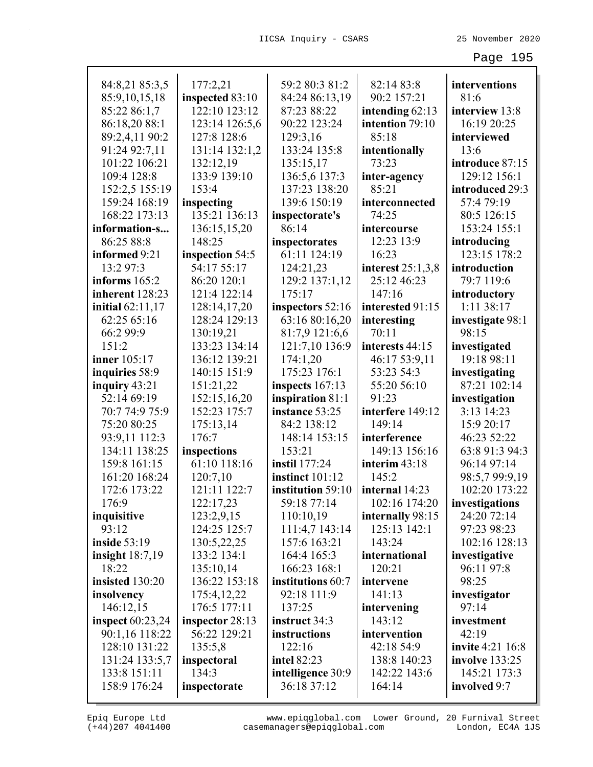84:8,21 85:3,5 85:9,10,15,18 85:22 86:1,7 86:18,20 88:1 89:2,4,11 90:2 91:24 92:7,11 101:22 106:21 109:4 128:8 152:2,5 155:19 159:24 168:19 168:22 173:13

**information-s...** 86:25 88:8

**informed** 9:21 13:2 97:3

**informs** 165:2

**inherent** 128:23

**initial** 62:11,17 62:25 65:16 66:2 99:9 151:2

**inner** 105:17

**inquiries** 58:9

**inquiry** 43:21 52:14 69:19 70:7 74:9 75:9 75:20 80:25 93:9,11 112:3 134:11 138:25 159:8 161:15 161:20 168:24 172:6 173:22 176:9

**inquisitive** 93:12

**inside** 53:19

**insight** 18:7,19 18:22

**insisted** 130:20

**insolvency** 146:12,15

**inspect** 60:23,24 90:1,16 118:22 128:10 131:22 131:24 133:5,7 133:8 151:11 158:9 176:24 177:2,21

**inspected** 83:10 122:10 123:12 123:14 126:5,6 127:8 128:6 131:14 132:1,2 132:12,19 133:9 139:10 153:4

**inspecting** 135:21 136:13 136:15,15,20 148:25

**inspection** 54:5 54:17 55:17 86:20 120:1 121:4 122:14 128:14,17,20 128:24 129:13 130:19,21 133:23 134:14 136:12 139:21 140:15 151:9 151:21,22 152:15,16,20 152:23 175:7 175:13,14 176:7

**inspections** 61:10 118:16 120:7,10 121:11 122:7 122:17,23 123:2,9,15 124:25 125:7 130:5,22,25 133:2 134:1 135:10,14 136:22 153:18 175:4,12,22 176:5 177:11

**inspector** 28:13 56:22 129:21 135:5,8

**inspectoral** 134:3

**inspectorate** 59:2 80:3 81:2 84:24 86:13,19 87:23 88:22 90:22 123:24 129:3,16 133:24 135:8 135:15,17 136:5,6 137:3 137:23 138:20 139:6 150:19

**inspectorate's** 86:14

**inspectorates** 61:11 124:19 124:21,23 129:2 137:1,12 175:17

**inspectors** 52:16 63:16 80:16,20 81:7,9 121:6,6 121:7,10 136:9 174:1,20 175:23 176:1

**inspects** 167:13

**inspiration** 81:1

**instance** 53:25 84:2 138:12 148:14 153:15 153:21

**instil** 177:24

**instinct** 101:12

**institution** 59:10 59:18 77:14 110:10,19 111:4,7 143:14 157:6 163:21 164:4 165:3 166:23 168:1

**institutions** 60:7 92:18 111:9 137:25

**instruct** 34:3

**instructions** 122:16

**intel** 82:23

**intelligence** 30:9 36:18 37:12 82:14 83:8 90:2 157:21

**intending** 62:13

**intention** 79:10 85:18

**intentionally** 73:23

**inter-agency** 85:21

**interconnected** 74:25

**intercourse** 12:23 13:9 16:23

**interest** 25:1,3,8 25:12 46:23 147:16

**interested** 91:15

**interesting** 70:11

**interests** 44:15 46:17 53:9,11 53:23 54:3 55:20 56:10 91:23

**interfere** 149:12 149:14

**interference** 149:13 156:16

**interim** 43:18 145:2

**internal** 14:23 102:16 174:20

**internally** 98:15 125:13 142:1 143:24

**international** 120:21

**intervene** 141:13

**intervening** 143:12

**intervention** 42:18 54:9 138:8 140:23 142:22 143:6 164:14

**interventions** 81:6

**interview** 13:8 16:19 20:25

**interviewed** 13:6

**introduce** 87:15 129:12 156:1

**introduced** 29:3 57:4 79:19 80:5 126:15 153:24 155:1

**introducing** 123:15 178:2

**introduction** 79:7 119:6

**introductory** 1:11 38:17

**investigate** 98:1 98:15

**investigated** 19:18 98:11

**investigating** 87:21 102:14

**investigation** 3:13 14:23 15:9 20:17 46:23 52:22 63:8 91:3 94:3 96:14 97:14 98:5,7 99:9,19 102:20 173:22

**investigations** 24:20 72:14 97:23 98:23 102:16 128:13

**investigative** 96:11 97:8 98:25

**investigator** 97:14

**investment** 42:19

**invite** 4:21 16:8

**involve** 133:25 145:21 173:3

**involved** 9:7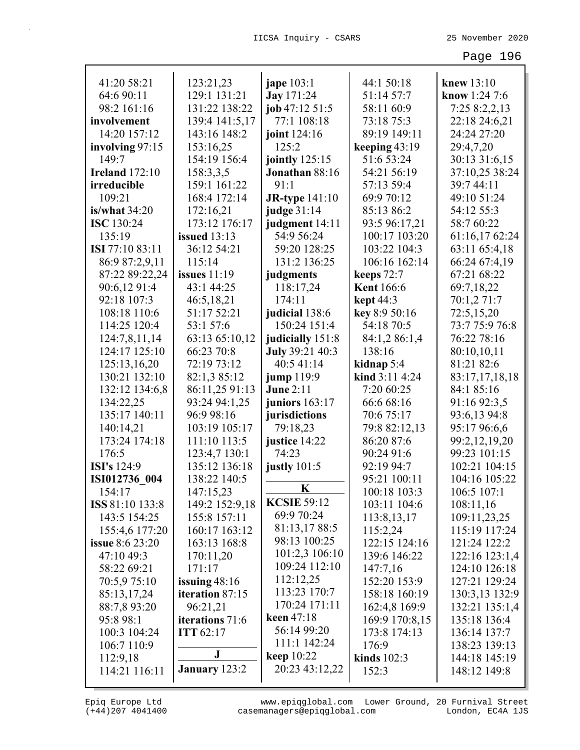41:20 58:21
64:6 90:11
98:2 161:16
**involvement** 14:20 157:12
**involving** 97:15 149:7
**Ireland** 172:10
**irreducible** 109:21
**is/what** 34:20
**ISC** 130:24 135:19
**ISI** 77:10 83:11 86:9 87:2,9,11 87:22 89:22,24 90:6,12 91:4 92:18 107:3 108:18 110:6 114:25 120:4 124:7,8,11,14 124:17 125:10 125:13,16,20 130:21 132:10 132:12 134:6,8 134:22,25 135:17 140:11 140:14,21 173:24 174:18 176:5
**ISI's** 124:9
**ISI012736_004** 154:17
**ISS** 81:10 133:8 143:5 154:25 155:4,6 177:20
**issue** 8:6 23:20 47:10 49:3 58:22 69:21 70:5,9 75:10 85:13,17,24 88:7,8 93:20 95:8 98:1 100:3 104:24 106:7 110:9 112:9,18 114:21 116:11 123:21,23 129:1 131:21 131:22 138:22 139:4 141:5,17 143:16 148:2 153:16,25 154:19 156:4 158:3,3,5 159:1 161:22 168:4 172:14 172:16,21 173:12 176:17
**issued** 13:13 36:12 54:21 115:14
**issues** 11:19 43:1 44:25 46:5,18,21 51:17 52:21 53:1 57:6 63:13 65:10,12 66:23 70:8 72:19 73:12 82:1,3 85:12 86:11,25 91:13 93:24 94:1,25 96:9 98:16 103:19 105:17 111:10 113:5 123:4,7 130:1 135:12 136:18 138:22 140:5 147:15,23 149:2 152:9,18 155:8 157:11 160:17 163:12 163:13 168:8 170:11,20 171:17
**issuing** 48:16
**iteration** 87:15 96:21,21
**iterations** 71:6
**ITT** 62:17

**J**

**January** 123:2
**jape** 103:1
**Jay** 171:24
**job** 47:12 51:5 77:1 108:18
**joint** 124:16 125:2
**jointly** 125:15
**Jonathan** 88:16 91:1
**JR-type** 141:10
**judge** 31:14
**judgment** 14:11 54:9 56:24 59:20 128:25 131:2 136:25
**judgments** 118:17,24 174:11
**judicial** 138:6 150:24 151:4
**judicially** 151:8
**July** 39:21 40:3 40:5 41:14
**jump** 119:9
**June** 2:11
**juniors** 163:17
**jurisdictions** 79:18,23
**justice** 14:22 74:23
**justly** 101:5

**K**

**KCSIE** 59:12 69:9 70:24 81:13,17 88:5 98:13 100:25 101:2,3 106:10 109:24 112:10 112:12,25 113:23 170:7 170:24 171:11
**keen** 47:18 56:14 99:20 111:1 142:24
**keep** 10:22 20:23 43:12,22 44:1 50:18 51:14 57:7 58:11 60:9 73:18 75:3 89:19 149:11
**keeping** 43:19 51:6 53:24 54:21 56:19 57:13 59:4 69:9 70:12 85:13 86:2 93:5 96:17,21 100:17 103:20 103:22 104:3 106:16 162:14
**keeps** 72:7
**Kent** 166:6
**kept** 44:3
**key** 8:9 50:16 54:18 70:5 84:1,2 86:1,4 138:16
**kidnap** 5:4
**kind** 3:11 4:24 7:20 60:25 66:6 68:16 70:6 75:17 79:8 82:12,13 86:20 87:6 90:24 91:6 92:19 94:7 95:21 100:11 100:18 103:3 103:11 104:6 113:8,13,17 115:2,24 122:15 124:16 139:6 146:22 147:7,16 152:20 153:9 158:18 160:19 162:4,8 169:9 169:9 170:8,15 173:8 174:13 176:9
**kinds** 102:3 152:3
**knew** 13:10
**know** 1:24 7:6 7:25 8:2,2,13 22:18 24:6,21 24:24 27:20 29:4,7,20 30:13 31:6,15 37:10,25 38:24 39:7 44:11 49:10 51:24 54:12 55:3 58:7 60:22 61:16,17 62:24 63:11 65:4,18 66:24 67:4,19 67:21 68:22 69:7,18,22 70:1,2 71:7 72:5,15,20 73:7 75:9 76:8 76:22 78:16 80:10,10,11 81:21 82:6 83:17,17,18,18 84:1 85:16 91:16 92:3,5 93:6,13 94:8 95:17 96:6,6 99:2,12,19,20 99:23 101:15 102:21 104:15 104:16 105:22 106:5 107:1 108:11,16 109:11,23,25 115:19 117:24 121:24 122:2 122:16 123:1,4 124:10 126:18 127:21 129:24 130:3,13 132:9 132:21 135:1,4 135:18 136:4 136:14 137:7 138:23 139:13 144:18 145:19 148:12 149:8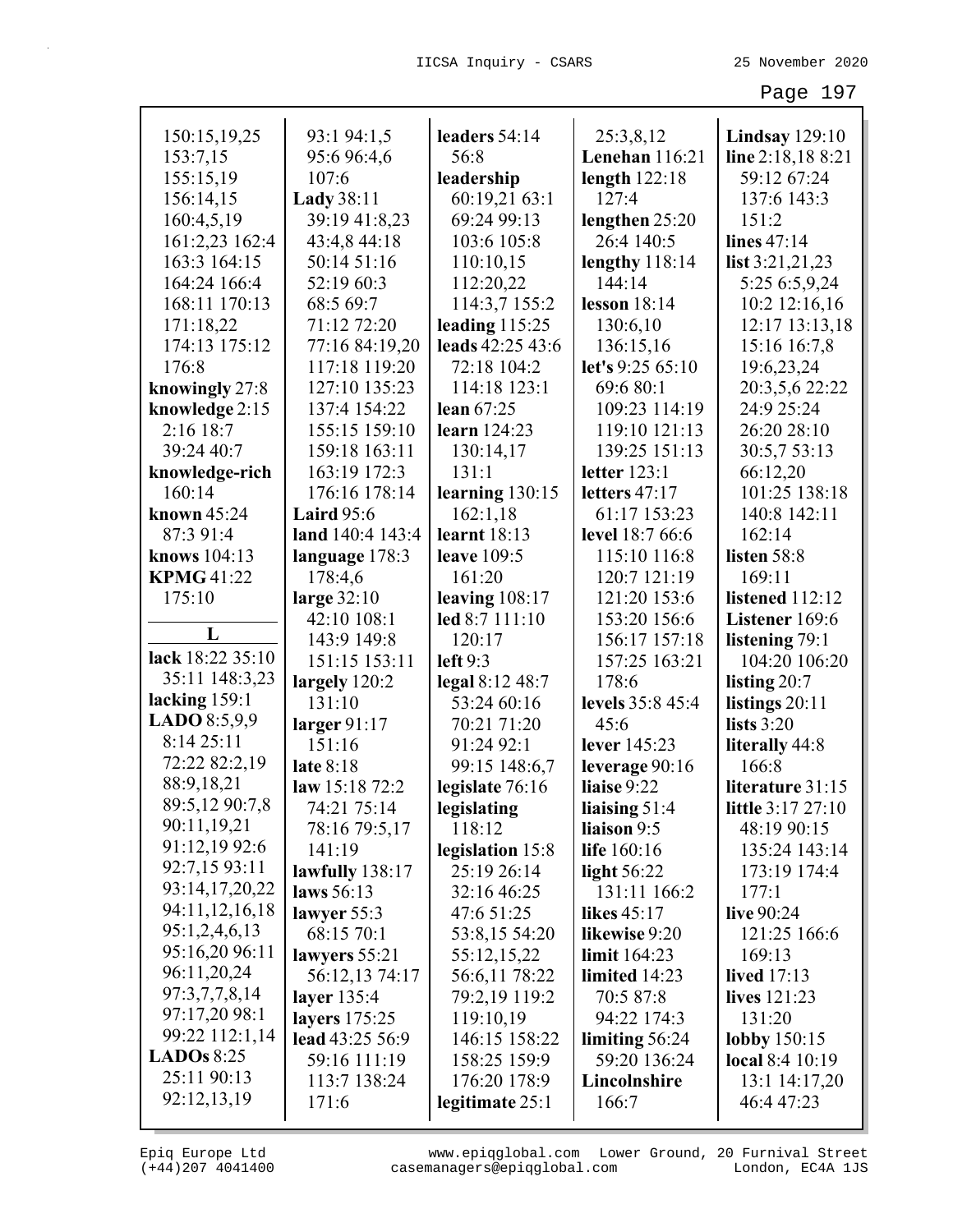150:15,19,25
153:7,15
155:15,19
156:14,15
160:4,5,19
161:2,23 162:4
163:3 164:15
164:24 166:4
168:11 170:13
171:18,22
174:13 175:12
176:8
**knowingly** 27:8
**knowledge** 2:15
2:16 18:7
39:24 40:7
**knowledge-rich**
160:14
**known** 45:24
87:3 91:4
**knows** 104:13
**KPMG** 41:22
175:10

## L

**lack** 18:22 35:10
35:11 148:3,23
**lacking** 159:1
**LADO** 8:5,9,9
8:14 25:11
72:22 82:2,19
88:9,18,21
89:5,12 90:7,8
90:11,19,21
91:12,19 92:6
92:7,15 93:11
93:14,17,20,22
94:11,12,16,18
95:1,2,4,6,13
95:16,20 96:11
96:11,20,24
97:3,7,7,8,14
97:17,20 98:1
99:22 112:1,14
**LADOs** 8:25
25:11 90:13
92:12,13,19
93:1 94:1,5
95:6 96:4,6
107:6
**Lady** 38:11
39:19 41:8,23
43:4,8 44:18
50:14 51:16
52:19 60:3
68:5 69:7
71:12 72:20
77:16 84:19,20
117:18 119:20
127:10 135:23
137:4 154:22
155:15 159:10
159:18 163:11
163:19 172:3
176:16 178:14
**Laird** 95:6
**land** 140:4 143:4
**language** 178:3
178:4,6
**large** 32:10
42:10 108:1
143:9 149:8
151:15 153:11
**largely** 120:2
131:10
**larger** 91:17
151:16
**late** 8:18
**law** 15:18 72:2
74:21 75:14
78:16 79:5,17
141:19
**lawfully** 138:17
**laws** 56:13
**lawyer** 55:3
68:15 70:1
**lawyers** 55:21
56:12,13 74:17
**layer** 135:4
**layers** 175:25
**lead** 43:25 56:9
59:16 111:19
113:7 138:24
171:6
**leaders** 54:14
56:8
**leadership**
60:19,21 63:1
69:24 99:13
103:6 105:8
110:10,15
112:20,22
114:3,7 155:2
**leading** 115:25
**leads** 42:25 43:6
72:18 104:2
114:18 123:1
**lean** 67:25
**learn** 124:23
130:14,17
131:1
**learning** 130:15
162:1,18
**learnt** 18:13
**leave** 109:5
161:20
**leaving** 108:17
**led** 8:7 111:10
120:17
**left** 9:3
**legal** 8:12 48:7
53:24 60:16
70:21 71:20
91:24 92:1
99:15 148:6,7
**legislate** 76:16
**legislating**
118:12
**legislation** 15:8
25:19 26:14
32:16 46:25
47:6 51:25
53:8,15 54:20
55:12,15,22
56:6,11 78:22
79:2,19 119:2
119:10,19
146:15 158:22
158:25 159:9
176:20 178:9
**legitimate** 25:1
25:3,8,12
**Lenehan** 116:21
**length** 122:18
127:4
**lengthen** 25:20
26:4 140:5
**lengthy** 118:14
144:14
**lesson** 18:14
130:6,10
136:15,16
**let's** 9:25 65:10
69:6 80:1
109:23 114:19
119:10 121:13
139:25 151:13
**letter** 123:1
**letters** 47:17
61:17 153:23
**level** 18:7 66:6
115:10 116:8
120:7 121:19
121:20 153:6
153:20 156:6
156:17 157:18
157:25 163:21
178:6
**levels** 35:8 45:4
45:6
**lever** 145:23
**leverage** 90:16
**liaise** 9:22
**liaising** 51:4
**liaison** 9:5
**life** 160:16
**light** 56:22
131:11 166:2
**likes** 45:17
**likewise** 9:20
**limit** 164:23
**limited** 14:23
70:5 87:8
94:22 174:3
**limiting** 56:24
59:20 136:24
**Lincolnshire**
166:7
**Lindsay** 129:10
**line** 2:18,18 8:21
59:12 67:24
137:6 143:3
151:2
**lines** 47:14
**list** 3:21,21,23
5:25 6:5,9,24
10:2 12:16,16
12:17 13:13,18
15:16 16:7,8
19:6,23,24
20:3,5,6 22:22
24:9 25:24
26:20 28:10
30:5,7 53:13
66:12,20
101:25 138:18
140:8 142:11
162:14
**listen** 58:8
169:11
**listened** 112:12
**Listener** 169:6
**listening** 79:1
104:20 106:20
**listing** 20:7
**listings** 20:11
**lists** 3:20
**literally** 44:8
166:8
**literature** 31:15
**little** 3:17 27:10
48:19 90:15
135:24 143:14
173:19 174:4
177:1
**live** 90:24
121:25 166:6
169:13
**lived** 17:13
**lives** 121:23
131:20
**lobby** 150:15
**local** 8:4 10:19
13:1 14:17,20
46:4 47:23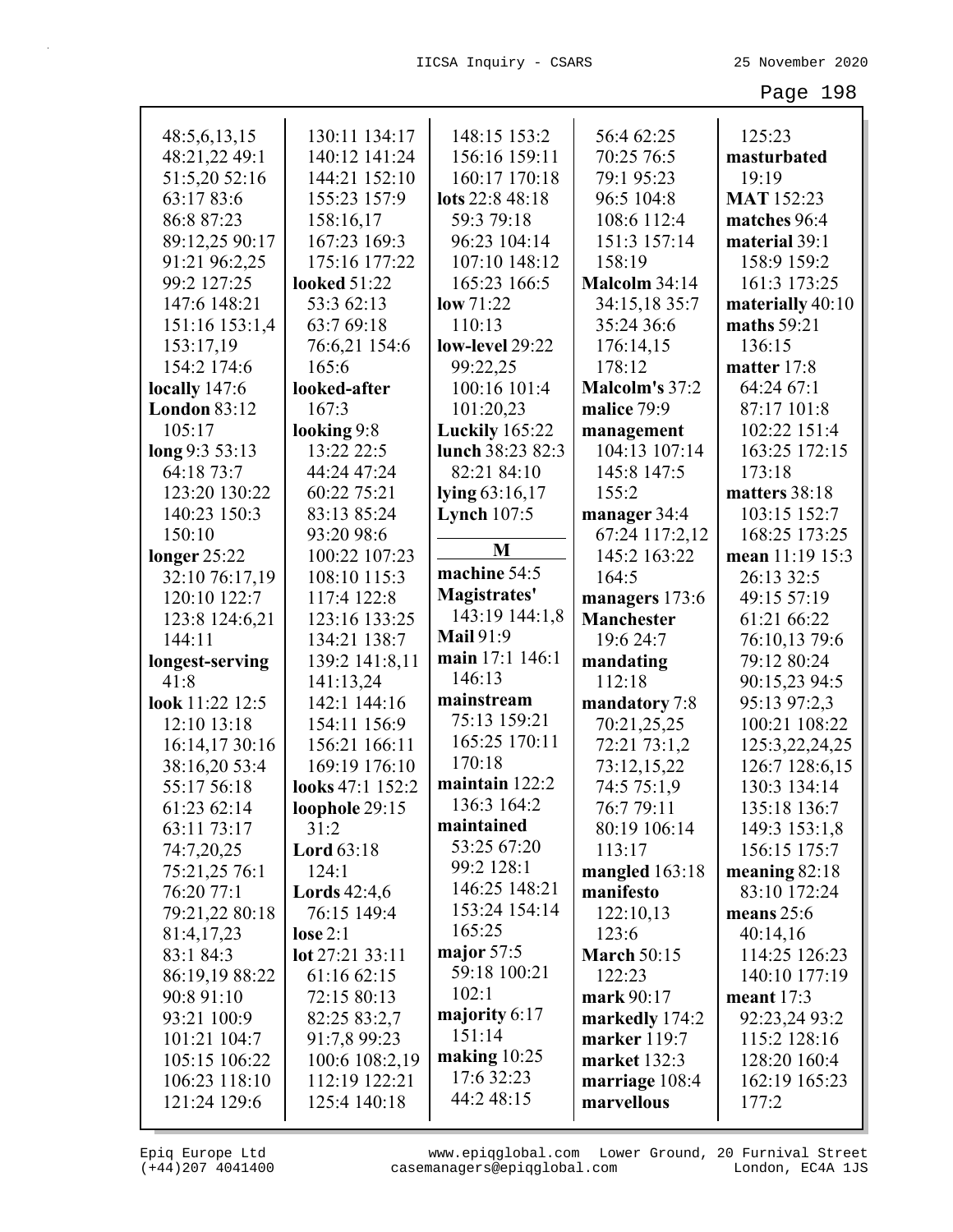48:5,6,13,15
48:21,22 49:1
51:5,20 52:16
63:17 83:6
86:8 87:23
89:12,25 90:17
91:21 96:2,25
99:2 127:25
147:6 148:21
151:16 153:1,4
153:17,19
154:2 174:6
**locally** 147:6
**London** 83:12
105:17
**long** 9:3 53:13
64:18 73:7
123:20 130:22
140:23 150:3
150:10
**longer** 25:22
32:10 76:17,19
120:10 122:7
123:8 124:6,21
144:11
**longest-serving**
41:8
**look** 11:22 12:5
12:10 13:18
16:14,17 30:16
38:16,20 53:4
55:17 56:18
61:23 62:14
63:11 73:17
74:7,20,25
75:21,25 76:1
76:20 77:1
79:21,22 80:18
81:4,17,23
83:1 84:3
86:19,19 88:22
90:8 91:10
93:21 100:9
101:21 104:7
105:15 106:22
106:23 118:10
121:24 129:6
130:11 134:17
140:12 141:24
144:21 152:10
155:23 157:9
158:16,17
167:23 169:3
175:16 177:22
**looked** 51:22
53:3 62:13
63:7 69:18
76:6,21 154:6
165:6
**looked-after**
167:3
**looking** 9:8
13:22 22:5
44:24 47:24
60:22 75:21
83:13 85:24
93:20 98:6
100:22 107:23
108:10 115:3
117:4 122:8
123:16 133:25
134:21 138:7
139:2 141:8,11
141:13,24
142:1 144:16
154:11 156:9
156:21 166:11
169:19 176:10
**looks** 47:1 152:2
**loophole** 29:15
31:2
**Lord** 63:18
124:1
**Lords** 42:4,6
76:15 149:4
**lose** 2:1
**lot** 27:21 33:11
61:16 62:15
72:15 80:13
82:25 83:2,7
91:7,8 99:23
100:6 108:2,19
112:19 122:21
125:4 140:18
148:15 153:2
156:16 159:11
160:17 170:18
**lots** 22:8 48:18
59:3 79:18
96:23 104:14
107:10 148:12
165:23 166:5
**low** 71:22
110:13
**low-level** 29:22
99:22,25
100:16 101:4
101:20,23
**Luckily** 165:22
**lunch** 38:23 82:3
82:21 84:10
**lying** 63:16,17
**Lynch** 107:5

**M**

**machine** 54:5
**Magistrates'**
143:19 144:1,8
**Mail** 91:9
**main** 17:1 146:1
146:13
**mainstream**
75:13 159:21
165:25 170:11
170:18
**maintain** 122:2
136:3 164:2
**maintained**
53:25 67:20
99:2 128:1
146:25 148:21
153:24 154:14
165:25
**major** 57:5
59:18 100:21
102:1
**majority** 6:17
151:14
**making** 10:25
17:6 32:23
44:2 48:15
56:4 62:25
70:25 76:5
79:1 95:23
96:5 104:8
108:6 112:4
151:3 157:14
158:19
**Malcolm** 34:14
34:15,18 35:7
35:24 36:6
176:14,15
178:12
**Malcolm's** 37:2
**malice** 79:9
**management**
104:13 107:14
145:8 147:5
155:2
**manager** 34:4
67:24 117:2,12
145:2 163:22
164:5
**managers** 173:6
**Manchester**
19:6 24:7
**mandating**
112:18
**mandatory** 7:8
70:21,25,25
72:21 73:1,2
73:12,15,22
74:5 75:1,9
76:7 79:11
80:19 106:14
113:17
**mangled** 163:18
**manifesto**
122:10,13
123:6
**March** 50:15
122:23
**mark** 90:17
**markedly** 174:2
**marker** 119:7
**market** 132:3
**marriage** 108:4
**marvellous**
125:23
**masturbated**
19:19
**MAT** 152:23
**matches** 96:4
**material** 39:1
158:9 159:2
161:3 173:25
**materially** 40:10
**maths** 59:21
136:15
**matter** 17:8
64:24 67:1
87:17 101:8
102:22 151:4
163:25 172:15
173:18
**matters** 38:18
103:15 152:7
168:25 173:25
**mean** 11:19 15:3
26:13 32:5
49:15 57:19
61:21 66:22
76:10,13 79:6
79:12 80:24
90:15,23 94:5
95:13 97:2,3
100:21 108:22
125:3,22,24,25
126:7 128:6,15
130:3 134:14
135:18 136:7
149:3 153:1,8
156:15 175:7
**meaning** 82:18
83:10 172:24
**means** 25:6
40:14,16
114:25 126:23
140:10 177:19
**meant** 17:3
92:23,24 93:2
115:2 128:16
128:20 160:4
162:19 165:23
177:2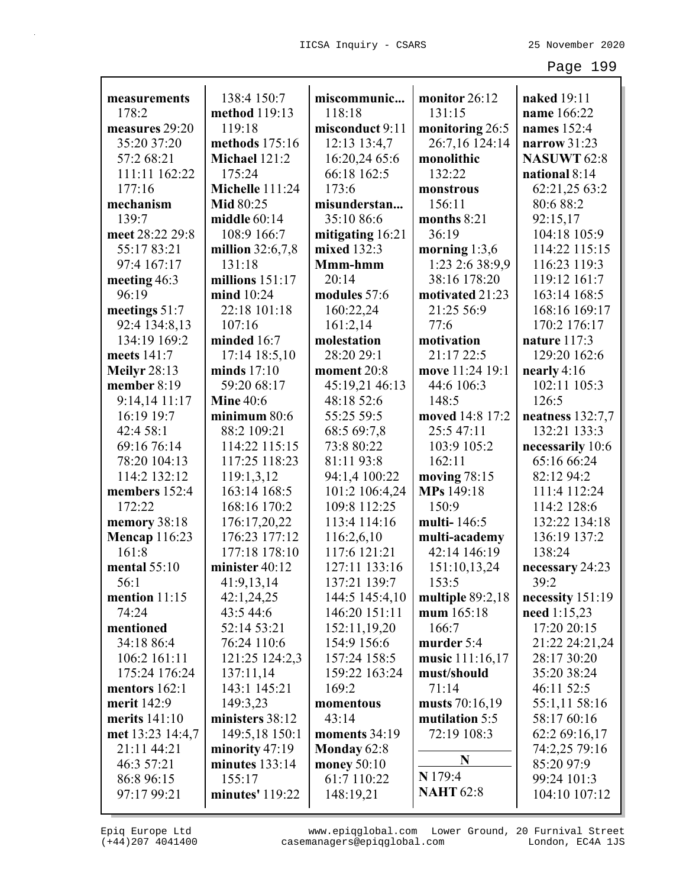**measurements** 178:2
**measures** 29:20 35:20 37:20 57:2 68:21 111:11 162:22 177:16
**mechanism** 139:7
**meet** 28:22 29:8 55:17 83:21 97:4 167:17
**meeting** 46:3 96:19
**meetings** 51:7 92:4 134:8,13 134:19 169:2
**meets** 141:7
**Meilyr** 28:13
**member** 8:19 9:14,14 11:17 16:19 19:7 42:4 58:1 69:16 76:14 78:20 104:13 114:2 132:12
**members** 152:4 172:22
**memory** 38:18
**Mencap** 116:23 161:8
**mental** 55:10 56:1
**mention** 11:15 74:24
**mentioned** 34:18 86:4 106:2 161:11 175:24 176:24
**mentors** 162:1
**merit** 142:9
**merits** 141:10
**met** 13:23 14:4,7 21:11 44:21 46:3 57:21 86:8 96:15 97:17 99:21 138:4 150:7
**method** 119:13 119:18
**methods** 175:16
**Michael** 121:2 175:24
**Michelle** 111:24
**Mid** 80:25
**middle** 60:14 108:9 166:7
**million** 32:6,7,8 131:18
**millions** 151:17
**mind** 10:24 22:18 101:18 107:16
**minded** 16:7 17:14 18:5,10
**minds** 17:10 59:20 68:17
**Mine** 40:6
**minimum** 80:6 88:2 109:21 114:22 115:15 117:25 118:23 119:1,3,12 163:14 168:5 168:16 170:2 176:17,20,22 176:23 177:12 177:18 178:10
**minister** 40:12 41:9,13,14 42:1,24,25 43:5 44:6 52:14 53:21 76:24 110:6 121:25 124:2,3 137:11,14 143:1 145:21 149:3,23
**ministers** 38:12 149:5,18 150:1
**minority** 47:19
**minutes** 133:14 155:17
**minutes'** 119:22
**miscommunic...** 118:18
**misconduct** 9:11 12:13 13:4,7 16:20,24 65:6 66:18 162:5 173:6
**misunderstan...** 35:10 86:6
**mitigating** 16:21
**mixed** 132:3
**Mmm-hmm** 20:14
**modules** 57:6 160:22,24 161:2,14
**molestation** 28:20 29:1
**moment** 20:8 45:19,21 46:13 48:18 52:6 55:25 59:5 68:5 69:7,8 73:8 80:22 81:11 93:8 94:1,4 100:22 101:2 106:4,24 109:8 112:25 113:4 114:16 116:2,6,10 117:6 121:21 127:11 133:16 137:21 139:7 144:5 145:4,10 146:20 151:11 152:11,19,20 154:9 156:6 157:24 158:5 159:22 163:24 169:2
**momentous** 43:14
**moments** 34:19
**Monday** 62:8
**money** 50:10 61:7 110:22 148:19,21
**monitor** 26:12 131:15
**monitoring** 26:5 26:7,16 124:14
**monolithic** 132:22
**monstrous** 156:11
**months** 8:21 36:19
**morning** 1:3,6 1:23 2:6 38:9,9 38:16 178:20
**motivated** 21:23 21:25 56:9 77:6
**motivation** 21:17 22:5
**move** 11:24 19:1 44:6 106:3 148:5
**moved** 14:8 17:2 25:5 47:11 103:9 105:2 162:11
**moving** 78:15
**MPs** 149:18 150:9
**multi-** 146:5
**multi-academy** 42:14 146:19 151:10,13,24 153:5
**multiple** 89:2,18
**mum** 165:18 166:7
**murder** 5:4
**music** 111:16,17
**must/should** 71:14
**musts** 70:16,19
**mutilation** 5:5 72:19 108:3

**N**

**N** 179:4
**NAHT** 62:8
**naked** 19:11
**name** 166:22
**names** 152:4
**narrow** 31:23
**NASUWT** 62:8
**national** 8:14 62:21,25 63:2 80:6 88:2 92:15,17 104:18 105:9 114:22 115:15 116:23 119:3 119:12 161:7 163:14 168:5 168:16 169:17 170:2 176:17
**nature** 117:3 129:20 162:6
**nearly** 4:16 102:11 105:3 126:5
**neatness** 132:7,7 132:21 133:3
**necessarily** 10:6 65:16 66:24 82:12 94:2 111:4 112:24 114:2 128:6 132:22 134:18 136:19 137:2 138:24
**necessary** 24:23 39:2
**necessity** 151:19
**need** 1:15,23 17:20 20:15 21:22 24:21,24 28:17 30:20 35:20 38:24 46:11 52:5 55:1,11 58:16 58:17 60:16 62:2 69:16,17 74:2,25 79:16 85:20 97:9 99:24 101:3 104:10 107:12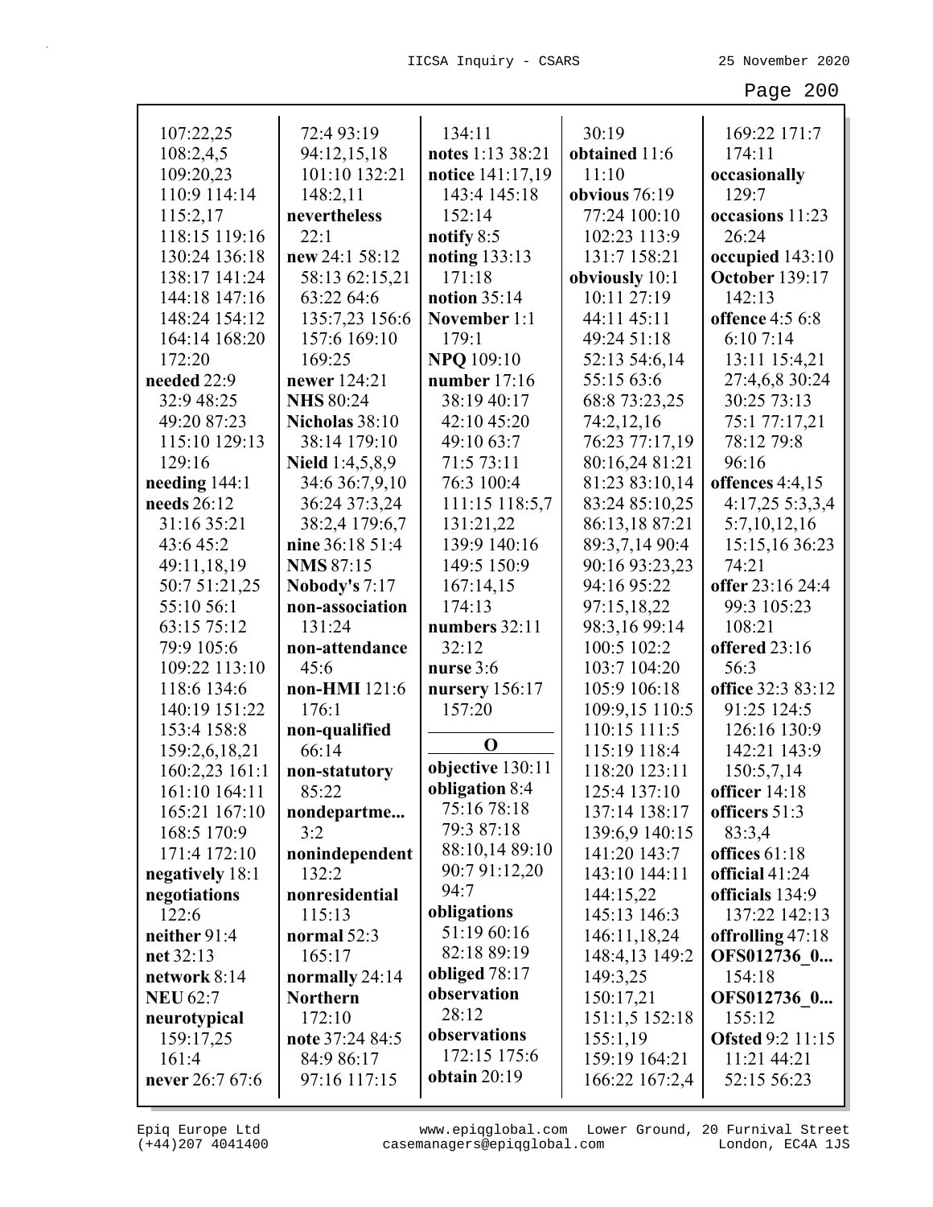107:22,25
108:2,4,5
109:20,23
110:9 114:14
115:2,17
118:15 119:16
130:24 136:18
138:17 141:24
144:18 147:16
148:24 154:12
164:14 168:20
172:20

**needed** 22:9
32:9 48:25
49:20 87:23
115:10 129:13
129:16

**needing** 144:1

**needs** 26:12
31:16 35:21
43:6 45:2
49:11,18,19
50:7 51:21,25
55:10 56:1
63:15 75:12
79:9 105:6
109:22 113:10
118:6 134:6
140:19 151:22
153:4 158:8
159:2,6,18,21
160:2,23 161:1
161:10 164:11
165:21 167:10
168:5 170:9
171:4 172:10

**negatively** 18:1

**negotiations**
122:6

**neither** 91:4

**net** 32:13

**network** 8:14

**NEU** 62:7

**neurotypical**
159:17,25
161:4

**never** 26:7 67:6
72:4 93:19
94:12,15,18
101:10 132:21
148:2,11

**nevertheless**
22:1

**new** 24:1 58:12
58:13 62:15,21
63:22 64:6
135:7,23 156:6
157:6 169:10
169:25

**newer** 124:21

**NHS** 80:24

**Nicholas** 38:10
38:14 179:10

**Nield** 1:4,5,8,9
34:6 36:7,9,10
36:24 37:3,24
38:2,4 179:6,7

**nine** 36:18 51:4

**NMS** 87:15

**Nobody's** 7:17

**non-association**
131:24

**non-attendance**
45:6

**non-HMI** 121:6
176:1

**non-qualified**
66:14

**non-statutory**
85:22

**nondepartme...**
3:2

**nonindependent**
132:2

**nonresidential**
115:13

**normal** 52:3
165:17

**normally** 24:14

**Northern**
172:10

**note** 37:24 84:5
84:9 86:17
97:16 117:15
134:11

**notes** 1:13 38:21

**notice** 141:17,19
143:4 145:18
152:14

**notify** 8:5

**noting** 133:13
171:18

**notion** 35:14

**November** 1:1
179:1

**NPQ** 109:10

**number** 17:16
38:19 40:17
42:10 45:20
49:10 63:7
71:5 73:11
76:3 100:4
111:15 118:5,7
131:21,22
139:9 140:16
149:5 150:9
167:14,15
174:13

**numbers** 32:11
32:12

**nurse** 3:6

**nursery** 156:17
157:20

## O

**objective** 130:11

**obligation** 8:4
75:16 78:18
79:3 87:18
88:10,14 89:10
90:7 91:12,20
94:7

**obligations**
51:19 60:16
82:18 89:19

**obliged** 78:17

**observation**
28:12

**observations**
172:15 175:6

**obtain** 20:19
30:19

**obtained** 11:6
11:10

**obvious** 76:19
77:24 100:10
102:23 113:9
131:7 158:21

**obviously** 10:1
10:11 27:19
44:11 45:11
49:24 51:18
52:13 54:6,14
55:15 63:6
68:8 73:23,25
74:2,12,16
76:23 77:17,19
80:16,24 81:21
81:23 83:10,14
83:24 85:10,25
86:13,18 87:21
89:3,7,14 90:4
90:16 93:23,23
94:16 95:22
97:15,18,22
98:3,16 99:14
100:5 102:2
103:7 104:20
105:9 106:18
109:9,15 110:5
110:15 111:5
115:19 118:4
118:20 123:11
125:4 137:10
137:14 138:17
139:6,9 140:15
141:20 143:7
143:10 144:11
144:15,22
145:13 146:3
146:11,18,24
148:4,13 149:2
149:3,25
150:17,21
151:1,5 152:18
155:1,19
159:19 164:21
166:22 167:2,4
169:22 171:7
174:11

**occasionally**
129:7

**occasions** 11:23
26:24

**occupied** 143:10

**October** 139:17
142:13

**offence** 4:5 6:8
6:10 7:14
13:11 15:4,21
27:4,6,8 30:24
30:25 73:13
75:1 77:17,21
78:12 79:8
96:16

**offences** 4:4,15
4:17,25 5:3,3,4
5:7,10,12,16
15:15,16 36:23
74:21

**offer** 23:16 24:4
99:3 105:23
108:21

**offered** 23:16
56:3

**office** 32:3 83:12
91:25 124:5
126:16 130:9
142:21 143:9
150:5,7,14

**officer** 14:18

**officers** 51:3
83:3,4

**offices** 61:18

**official** 41:24

**officials** 134:9
137:22 142:13

**offrolling** 47:18

**OFS012736_0...**
154:18

**OFS012736_0...**
155:12

**Ofsted** 9:2 11:15
11:21 44:21
52:15 56:23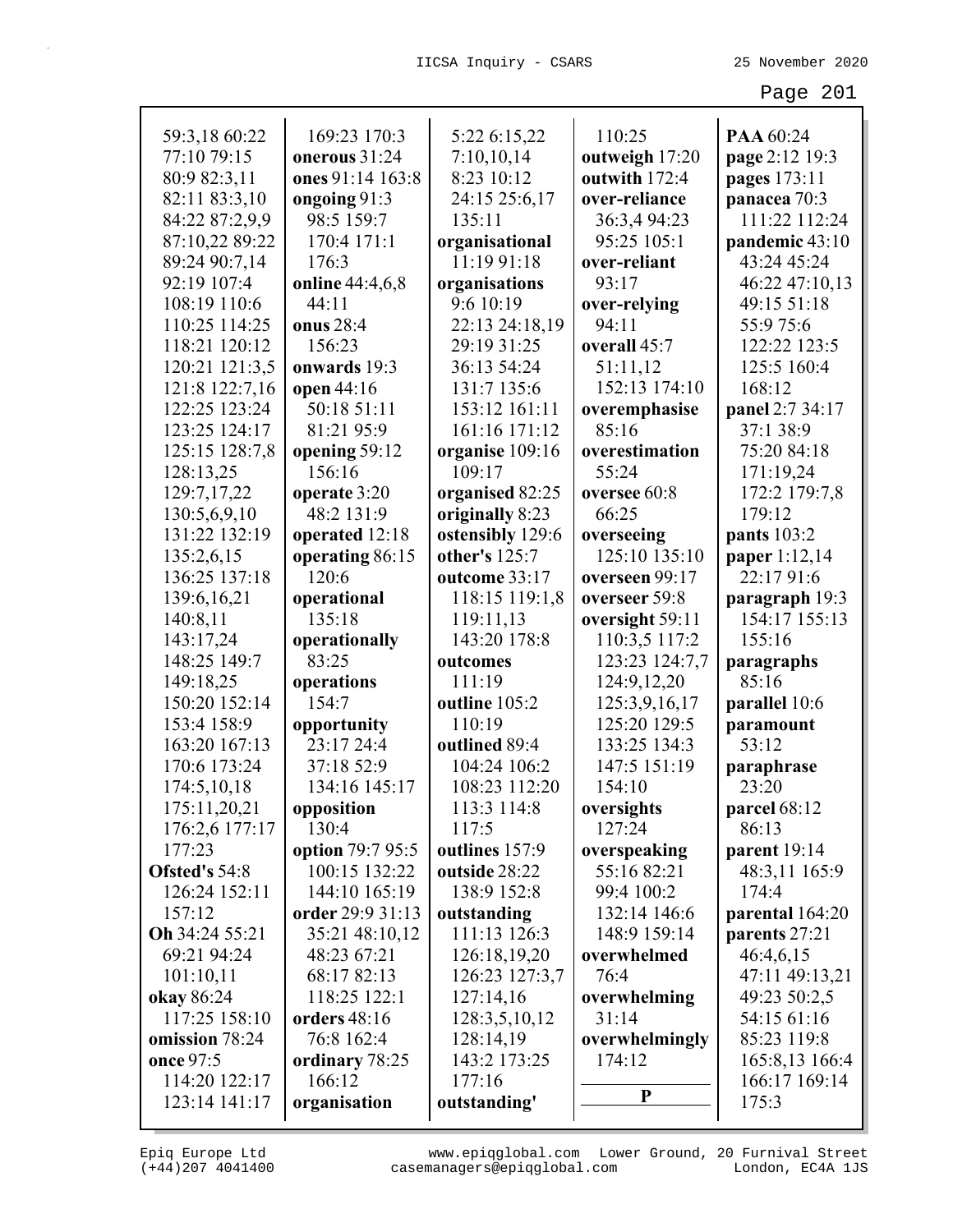59:3,18 60:22
77:10 79:15
80:9 82:3,11
82:11 83:3,10
84:22 87:2,9,9
87:10,22 89:22
89:24 90:7,14
92:19 107:4
108:19 110:6
110:25 114:25
118:21 120:12
120:21 121:3,5
121:8 122:7,16
122:25 123:24
123:25 124:17
125:15 128:7,8
128:13,25
129:7,17,22
130:5,6,9,10
131:22 132:19
135:2,6,15
136:25 137:18
139:6,16,21
140:8,11
143:17,24
148:25 149:7
149:18,25
150:20 152:14
153:4 158:9
163:20 167:13
170:6 173:24
174:5,10,18
175:11,20,21
176:2,6 177:17
177:23
**Ofsted's** 54:8
126:24 152:11
157:12
**Oh** 34:24 55:21
69:21 94:24
101:10,11
**okay** 86:24
117:25 158:10
**omission** 78:24
**once** 97:5
114:20 122:17
123:14 141:17
169:23 170:3
**onerous** 31:24
**ones** 91:14 163:8
**ongoing** 91:3
98:5 159:7
170:4 171:1
176:3
**online** 44:4,6,8
44:11
**onus** 28:4
156:23
**onwards** 19:3
**open** 44:16
50:18 51:11
81:21 95:9
**opening** 59:12
156:16
**operate** 3:20
48:2 131:9
**operated** 12:18
**operating** 86:15
120:6
**operational**
135:18
**operationally**
83:25
**operations**
154:7
**opportunity**
23:17 24:4
37:18 52:9
134:16 145:17
**opposition**
130:4
**option** 79:7 95:5
100:15 132:22
144:10 165:19
**order** 29:9 31:13
35:21 48:10,12
48:23 67:21
68:17 82:13
118:25 122:1
**orders** 48:16
76:8 162:4
**ordinary** 78:25
166:12
**organisation**
5:22 6:15,22
7:10,10,14
8:23 10:12
24:15 25:6,17
135:11
**organisational**
11:19 91:18
**organisations**
9:6 10:19
22:13 24:18,19
29:19 31:25
36:13 54:24
131:7 135:6
153:12 161:11
161:16 171:12
**organise** 109:16
109:17
**organised** 82:25
**originally** 8:23
**ostensibly** 129:6
**other's** 125:7
**outcome** 33:17
118:15 119:1,8
119:11,13
143:20 178:8
**outcomes**
111:19
**outline** 105:2
110:19
**outlined** 89:4
104:24 106:2
108:23 112:20
113:3 114:8
117:5
**outlines** 157:9
**outside** 28:22
138:9 152:8
**outstanding**
111:13 126:3
126:18,19,20
126:23 127:3,7
127:14,16
128:3,5,10,12
128:14,19
143:2 173:25
177:16
**outstanding'**
110:25
**outweigh** 17:20
**outwith** 172:4
**over-reliance**
36:3,4 94:23
95:25 105:1
**over-reliant**
93:17
**over-relying**
94:11
**overall** 45:7
51:11,12
152:13 174:10
**overemphasise**
85:16
**overestimation**
55:24
**oversee** 60:8
66:25
**overseeing**
125:10 135:10
**overseen** 99:17
**overseer** 59:8
**oversight** 59:11
110:3,5 117:2
123:23 124:7,7
124:9,12,20
125:3,9,16,17
125:20 129:5
133:25 134:3
147:5 151:19
154:10
**oversights**
127:24
**overspeaking**
55:16 82:21
99:4 100:2
132:14 146:6
148:9 159:14
**overwhelmed**
76:4
**overwhelming**
31:14
**overwhelmingly**
174:12

**P**

**PAA** 60:24
**page** 2:12 19:3
**pages** 173:11
**panacea** 70:3
111:22 112:24
**pandemic** 43:10
43:24 45:24
46:22 47:10,13
49:15 51:18
55:9 75:6
122:22 123:5
125:5 160:4
168:12
**panel** 2:7 34:17
37:1 38:9
75:20 84:18
171:19,24
172:2 179:7,8
179:12
**pants** 103:2
**paper** 1:12,14
22:17 91:6
**paragraph** 19:3
154:17 155:13
155:16
**paragraphs**
85:16
**parallel** 10:6
**paramount**
53:12
**paraphrase**
23:20
**parcel** 68:12
86:13
**parent** 19:14
48:3,11 165:9
174:4
**parental** 164:20
**parents** 27:21
46:4,6,15
47:11 49:13,21
49:23 50:2,5
54:15 61:16
85:23 119:8
165:8,13 166:4
166:17 169:14
175:3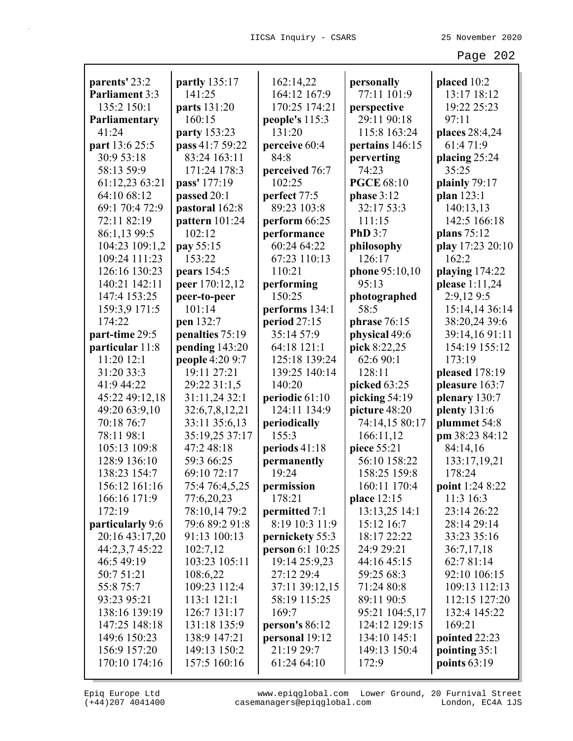**parents'** 23:2
**Parliament** 3:3 135:2 150:1
**Parliamentary** 41:24
**part** 13:6 25:5 30:9 53:18 58:13 59:9 61:12,23 63:21 64:10 68:12 69:1 70:4 72:9 72:11 82:19 86:1,13 99:5 104:23 109:1,2 109:24 111:23 126:16 130:23 140:21 142:11 147:4 153:25 159:3,9 171:5 174:22
**part-time** 29:5
**particular** 11:8 11:20 12:1 31:20 33:3 41:9 44:22 45:22 49:12,18 49:20 63:9,10 70:18 76:7 78:11 98:1 105:13 109:8 128:9 136:10 138:23 154:7 156:12 161:16 166:16 171:9 172:19
**particularly** 9:6 20:16 43:17,20 44:2,3,7 45:22 46:5 49:19 50:7 51:21 55:8 75:7 93:23 95:21 138:16 139:19 147:25 148:18 149:6 150:23 156:9 157:20 170:10 174:16
**partly** 135:17 141:25
**parts** 131:20 160:15
**party** 153:23
**pass** 41:7 59:22 83:24 163:11 171:24 178:3
**pass'** 177:19
**passed** 20:1
**pastoral** 162:8
**pattern** 101:24 102:12
**pay** 55:15 153:22
**pears** 154:5
**peer** 170:12,12
**peer-to-peer** 101:14
**pen** 132:7
**penalties** 75:19
**pending** 143:20
**people** 4:20 9:7 19:11 27:21 29:22 31:1,5 31:11,24 32:1 32:6,7,8,12,21 33:11 35:6,13 35:19,25 37:17 47:2 48:18 59:3 66:25 69:10 72:17 75:4 76:4,5,25 77:6,20,23 78:10,14 79:2 79:6 89:2 91:8 91:13 100:13 102:7,12 103:23 105:11 108:6,22 109:23 112:4 113:1 121:1 126:7 131:17 131:18 135:9 138:9 147:21 149:13 150:2 157:5 160:16 162:14,22 164:12 167:9 170:25 174:21
**people's** 115:3 131:20
**perceive** 60:4 84:8
**perceived** 76:7 102:25
**perfect** 77:5 89:23 103:8
**perform** 66:25
**performance** 60:24 64:22 67:23 110:13 110:21
**performing** 150:25
**performs** 134:1
**period** 27:15 35:14 57:9 64:18 121:1 125:18 139:24 139:25 140:14 140:20
**periodic** 61:10 124:11 134:9
**periodically** 155:3
**periods** 41:18
**permanently** 19:24
**permission** 178:21
**permitted** 7:1 8:19 10:3 11:9
**pernickety** 55:3
**person** 6:1 10:25 19:14 25:9,23 27:12 29:4 37:11 39:12,15 58:19 115:25 169:7
**person's** 86:12
**personal** 19:12 21:19 29:7 61:24 64:10
**personally** 77:11 101:9
**perspective** 29:11 90:18 115:8 163:24
**pertains** 146:15
**perverting** 74:23
**PGCE** 68:10
**phase** 3:12 32:17 53:3 111:15
**PhD** 3:7
**philosophy** 126:17
**phone** 95:10,10 95:13
**photographed** 58:5
**phrase** 76:15
**physical** 49:6
**pick** 8:22,25 62:6 90:1 128:11
**picked** 63:25
**picking** 54:19
**picture** 48:20 74:14,15 80:17 166:11,12
**piece** 55:21 56:10 158:22 158:25 159:8 160:11 170:4
**place** 12:15 13:13,25 14:1 15:12 16:7 18:17 22:22 24:9 29:21 44:16 45:15 59:25 68:3 71:24 80:8 89:11 90:5 95:21 104:5,17 124:12 129:15 134:10 145:1 149:13 150:4 172:9
**placed** 10:2 13:17 18:12 19:22 25:23 97:11
**places** 28:4,24 61:4 71:9
**placing** 25:24 35:25
**plainly** 79:17
**plan** 123:1 140:13,13 142:5 166:18
**plans** 75:12
**play** 17:23 20:10 162:2
**playing** 174:22
**please** 1:11,24 2:9,12 9:5 15:14,14 36:14 38:20,24 39:6 39:14,16 91:11 154:19 155:12 173:19
**pleased** 178:19
**pleasure** 163:7
**plenary** 130:7
**plenty** 131:6
**plummet** 54:8
**pm** 38:23 84:12 84:14,16 133:17,19,21 178:24
**point** 1:24 8:22 11:3 16:3 23:14 26:22 28:14 29:14 33:23 35:16 36:7,17,18 62:7 81:14 92:10 106:15 109:13 112:13 112:15 127:20 132:4 145:22 169:21
**pointed** 22:23
**pointing** 35:1
**points** 63:19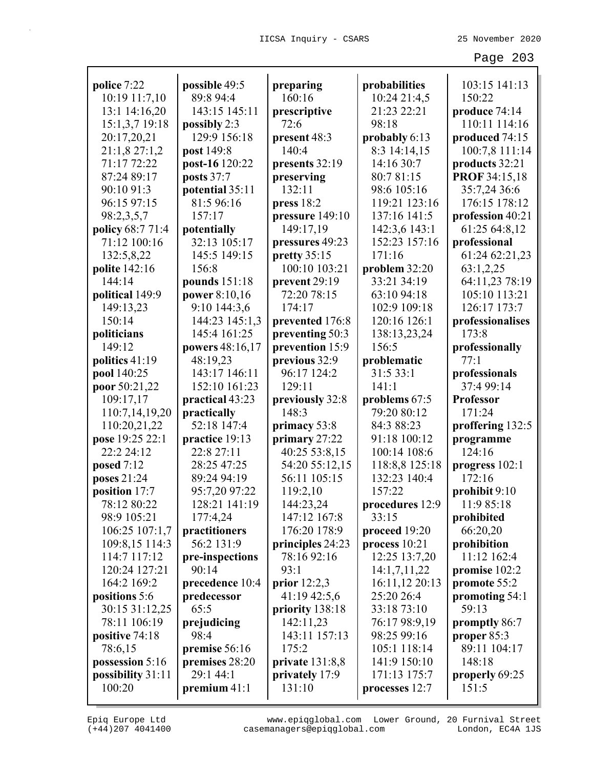**police** 7:22 10:19 11:7,10 13:1 14:16,20 15:1,3,7 19:18 20:17,20,21 21:1,8 27:1,2 71:17 72:22 87:24 89:17 90:10 91:3 96:15 97:15 98:2,3,5,7
**policy** 68:7 71:4 71:12 100:16 132:5,8,22
**polite** 142:16 144:14
**political** 149:9 149:13,23 150:14
**politicians** 149:12
**politics** 41:19
**pool** 140:25
**poor** 50:21,22 109:17,17 110:7,14,19,20 110:20,21,22
**pose** 19:25 22:1 22:2 24:12
**posed** 7:12
**poses** 21:24
**position** 17:7 78:12 80:22 98:9 105:21 106:25 107:1,7 109:8,15 114:3 114:7 117:12 120:24 127:21 164:2 169:2
**positions** 5:6 30:15 31:12,25 78:11 106:19
**positive** 74:18 78:6,15
**possession** 5:16
**possibility** 31:11 100:20

**possible** 49:5 89:8 94:4 143:15 145:11
**possibly** 2:3 129:9 156:18
**post** 149:8
**post-16** 120:22
**posts** 37:7
**potential** 35:11 81:5 96:16 157:17
**potentially** 32:13 105:17 145:5 149:15 156:8
**pounds** 151:18
**power** 8:10,16 9:10 144:3,6 144:23 145:1,3 145:4 161:25
**powers** 48:16,17 48:19,23 143:17 146:11 152:10 161:23
**practical** 43:23
**practically** 52:18 147:4
**practice** 19:13 22:8 27:11 28:25 47:25 89:24 94:19 95:7,20 97:22 128:21 141:19 177:4,24
**practitioners** 56:2 131:9
**pre-inspections** 90:14
**precedence** 10:4
**predecessor** 65:5
**prejudicing** 98:4
**premise** 56:16
**premises** 28:20 29:1 44:1
**premium** 41:1

**preparing** 160:16
**prescriptive** 72:6
**present** 48:3 140:4
**presents** 32:19
**preserving** 132:11
**press** 18:2
**pressure** 149:10 149:17,19
**pressures** 49:23
**pretty** 35:15 100:10 103:21
**prevent** 29:19 72:20 78:15 174:17
**prevented** 176:8
**preventing** 50:3
**prevention** 15:9
**previous** 32:9 96:17 124:2 129:11
**previously** 32:8 148:3
**primacy** 53:8
**primary** 27:22 40:25 53:8,15 54:20 55:12,15 56:11 105:15 119:2,10 144:23,24 147:12 167:8 176:20 178:9
**principles** 24:23 78:16 92:16 93:1
**prior** 12:2,3 41:19 42:5,6
**priority** 138:18 142:11,23 143:11 157:13 175:2
**private** 131:8,8
**privately** 17:9 131:10

**probabilities** 10:24 21:4,5 21:23 22:21 98:18
**probably** 6:13 8:3 14:14,15 14:16 30:7 80:7 81:15 98:6 105:16 119:21 123:16 137:16 141:5 142:3,6 143:1 152:23 157:16 171:16
**problem** 32:20 33:21 34:19 63:10 94:18 102:9 109:18 120:16 126:1 138:13,23,24 156:5
**problematic** 31:5 33:1 141:1
**problems** 67:5 79:20 80:12 84:3 88:23 91:18 100:12 100:14 108:6 118:8,8 125:18 132:23 140:4 157:22
**procedures** 12:9 33:15
**proceed** 19:20
**process** 10:21 12:25 13:7,20 14:1,7,11,22 16:11,12 20:13 25:20 26:4 33:18 73:10 76:17 98:9,19 98:25 99:16 105:1 118:14 141:9 150:10 171:13 175:7
**processes** 12:7

103:15 141:13 150:22
**produce** 74:14 110:11 114:16
**produced** 74:15 100:7,8 111:14
**products** 32:21
**PROF** 34:15,18 35:7,24 36:6 176:15 178:12
**profession** 40:21 61:25 64:8,12
**professional** 61:24 62:21,23 63:1,2,25 64:11,23 78:19 105:10 113:21 126:17 173:7
**professionalises** 173:8
**professionally** 77:1
**professionals** 37:4 99:14
**Professor** 171:24
**proffering** 132:5
**programme** 124:16
**progress** 102:1 172:16
**prohibit** 9:10 11:9 85:18
**prohibited** 66:20,20
**prohibition** 11:12 162:4
**promise** 102:2
**promote** 55:2
**promoting** 54:1 59:13
**promptly** 86:7
**proper** 85:3 89:11 104:17 148:18
**properly** 69:25 151:5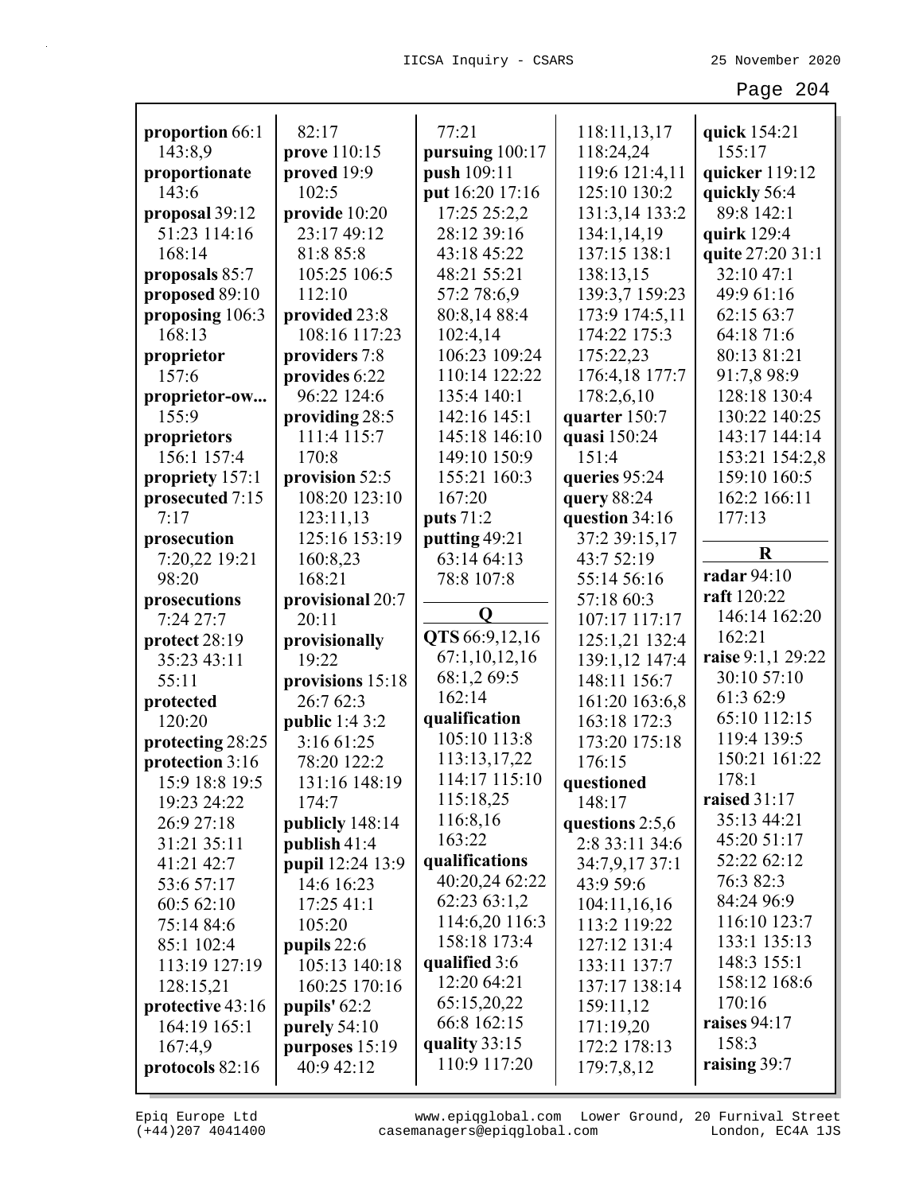**proportion** 66:1
143:8,9
**proportionate**
143:6
**proposal** 39:12
51:23 114:16
168:14
**proposals** 85:7
**proposed** 89:10
**proposing** 106:3
168:13
**proprietor**
157:6
**proprietor-ow...**
155:9
**proprietors**
156:1 157:4
**propriety** 157:1
**prosecuted** 7:15
7:17
**prosecution**
7:20,22 19:21
98:20
**prosecutions**
7:24 27:7
**protect** 28:19
35:23 43:11
55:11
**protected**
120:20
**protecting** 28:25
**protection** 3:16
15:9 18:8 19:5
19:23 24:22
26:9 27:18
31:21 35:11
41:21 42:7
53:6 57:17
60:5 62:10
75:14 84:6
85:1 102:4
113:19 127:19
128:15,21
**protective** 43:16
164:19 165:1
167:4,9
**protocols** 82:16
82:17
**prove** 110:15
**proved** 19:9
102:5
**provide** 10:20
23:17 49:12
81:8 85:8
105:25 106:5
112:10
**provided** 23:8
108:16 117:23
**providers** 7:8
**provides** 6:22
96:22 124:6
**providing** 28:5
111:4 115:7
170:8
**provision** 52:5
108:20 123:10
123:11,13
125:16 153:19
160:8,23
168:21
**provisional** 20:7
20:11
**provisionally**
19:22
**provisions** 15:18
26:7 62:3
**public** 1:4 3:2
3:16 61:25
78:20 122:2
131:16 148:19
174:7
**publicly** 148:14
**publish** 41:4
**pupil** 12:24 13:9
14:6 16:23
17:25 41:1
105:20
**pupils** 22:6
105:13 140:18
160:25 170:16
**pupils'** 62:2
**purely** 54:10
**purposes** 15:19
40:9 42:12
77:21
**pursuing** 100:17
**push** 109:11
**put** 16:20 17:16
17:25 25:2,2
28:12 39:16
43:18 45:22
48:21 55:21
57:2 78:6,9
80:8,14 88:4
102:4,14
106:23 109:24
110:14 122:22
135:4 140:1
142:16 145:1
145:18 146:10
149:10 150:9
155:21 160:3
167:20
**puts** 71:2
**putting** 49:21
63:14 64:13
78:8 107:8

**Q**

**QTS** 66:9,12,16
67:1,10,12,16
68:1,2 69:5
162:14
**qualification**
105:10 113:8
113:13,17,22
114:17 115:10
115:18,25
116:8,16
163:22
**qualifications**
40:20,24 62:22
62:23 63:1,2
114:6,20 116:3
158:18 173:4
**qualified** 3:6
12:20 64:21
65:15,20,22
66:8 162:15
**quality** 33:15
110:9 117:20
118:11,13,17
118:24,24
119:6 121:4,11
125:10 130:2
131:3,14 133:2
134:1,14,19
137:15 138:1
138:13,15
139:3,7 159:23
173:9 174:5,11
174:22 175:3
175:22,23
176:4,18 177:7
178:2,6,10
**quarter** 150:7
**quasi** 150:24
151:4
**queries** 95:24
**query** 88:24
**question** 34:16
37:2 39:15,17
43:7 52:19
55:14 56:16
57:18 60:3
107:17 117:17
125:1,21 132:4
139:1,12 147:4
148:11 156:7
161:20 163:6,8
163:18 172:3
173:20 175:18
176:15
**questioned**
148:17
**questions** 2:5,6
2:8 33:11 34:6
34:7,9,17 37:1
43:9 59:6
104:11,16,16
113:2 119:22
127:12 131:4
133:11 137:7
137:17 138:14
159:11,12
171:19,20
172:2 178:13
179:7,8,12
**quick** 154:21
155:17
**quicker** 119:12
**quickly** 56:4
89:8 142:1
**quirk** 129:4
**quite** 27:20 31:1
32:10 47:1
49:9 61:16
62:15 63:7
64:18 71:6
80:13 81:21
91:7,8 98:9
128:18 130:4
130:22 140:25
143:17 144:14
153:21 154:2,8
159:10 160:5
162:2 166:11
177:13

**R**

**radar** 94:10
**raft** 120:22
146:14 162:20
162:21
**raise** 9:1,1 29:22
30:10 57:10
61:3 62:9
65:10 112:15
119:4 139:5
150:21 161:22
178:1
**raised** 31:17
35:13 44:21
45:20 51:17
52:22 62:12
76:3 82:3
84:24 96:9
116:10 123:7
133:1 135:13
148:3 155:1
158:12 168:6
170:16
**raises** 94:17
158:3
**raising** 39:7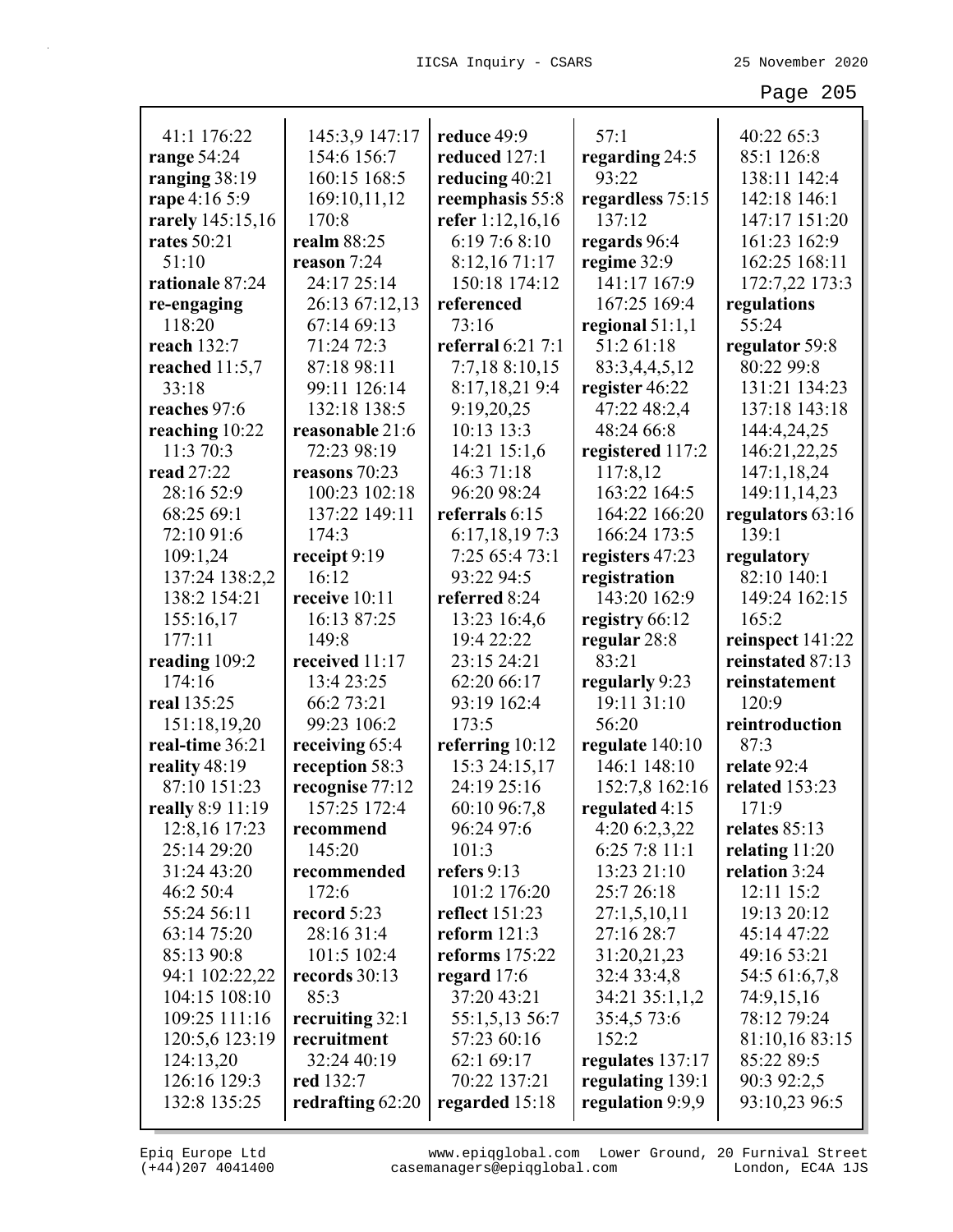41:1 176:22
**range** 54:24
**ranging** 38:19
**rape** 4:16 5:9
**rarely** 145:15,16
**rates** 50:21
51:10
**rationale** 87:24
**re-engaging**
118:20
**reach** 132:7
**reached** 11:5,7
33:18
**reaches** 97:6
**reaching** 10:22
11:3 70:3
**read** 27:22
28:16 52:9
68:25 69:1
72:10 91:6
109:1,24
137:24 138:2,2
138:2 154:21
155:16,17
177:11
**reading** 109:2
174:16
**real** 135:25
151:18,19,20
**real-time** 36:21
**reality** 48:19
87:10 151:23
**really** 8:9 11:19
12:8,16 17:23
25:14 29:20
31:24 43:20
46:2 50:4
55:24 56:11
63:14 75:20
85:13 90:8
94:1 102:22,22
104:15 108:10
109:25 111:16
120:5,6 123:19
124:13,20
126:16 129:3
132:8 135:25
145:3,9 147:17
154:6 156:7
160:15 168:5
169:10,11,12
170:8
**realm** 88:25
**reason** 7:24
24:17 25:14
26:13 67:12,13
67:14 69:13
71:24 72:3
87:18 98:11
99:11 126:14
132:18 138:5
**reasonable** 21:6
72:23 98:19
**reasons** 70:23
100:23 102:18
137:22 149:11
174:3
**receipt** 9:19
16:12
**receive** 10:11
16:13 87:25
149:8
**received** 11:17
13:4 23:25
66:2 73:21
99:23 106:2
**receiving** 65:4
**reception** 58:3
**recognise** 77:12
157:25 172:4
**recommend**
145:20
**recommended**
172:6
**record** 5:23
28:16 31:4
101:5 102:4
**records** 30:13
85:3
**recruiting** 32:1
**recruitment**
32:24 40:19
**red** 132:7
**redrafting** 62:20
**reduce** 49:9
**reduced** 127:1
**reducing** 40:21
**reemphasis** 55:8
**refer** 1:12,16,16
6:19 7:6 8:10
8:12,16 71:17
150:18 174:12
**referenced**
73:16
**referral** 6:21 7:1
7:7,18 8:10,15
8:17,18,21 9:4
9:19,20,25
10:13 13:3
14:21 15:1,6
46:3 71:18
96:20 98:24
**referrals** 6:15
6:17,18,19 7:3
7:25 65:4 73:1
93:22 94:5
**referred** 8:24
13:23 16:4,6
19:4 22:22
23:15 24:21
62:20 66:17
93:19 162:4
173:5
**referring** 10:12
15:3 24:15,17
24:19 25:16
60:10 96:7,8
96:24 97:6
101:3
**refers** 9:13
101:2 176:20
**reflect** 151:23
**reform** 121:3
**reforms** 175:22
**regard** 17:6
37:20 43:21
55:1,5,13 56:7
57:23 60:16
62:1 69:17
70:22 137:21
**regarded** 15:18
57:1
**regarding** 24:5
93:22
**regardless** 75:15
137:12
**regards** 96:4
**regime** 32:9
141:17 167:9
167:25 169:4
**regional** 51:1,1
51:2 61:18
83:3,4,4,5,12
**register** 46:22
47:22 48:2,4
48:24 66:8
**registered** 117:2
117:8,12
163:22 164:5
164:22 166:20
166:24 173:5
**registers** 47:23
**registration**
143:20 162:9
**registry** 66:12
**regular** 28:8
83:21
**regularly** 9:23
19:11 31:10
56:20
**regulate** 140:10
146:1 148:10
152:7,8 162:16
**regulated** 4:15
4:20 6:2,3,22
6:25 7:8 11:1
13:23 21:10
25:7 26:18
27:1,5,10,11
27:16 28:7
31:20,21,23
32:4 33:4,8
34:21 35:1,1,2
35:4,5 73:6
152:2
**regulates** 137:17
**regulating** 139:1
**regulation** 9:9,9
40:22 65:3
85:1 126:8
138:11 142:4
142:18 146:1
147:17 151:20
161:23 162:9
162:25 168:11
172:7,22 173:3
**regulations**
55:24
**regulator** 59:8
80:22 99:8
131:21 134:23
137:18 143:18
144:4,24,25
146:21,22,25
147:1,18,24
149:11,14,23
**regulators** 63:16
139:1
**regulatory**
82:10 140:1
149:24 162:15
165:2
**reinspect** 141:22
**reinstated** 87:13
**reinstatement**
120:9
**reintroduction**
87:3
**relate** 92:4
**related** 153:23
171:9
**relates** 85:13
**relating** 11:20
**relation** 3:24
12:11 15:2
19:13 20:12
45:14 47:22
49:16 53:21
54:5 61:6,7,8
74:9,15,16
78:12 79:24
81:10,16 83:15
85:22 89:5
90:3 92:2,5
93:10,23 96:5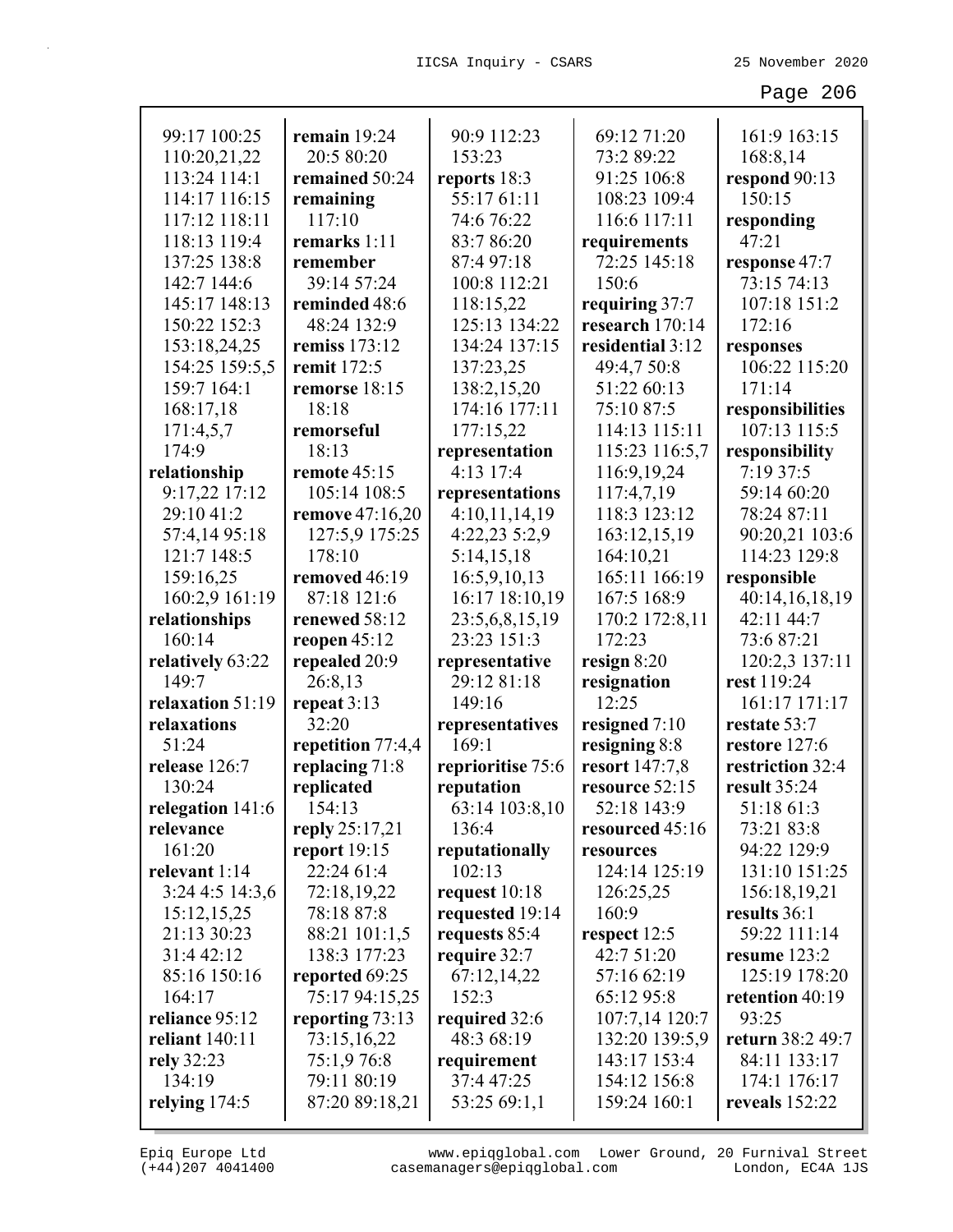99:17 100:25
110:20,21,22
113:24 114:1
114:17 116:15
117:12 118:11
118:13 119:4
137:25 138:8
142:7 144:6
145:17 148:13
150:22 152:3
153:18,24,25
154:25 159:5,5
159:7 164:1
168:17,18
171:4,5,7
174:9

**relationship** 9:17,22 17:12 29:10 41:2 57:4,14 95:18 121:7 148:5 159:16,25 160:2,9 161:19

**relationships** 160:14

**relatively** 63:22 149:7

**relaxation** 51:19

**relaxations** 51:24

**release** 126:7 130:24

**relegation** 141:6

**relevance** 161:20

**relevant** 1:14 3:24 4:5 14:3,6 15:12,15,25 21:13 30:23 31:4 42:12 85:16 150:16 164:17

**reliance** 95:12

**reliant** 140:11

**rely** 32:23 134:19

**relying** 174:5

**remain** 19:24 20:5 80:20

**remained** 50:24

**remaining** 117:10

**remarks** 1:11

**remember** 39:14 57:24

**reminded** 48:6 48:24 132:9

**remiss** 173:12

**remit** 172:5

**remorse** 18:15 18:18

**remorseful** 18:13

**remote** 45:15 105:14 108:5

**remove** 47:16,20 127:5,9 175:25 178:10

**removed** 46:19 87:18 121:6

**renewed** 58:12

**reopen** 45:12

**repealed** 20:9 26:8,13

**repeat** 3:13 32:20

**repetition** 77:4,4

**replacing** 71:8

**replicated** 154:13

**reply** 25:17,21

**report** 19:15 22:24 61:4 72:18,19,22 78:18 87:8 88:21 101:1,5 138:3 177:23

**reported** 69:25 75:17 94:15,25

**reporting** 73:13 73:15,16,22 75:1,9 76:8 79:11 80:19 87:20 89:18,21 90:9 112:23 153:23

**reports** 18:3 55:17 61:11 74:6 76:22 83:7 86:20 87:4 97:18 100:8 112:21 118:15,22 125:13 134:22 134:24 137:15 137:23,25 138:2,15,20 174:16 177:11 177:15,22

**representation** 4:13 17:4

**representations** 4:10,11,14,19 4:22,23 5:2,9 5:14,15,18 16:5,9,10,13 16:17 18:10,19 23:5,6,8,15,19 23:23 151:3

**representative** 29:12 81:18 149:16

**representatives** 169:1

**reprioritise** 75:6

**reputation** 63:14 103:8,10 136:4

**reputationally** 102:13

**request** 10:18

**requested** 19:14

**requests** 85:4

**require** 32:7 67:12,14,22 152:3

**required** 32:6 48:3 68:19

**requirement** 37:4 47:25 53:25 69:1,1 69:12 71:20 73:2 89:22 91:25 106:8 108:23 109:4 116:6 117:11

**requirements** 72:25 145:18 150:6

**requiring** 37:7

**research** 170:14

**residential** 3:12 49:4,7 50:8 51:22 60:13 75:10 87:5 114:13 115:11 115:23 116:5,7 116:9,19,24 117:4,7,19 118:3 123:12 163:12,15,19 164:10,21 165:11 166:19 167:5 168:9 170:2 172:8,11 172:23

**resign** 8:20

**resignation** 12:25

**resigned** 7:10

**resigning** 8:8

**resort** 147:7,8

**resource** 52:15 52:18 143:9

**resourced** 45:16

**resources** 124:14 125:19 126:25,25 160:9

**respect** 12:5 42:7 51:20 57:16 62:19 65:12 95:8 107:7,14 120:7 132:20 139:5,9 143:17 153:4 154:12 156:8 159:24 160:1 161:9 163:15 168:8,14

**respond** 90:13 150:15

**responding** 47:21

**response** 47:7 73:15 74:13 107:18 151:2 172:16

**responses** 106:22 115:20 171:14

**responsibilities** 107:13 115:5

**responsibility** 7:19 37:5 59:14 60:20 78:24 87:11 90:20,21 103:6 114:23 129:8

**responsible** 40:14,16,18,19 42:11 44:7 73:6 87:21 120:2,3 137:11

**rest** 119:24 161:17 171:17

**restate** 53:7

**restore** 127:6

**restriction** 32:4

**result** 35:24 51:18 61:3 73:21 83:8 94:22 129:9 131:10 151:25 156:18,19,21

**results** 36:1 59:22 111:14

**resume** 123:2 125:19 178:20

**retention** 40:19 93:25

**return** 38:2 49:7 84:11 133:17 174:1 176:17

**reveals** 152:22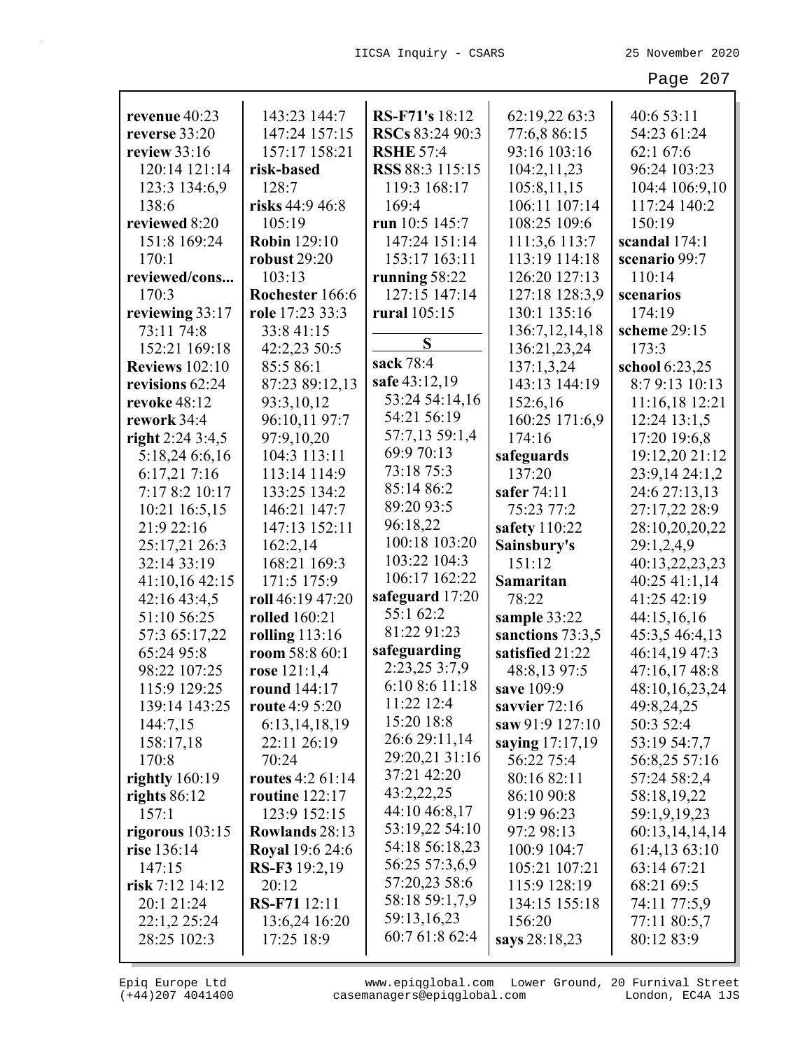**revenue** 40:23
**reverse** 33:20
**review** 33:16 120:14 121:14 123:3 134:6,9 138:6
**reviewed** 8:20 151:8 169:24 170:1
**reviewed/cons...** 170:3
**reviewing** 33:17 73:11 74:8 152:21 169:18
**Reviews** 102:10
**revisions** 62:24
**revoke** 48:12
**rework** 34:4
**right** 2:24 3:4,5 5:18,24 6:6,16 6:17,21 7:16 7:17 8:2 10:17 10:21 16:5,15 21:9 22:16 25:17,21 26:3 32:14 33:19 41:10,16 42:15 42:16 43:4,5 51:10 56:25 57:3 65:17,22 65:24 95:8 98:22 107:25 115:9 129:25 139:14 143:25 144:7,15 158:17,18 170:8
**rightly** 160:19
**rights** 86:12 157:1
**rigorous** 103:15
**rise** 136:14 147:15
**risk** 7:12 14:12 20:1 21:24 22:1,2 25:24 28:25 102:3 143:23 144:7 147:24 157:15 157:17 158:21
**risk-based** 128:7
**risks** 44:9 46:8 105:19
**Robin** 129:10
**robust** 29:20 103:13
**Rochester** 166:6
**role** 17:23 33:3 33:8 41:15 42:2,23 50:5 85:5 86:1 87:23 89:12,13 93:3,10,12 96:10,11 97:7 97:9,10,20 104:3 113:11 113:14 114:9 133:25 134:2 146:21 147:7 147:13 152:11 162:2,14 168:21 169:3 171:5 175:9
**roll** 46:19 47:20
**rolled** 160:21
**rolling** 113:16
**room** 58:8 60:1
**rose** 121:1,4
**round** 144:17
**route** 4:9 5:20 6:13,14,18,19 22:11 26:19 70:24
**routes** 4:2 61:14
**routine** 122:17 123:9 152:15
**Rowlands** 28:13
**Royal** 19:6 24:6
**RS-F3** 19:2,19 20:12
**RS-F71** 12:11 13:6,24 16:20 17:25 18:9
**RS-F71's** 18:12
**RSCs** 83:24 90:3
**RSHE** 57:4
**RSS** 88:3 115:15 119:3 168:17 169:4
**run** 10:5 145:7 147:24 151:14 153:17 163:11
**running** 58:22 127:15 147:14
**rural** 105:15

## S

**sack** 78:4
**safe** 43:12,19 53:24 54:14,16 54:21 56:19 57:7,13 59:1,4 69:9 70:13 73:18 75:3 85:14 86:2 89:20 93:5 96:18,22 100:18 103:20 103:22 104:3 106:17 162:22
**safeguard** 17:20 55:1 62:2 81:22 91:23
**safeguarding** 2:23,25 3:7,9 6:10 8:6 11:18 11:22 12:4 15:20 18:8 26:6 29:11,14 29:20,21 31:16 37:21 42:20 43:2,22,25 44:10 46:8,17 53:19,22 54:10 54:18 56:18,23 56:25 57:3,6,9 57:20,23 58:6 58:18 59:1,7,9 59:13,16,23 60:7 61:8 62:4 62:19,22 63:3 77:6,8 86:15 93:16 103:16 104:2,11,23 105:8,11,15 106:11 107:14 108:25 109:6 111:3,6 113:7 113:19 114:18 126:20 127:13 127:18 128:3,9 130:1 135:16 136:7,12,14,18 136:21,23,24 137:1,3,24 143:13 144:19 152:6,16 160:25 171:6,9 174:16
**safeguards** 137:20
**safer** 74:11 75:23 77:2
**safety** 110:22
**Sainsbury's** 151:12
**Samaritan** 78:22
**sample** 33:22
**sanctions** 73:3,5
**satisfied** 21:22 48:8,13 97:5
**save** 109:9
**savvier** 72:16
**saw** 91:9 127:10
**saying** 17:17,19 56:22 75:4 80:16 82:11 86:10 90:8 91:9 96:23 97:2 98:13 100:9 104:7 105:21 107:21 115:9 128:19 134:15 155:18 156:20
**says** 28:18,23 40:6 53:11 54:23 61:24 62:1 67:6 96:24 103:23 104:4 106:9,10 117:24 140:2 150:19
**scandal** 174:1
**scenario** 99:7 110:14
**scenarios** 174:19
**scheme** 29:15 173:3
**school** 6:23,25 8:7 9:13 10:13 11:16,18 12:21 12:24 13:1,5 17:20 19:6,8 19:12,20 21:12 23:9,14 24:1,2 24:6 27:13,13 27:17,22 28:9 28:10,20,20,22 29:1,2,4,9 40:13,22,23,23 40:25 41:1,14 41:25 42:19 44:15,16,16 45:3,5 46:4,13 46:14,19 47:3 47:16,17 48:8 48:10,16,23,24 49:8,24,25 50:3 52:4 53:19 54:7,7 56:8,25 57:16 57:24 58:2,4 58:18,19,22 59:1,9,19,23 60:13,14,14,14 61:4,13 63:10 63:14 67:21 68:21 69:5 74:11 77:5,9 77:11 80:5,7 80:12 83:9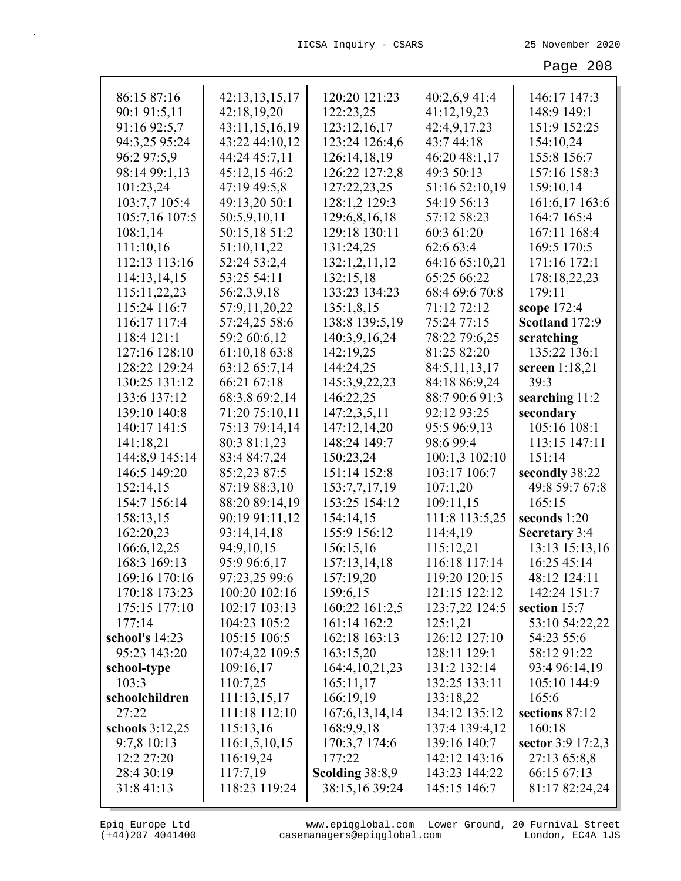86:15 87:16
90:1 91:5,11
91:16 92:5,7
94:3,25 95:24
96:2 97:5,9
98:14 99:1,13
101:23,24
103:7,7 105:4
105:7,16 107:5
108:1,14
111:10,16
112:13 113:16
114:13,14,15
115:11,22,23
115:24 116:7
116:17 117:4
118:4 121:1
127:16 128:10
128:22 129:24
130:25 131:12
133:6 137:12
139:10 140:8
140:17 141:5
141:18,21
144:8,9 145:14
146:5 149:20
152:14,15
154:7 156:14
158:13,15
162:20,23
166:6,12,25
168:3 169:13
169:16 170:16
170:18 173:23
175:15 177:10
177:14
**school's** 14:23
95:23 143:20
**school-type**
103:3
**schoolchildren**
27:22
**schools** 3:12,25
9:7,8 10:13
12:2 27:20
28:4 30:19
31:8 41:13
42:13,13,15,17
42:18,19,20
43:11,15,16,19
43:22 44:10,12
44:24 45:7,11
45:12,15 46:2
47:19 49:5,8
49:13,20 50:1
50:5,9,10,11
50:15,18 51:2
51:10,11,22
52:24 53:2,4
53:25 54:11
56:2,3,9,18
57:9,11,20,22
57:24,25 58:6
59:2 60:6,12
61:10,18 63:8
63:12 65:7,14
66:21 67:18
68:3,8 69:2,14
71:20 75:10,11
75:13 79:14,14
80:3 81:1,23
83:4 84:7,24
85:2,23 87:5
87:19 88:3,10
88:20 89:14,19
90:19 91:11,12
93:14,14,18
94:9,10,15
95:9 96:6,17
97:23,25 99:6
100:20 102:16
102:17 103:13
104:23 105:2
105:15 106:5
107:4,22 109:5
109:16,17
110:7,25
111:13,15,17
111:18 112:10
115:13,16
116:1,5,10,15
116:19,24
117:7,19
118:23 119:24
120:20 121:23
122:23,25
123:12,16,17
123:24 126:4,6
126:14,18,19
126:22 127:2,8
127:22,23,25
128:1,2 129:3
129:6,8,16,18
129:18 130:11
131:24,25
132:1,2,11,12
132:15,18
133:23 134:23
135:1,8,15
138:8 139:5,19
140:3,9,16,24
142:19,25
144:24,25
145:3,9,22,23
146:22,25
147:2,3,5,11
147:12,14,20
148:24 149:7
150:23,24
151:14 152:8
153:7,7,17,19
153:25 154:12
154:14,15
155:9 156:12
156:15,16
157:13,14,18
157:19,20
159:6,15
160:22 161:2,5
161:14 162:2
162:18 163:13
163:15,20
164:4,10,21,23
165:11,17
166:19,19
167:6,13,14,14
168:9,9,18
170:3,7 174:6
177:22
**Scolding** 38:8,9
38:15,16 39:24
40:2,6,9 41:4
41:12,19,23
42:4,9,17,23
43:7 44:18
46:20 48:1,17
49:3 50:13
51:16 52:10,19
54:19 56:13
57:12 58:23
60:3 61:20
62:6 63:4
64:16 65:10,21
65:25 66:22
68:4 69:6 70:8
71:12 72:12
75:24 77:15
78:22 79:6,25
81:25 82:20
84:5,11,13,17
84:18 86:9,24
88:7 90:6 91:3
92:12 93:25
95:5 96:9,13
98:6 99:4
100:1,3 102:10
103:17 106:7
107:1,20
109:11,15
111:8 113:5,25
114:4,19
115:12,21
116:18 117:14
119:20 120:15
121:15 122:12
123:7,22 124:5
125:1,21
126:12 127:10
128:11 129:1
131:2 132:14
132:25 133:11
133:18,22
134:12 135:12
137:4 139:4,12
139:16 140:7
142:12 143:16
143:23 144:22
145:15 146:7
146:17 147:3
148:9 149:1
151:9 152:25
154:10,24
155:8 156:7
157:16 158:3
159:10,14
161:6,17 163:6
164:7 165:4
167:11 168:4
169:5 170:5
171:16 172:1
178:18,22,23
179:11
**scope** 172:4
**Scotland** 172:9
**scratching**
135:22 136:1
**screen** 1:18,21
39:3
**searching** 11:2
**secondary**
105:16 108:1
113:15 147:11
151:14
**secondly** 38:22
49:8 59:7 67:8
165:15
**seconds** 1:20
**Secretary** 3:4
13:13 15:13,16
16:25 45:14
48:12 124:11
142:24 151:7
**section** 15:7
53:10 54:22,22
54:23 55:6
58:12 91:22
93:4 96:14,19
105:10 144:9
165:6
**sections** 87:12
160:18
**sector** 3:9 17:2,3
27:13 65:8,8
66:15 67:13
81:17 82:24,24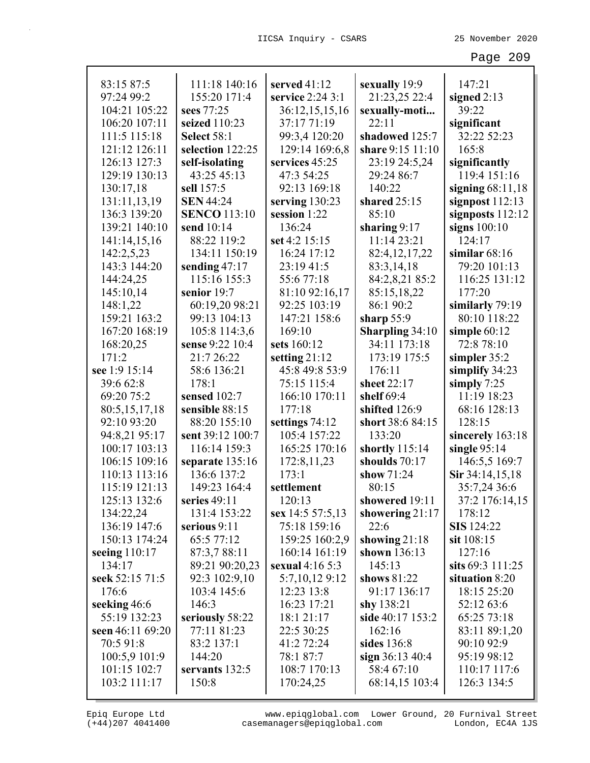83:15 87:5
97:24 99:2
104:21 105:22
106:20 107:11
111:5 115:18
121:12 126:11
126:13 127:3
129:19 130:13
130:17,18
131:11,13,19
136:3 139:20
139:21 140:10
141:14,15,16
142:2,5,23
143:3 144:20
144:24,25
145:10,14
148:1,22
159:21 163:2
167:20 168:19
168:20,25
171:2
**see** 1:9 15:14
39:6 62:8
69:20 75:2
80:5,15,17,18
92:10 93:20
94:8,21 95:17
100:17 103:13
106:15 109:16
110:13 113:16
115:19 121:13
125:13 132:6
134:22,24
136:19 147:6
150:13 174:24
**seeing** 110:17
134:17
**seek** 52:15 71:5
176:6
**seeking** 46:6
55:19 132:23
**seen** 46:11 69:20
70:5 91:8
100:5,9 101:9
101:15 102:7
103:2 111:17
111:18 140:16
155:20 171:4
**sees** 77:25
**seized** 110:23
**Select** 58:1
**selection** 122:25
**self-isolating**
43:25 45:13
**sell** 157:5
**SEN** 44:24
**SENCO** 113:10
**send** 10:14
88:22 119:2
134:11 150:19
**sending** 47:17
115:16 155:3
**senior** 19:7
60:19,20 98:21
99:13 104:13
105:8 114:3,6
**sense** 9:22 10:4
21:7 26:22
58:6 136:21
178:1
**sensed** 102:7
**sensible** 88:15
88:20 155:10
**sent** 39:12 100:7
116:14 159:3
**separate** 135:16
136:6 137:2
149:23 164:4
**series** 49:11
131:4 153:22
**serious** 9:11
65:5 77:12
87:3,7 88:11
89:21 90:20,23
92:3 102:9,10
103:4 145:6
146:3
**seriously** 58:22
77:11 81:23
83:2 137:1
144:20
**servants** 132:5
150:8
**served** 41:12
**service** 2:24 3:1
36:12,15,15,16
37:17 71:19
99:3,4 120:20
129:14 169:6,8
**services** 45:25
47:3 54:25
92:13 169:18
**serving** 130:23
**session** 1:22
136:24
**set** 4:2 15:15
16:24 17:12
23:19 41:5
55:6 77:18
81:10 92:16,17
92:25 103:19
147:21 158:6
169:10
**sets** 160:12
**setting** 21:12
45:8 49:8 53:9
75:15 115:4
166:10 170:11
177:18
**settings** 74:12
105:4 157:22
165:25 170:16
172:8,11,23
173:1
**settlement**
120:13
**sex** 14:5 57:5,13
75:18 159:16
159:25 160:2,9
160:14 161:19
**sexual** 4:16 5:3
5:7,10,12 9:12
12:23 13:8
16:23 17:21
18:1 21:17
22:5 30:25
41:2 72:24
78:1 87:7
108:7 170:13
170:24,25
**sexually** 19:9
21:23,25 22:4
**sexually-moti...**
22:11
**shadowed** 125:7
**share** 9:15 11:10
23:19 24:5,24
29:24 86:7
140:22
**shared** 25:15
85:10
**sharing** 9:17
11:14 23:21
82:4,12,17,22
83:3,14,18
84:2,8,21 85:2
85:15,18,22
86:1 90:2
**sharp** 55:9
**Sharpling** 34:10
34:11 173:18
173:19 175:5
176:11
**sheet** 22:17
**shelf** 69:4
**shifted** 126:9
**short** 38:6 84:15
133:20
**shortly** 115:14
**shoulds** 70:17
**show** 71:24
80:15
**showered** 19:11
**showering** 21:17
22:6
**showing** 21:18
**shown** 136:13
145:13
**shows** 81:22
91:17 136:17
**shy** 138:21
**side** 40:17 153:2
162:16
**sides** 136:8
**sign** 36:13 40:4
58:4 67:10
68:14,15 103:4
147:21
**signed** 2:13
39:22
**significant**
32:22 52:23
165:8
**significantly**
119:4 151:16
**signing** 68:11,18
**signpost** 112:13
**signposts** 112:12
**signs** 100:10
124:17
**similar** 68:16
79:20 101:13
116:25 131:12
177:20
**similarly** 79:19
80:10 118:22
**simple** 60:12
72:8 78:10
**simpler** 35:2
**simplify** 34:23
**simply** 7:25
11:19 18:23
68:16 128:13
128:15
**sincerely** 163:18
**single** 95:14
146:5,5 169:7
**Sir** 34:14,15,18
35:7,24 36:6
37:2 176:14,15
178:12
**SIS** 124:22
**sit** 108:15
127:16
**sits** 69:3 111:25
**situation** 8:20
18:15 25:20
52:12 63:6
65:25 73:18
83:11 89:1,20
90:10 92:9
95:19 98:12
110:17 117:6
126:3 134:5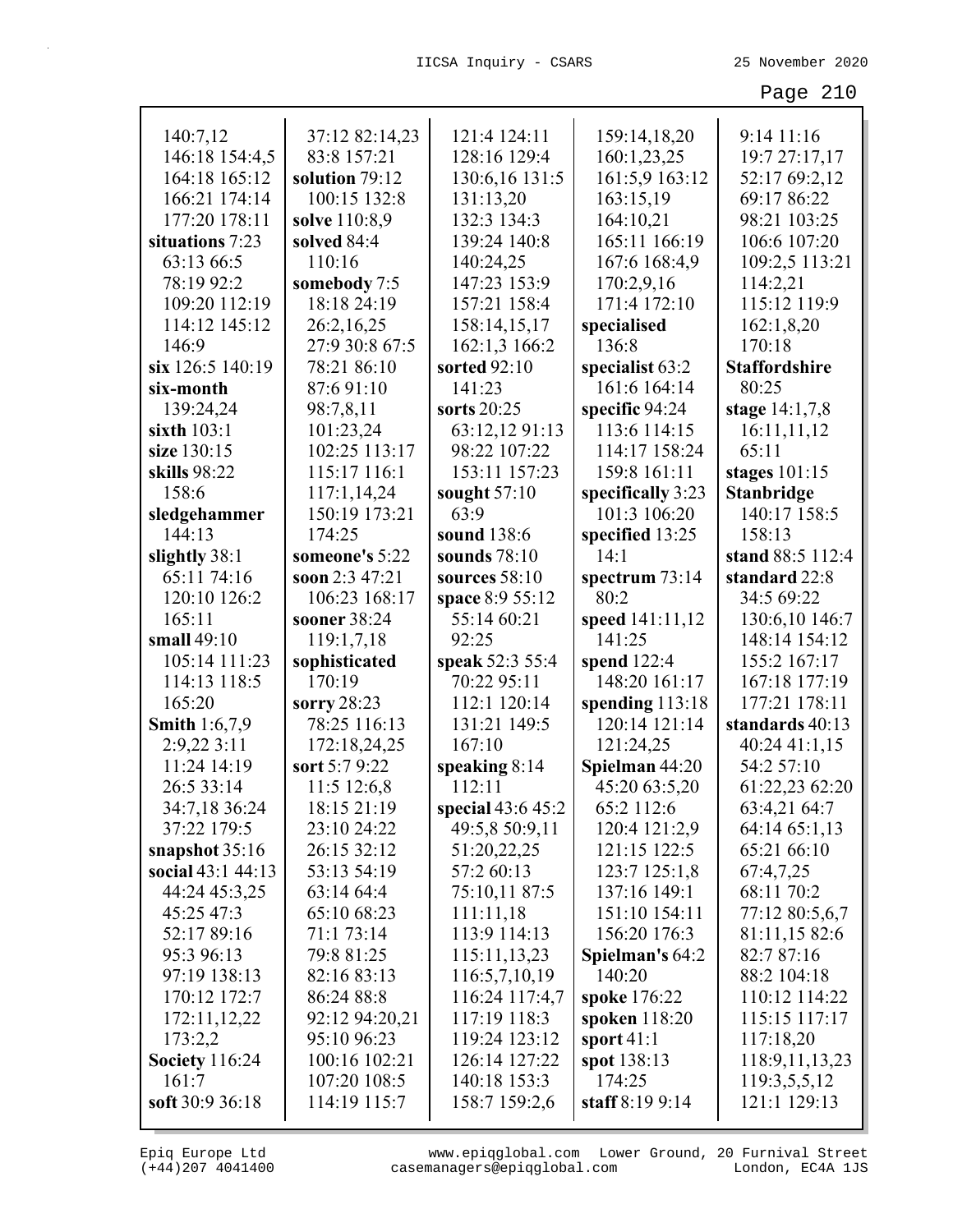140:7,12
146:18 154:4,5
164:18 165:12
166:21 174:14
177:20 178:11
**situations** 7:23
63:13 66:5
78:19 92:2
109:20 112:19
114:12 145:12
146:9
**six** 126:5 140:19
**six-month**
139:24,24
**sixth** 103:1
**size** 130:15
**skills** 98:22
158:6
**sledgehammer**
144:13
**slightly** 38:1
65:11 74:16
120:10 126:2
165:11
**small** 49:10
105:14 111:23
114:13 118:5
165:20
**Smith** 1:6,7,9
2:9,22 3:11
11:24 14:19
26:5 33:14
34:7,18 36:24
37:22 179:5
**snapshot** 35:16
**social** 43:1 44:13
44:24 45:3,25
45:25 47:3
52:17 89:16
95:3 96:13
97:19 138:13
170:12 172:7
172:11,12,22
173:2,2
**Society** 116:24
161:7
**soft** 30:9 36:18
37:12 82:14,23
83:8 157:21
**solution** 79:12
100:15 132:8
**solve** 110:8,9
**solved** 84:4
110:16
**somebody** 7:5
18:18 24:19
26:2,16,25
27:9 30:8 67:5
78:21 86:10
87:6 91:10
98:7,8,11
101:23,24
102:25 113:17
115:17 116:1
117:1,14,24
150:19 173:21
174:25
**someone's** 5:22
**soon** 2:3 47:21
106:23 168:17
**sooner** 38:24
119:1,7,18
**sophisticated**
170:19
**sorry** 28:23
78:25 116:13
172:18,24,25
**sort** 5:7 9:22
11:5 12:6,8
18:15 21:19
23:10 24:22
26:15 32:12
53:13 54:19
63:14 64:4
65:10 68:23
71:1 73:14
79:8 81:25
82:16 83:13
86:24 88:8
92:12 94:20,21
95:10 96:23
100:16 102:21
107:20 108:5
114:19 115:7
121:4 124:11
128:16 129:4
130:6,16 131:5
131:13,20
132:3 134:3
139:24 140:8
140:24,25
147:23 153:9
157:21 158:4
158:14,15,17
162:1,3 166:2
**sorted** 92:10
141:23
**sorts** 20:25
63:12,12 91:13
98:22 107:22
153:11 157:23
**sought** 57:10
63:9
**sound** 138:6
**sounds** 78:10
**sources** 58:10
**space** 8:9 55:12
55:14 60:21
92:25
**speak** 52:3 55:4
70:22 95:11
112:1 120:14
131:21 149:5
167:10
**speaking** 8:14
112:11
**special** 43:6 45:2
49:5,8 50:9,11
51:20,22,25
57:2 60:13
75:10,11 87:5
111:11,18
113:9 114:13
115:11,13,23
116:5,7,10,19
116:24 117:4,7
117:19 118:3
119:24 123:12
126:14 127:22
140:18 153:3
158:7 159:2,6
159:14,18,20
160:1,23,25
161:5,9 163:12
163:15,19
164:10,21
165:11 166:19
167:6 168:4,9
170:2,9,16
171:4 172:10
**specialised**
136:8
**specialist** 63:2
161:6 164:14
**specific** 94:24
113:6 114:15
114:17 158:24
159:8 161:11
**specifically** 3:23
101:3 106:20
**specified** 13:25
14:1
**spectrum** 73:14
80:2
**speed** 141:11,12
141:25
**spend** 122:4
148:20 161:17
**spending** 113:18
120:14 121:14
121:24,25
**Spielman** 44:20
45:20 63:5,20
65:2 112:6
120:4 121:2,9
121:15 122:5
123:7 125:1,8
137:16 149:1
151:10 154:11
156:20 176:3
**Spielman's** 64:2
140:20
**spoke** 176:22
**spoken** 118:20
**sport** 41:1
**spot** 138:13
174:25
**staff** 8:19 9:14
9:14 11:16
19:7 27:17,17
52:17 69:2,12
69:17 86:22
98:21 103:25
106:6 107:20
109:2,5 113:21
114:2,21
115:12 119:9
162:1,8,20
170:18
**Staffordshire**
80:25
**stage** 14:1,7,8
16:11,11,12
65:11
**stages** 101:15
**Stanbridge**
140:17 158:5
158:13
**stand** 88:5 112:4
**standard** 22:8
34:5 69:22
130:6,10 146:7
148:14 154:12
155:2 167:17
167:18 177:19
177:21 178:11
**standards** 40:13
40:24 41:1,15
54:2 57:10
61:22,23 62:20
63:4,21 64:7
64:14 65:1,13
65:21 66:10
67:4,7,25
68:11 70:2
77:12 80:5,6,7
81:11,15 82:6
82:7 87:16
88:2 104:18
110:12 114:22
115:15 117:17
117:18,20
118:9,11,13,23
119:3,5,5,12
121:1 129:13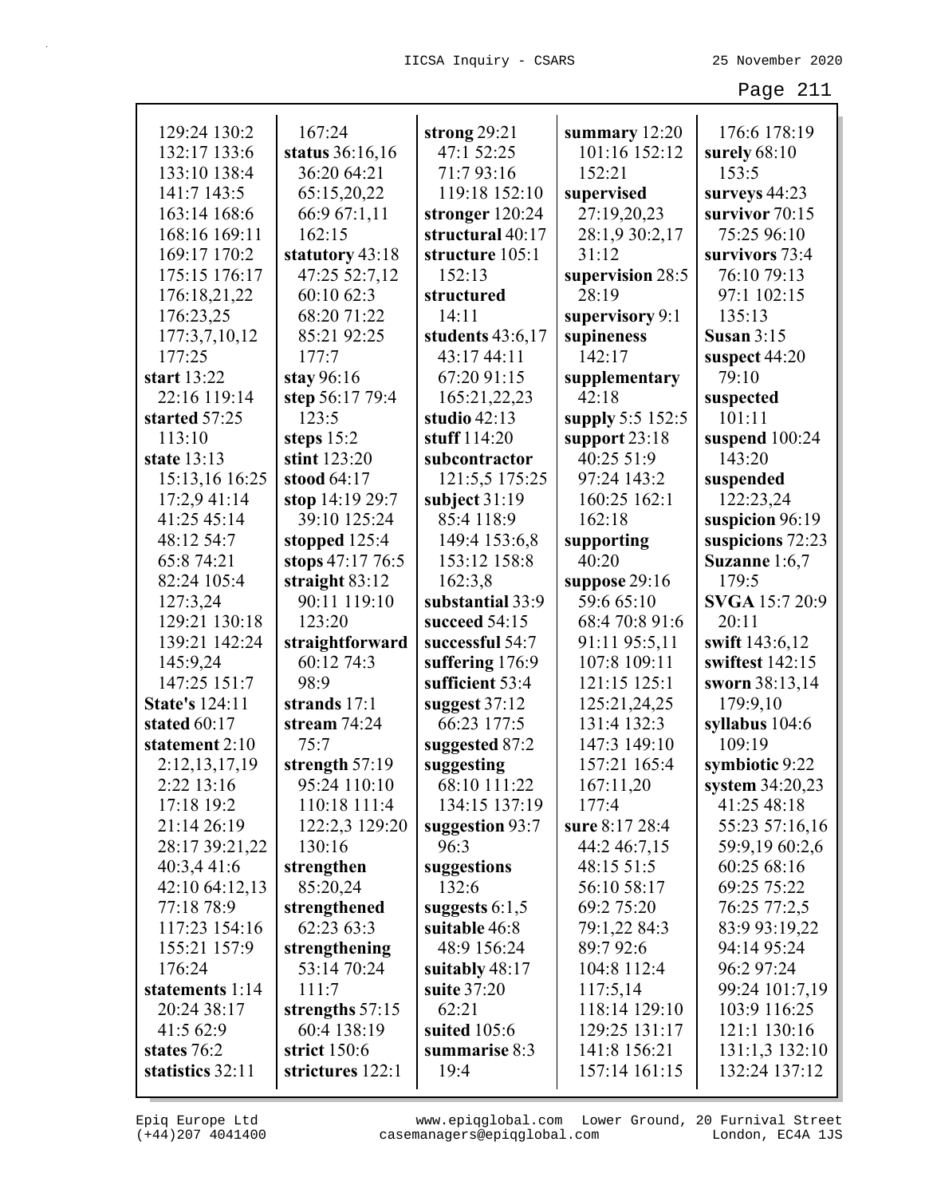129:24 130:2
132:17 133:6
133:10 138:4
141:7 143:5
163:14 168:6
168:16 169:11
169:17 170:2
175:15 176:17
176:18,21,22
176:23,25
177:3,7,10,12
177:25
**start** 13:22
22:16 119:14
**started** 57:25
113:10
**state** 13:13
15:13,16 16:25
17:2,9 41:14
41:25 45:14
48:12 54:7
65:8 74:21
82:24 105:4
127:3,24
129:21 130:18
139:21 142:24
145:9,24
147:25 151:7
**State's** 124:11
**stated** 60:17
**statement** 2:10
2:12,13,17,19
2:22 13:16
17:18 19:2
21:14 26:19
28:17 39:21,22
40:3,4 41:6
42:10 64:12,13
77:18 78:9
117:23 154:16
155:21 157:9
176:24
**statements** 1:14
20:24 38:17
41:5 62:9
**states** 76:2
**statistics** 32:11

167:24
**status** 36:16,16
36:20 64:21
65:15,20,22
66:9 67:1,11
162:15
**statutory** 43:18
47:25 52:7,12
60:10 62:3
68:20 71:22
85:21 92:25
177:7
**stay** 96:16
**step** 56:17 79:4
123:5
**steps** 15:2
**stint** 123:20
**stood** 64:17
**stop** 14:19 29:7
39:10 125:24
**stopped** 125:4
**stops** 47:17 76:5
**straight** 83:12
90:11 119:10
123:20
**straightforward**
60:12 74:3
98:9
**strands** 17:1
**stream** 74:24
75:7
**strength** 57:19
95:24 110:10
110:18 111:4
122:2,3 129:20
130:16
**strengthen**
85:20,24
**strengthened**
62:23 63:3
**strengthening**
53:14 70:24
111:7
**strengths** 57:15
60:4 138:19
**strict** 150:6
**strictures** 122:1

**strong** 29:21
47:1 52:25
71:7 93:16
119:18 152:10
**stronger** 120:24
**structural** 40:17
**structure** 105:1
152:13
**structured**
14:11
**students** 43:6,17
43:17 44:11
67:20 91:15
165:21,22,23
**studio** 42:13
**stuff** 114:20
**subcontractor**
121:5,5 175:25
**subject** 31:19
85:4 118:9
149:4 153:6,8
153:12 158:8
162:3,8
**substantial** 33:9
**succeed** 54:15
**successful** 54:7
**suffering** 176:9
**sufficient** 53:4
**suggest** 37:12
66:23 177:5
**suggested** 87:2
**suggesting**
68:10 111:22
134:15 137:19
**suggestion** 93:7
96:3
**suggestions**
132:6
**suggests** 6:1,5
**suitable** 46:8
48:9 156:24
**suitably** 48:17
**suite** 37:20
62:21
**suited** 105:6
**summarise** 8:3
19:4

**summary** 12:20
101:16 152:12
152:21
**supervised**
27:19,20,23
28:1,9 30:2,17
31:12
**supervision** 28:5
28:19
**supervisory** 9:1
**supineness**
142:17
**supplementary**
42:18
**supply** 5:5 152:5
**support** 23:18
40:25 51:9
97:24 143:2
160:25 162:1
162:18
**supporting**
40:20
**suppose** 29:16
59:6 65:10
68:4 70:8 91:6
91:11 95:5,11
107:8 109:11
121:15 125:1
125:21,24,25
131:4 132:3
147:3 149:10
157:21 165:4
167:11,20
177:4
**sure** 8:17 28:4
44:2 46:7,15
48:15 51:5
56:10 58:17
69:2 75:20
79:1,22 84:3
89:7 92:6
104:8 112:4
117:5,14
118:14 129:10
129:25 131:17
141:8 156:21
157:14 161:15

176:6 178:19
**surely** 68:10
153:5
**surveys** 44:23
**survivor** 70:15
75:25 96:10
**survivors** 73:4
76:10 79:13
97:1 102:15
135:13
**Susan** 3:15
**suspect** 44:20
79:10
**suspected**
101:11
**suspend** 100:24
143:20
**suspended**
122:23,24
**suspicion** 96:19
**suspicions** 72:23
**Suzanne** 1:6,7
179:5
**SVGA** 15:7 20:9
20:11
**swift** 143:6,12
**swiftest** 142:15
**sworn** 38:13,14
179:9,10
**syllabus** 104:6
109:19
**symbiotic** 9:22
**system** 34:20,23
41:25 48:18
55:23 57:16,16
59:9,19 60:2,6
60:25 68:16
69:25 75:22
76:25 77:2,5
83:9 93:19,22
94:14 95:24
96:2 97:24
99:24 101:7,19
103:9 116:25
121:1 130:16
131:1,3 132:10
132:24 137:12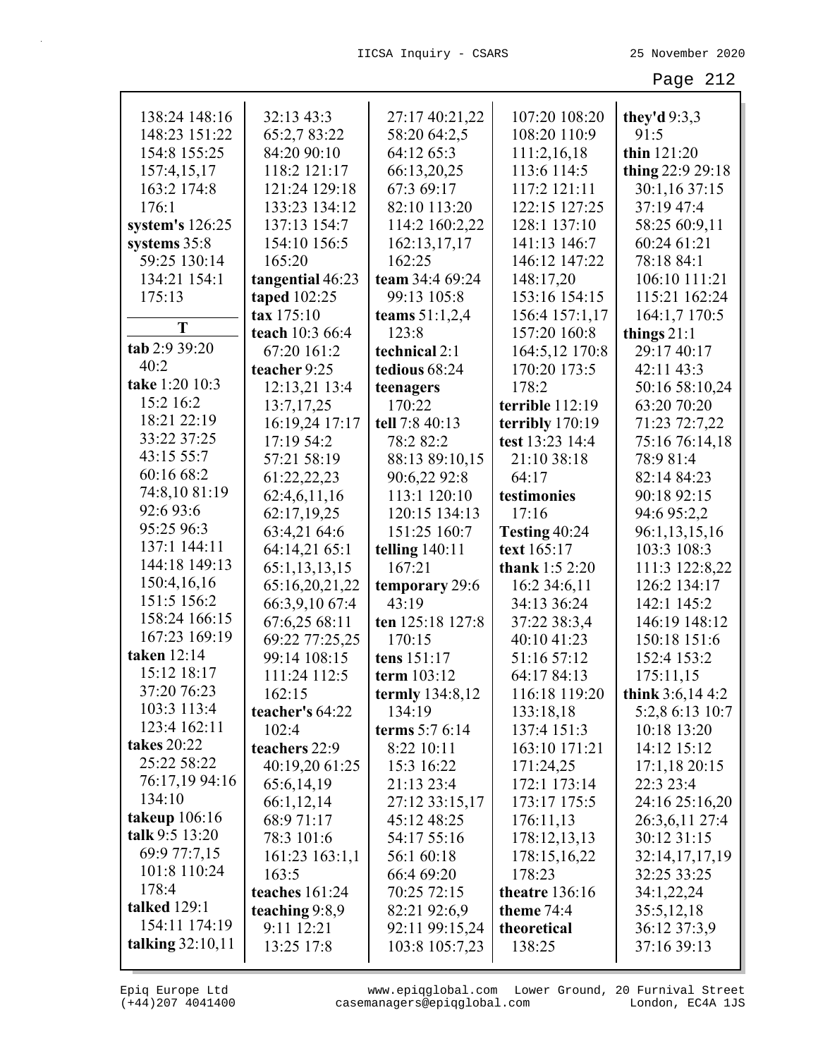138:24 148:16 148:23 151:22 154:8 155:25 157:4,15,17 163:2 174:8 176:1
**system's** 126:25
**systems** 35:8 59:25 130:14 134:21 154:1 175:13

**T**

**tab** 2:9 39:20 40:2
**take** 1:20 10:3 15:2 16:2 18:21 22:19 33:22 37:25 43:15 55:7 60:16 68:2 74:8,10 81:19 92:6 93:6 95:25 96:3 137:1 144:11 144:18 149:13 150:4,16,16 151:5 156:2 158:24 166:15 167:23 169:19
**taken** 12:14 15:12 18:17 37:20 76:23 103:3 113:4 123:4 162:11
**takes** 20:22 25:22 58:22 76:17,19 94:16 134:10
**takeup** 106:16
**talk** 9:5 13:20 69:9 77:7,15 101:8 110:24 178:4
**talked** 129:1 154:11 174:19
**talking** 32:10,11 32:13 43:3 65:2,7 83:22 84:20 90:10 118:2 121:17 121:24 129:18 133:23 134:12 137:13 154:7 154:10 156:5 165:20
**tangential** 46:23
**taped** 102:25
**tax** 175:10
**teach** 10:3 66:4 67:20 161:2
**teacher** 9:25 12:13,21 13:4 13:7,17,25 16:19,24 17:17 17:19 54:2 57:21 58:19 61:22,22,23 62:4,6,11,16 62:17,19,25 63:4,21 64:6 64:14,21 65:1 65:1,13,13,15 65:16,20,21,22 66:3,9,10 67:4 67:6,25 68:11 69:22 77:25,25 99:14 108:15 111:24 112:5 162:15
**teacher's** 64:22 102:4
**teachers** 22:9 40:19,20 61:25 65:6,14,19 66:1,12,14 68:9 71:17 78:3 101:6 161:23 163:1,1 163:5
**teaches** 161:24
**teaching** 9:8,9 9:11 12:21 13:25 17:8 27:17 40:21,22 58:20 64:2,5 64:12 65:3 66:13,20,25 67:3 69:17 82:10 113:20 114:2 160:2,22 162:13,17,17 162:25
**team** 34:4 69:24 99:13 105:8
**teams** 51:1,2,4 123:8
**technical** 2:1
**tedious** 68:24
**teenagers** 170:22
**tell** 7:8 40:13 78:2 82:2 88:13 89:10,15 90:6,22 92:8 113:1 120:10 120:15 134:13 151:25 160:7
**telling** 140:11 167:21
**temporary** 29:6 43:19
**ten** 125:18 127:8 170:15
**tens** 151:17
**term** 103:12
**termly** 134:8,12 134:19
**terms** 5:7 6:14 8:22 10:11 15:3 16:22 21:13 23:4 27:12 33:15,17 45:12 48:25 54:17 55:16 56:1 60:18 66:4 69:20 70:25 72:15 82:21 92:6,9 92:11 99:15,24 103:8 105:7,23 107:20 108:20 108:20 110:9 111:2,16,18 113:6 114:5 117:2 121:11 122:15 127:25 128:1 137:10 141:13 146:7 146:12 147:22 148:17,20 153:16 154:15 156:4 157:1,17 157:20 160:8 164:5,12 170:8 170:20 173:5 178:2
**terrible** 112:19
**terribly** 170:19
**test** 13:23 14:4 21:10 38:18 64:17
**testimonies** 17:16
**Testing** 40:24
**text** 165:17
**thank** 1:5 2:20 16:2 34:6,11 34:13 36:24 37:22 38:3,4 40:10 41:23 51:16 57:12 64:17 84:13 116:18 119:20 133:18,18 137:4 151:3 163:10 171:21 171:24,25 172:1 173:14 173:17 175:5 176:11,13 178:12,13,13 178:15,16,22 178:23
**theatre** 136:16
**theme** 74:4
**theoretical** 138:25
**they'd** 9:3,3 91:5
**thin** 121:20
**thing** 22:9 29:18 30:1,16 37:15 37:19 47:4 58:25 60:9,11 60:24 61:21 78:18 84:1 106:10 111:21 115:21 162:24 164:1,7 170:5
**things** 21:1 29:17 40:17 42:11 43:3 50:16 58:10,24 63:20 70:20 71:23 72:7,22 75:16 76:14,18 78:9 81:4 82:14 84:23 90:18 92:15 94:6 95:2,2 96:1,13,15,16 103:3 108:3 111:3 122:8,22 126:2 134:17 142:1 145:2 146:19 148:12 150:18 151:6 152:4 153:2 175:11,15
**think** 3:6,14 4:2 5:2,8 6:13 10:7 10:18 13:20 14:12 15:12 17:1,18 20:15 22:3 23:4 24:16 25:16,20 26:3,6,11 27:4 30:12 31:15 32:14,17,17,19 32:25 33:25 34:1,22,24 35:5,12,18 36:12 37:3,9 37:16 39:13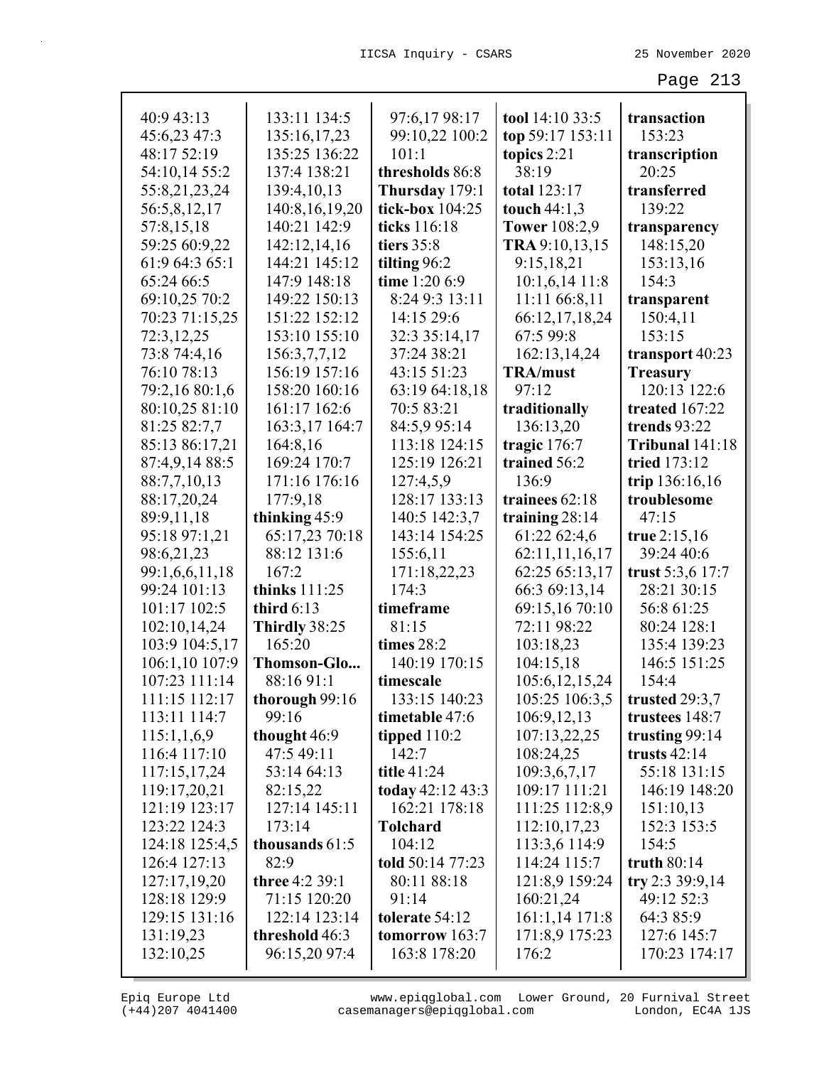40:9 43:13
45:6,23 47:3
48:17 52:19
54:10,14 55:2
55:8,21,23,24
56:5,8,12,17
57:8,15,18
59:25 60:9,22
61:9 64:3 65:1
65:24 66:5
69:10,25 70:2
70:23 71:15,25
72:3,12,25
73:8 74:4,16
76:10 78:13
79:2,16 80:1,6
80:10,25 81:10
81:25 82:7,7
85:13 86:17,21
87:4,9,14 88:5
88:7,7,10,13
88:17,20,24
89:9,11,18
95:18 97:1,21
98:6,21,23
99:1,6,6,11,18
99:24 101:13
101:17 102:5
102:10,14,24
103:9 104:5,17
106:1,10 107:9
107:23 111:14
111:15 112:17
113:11 114:7
115:1,1,6,9
116:4 117:10
117:15,17,24
119:17,20,21
121:19 123:17
123:22 124:3
124:18 125:4,5
126:4 127:13
127:17,19,20
128:18 129:9
129:15 131:16
131:19,23
132:10,25
133:11 134:5
135:16,17,23
135:25 136:22
137:4 138:21
139:4,10,13
140:8,16,19,20
140:21 142:9
142:12,14,16
144:21 145:12
147:9 148:18
149:22 150:13
151:22 152:12
153:10 155:10
156:3,7,7,12
156:19 157:16
158:20 160:16
161:17 162:6
163:3,17 164:7
164:8,16
169:24 170:7
171:16 176:16
177:9,18

**thinking** 45:9
65:17,23 70:18
88:12 131:6
167:2

**thinks** 111:25

**third** 6:13

**Thirdly** 38:25
165:20

**Thomson-Glo...**
88:16 91:1

**thorough** 99:16
99:16

**thought** 46:9
47:5 49:11
53:14 64:13
82:15,22
127:14 145:11
173:14

**thousands** 61:5
82:9

**three** 4:2 39:1
71:15 120:20
122:14 123:14

**threshold** 46:3
96:15,20 97:4
97:6,17 98:17
99:10,22 100:2
101:1

**thresholds** 86:8

**Thursday** 179:1

**tick-box** 104:25

**ticks** 116:18

**tiers** 35:8

**tilting** 96:2

**time** 1:20 6:9
8:24 9:3 13:11
14:15 29:6
32:3 35:14,17
37:24 38:21
43:15 51:23
63:19 64:18,18
70:5 83:21
84:5,9 95:14
113:18 124:15
125:19 126:21
127:4,5,9
128:17 133:13
140:5 142:3,7
143:14 154:25
155:6,11
171:18,22,23
174:3

**timeframe**
81:15

**times** 28:2
140:19 170:15

**timescale**
133:15 140:23

**timetable** 47:6

**tipped** 110:2
142:7

**title** 41:24

**today** 42:12 43:3
162:21 178:18

**Tolchard**
104:12

**told** 50:14 77:23
80:11 88:18
91:14

**tolerate** 54:12

**tomorrow** 163:7
163:8 178:20

**tool** 14:10 33:5

**top** 59:17 153:11

**topics** 2:21
38:19

**total** 123:17

**touch** 44:1,3

**Tower** 108:2,9

**TRA** 9:10,13,15
9:15,18,21
10:1,6,14 11:8
11:11 66:8,11
66:12,17,18,24
67:5 99:8
162:13,14,24

**TRA/must**
97:12

**traditionally**
136:13,20

**tragic** 176:7

**trained** 56:2
136:9

**trainees** 62:18

**training** 28:14
61:22 62:4,6
62:11,11,16,17
62:25 65:13,17
66:3 69:13,14
69:15,16 70:10
72:11 98:22
103:18,23
104:15,18
105:6,12,15,24
105:25 106:3,5
106:9,12,13
107:13,22,25
108:24,25
109:3,6,7,17
109:17 111:21
111:25 112:8,9
112:10,17,23
113:3,6 114:9
114:24 115:7
121:8,9 159:24
160:21,24
161:1,14 171:8
171:8,9 175:23
176:2

**transaction**
153:23

**transcription**
20:25

**transferred**
139:22

**transparency**
148:15,20
153:13,16
154:3

**transparent**
150:4,11
153:15

**transport** 40:23

**Treasury**
120:13 122:6

**treated** 167:22

**trends** 93:22

**Tribunal** 141:18

**tried** 173:12

**trip** 136:16,16

**troublesome**
47:15

**true** 2:15,16
39:24 40:6

**trust** 5:3,6 17:7
28:21 30:15
56:8 61:25
80:24 128:1
135:4 139:23
146:5 151:25
154:4

**trusted** 29:3,7

**trustees** 148:7

**trusting** 99:14

**trusts** 42:14
55:18 131:15
146:19 148:20
151:10,13
152:3 153:5
154:5

**truth** 80:14

**try** 2:3 39:9,14
49:12 52:3
64:3 85:9
127:6 145:7
170:23 174:17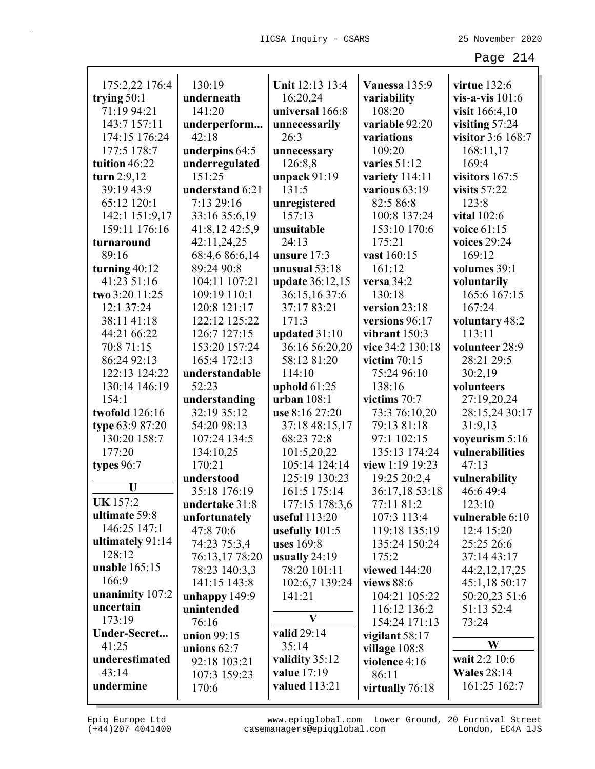175:2,22 176:4
**trying** 50:1 71:19 94:21 143:7 157:11 174:15 176:24 177:5 178:7
**tuition** 46:22
**turn** 2:9,12 39:19 43:9 65:12 120:1 142:1 151:9,17 159:11 176:16
**turnaround** 89:16
**turning** 40:12 41:23 51:16
**two** 3:20 11:25 12:1 37:24 38:11 41:18 44:21 66:22 70:8 71:15 86:24 92:13 122:13 124:22 130:14 146:19 154:1
**twofold** 126:16
**type** 63:9 87:20 130:20 158:7 177:20
**types** 96:7

**U**

**UK** 157:2
**ultimate** 59:8 146:25 147:1
**ultimately** 91:14 128:12
**unable** 165:15 166:9
**unanimity** 107:2
**uncertain** 173:19
**Under-Secret...** 41:25
**underestimated** 43:14
**undermine** 130:19
**underneath** 141:20
**underperform...** 42:18
**underpins** 64:5
**underregulated** 151:25
**understand** 6:21 7:13 29:16 33:16 35:6,19 41:8,12 42:5,9 42:11,24,25 68:4,6 86:6,14 89:24 90:8 104:11 107:21 109:19 110:1 120:8 121:17 122:12 125:22 126:7 127:15 153:20 157:24 165:4 172:13
**understandable** 52:23
**understanding** 32:19 35:12 54:20 98:13 107:24 134:5 134:10,25 170:21
**understood** 35:18 176:19
**undertake** 31:8
**unfortunately** 47:8 70:6 74:23 75:3,4 76:13,17 78:20 78:23 140:3,3 141:15 143:8
**unhappy** 149:9
**unintended** 76:16
**union** 99:15
**unions** 62:7 92:18 103:21 107:3 159:23 170:6
**Unit** 12:13 13:4 16:20,24
**universal** 166:8
**unnecessarily** 26:3
**unnecessary** 126:8,8
**unpack** 91:19 131:5
**unregistered** 157:13
**unsuitable** 24:13
**unsure** 17:3
**unusual** 53:18
**update** 36:12,15 36:15,16 37:6 37:17 83:21 171:3
**updated** 31:10 36:16 56:20,20 58:12 81:20 114:10
**uphold** 61:25
**urban** 108:1
**use** 8:16 27:20 37:18 48:15,17 68:23 72:8 101:5,20,22 105:14 124:14 125:19 130:23 161:5 175:14 177:15 178:3,6
**useful** 113:20
**usefully** 101:5
**uses** 169:8
**usually** 24:19 78:20 101:11 102:6,7 139:24 141:21

**V**

**valid** 29:14 35:14
**validity** 35:12
**value** 17:19
**valued** 113:21
**Vanessa** 135:9
**variability** 108:20
**variable** 92:20
**variations** 109:20
**varies** 51:12
**variety** 114:11
**various** 63:19 82:5 86:8 100:8 137:24 153:10 170:6 175:21
**vast** 160:15 161:12
**versa** 34:2 130:18
**version** 23:18
**versions** 96:17
**vibrant** 150:3
**vice** 34:2 130:18
**victim** 70:15 75:24 96:10 138:16
**victims** 70:7 73:3 76:10,20 79:13 81:18 97:1 102:15 135:13 174:24
**view** 1:19 19:23 19:25 20:2,4 36:17,18 53:18 77:11 81:2 107:3 113:4 119:18 135:19 135:24 150:24 175:2
**viewed** 144:20
**views** 88:6 104:21 105:22 116:12 136:2 154:24 171:13
**vigilant** 58:17
**village** 108:8
**violence** 4:16 86:11
**virtually** 76:18
**virtue** 132:6
**vis-a-vis** 101:6
**visit** 166:4,10
**visiting** 57:24
**visitor** 3:6 168:7 168:11,17 169:4
**visitors** 167:5
**visits** 57:22 123:8
**vital** 102:6
**voice** 61:15
**voices** 29:24 169:12
**volumes** 39:1
**voluntarily** 165:6 167:15 167:24
**voluntary** 48:2 113:11
**volunteer** 28:9 28:21 29:5 30:2,19
**volunteers** 27:19,20,24 28:15,24 30:17 31:9,13
**voyeurism** 5:16
**vulnerabilities** 47:13
**vulnerability** 46:6 49:4 123:10
**vulnerable** 6:10 12:4 15:20 25:25 26:6 37:14 43:17 44:2,12,17,25 45:1,18 50:17 50:20,23 51:6 51:13 52:4 73:24

**W**

**wait** 2:2 10:6
**Wales** 28:14 161:25 162:7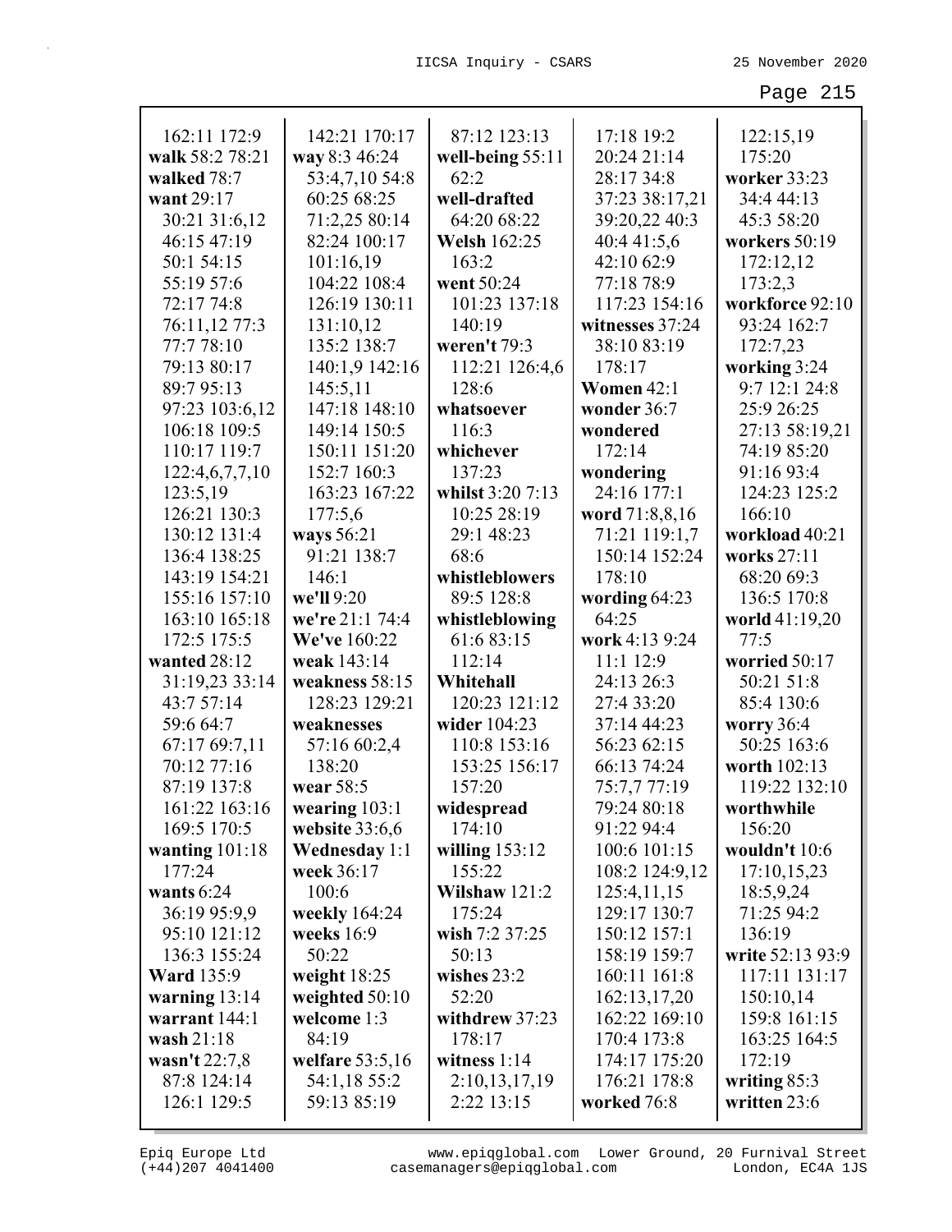162:11 172:9
**walk** 58:2 78:21
**walked** 78:7
**want** 29:17
30:21 31:6,12
46:15 47:19
50:1 54:15
55:19 57:6
72:17 74:8
76:11,12 77:3
77:7 78:10
79:13 80:17
89:7 95:13
97:23 103:6,12
106:18 109:5
110:17 119:7
122:4,6,7,7,10
123:5,19
126:21 130:3
130:12 131:4
136:4 138:25
143:19 154:21
155:16 157:10
163:10 165:18
172:5 175:5
**wanted** 28:12
31:19,23 33:14
43:7 57:14
59:6 64:7
67:17 69:7,11
70:12 77:16
87:19 137:8
161:22 163:16
169:5 170:5
**wanting** 101:18
177:24
**wants** 6:24
36:19 95:9,9
95:10 121:12
136:3 155:24
**Ward** 135:9
**warning** 13:14
**warrant** 144:1
**wash** 21:18
**wasn't** 22:7,8
87:8 124:14
126:1 129:5

142:21 170:17
**way** 8:3 46:24
53:4,7,10 54:8
60:25 68:25
71:2,25 80:14
82:24 100:17
101:16,19
104:22 108:4
126:19 130:11
131:10,12
135:2 138:7
140:1,9 142:16
145:5,11
147:18 148:10
149:14 150:5
150:11 151:20
152:7 160:3
163:23 167:22
177:5,6
**ways** 56:21
91:21 138:7
146:1
**we'll** 9:20
**we're** 21:1 74:4
**We've** 160:22
**weak** 143:14
**weakness** 58:15
128:23 129:21
**weaknesses**
57:16 60:2,4
138:20
**wear** 58:5
**wearing** 103:1
**website** 33:6,6
**Wednesday** 1:1
**week** 36:17
100:6
**weekly** 164:24
**weeks** 16:9
50:22
**weight** 18:25
**weighted** 50:10
**welcome** 1:3
84:19
**welfare** 53:5,16
54:1,18 55:2
59:13 85:19

87:12 123:13
**well-being** 55:11
62:2
**well-drafted**
64:20 68:22
**Welsh** 162:25
163:2
**went** 50:24
101:23 137:18
140:19
**weren't** 79:3
112:21 126:4,6
128:6
**whatsoever**
116:3
**whichever**
137:23
**whilst** 3:20 7:13
10:25 28:19
29:1 48:23
68:6
**whistleblowers**
89:5 128:8
**whistleblowing**
61:6 83:15
112:14
**Whitehall**
120:23 121:12
**wider** 104:23
110:8 153:16
153:25 156:17
157:20
**widespread**
174:10
**willing** 153:12
155:22
**Wilshaw** 121:2
175:24
**wish** 7:2 37:25
50:13
**wishes** 23:2
52:20
**withdrew** 37:23
178:17
**witness** 1:14
2:10,13,17,19
2:22 13:15

17:18 19:2
20:24 21:14
28:17 34:8
37:23 38:17,21
39:20,22 40:3
40:4 41:5,6
42:10 62:9
77:18 78:9
117:23 154:16
**witnesses** 37:24
38:10 83:19
178:17
**Women** 42:1
**wonder** 36:7
**wondered**
172:14
**wondering**
24:16 177:1
**word** 71:8,8,16
71:21 119:1,7
150:14 152:24
178:10
**wording** 64:23
64:25
**work** 4:13 9:24
11:1 12:9
24:13 26:3
27:4 33:20
37:14 44:23
56:23 62:15
66:13 74:24
75:7,7 77:19
79:24 80:18
91:22 94:4
100:6 101:15
108:2 124:9,12
125:4,11,15
129:17 130:7
150:12 157:1
158:19 159:7
160:11 161:8
162:13,17,20
162:22 169:10
170:4 173:8
174:17 175:20
176:21 178:8
**worked** 76:8

122:15,19
175:20
**worker** 33:23
34:4 44:13
45:3 58:20
**workers** 50:19
172:12,12
173:2,3
**workforce** 92:10
93:24 162:7
172:7,23
**working** 3:24
9:7 12:1 24:8
25:9 26:25
27:13 58:19,21
74:19 85:20
91:16 93:4
124:23 125:2
166:10
**workload** 40:21
**works** 27:11
68:20 69:3
136:5 170:8
**world** 41:19,20
77:5
**worried** 50:17
50:21 51:8
85:4 130:6
**worry** 36:4
50:25 163:6
**worth** 102:13
119:22 132:10
**worthwhile**
156:20
**wouldn't** 10:6
17:10,15,23
18:5,9,24
71:25 94:2
136:19
**write** 52:13 93:9
117:11 131:17
150:10,14
159:8 161:15
163:25 164:5
172:19
**writing** 85:3
**written** 23:6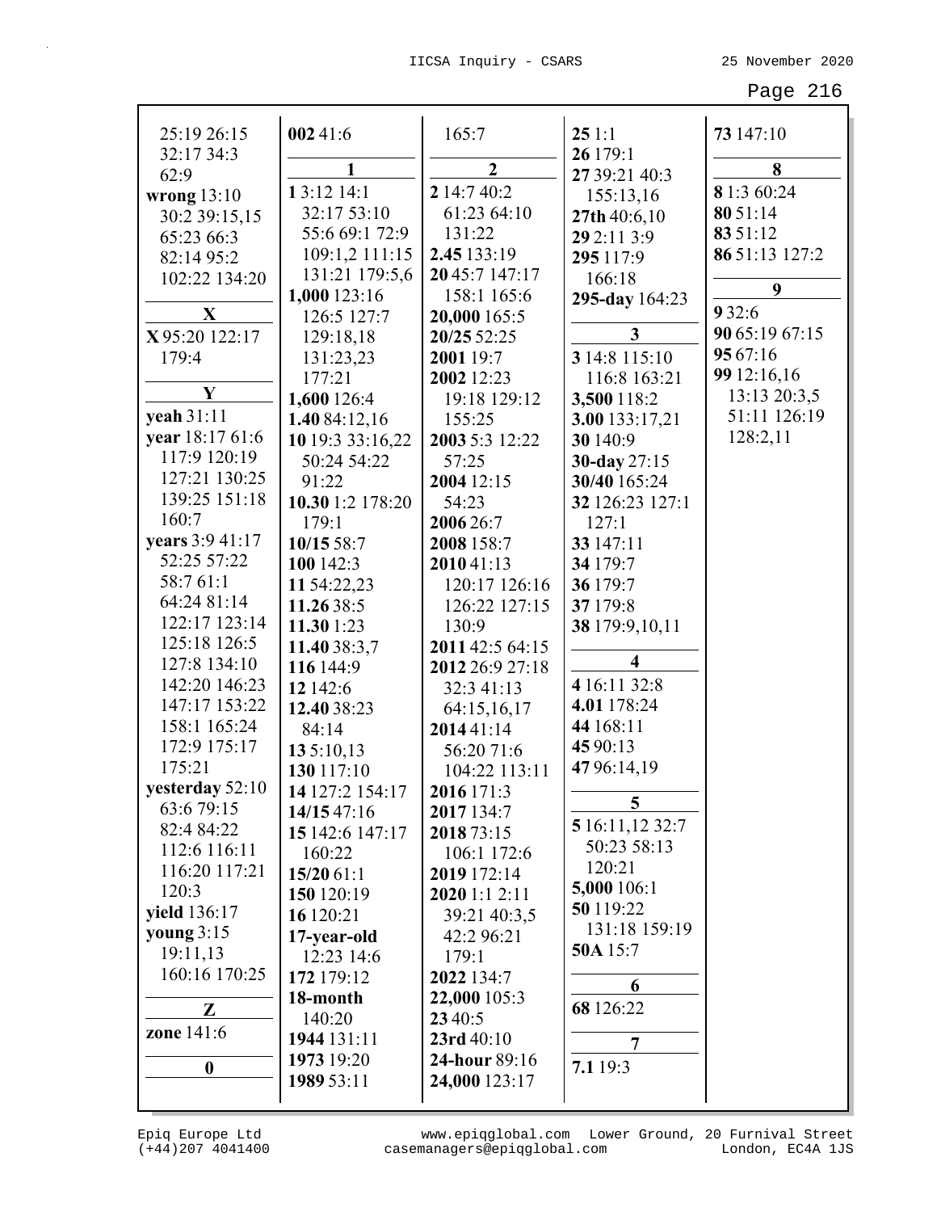25:19 26:15 32:17 34:3 62:9
**wrong** 13:10 30:2 39:15,15 65:23 66:3 82:14 95:2 102:22 134:20

**X**

**X** 95:20 122:17 179:4

**Y**

**yeah** 31:11
**year** 18:17 61:6 117:9 120:19 127:21 130:25 139:25 151:18 160:7
**years** 3:9 41:17 52:25 57:22 58:7 61:1 64:24 81:14 122:17 123:14 125:18 126:5 127:8 134:10 142:20 146:23 147:17 153:22 158:1 165:24 172:9 175:17 175:21
**yesterday** 52:10 63:6 79:15 82:4 84:22 112:6 116:11 116:20 117:21 120:3
**yield** 136:17
**young** 3:15 19:11,13 160:16 170:25

**Z**

**zone** 141:6

**0**

**002** 41:6

**1**

**1** 3:12 14:1 32:17 53:10 55:6 69:1 72:9 109:1,2 111:15 131:21 179:5,6
**1,000** 123:16 126:5 127:7 129:18,18 131:23,23 177:21
**1,600** 126:4
**1.40** 84:12,16
**10** 19:3 33:16,22 50:24 54:22 91:22
**10.30** 1:2 178:20 179:1
**10/15** 58:7
**100** 142:3
**11** 54:22,23
**11.26** 38:5
**11.30** 1:23
**11.40** 38:3,7
**116** 144:9
**12** 142:6
**12.40** 38:23 84:14
**13** 5:10,13
**130** 117:10
**14** 127:2 154:17
**14/15** 47:16
**15** 142:6 147:17 160:22
**15/20** 61:1
**150** 120:19
**16** 120:21
**17-year-old** 12:23 14:6
**172** 179:12
**18-month** 140:20
**1944** 131:11
**1973** 19:20
**1989** 53:11

165:7

**2**

**2** 14:7 40:2 61:23 64:10 131:22
**2.45** 133:19
**20** 45:7 147:17 158:1 165:6
**20,000** 165:5
**20/25** 52:25
**2001** 19:7
**2002** 12:23 19:18 129:12 155:25
**2003** 5:3 12:22 57:25
**2004** 12:15 54:23
**2006** 26:7
**2008** 158:7
**2010** 41:13 120:17 126:16 126:22 127:15 130:9
**2011** 42:5 64:15
**2012** 26:9 27:18 32:3 41:13 64:15,16,17
**2014** 41:14 56:20 71:6 104:22 113:11
**2016** 171:3
**2017** 134:7
**2018** 73:15 106:1 172:6
**2019** 172:14
**2020** 1:1 2:11 39:21 40:3,5 42:2 96:21 179:1
**2022** 134:7
**22,000** 105:3
**23** 40:5
**23rd** 40:10
**24-hour** 89:16
**24,000** 123:17

**25** 1:1
**26** 179:1
**27** 39:21 40:3 155:13,16
**27th** 40:6,10
**29** 2:11 3:9
**295** 117:9 166:18
**295-day** 164:23

**3**

**3** 14:8 115:10 116:8 163:21
**3,500** 118:2
**3.00** 133:17,21
**30** 140:9
**30-day** 27:15
**30/40** 165:24
**32** 126:23 127:1 127:1
**33** 147:11
**34** 179:7
**36** 179:7
**37** 179:8
**38** 179:9,10,11

**4**

**4** 16:11 32:8
**4.01** 178:24
**44** 168:11
**45** 90:13
**47** 96:14,19

**5**

**5** 16:11,12 32:7 50:23 58:13 120:21
**5,000** 106:1
**50** 119:22 131:18 159:19
**50A** 15:7

**6**

**68** 126:22

**7**

**7.1** 19:3

**73** 147:10

**8**

**8** 1:3 60:24
**80** 51:14
**83** 51:12
**86** 51:13 127:2

**9**

**9** 32:6
**90** 65:19 67:15
**95** 67:16
**99** 12:16,16 13:13 20:3,5 51:11 126:19 128:2,11